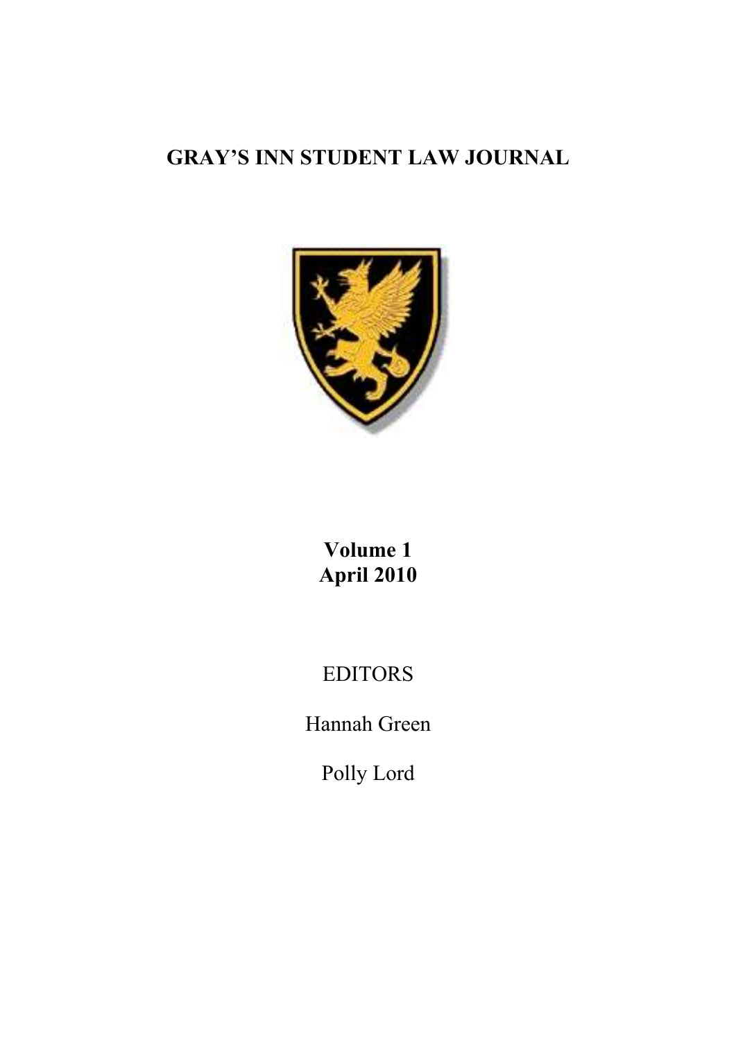# GRAY'S INN STUDENT LAW JOURNAL

**Volume 1**
**April 2010**

EDITORS

Hannah Green

Polly Lord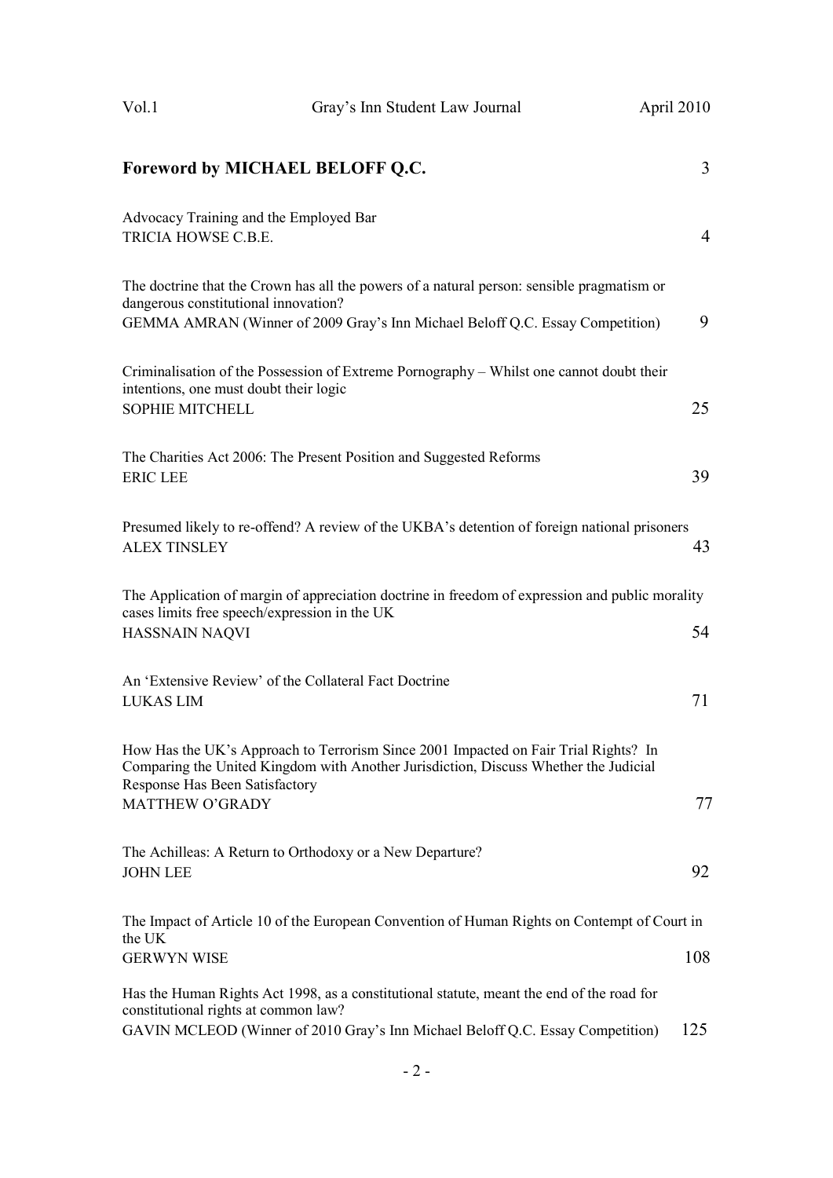Vol.1 Gray's Inn Student Law Journal April 2010

| | |
|---|---|
| **Foreword by MICHAEL BELOFF Q.C.** | 3 |
| Advocacy Training and the Employed Bar<br>TRICIA HOWSE C.B.E. | 4 |
| The doctrine that the Crown has all the powers of a natural person: sensible pragmatism or dangerous constitutional innovation?<br>GEMMA AMRAN (Winner of 2009 Gray's Inn Michael Beloff Q.C. Essay Competition) | 9 |
| Criminalisation of the Possession of Extreme Pornography – Whilst one cannot doubt their intentions, one must doubt their logic<br>SOPHIE MITCHELL | 25 |
| The Charities Act 2006: The Present Position and Suggested Reforms<br>ERIC LEE | 39 |
| Presumed likely to re-offend? A review of the UKBA's detention of foreign national prisoners<br>ALEX TINSLEY | 43 |
| The Application of margin of appreciation doctrine in freedom of expression and public morality cases limits free speech/expression in the UK<br>HASSNAIN NAQVI | 54 |
| An 'Extensive Review' of the Collateral Fact Doctrine<br>LUKAS LIM | 71 |
| How Has the UK's Approach to Terrorism Since 2001 Impacted on Fair Trial Rights? In Comparing the United Kingdom with Another Jurisdiction, Discuss Whether the Judicial Response Has Been Satisfactory<br>MATTHEW O'GRADY | 77 |
| The Achilleas: A Return to Orthodoxy or a New Departure?<br>JOHN LEE | 92 |
| The Impact of Article 10 of the European Convention of Human Rights on Contempt of Court in the UK<br>GERWYN WISE | 108 |
| Has the Human Rights Act 1998, as a constitutional statute, meant the end of the road for constitutional rights at common law?<br>GAVIN MCLEOD (Winner of 2010 Gray's Inn Michael Beloff Q.C. Essay Competition) | 125 |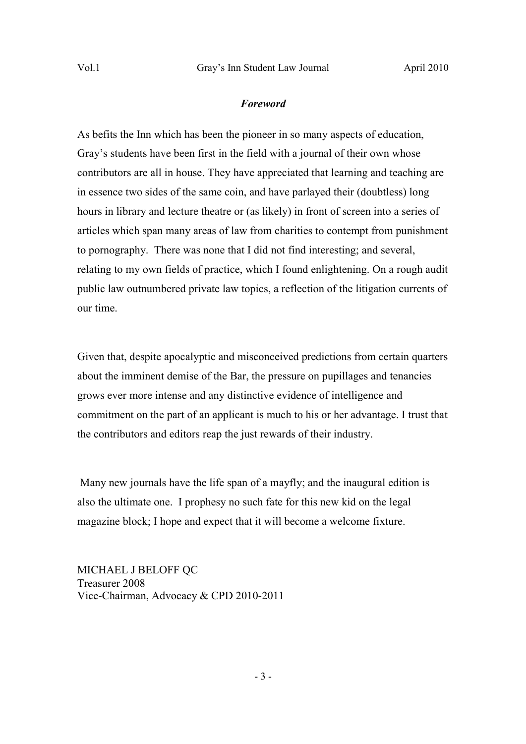## *Foreword*

As befits the Inn which has been the pioneer in so many aspects of education, Gray's students have been first in the field with a journal of their own whose contributors are all in house. They have appreciated that learning and teaching are in essence two sides of the same coin, and have parlayed their (doubtless) long hours in library and lecture theatre or (as likely) in front of screen into a series of articles which span many areas of law from charities to contempt from punishment to pornography. There was none that I did not find interesting; and several, relating to my own fields of practice, which I found enlightening. On a rough audit public law outnumbered private law topics, a reflection of the litigation currents of our time.

Given that, despite apocalyptic and misconceived predictions from certain quarters about the imminent demise of the Bar, the pressure on pupillages and tenancies grows ever more intense and any distinctive evidence of intelligence and commitment on the part of an applicant is much to his or her advantage. I trust that the contributors and editors reap the just rewards of their industry.

Many new journals have the life span of a mayfly; and the inaugural edition is also the ultimate one. I prophesy no such fate for this new kid on the legal magazine block; I hope and expect that it will become a welcome fixture.

MICHAEL J BELOFF QC
Treasurer 2008
Vice-Chairman, Advocacy & CPD 2010-2011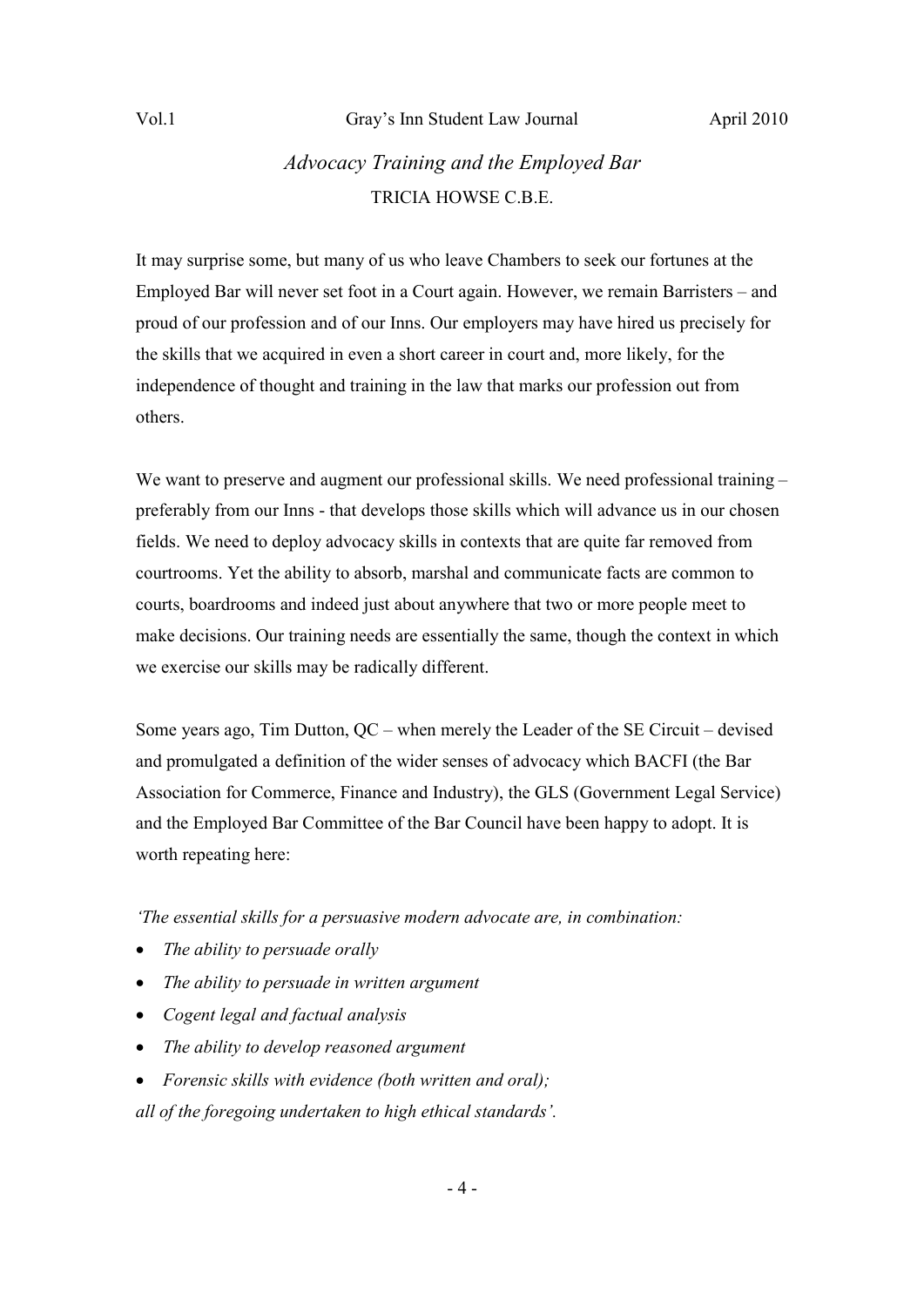## *Advocacy Training and the Employed Bar*

TRICIA HOWSE C.B.E.

It may surprise some, but many of us who leave Chambers to seek our fortunes at the Employed Bar will never set foot in a Court again. However, we remain Barristers – and proud of our profession and of our Inns. Our employers may have hired us precisely for the skills that we acquired in even a short career in court and, more likely, for the independence of thought and training in the law that marks our profession out from others.

We want to preserve and augment our professional skills. We need professional training – preferably from our Inns - that develops those skills which will advance us in our chosen fields. We need to deploy advocacy skills in contexts that are quite far removed from courtrooms. Yet the ability to absorb, marshal and communicate facts are common to courts, boardrooms and indeed just about anywhere that two or more people meet to make decisions. Our training needs are essentially the same, though the context in which we exercise our skills may be radically different.

Some years ago, Tim Dutton, QC – when merely the Leader of the SE Circuit – devised and promulgated a definition of the wider senses of advocacy which BACFI (the Bar Association for Commerce, Finance and Industry), the GLS (Government Legal Service) and the Employed Bar Committee of the Bar Council have been happy to adopt. It is worth repeating here:

*'The essential skills for a persuasive modern advocate are, in combination:*

- *The ability to persuade orally*
- *The ability to persuade in written argument*
- *Cogent legal and factual analysis*
- *The ability to develop reasoned argument*
- *Forensic skills with evidence (both written and oral);*

*all of the foregoing undertaken to high ethical standards'.*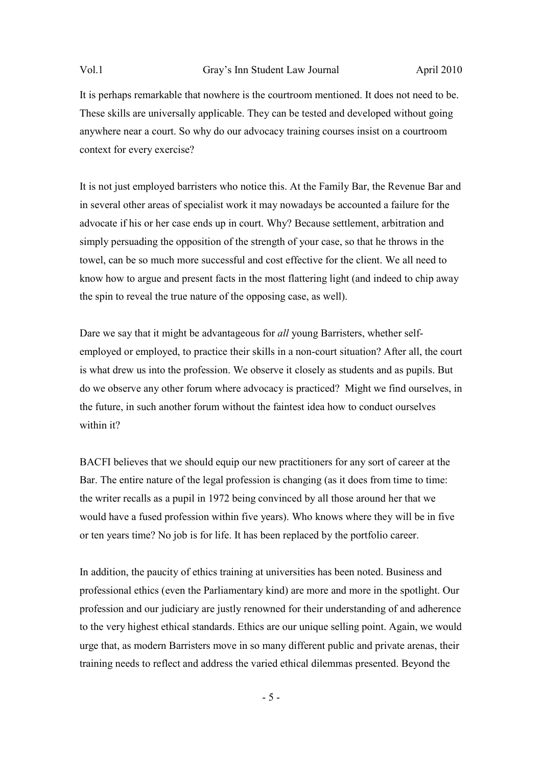It is perhaps remarkable that nowhere is the courtroom mentioned. It does not need to be. These skills are universally applicable. They can be tested and developed without going anywhere near a court. So why do our advocacy training courses insist on a courtroom context for every exercise?

It is not just employed barristers who notice this. At the Family Bar, the Revenue Bar and in several other areas of specialist work it may nowadays be accounted a failure for the advocate if his or her case ends up in court. Why? Because settlement, arbitration and simply persuading the opposition of the strength of your case, so that he throws in the towel, can be so much more successful and cost effective for the client. We all need to know how to argue and present facts in the most flattering light (and indeed to chip away the spin to reveal the true nature of the opposing case, as well).

Dare we say that it might be advantageous for *all* young Barristers, whether self-employed or employed, to practice their skills in a non-court situation? After all, the court is what drew us into the profession. We observe it closely as students and as pupils. But do we observe any other forum where advocacy is practiced? Might we find ourselves, in the future, in such another forum without the faintest idea how to conduct ourselves within it?

BACFI believes that we should equip our new practitioners for any sort of career at the Bar. The entire nature of the legal profession is changing (as it does from time to time: the writer recalls as a pupil in 1972 being convinced by all those around her that we would have a fused profession within five years). Who knows where they will be in five or ten years time? No job is for life. It has been replaced by the portfolio career.

In addition, the paucity of ethics training at universities has been noted. Business and professional ethics (even the Parliamentary kind) are more and more in the spotlight. Our profession and our judiciary are justly renowned for their understanding of and adherence to the very highest ethical standards. Ethics are our unique selling point. Again, we would urge that, as modern Barristers move in so many different public and private arenas, their training needs to reflect and address the varied ethical dilemmas presented. Beyond the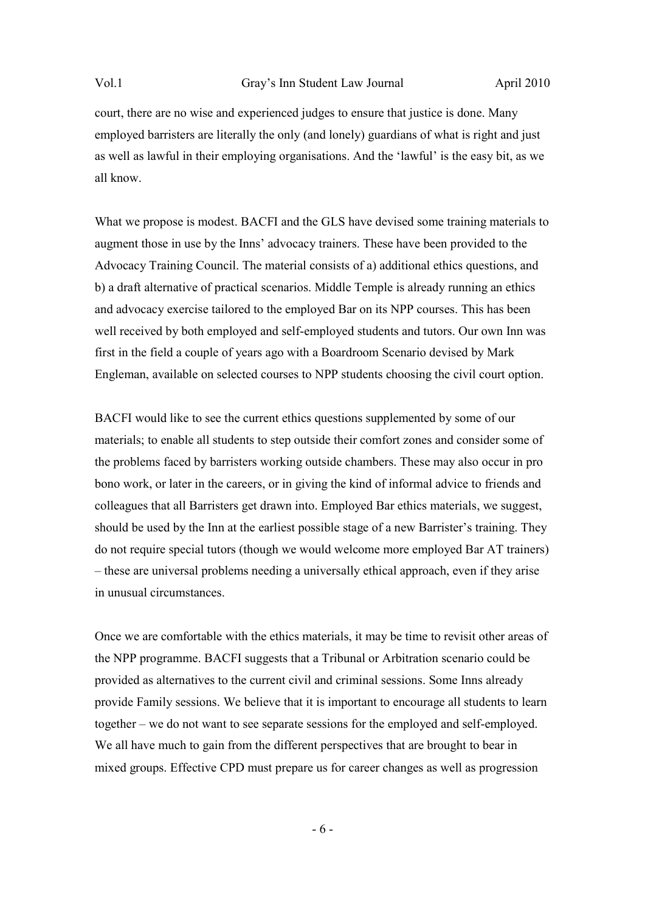court, there are no wise and experienced judges to ensure that justice is done. Many employed barristers are literally the only (and lonely) guardians of what is right and just as well as lawful in their employing organisations. And the 'lawful' is the easy bit, as we all know.

What we propose is modest. BACFI and the GLS have devised some training materials to augment those in use by the Inns' advocacy trainers. These have been provided to the Advocacy Training Council. The material consists of a) additional ethics questions, and b) a draft alternative of practical scenarios. Middle Temple is already running an ethics and advocacy exercise tailored to the employed Bar on its NPP courses. This has been well received by both employed and self-employed students and tutors. Our own Inn was first in the field a couple of years ago with a Boardroom Scenario devised by Mark Engleman, available on selected courses to NPP students choosing the civil court option.

BACFI would like to see the current ethics questions supplemented by some of our materials; to enable all students to step outside their comfort zones and consider some of the problems faced by barristers working outside chambers. These may also occur in pro bono work, or later in the careers, or in giving the kind of informal advice to friends and colleagues that all Barristers get drawn into. Employed Bar ethics materials, we suggest, should be used by the Inn at the earliest possible stage of a new Barrister's training. They do not require special tutors (though we would welcome more employed Bar AT trainers) – these are universal problems needing a universally ethical approach, even if they arise in unusual circumstances.

Once we are comfortable with the ethics materials, it may be time to revisit other areas of the NPP programme. BACFI suggests that a Tribunal or Arbitration scenario could be provided as alternatives to the current civil and criminal sessions. Some Inns already provide Family sessions. We believe that it is important to encourage all students to learn together – we do not want to see separate sessions for the employed and self-employed. We all have much to gain from the different perspectives that are brought to bear in mixed groups. Effective CPD must prepare us for career changes as well as progression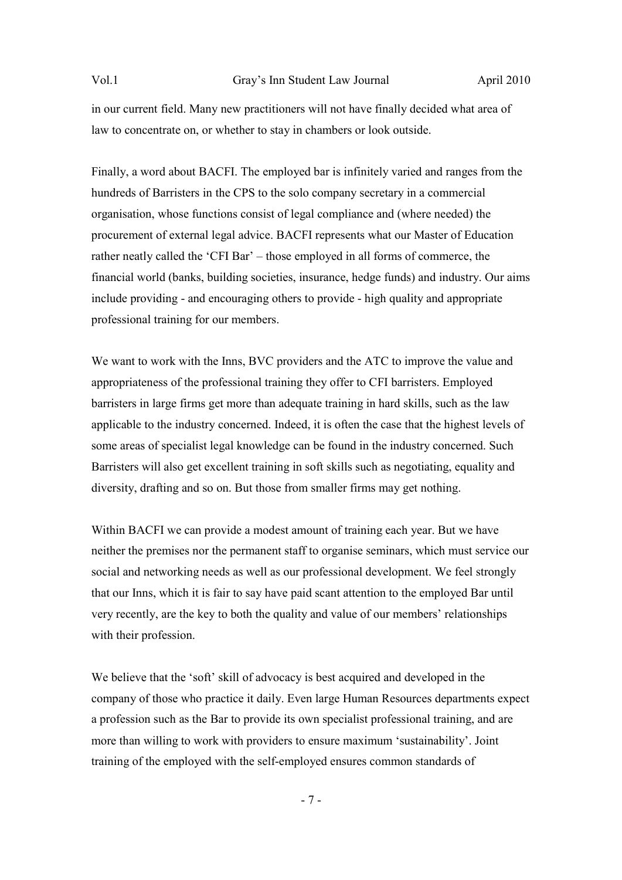in our current field. Many new practitioners will not have finally decided what area of law to concentrate on, or whether to stay in chambers or look outside.

Finally, a word about BACFI. The employed bar is infinitely varied and ranges from the hundreds of Barristers in the CPS to the solo company secretary in a commercial organisation, whose functions consist of legal compliance and (where needed) the procurement of external legal advice. BACFI represents what our Master of Education rather neatly called the 'CFI Bar' – those employed in all forms of commerce, the financial world (banks, building societies, insurance, hedge funds) and industry. Our aims include providing - and encouraging others to provide - high quality and appropriate professional training for our members.

We want to work with the Inns, BVC providers and the ATC to improve the value and appropriateness of the professional training they offer to CFI barristers. Employed barristers in large firms get more than adequate training in hard skills, such as the law applicable to the industry concerned. Indeed, it is often the case that the highest levels of some areas of specialist legal knowledge can be found in the industry concerned. Such Barristers will also get excellent training in soft skills such as negotiating, equality and diversity, drafting and so on. But those from smaller firms may get nothing.

Within BACFI we can provide a modest amount of training each year. But we have neither the premises nor the permanent staff to organise seminars, which must service our social and networking needs as well as our professional development. We feel strongly that our Inns, which it is fair to say have paid scant attention to the employed Bar until very recently, are the key to both the quality and value of our members' relationships with their profession.

We believe that the 'soft' skill of advocacy is best acquired and developed in the company of those who practice it daily. Even large Human Resources departments expect a profession such as the Bar to provide its own specialist professional training, and are more than willing to work with providers to ensure maximum 'sustainability'. Joint training of the employed with the self-employed ensures common standards of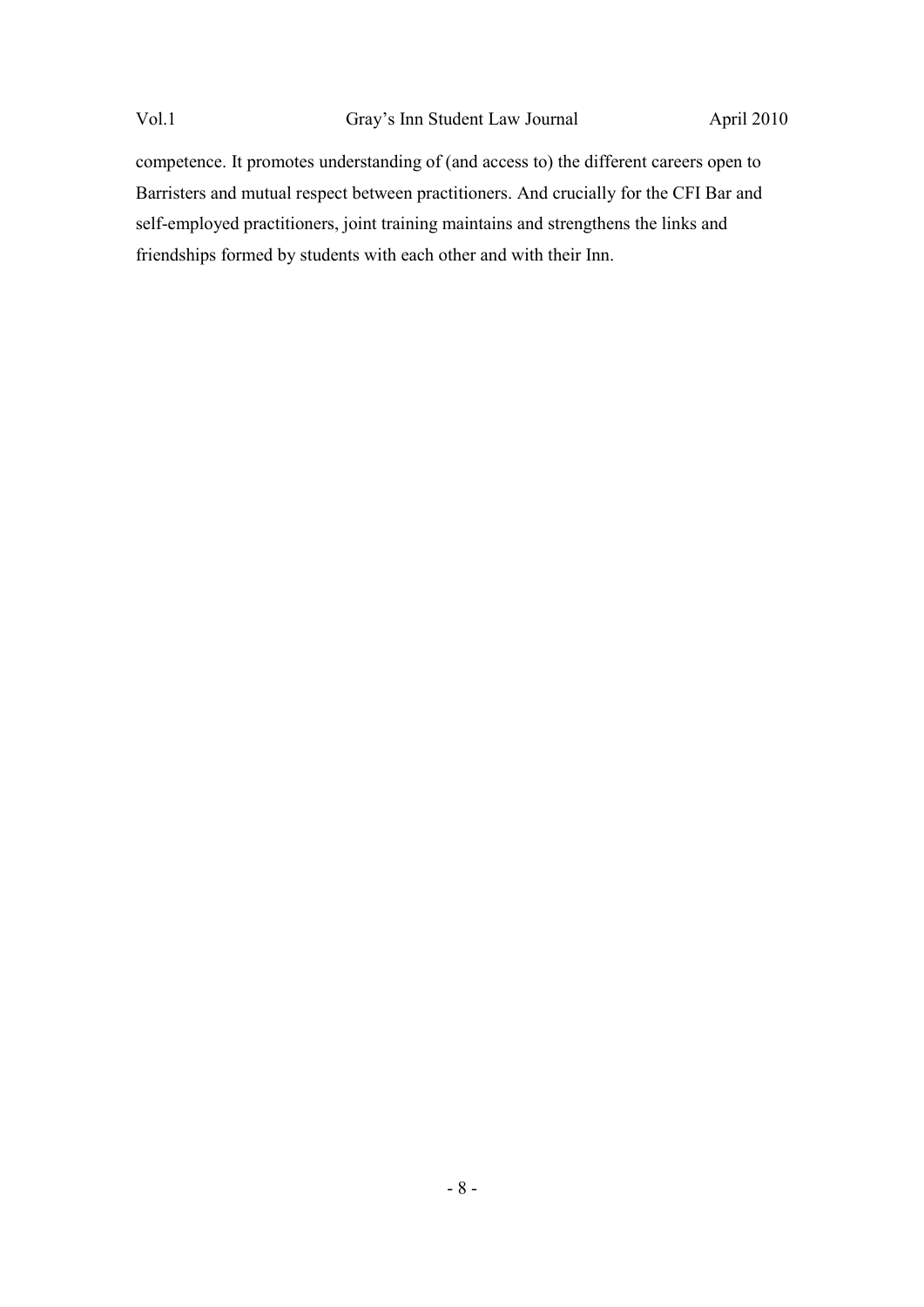competence. It promotes understanding of (and access to) the different careers open to Barristers and mutual respect between practitioners. And crucially for the CFI Bar and self-employed practitioners, joint training maintains and strengthens the links and friendships formed by students with each other and with their Inn.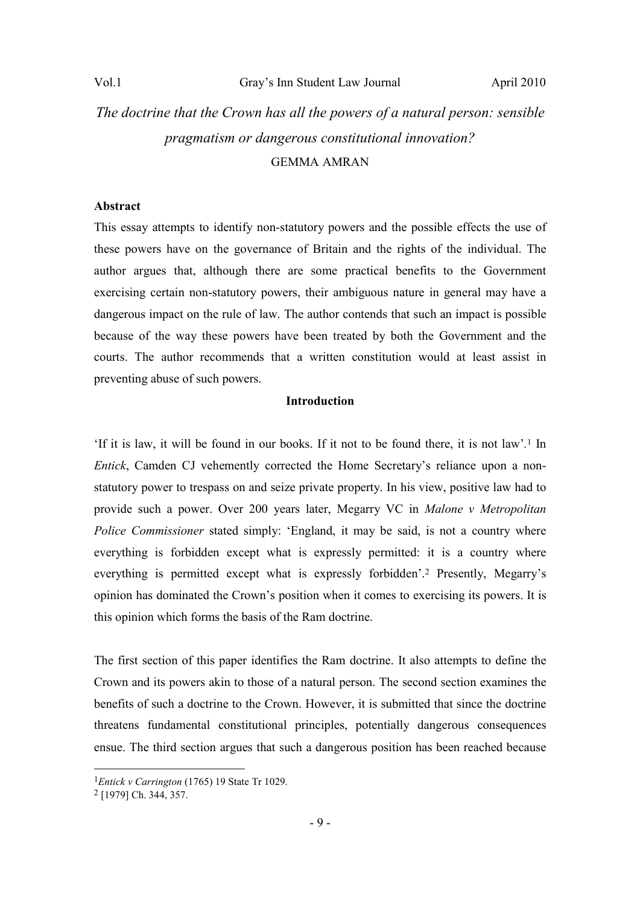*The doctrine that the Crown has all the powers of a natural person: sensible pragmatism or dangerous constitutional innovation?*

GEMMA AMRAN

**Abstract**

This essay attempts to identify non-statutory powers and the possible effects the use of these powers have on the governance of Britain and the rights of the individual. The author argues that, although there are some practical benefits to the Government exercising certain non-statutory powers, their ambiguous nature in general may have a dangerous impact on the rule of law. The author contends that such an impact is possible because of the way these powers have been treated by both the Government and the courts. The author recommends that a written constitution would at least assist in preventing abuse of such powers.

**Introduction**

'If it is law, it will be found in our books. If it not to be found there, it is not law'.[1] In *Entick*, Camden CJ vehemently corrected the Home Secretary's reliance upon a non-statutory power to trespass on and seize private property. In his view, positive law had to provide such a power. Over 200 years later, Megarry VC in *Malone v Metropolitan Police Commissioner* stated simply: 'England, it may be said, is not a country where everything is forbidden except what is expressly permitted: it is a country where everything is permitted except what is expressly forbidden'.[2] Presently, Megarry's opinion has dominated the Crown's position when it comes to exercising its powers. It is this opinion which forms the basis of the Ram doctrine.

The first section of this paper identifies the Ram doctrine. It also attempts to define the Crown and its powers akin to those of a natural person. The second section examines the benefits of such a doctrine to the Crown. However, it is submitted that since the doctrine threatens fundamental constitutional principles, potentially dangerous consequences ensue. The third section argues that such a dangerous position has been reached because

[1] *Entick v Carrington* (1765) 19 State Tr 1029.

[2] [1979] Ch. 344, 357.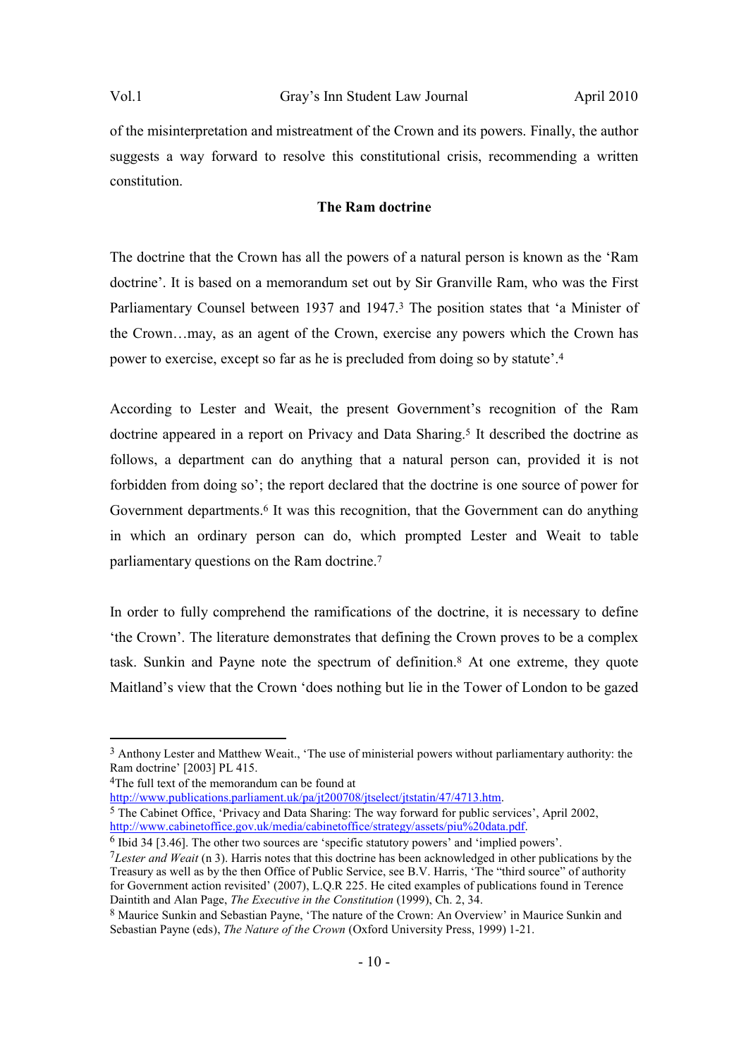of the misinterpretation and mistreatment of the Crown and its powers. Finally, the author suggests a way forward to resolve this constitutional crisis, recommending a written constitution.

## The Ram doctrine

The doctrine that the Crown has all the powers of a natural person is known as the 'Ram doctrine'. It is based on a memorandum set out by Sir Granville Ram, who was the First Parliamentary Counsel between 1937 and 1947.[3] The position states that 'a Minister of the Crown…may, as an agent of the Crown, exercise any powers which the Crown has power to exercise, except so far as he is precluded from doing so by statute'.[4]

According to Lester and Weait, the present Government's recognition of the Ram doctrine appeared in a report on Privacy and Data Sharing.[5] It described the doctrine as follows, a department can do anything that a natural person can, provided it is not forbidden from doing so'; the report declared that the doctrine is one source of power for Government departments.[6] It was this recognition, that the Government can do anything in which an ordinary person can do, which prompted Lester and Weait to table parliamentary questions on the Ram doctrine.[7]

In order to fully comprehend the ramifications of the doctrine, it is necessary to define 'the Crown'. The literature demonstrates that defining the Crown proves to be a complex task. Sunkin and Payne note the spectrum of definition.[8] At one extreme, they quote Maitland's view that the Crown 'does nothing but lie in the Tower of London to be gazed

---

[3] Anthony Lester and Matthew Weait., 'The use of ministerial powers without parliamentary authority: the Ram doctrine' [2003] PL 415.

[4] The full text of the memorandum can be found at http://www.publications.parliament.uk/pa/jt200708/jtselect/jtstatin/47/4713.htm.

[5] The Cabinet Office, 'Privacy and Data Sharing: The way forward for public services', April 2002, http://www.cabinetoffice.gov.uk/media/cabinetoffice/strategy/assets/piu%20data.pdf.

[6] Ibid 34 [3.46]. The other two sources are 'specific statutory powers' and 'implied powers'.

[7] *Lester and Weait* (n 3). Harris notes that this doctrine has been acknowledged in other publications by the Treasury as well as by the then Office of Public Service, see B.V. Harris, 'The "third source" of authority for Government action revisited' (2007), L.Q.R 225. He cited examples of publications found in Terence Daintith and Alan Page, *The Executive in the Constitution* (1999), Ch. 2, 34.

[8] Maurice Sunkin and Sebastian Payne, 'The nature of the Crown: An Overview' in Maurice Sunkin and Sebastian Payne (eds), *The Nature of the Crown* (Oxford University Press, 1999) 1-21.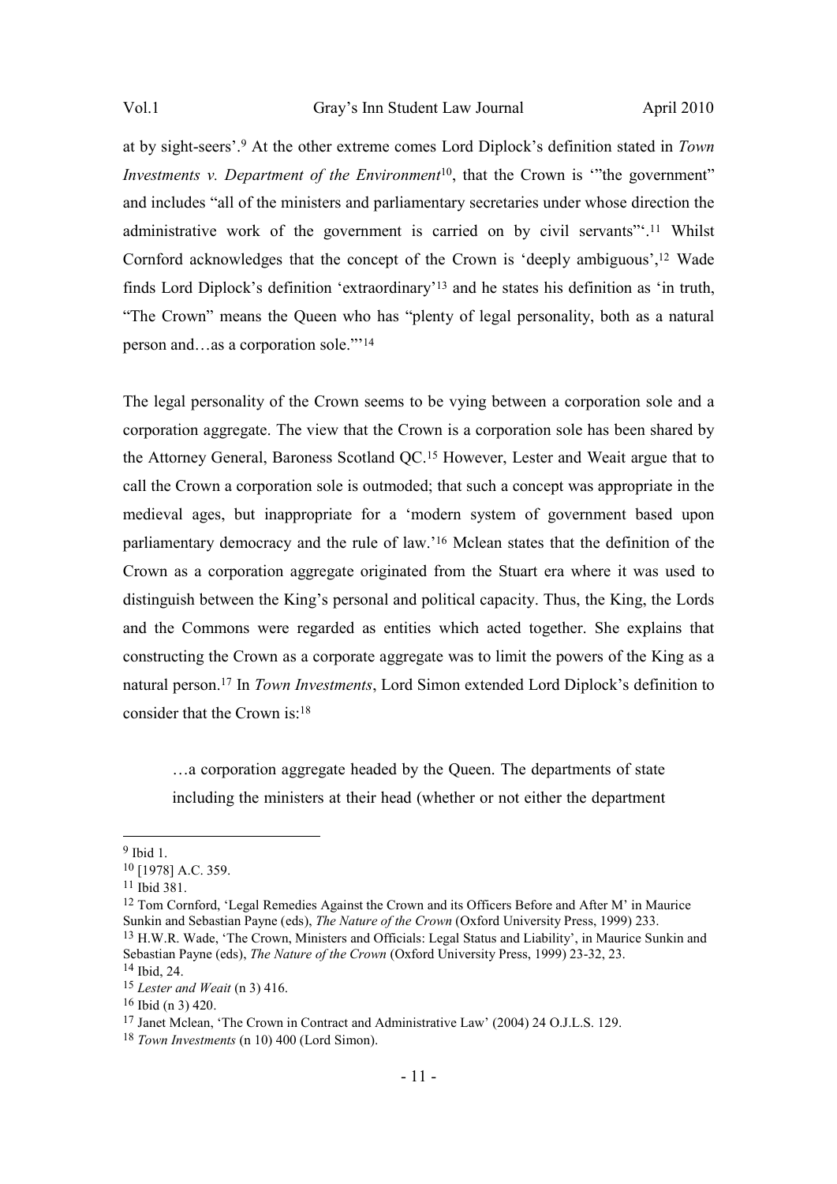at by sight-seers'.[9] At the other extreme comes Lord Diplock's definition stated in *Town Investments v. Department of the Environment*[10], that the Crown is '"the government" and includes "all of the ministers and parliamentary secretaries under whose direction the administrative work of the government is carried on by civil servants"'.[11] Whilst Cornford acknowledges that the concept of the Crown is 'deeply ambiguous',[12] Wade finds Lord Diplock's definition 'extraordinary'[13] and he states his definition as 'in truth, "The Crown" means the Queen who has "plenty of legal personality, both as a natural person and…as a corporation sole."'[14]

The legal personality of the Crown seems to be vying between a corporation sole and a corporation aggregate. The view that the Crown is a corporation sole has been shared by the Attorney General, Baroness Scotland QC.[15] However, Lester and Weait argue that to call the Crown a corporation sole is outmoded; that such a concept was appropriate in the medieval ages, but inappropriate for a 'modern system of government based upon parliamentary democracy and the rule of law.'[16] Mclean states that the definition of the Crown as a corporation aggregate originated from the Stuart era where it was used to distinguish between the King's personal and political capacity. Thus, the King, the Lords and the Commons were regarded as entities which acted together. She explains that constructing the Crown as a corporate aggregate was to limit the powers of the King as a natural person.[17] In *Town Investments*, Lord Simon extended Lord Diplock's definition to consider that the Crown is:[18]

> …a corporation aggregate headed by the Queen. The departments of state including the ministers at their head (whether or not either the department

---

[9] Ibid 1.

[10] [1978] A.C. 359.

[11] Ibid 381.

[12] Tom Cornford, 'Legal Remedies Against the Crown and its Officers Before and After M' in Maurice Sunkin and Sebastian Payne (eds), *The Nature of the Crown* (Oxford University Press, 1999) 233.

[13] H.W.R. Wade, 'The Crown, Ministers and Officials: Legal Status and Liability', in Maurice Sunkin and Sebastian Payne (eds), *The Nature of the Crown* (Oxford University Press, 1999) 23-32, 23.

[14] Ibid, 24.

[15] *Lester and Weait* (n 3) 416.

[16] Ibid (n 3) 420.

[17] Janet Mclean, 'The Crown in Contract and Administrative Law' (2004) 24 O.J.L.S. 129.

[18] *Town Investments* (n 10) 400 (Lord Simon).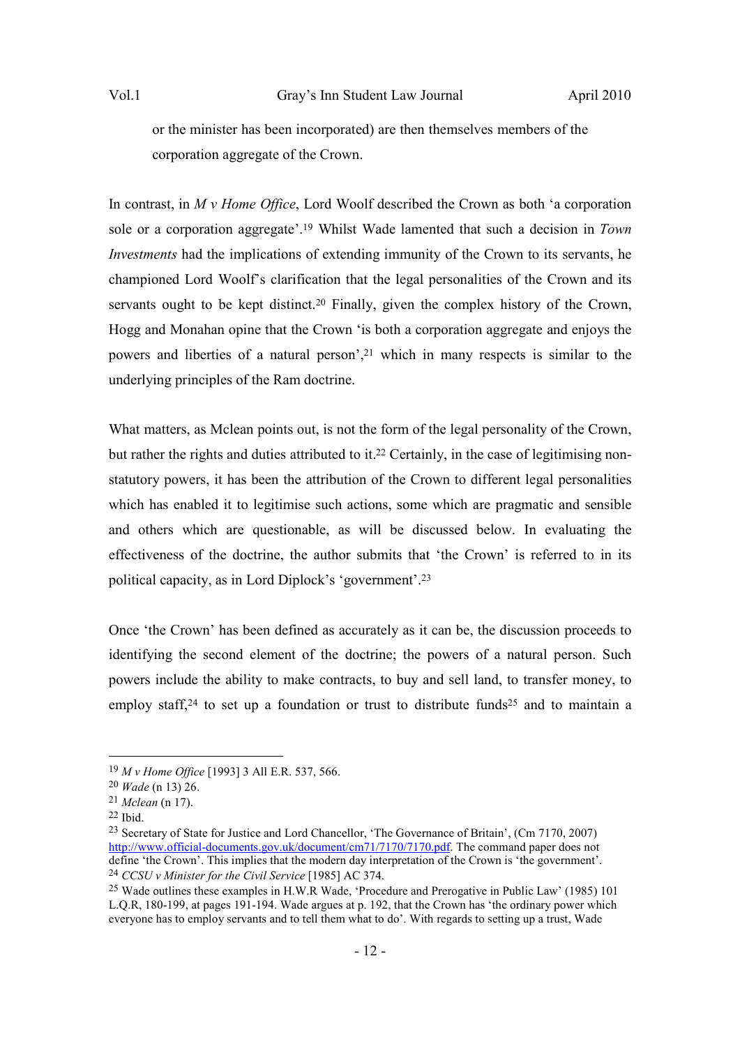or the minister has been incorporated) are then themselves members of the corporation aggregate of the Crown.

In contrast, in *M v Home Office*, Lord Woolf described the Crown as both 'a corporation sole or a corporation aggregate'.[19] Whilst Wade lamented that such a decision in *Town Investments* had the implications of extending immunity of the Crown to its servants, he championed Lord Woolf's clarification that the legal personalities of the Crown and its servants ought to be kept distinct.[20] Finally, given the complex history of the Crown, Hogg and Monahan opine that the Crown 'is both a corporation aggregate and enjoys the powers and liberties of a natural person',[21] which in many respects is similar to the underlying principles of the Ram doctrine.

What matters, as Mclean points out, is not the form of the legal personality of the Crown, but rather the rights and duties attributed to it.[22] Certainly, in the case of legitimising non-statutory powers, it has been the attribution of the Crown to different legal personalities which has enabled it to legitimise such actions, some which are pragmatic and sensible and others which are questionable, as will be discussed below. In evaluating the effectiveness of the doctrine, the author submits that 'the Crown' is referred to in its political capacity, as in Lord Diplock's 'government'.[23]

Once 'the Crown' has been defined as accurately as it can be, the discussion proceeds to identifying the second element of the doctrine; the powers of a natural person. Such powers include the ability to make contracts, to buy and sell land, to transfer money, to employ staff,[24] to set up a foundation or trust to distribute funds[25] and to maintain a

---

[19] *M v Home Office* [1993] 3 All E.R. 537, 566.

[20] *Wade* (n 13) 26.

[21] *Mclean* (n 17).

[22] Ibid.

[23] Secretary of State for Justice and Lord Chancellor, 'The Governance of Britain', (Cm 7170, 2007) http://www.official-documents.gov.uk/document/cm71/7170/7170.pdf. The command paper does not define 'the Crown'. This implies that the modern day interpretation of the Crown is 'the government'.

[24] *CCSU v Minister for the Civil Service* [1985] AC 374.

[25] Wade outlines these examples in H.W.R Wade, 'Procedure and Prerogative in Public Law' (1985) 101 L.Q.R, 180-199, at pages 191-194. Wade argues at p. 192, that the Crown has 'the ordinary power which everyone has to employ servants and to tell them what to do'. With regards to setting up a trust, Wade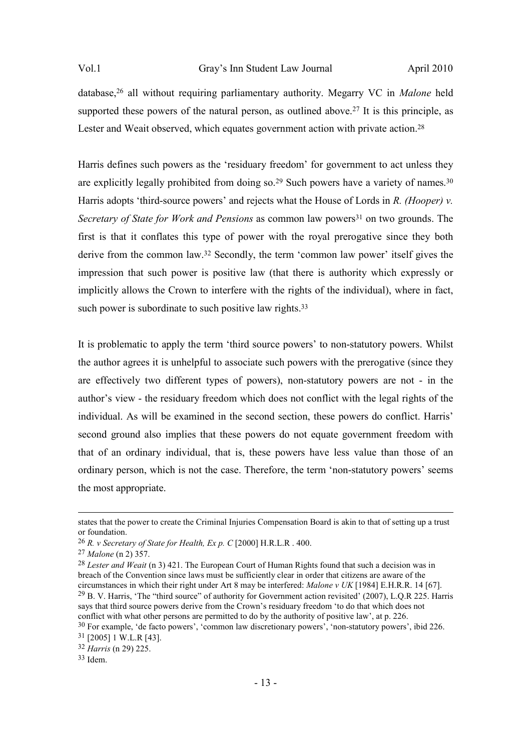database,[26] all without requiring parliamentary authority. Megarry VC in *Malone* held supported these powers of the natural person, as outlined above.[27] It is this principle, as Lester and Weait observed, which equates government action with private action.[28]

Harris defines such powers as the 'residuary freedom' for government to act unless they are explicitly legally prohibited from doing so.[29] Such powers have a variety of names.[30] Harris adopts 'third-source powers' and rejects what the House of Lords in *R. (Hooper) v. Secretary of State for Work and Pensions* as common law powers[31] on two grounds. The first is that it conflates this type of power with the royal prerogative since they both derive from the common law.[32] Secondly, the term 'common law power' itself gives the impression that such power is positive law (that there is authority which expressly or implicitly allows the Crown to interfere with the rights of the individual), where in fact, such power is subordinate to such positive law rights.[33]

It is problematic to apply the term 'third source powers' to non-statutory powers. Whilst the author agrees it is unhelpful to associate such powers with the prerogative (since they are effectively two different types of powers), non-statutory powers are not - in the author's view - the residuary freedom which does not conflict with the legal rights of the individual. As will be examined in the second section, these powers do conflict. Harris' second ground also implies that these powers do not equate government freedom with that of an ordinary individual, that is, these powers have less value than those of an ordinary person, which is not the case. Therefore, the term 'non-statutory powers' seems the most appropriate.

---

states that the power to create the Criminal Injuries Compensation Board is akin to that of setting up a trust or foundation.

[26] *R. v Secretary of State for Health, Ex p. C* [2000] H.R.L.R . 400.

[27] *Malone* (n 2) 357.

[28] *Lester and Weait* (n 3) 421. The European Court of Human Rights found that such a decision was in breach of the Convention since laws must be sufficiently clear in order that citizens are aware of the circumstances in which their right under Art 8 may be interfered: *Malone v UK* [1984] E.H.R.R. 14 [67].

[29] B. V. Harris, 'The "third source" of authority for Government action revisited' (2007), L.Q.R 225. Harris says that third source powers derive from the Crown's residuary freedom 'to do that which does not conflict with what other persons are permitted to do by the authority of positive law', at p. 226.

[30] For example, 'de facto powers', 'common law discretionary powers', 'non-statutory powers', ibid 226.

[31] [2005] 1 W.L.R [43].

[32] *Harris* (n 29) 225.

[33] Idem.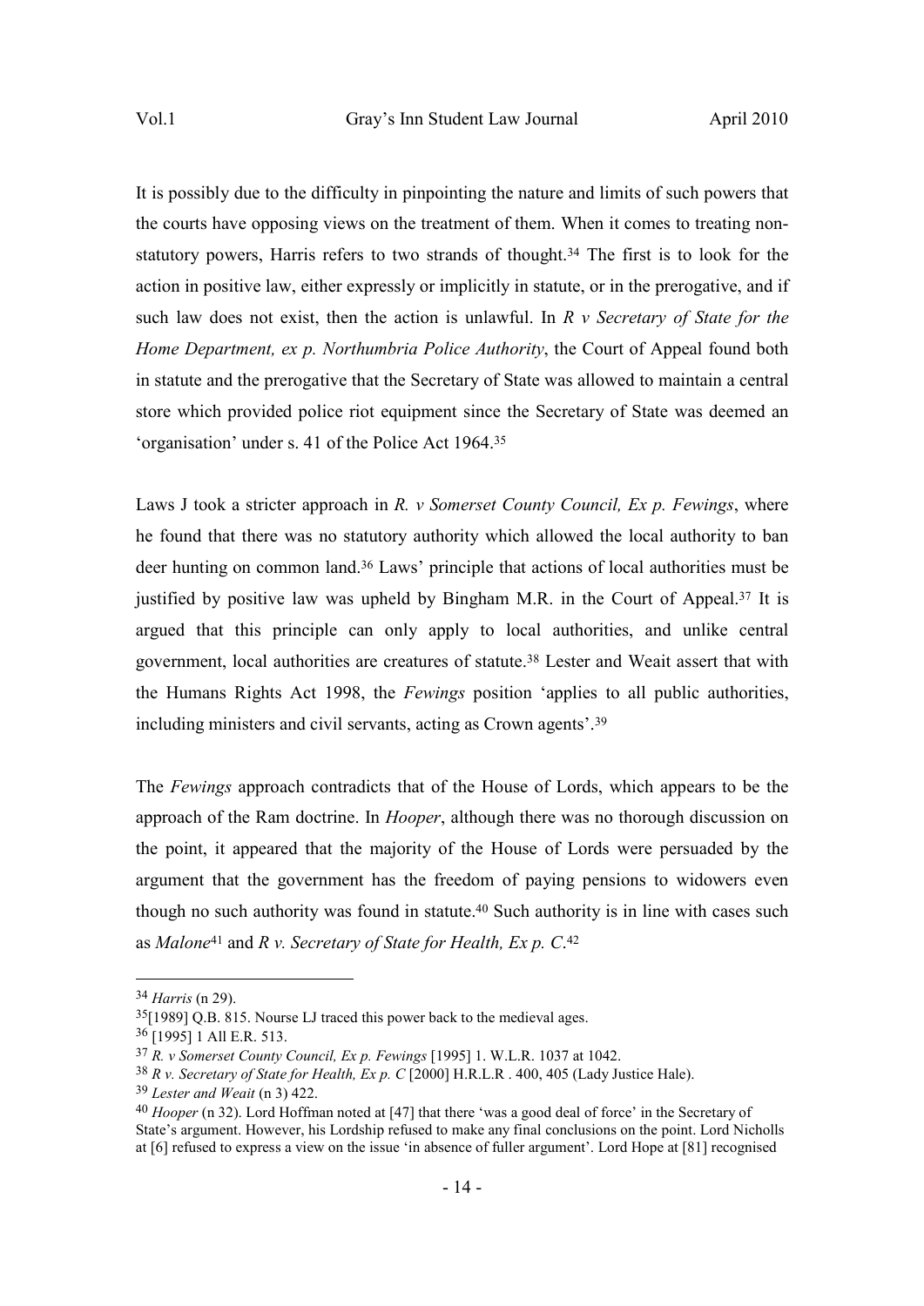It is possibly due to the difficulty in pinpointing the nature and limits of such powers that the courts have opposing views on the treatment of them. When it comes to treating non-statutory powers, Harris refers to two strands of thought.[34] The first is to look for the action in positive law, either expressly or implicitly in statute, or in the prerogative, and if such law does not exist, then the action is unlawful. In *R v Secretary of State for the Home Department, ex p. Northumbria Police Authority*, the Court of Appeal found both in statute and the prerogative that the Secretary of State was allowed to maintain a central store which provided police riot equipment since the Secretary of State was deemed an 'organisation' under s. 41 of the Police Act 1964.[35]

Laws J took a stricter approach in *R. v Somerset County Council, Ex p. Fewings*, where he found that there was no statutory authority which allowed the local authority to ban deer hunting on common land.[36] Laws' principle that actions of local authorities must be justified by positive law was upheld by Bingham M.R. in the Court of Appeal.[37] It is argued that this principle can only apply to local authorities, and unlike central government, local authorities are creatures of statute.[38] Lester and Weait assert that with the Humans Rights Act 1998, the *Fewings* position 'applies to all public authorities, including ministers and civil servants, acting as Crown agents'.[39]

The *Fewings* approach contradicts that of the House of Lords, which appears to be the approach of the Ram doctrine. In *Hooper*, although there was no thorough discussion on the point, it appeared that the majority of the House of Lords were persuaded by the argument that the government has the freedom of paying pensions to widowers even though no such authority was found in statute.[40] Such authority is in line with cases such as *Malone*[41] and *R v. Secretary of State for Health, Ex p. C*.[42]

---

[34] *Harris* (n 29).

[35] [1989] Q.B. 815. Nourse LJ traced this power back to the medieval ages.

[36] [1995] 1 All E.R. 513.

[37] *R. v Somerset County Council, Ex p. Fewings* [1995] 1. W.L.R. 1037 at 1042.

[38] *R v. Secretary of State for Health, Ex p. C* [2000] H.R.L.R . 400, 405 (Lady Justice Hale).

[39] *Lester and Weait* (n 3) 422.

[40] *Hooper* (n 32). Lord Hoffman noted at [47] that there 'was a good deal of force' in the Secretary of State's argument. However, his Lordship refused to make any final conclusions on the point. Lord Nicholls at [6] refused to express a view on the issue 'in absence of fuller argument'. Lord Hope at [81] recognised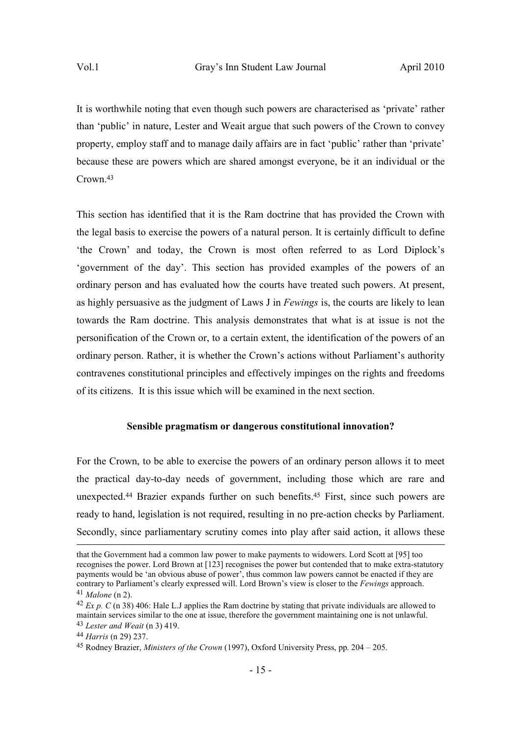It is worthwhile noting that even though such powers are characterised as 'private' rather than 'public' in nature, Lester and Weait argue that such powers of the Crown to convey property, employ staff and to manage daily affairs are in fact 'public' rather than 'private' because these are powers which are shared amongst everyone, be it an individual or the Crown.[43]

This section has identified that it is the Ram doctrine that has provided the Crown with the legal basis to exercise the powers of a natural person. It is certainly difficult to define 'the Crown' and today, the Crown is most often referred to as Lord Diplock's 'government of the day'. This section has provided examples of the powers of an ordinary person and has evaluated how the courts have treated such powers. At present, as highly persuasive as the judgment of Laws J in *Fewings* is, the courts are likely to lean towards the Ram doctrine. This analysis demonstrates that what is at issue is not the personification of the Crown or, to a certain extent, the identification of the powers of an ordinary person. Rather, it is whether the Crown's actions without Parliament's authority contravenes constitutional principles and effectively impinges on the rights and freedoms of its citizens. It is this issue which will be examined in the next section.

### Sensible pragmatism or dangerous constitutional innovation?

For the Crown, to be able to exercise the powers of an ordinary person allows it to meet the practical day-to-day needs of government, including those which are rare and unexpected.[44] Brazier expands further on such benefits.[45] First, since such powers are ready to hand, legislation is not required, resulting in no pre-action checks by Parliament. Secondly, since parliamentary scrutiny comes into play after said action, it allows these

---

that the Government had a common law power to make payments to widowers. Lord Scott at [95] too recognises the power. Lord Brown at [123] recognises the power but contended that to make extra-statutory payments would be 'an obvious abuse of power', thus common law powers cannot be enacted if they are contrary to Parliament's clearly expressed will. Lord Brown's view is closer to the *Fewings* approach.

[41] *Malone* (n 2).

[42] *Ex p. C* (n 38) 406: Hale L.J applies the Ram doctrine by stating that private individuals are allowed to maintain services similar to the one at issue, therefore the government maintaining one is not unlawful.

[43] *Lester and Weait* (n 3) 419.

[44] *Harris* (n 29) 237.

[45] Rodney Brazier, *Ministers of the Crown* (1997), Oxford University Press, pp. 204 – 205.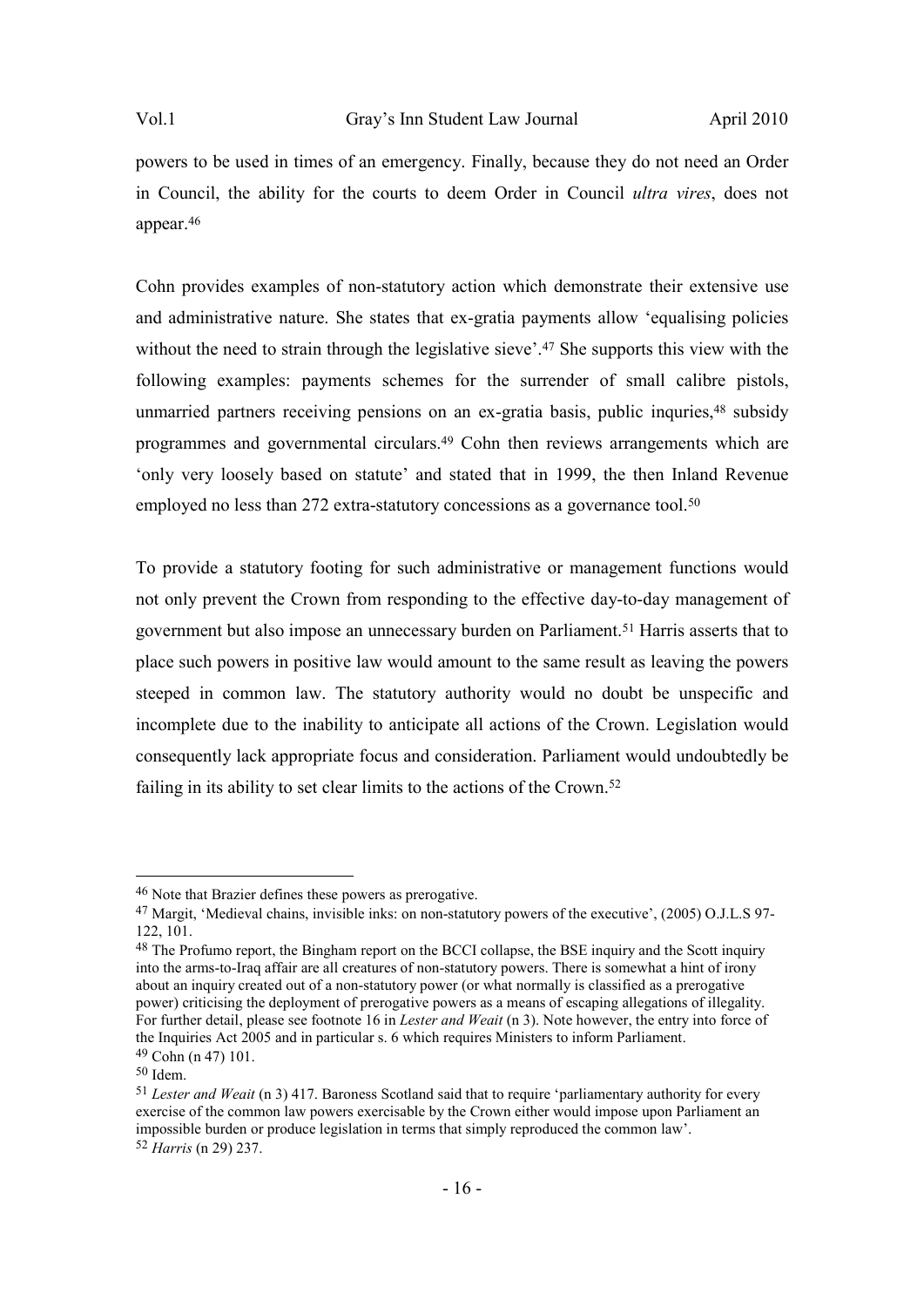powers to be used in times of an emergency. Finally, because they do not need an Order in Council, the ability for the courts to deem Order in Council *ultra vires*, does not appear.[46]

Cohn provides examples of non-statutory action which demonstrate their extensive use and administrative nature. She states that ex-gratia payments allow 'equalising policies without the need to strain through the legislative sieve'.[47] She supports this view with the following examples: payments schemes for the surrender of small calibre pistols, unmarried partners receiving pensions on an ex-gratia basis, public inquries,[48] subsidy programmes and governmental circulars.[49] Cohn then reviews arrangements which are 'only very loosely based on statute' and stated that in 1999, the then Inland Revenue employed no less than 272 extra-statutory concessions as a governance tool.[50]

To provide a statutory footing for such administrative or management functions would not only prevent the Crown from responding to the effective day-to-day management of government but also impose an unnecessary burden on Parliament.[51] Harris asserts that to place such powers in positive law would amount to the same result as leaving the powers steeped in common law. The statutory authority would no doubt be unspecific and incomplete due to the inability to anticipate all actions of the Crown. Legislation would consequently lack appropriate focus and consideration. Parliament would undoubtedly be failing in its ability to set clear limits to the actions of the Crown.[52]

---

46 Note that Brazier defines these powers as prerogative.

47 Margit, 'Medieval chains, invisible inks: on non-statutory powers of the executive', (2005) O.J.L.S 97-122, 101.

48 The Profumo report, the Bingham report on the BCCI collapse, the BSE inquiry and the Scott inquiry into the arms-to-Iraq affair are all creatures of non-statutory powers. There is somewhat a hint of irony about an inquiry created out of a non-statutory power (or what normally is classified as a prerogative power) criticising the deployment of prerogative powers as a means of escaping allegations of illegality. For further detail, please see footnote 16 in *Lester and Weait* (n 3). Note however, the entry into force of the Inquiries Act 2005 and in particular s. 6 which requires Ministers to inform Parliament.

49 Cohn (n 47) 101.

50 Idem.

51 *Lester and Weait* (n 3) 417. Baroness Scotland said that to require 'parliamentary authority for every exercise of the common law powers exercisable by the Crown either would impose upon Parliament an impossible burden or produce legislation in terms that simply reproduced the common law'.

52 *Harris* (n 29) 237.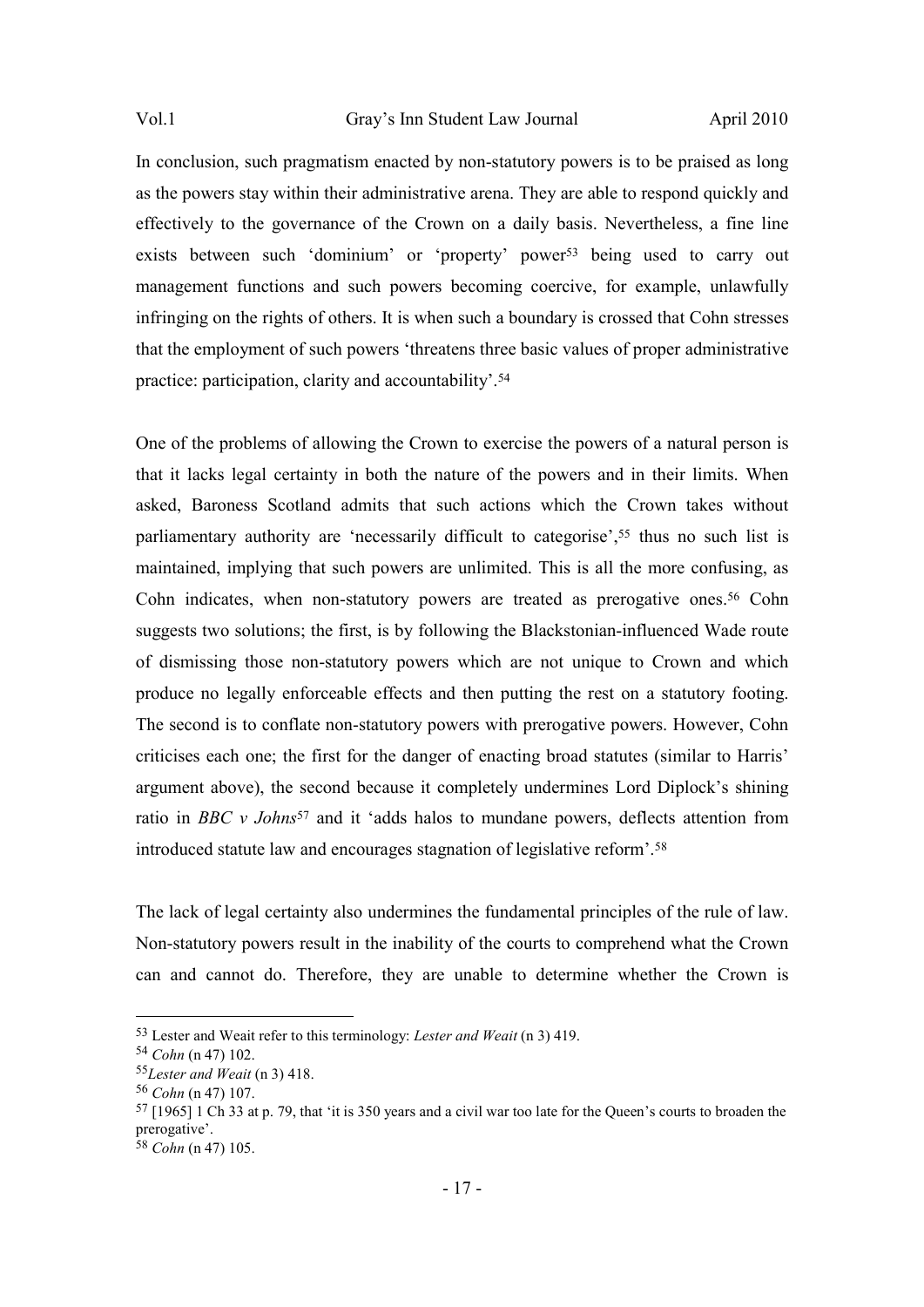In conclusion, such pragmatism enacted by non-statutory powers is to be praised as long as the powers stay within their administrative arena. They are able to respond quickly and effectively to the governance of the Crown on a daily basis. Nevertheless, a fine line exists between such 'dominium' or 'property' power[53] being used to carry out management functions and such powers becoming coercive, for example, unlawfully infringing on the rights of others. It is when such a boundary is crossed that Cohn stresses that the employment of such powers 'threatens three basic values of proper administrative practice: participation, clarity and accountability'.[54]

One of the problems of allowing the Crown to exercise the powers of a natural person is that it lacks legal certainty in both the nature of the powers and in their limits. When asked, Baroness Scotland admits that such actions which the Crown takes without parliamentary authority are 'necessarily difficult to categorise',[55] thus no such list is maintained, implying that such powers are unlimited. This is all the more confusing, as Cohn indicates, when non-statutory powers are treated as prerogative ones.[56] Cohn suggests two solutions; the first, is by following the Blackstonian-influenced Wade route of dismissing those non-statutory powers which are not unique to Crown and which produce no legally enforceable effects and then putting the rest on a statutory footing. The second is to conflate non-statutory powers with prerogative powers. However, Cohn criticises each one; the first for the danger of enacting broad statutes (similar to Harris' argument above), the second because it completely undermines Lord Diplock's shining ratio in *BBC v Johns*[57] and it 'adds halos to mundane powers, deflects attention from introduced statute law and encourages stagnation of legislative reform'.[58]

The lack of legal certainty also undermines the fundamental principles of the rule of law. Non-statutory powers result in the inability of the courts to comprehend what the Crown can and cannot do. Therefore, they are unable to determine whether the Crown is

---

[53] Lester and Weait refer to this terminology: *Lester and Weait* (n 3) 419.

[54] *Cohn* (n 47) 102.

[55] *Lester and Weait* (n 3) 418.

[56] *Cohn* (n 47) 107.

[57] [1965] 1 Ch 33 at p. 79, that 'it is 350 years and a civil war too late for the Queen's courts to broaden the prerogative'.

[58] *Cohn* (n 47) 105.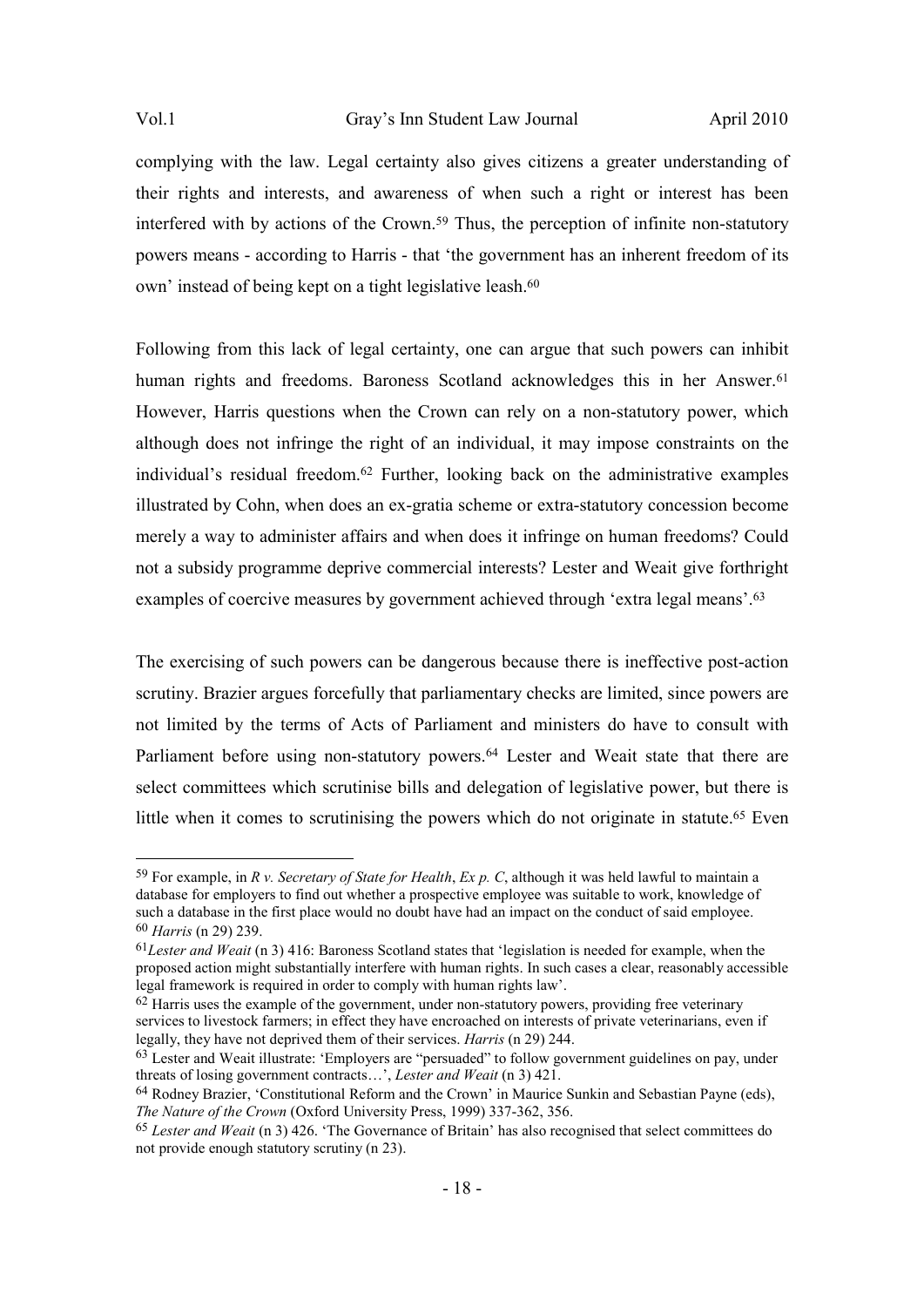complying with the law. Legal certainty also gives citizens a greater understanding of their rights and interests, and awareness of when such a right or interest has been interfered with by actions of the Crown.[59] Thus, the perception of infinite non-statutory powers means - according to Harris - that 'the government has an inherent freedom of its own' instead of being kept on a tight legislative leash.[60]

Following from this lack of legal certainty, one can argue that such powers can inhibit human rights and freedoms. Baroness Scotland acknowledges this in her Answer.[61] However, Harris questions when the Crown can rely on a non-statutory power, which although does not infringe the right of an individual, it may impose constraints on the individual's residual freedom.[62] Further, looking back on the administrative examples illustrated by Cohn, when does an ex-gratia scheme or extra-statutory concession become merely a way to administer affairs and when does it infringe on human freedoms? Could not a subsidy programme deprive commercial interests? Lester and Weait give forthright examples of coercive measures by government achieved through 'extra legal means'.[63]

The exercising of such powers can be dangerous because there is ineffective post-action scrutiny. Brazier argues forcefully that parliamentary checks are limited, since powers are not limited by the terms of Acts of Parliament and ministers do have to consult with Parliament before using non-statutory powers.[64] Lester and Weait state that there are select committees which scrutinise bills and delegation of legislative power, but there is little when it comes to scrutinising the powers which do not originate in statute.[65] Even

---

[59] For example, in *R v. Secretary of State for Health*, *Ex p. C*, although it was held lawful to maintain a database for employers to find out whether a prospective employee was suitable to work, knowledge of such a database in the first place would no doubt have had an impact on the conduct of said employee.

[60] *Harris* (n 29) 239.

[61] *Lester and Weait* (n 3) 416: Baroness Scotland states that 'legislation is needed for example, when the proposed action might substantially interfere with human rights. In such cases a clear, reasonably accessible legal framework is required in order to comply with human rights law'.

[62] Harris uses the example of the government, under non-statutory powers, providing free veterinary services to livestock farmers; in effect they have encroached on interests of private veterinarians, even if legally, they have not deprived them of their services. *Harris* (n 29) 244.

[63] Lester and Weait illustrate: 'Employers are "persuaded" to follow government guidelines on pay, under threats of losing government contracts…', *Lester and Weait* (n 3) 421.

[64] Rodney Brazier, 'Constitutional Reform and the Crown' in Maurice Sunkin and Sebastian Payne (eds), *The Nature of the Crown* (Oxford University Press, 1999) 337-362, 356.

[65] *Lester and Weait* (n 3) 426. 'The Governance of Britain' has also recognised that select committees do not provide enough statutory scrutiny (n 23).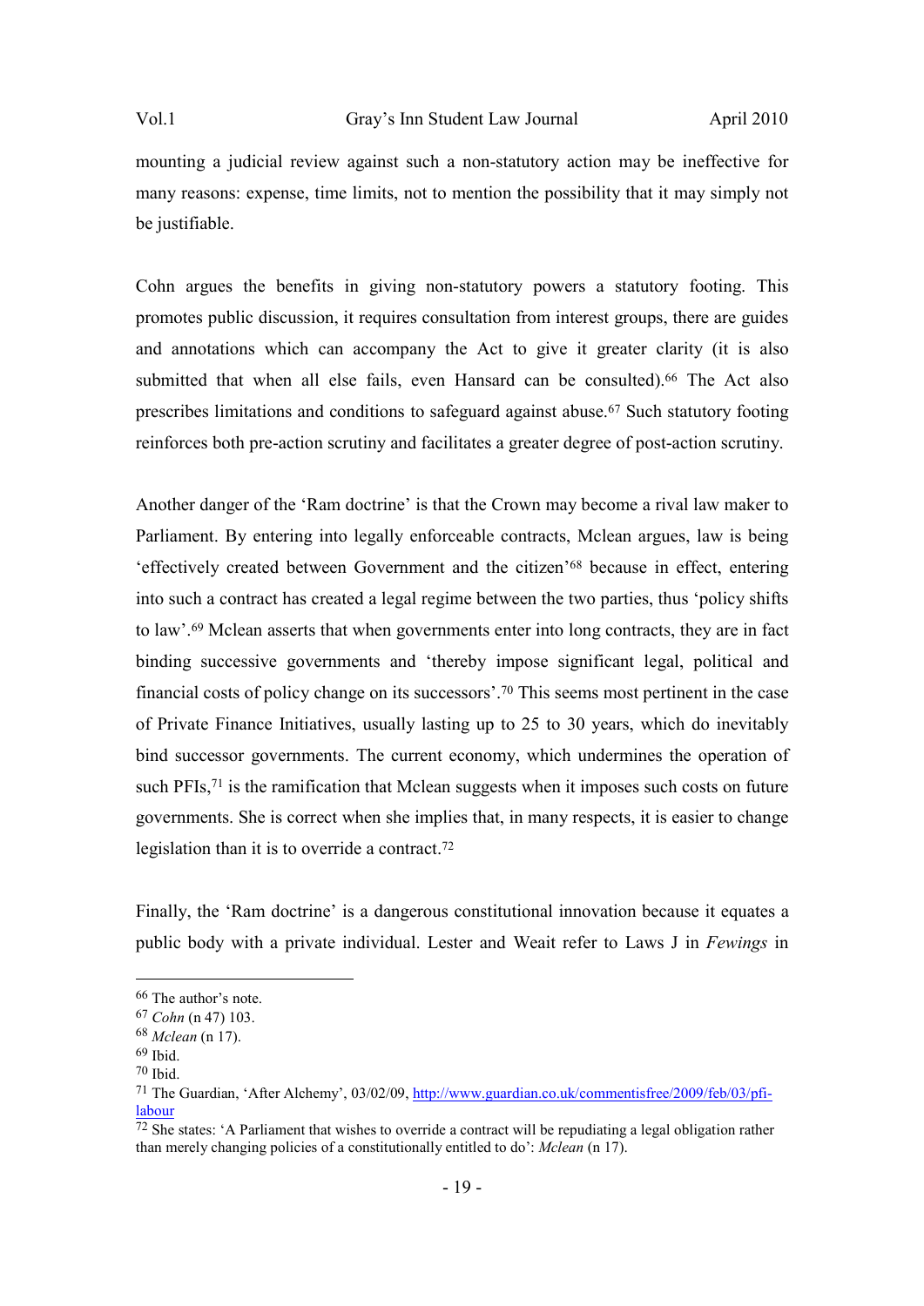mounting a judicial review against such a non-statutory action may be ineffective for many reasons: expense, time limits, not to mention the possibility that it may simply not be justifiable.

Cohn argues the benefits in giving non-statutory powers a statutory footing. This promotes public discussion, it requires consultation from interest groups, there are guides and annotations which can accompany the Act to give it greater clarity (it is also submitted that when all else fails, even Hansard can be consulted).[66] The Act also prescribes limitations and conditions to safeguard against abuse.[67] Such statutory footing reinforces both pre-action scrutiny and facilitates a greater degree of post-action scrutiny.

Another danger of the 'Ram doctrine' is that the Crown may become a rival law maker to Parliament. By entering into legally enforceable contracts, Mclean argues, law is being 'effectively created between Government and the citizen'[68] because in effect, entering into such a contract has created a legal regime between the two parties, thus 'policy shifts to law'.[69] Mclean asserts that when governments enter into long contracts, they are in fact binding successive governments and 'thereby impose significant legal, political and financial costs of policy change on its successors'.[70] This seems most pertinent in the case of Private Finance Initiatives, usually lasting up to 25 to 30 years, which do inevitably bind successor governments. The current economy, which undermines the operation of such PFIs,[71] is the ramification that Mclean suggests when it imposes such costs on future governments. She is correct when she implies that, in many respects, it is easier to change legislation than it is to override a contract.[72]

Finally, the 'Ram doctrine' is a dangerous constitutional innovation because it equates a public body with a private individual. Lester and Weait refer to Laws J in *Fewings* in

---

[66] The author's note.
[67] *Cohn* (n 47) 103.
[68] *Mclean* (n 17).
[69] Ibid.
[70] Ibid.
[71] The Guardian, 'After Alchemy', 03/02/09, http://www.guardian.co.uk/commentisfree/2009/feb/03/pfi-labour
[72] She states: 'A Parliament that wishes to override a contract will be repudiating a legal obligation rather than merely changing policies of a constitutionally entitled to do': *Mclean* (n 17).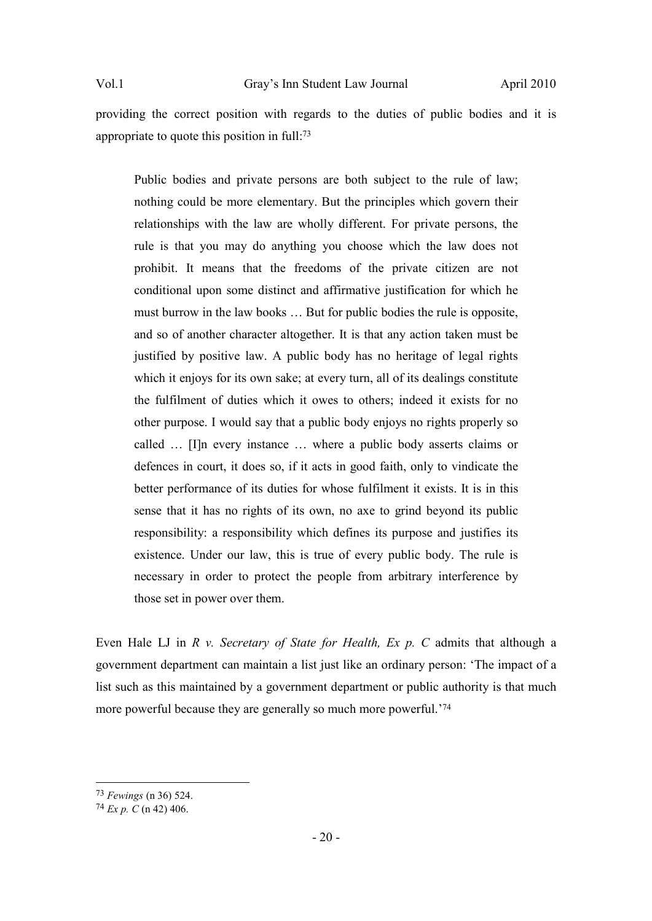providing the correct position with regards to the duties of public bodies and it is appropriate to quote this position in full:[73]

> Public bodies and private persons are both subject to the rule of law; nothing could be more elementary. But the principles which govern their relationships with the law are wholly different. For private persons, the rule is that you may do anything you choose which the law does not prohibit. It means that the freedoms of the private citizen are not conditional upon some distinct and affirmative justification for which he must burrow in the law books … But for public bodies the rule is opposite, and so of another character altogether. It is that any action taken must be justified by positive law. A public body has no heritage of legal rights which it enjoys for its own sake; at every turn, all of its dealings constitute the fulfilment of duties which it owes to others; indeed it exists for no other purpose. I would say that a public body enjoys no rights properly so called … [I]n every instance … where a public body asserts claims or defences in court, it does so, if it acts in good faith, only to vindicate the better performance of its duties for whose fulfilment it exists. It is in this sense that it has no rights of its own, no axe to grind beyond its public responsibility: a responsibility which defines its purpose and justifies its existence. Under our law, this is true of every public body. The rule is necessary in order to protect the people from arbitrary interference by those set in power over them.

Even Hale LJ in *R v. Secretary of State for Health, Ex p. C* admits that although a government department can maintain a list just like an ordinary person: 'The impact of a list such as this maintained by a government department or public authority is that much more powerful because they are generally so much more powerful.'[74]

---

[73] *Fewings* (n 36) 524.

[74] *Ex p. C* (n 42) 406.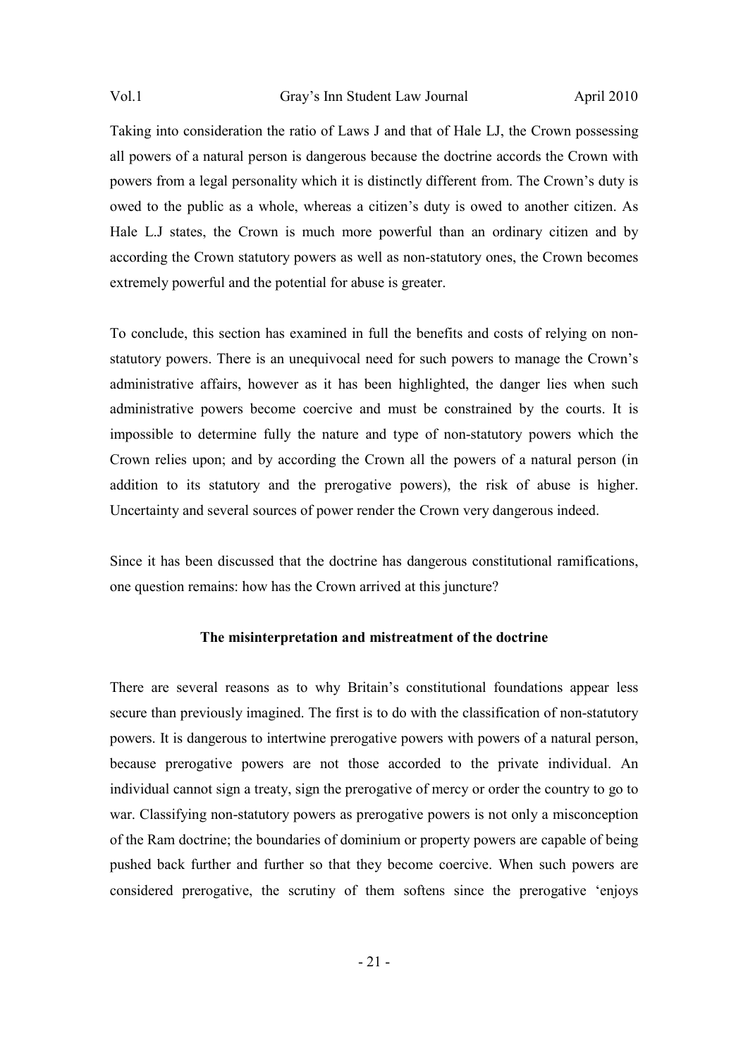Taking into consideration the ratio of Laws J and that of Hale LJ, the Crown possessing all powers of a natural person is dangerous because the doctrine accords the Crown with powers from a legal personality which it is distinctly different from. The Crown's duty is owed to the public as a whole, whereas a citizen's duty is owed to another citizen. As Hale L.J states, the Crown is much more powerful than an ordinary citizen and by according the Crown statutory powers as well as non-statutory ones, the Crown becomes extremely powerful and the potential for abuse is greater.

To conclude, this section has examined in full the benefits and costs of relying on non-statutory powers. There is an unequivocal need for such powers to manage the Crown's administrative affairs, however as it has been highlighted, the danger lies when such administrative powers become coercive and must be constrained by the courts. It is impossible to determine fully the nature and type of non-statutory powers which the Crown relies upon; and by according the Crown all the powers of a natural person (in addition to its statutory and the prerogative powers), the risk of abuse is higher. Uncertainty and several sources of power render the Crown very dangerous indeed.

Since it has been discussed that the doctrine has dangerous constitutional ramifications, one question remains: how has the Crown arrived at this juncture?

**The misinterpretation and mistreatment of the doctrine**

There are several reasons as to why Britain's constitutional foundations appear less secure than previously imagined. The first is to do with the classification of non-statutory powers. It is dangerous to intertwine prerogative powers with powers of a natural person, because prerogative powers are not those accorded to the private individual. An individual cannot sign a treaty, sign the prerogative of mercy or order the country to go to war. Classifying non-statutory powers as prerogative powers is not only a misconception of the Ram doctrine; the boundaries of dominium or property powers are capable of being pushed back further and further so that they become coercive. When such powers are considered prerogative, the scrutiny of them softens since the prerogative 'enjoys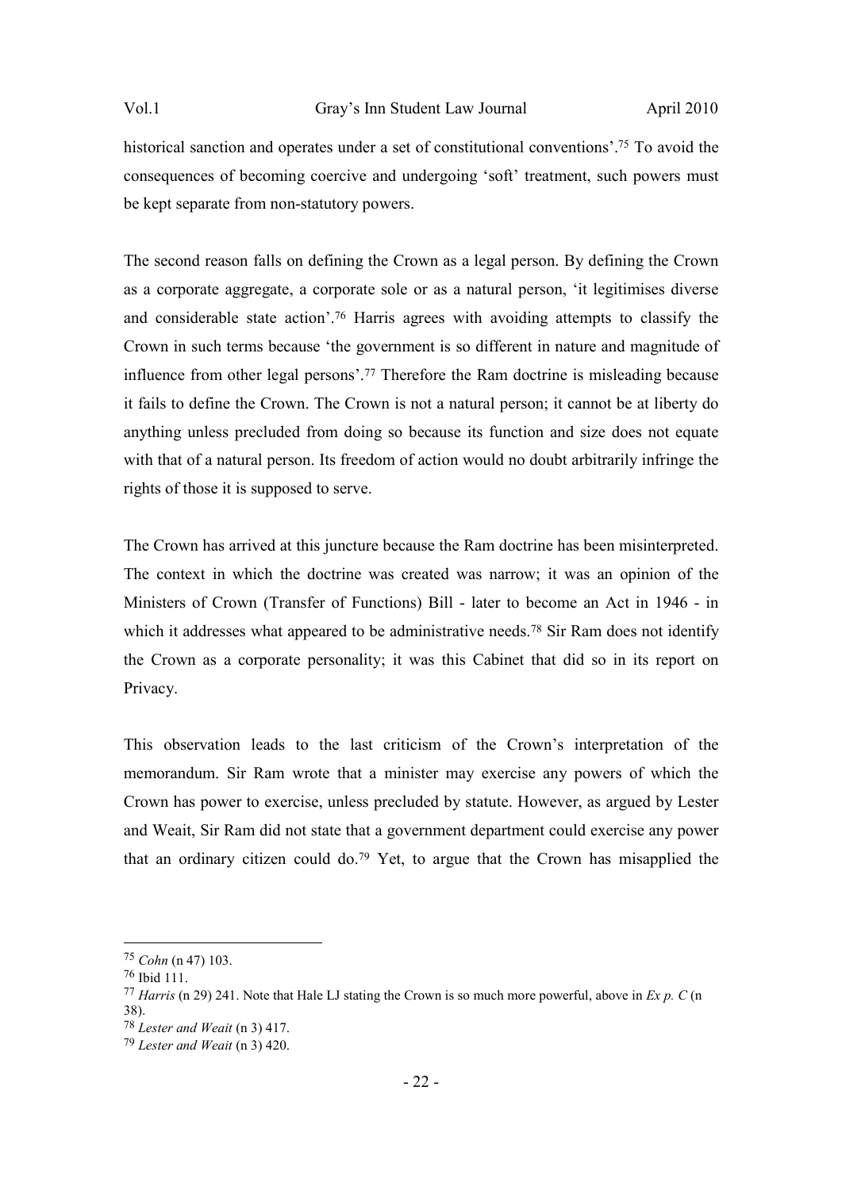historical sanction and operates under a set of constitutional conventions'.[75] To avoid the consequences of becoming coercive and undergoing 'soft' treatment, such powers must be kept separate from non-statutory powers.

The second reason falls on defining the Crown as a legal person. By defining the Crown as a corporate aggregate, a corporate sole or as a natural person, 'it legitimises diverse and considerable state action'.[76] Harris agrees with avoiding attempts to classify the Crown in such terms because 'the government is so different in nature and magnitude of influence from other legal persons'.[77] Therefore the Ram doctrine is misleading because it fails to define the Crown. The Crown is not a natural person; it cannot be at liberty do anything unless precluded from doing so because its function and size does not equate with that of a natural person. Its freedom of action would no doubt arbitrarily infringe the rights of those it is supposed to serve.

The Crown has arrived at this juncture because the Ram doctrine has been misinterpreted. The context in which the doctrine was created was narrow; it was an opinion of the Ministers of Crown (Transfer of Functions) Bill - later to become an Act in 1946 - in which it addresses what appeared to be administrative needs.[78] Sir Ram does not identify the Crown as a corporate personality; it was this Cabinet that did so in its report on Privacy.

This observation leads to the last criticism of the Crown's interpretation of the memorandum. Sir Ram wrote that a minister may exercise any powers of which the Crown has power to exercise, unless precluded by statute. However, as argued by Lester and Weait, Sir Ram did not state that a government department could exercise any power that an ordinary citizen could do.[79] Yet, to argue that the Crown has misapplied the

---

[75] *Cohn* (n 47) 103.

[76] Ibid 111.

[77] *Harris* (n 29) 241. Note that Hale LJ stating the Crown is so much more powerful, above in *Ex p. C* (n 38).

[78] *Lester and Weait* (n 3) 417.

[79] *Lester and Weait* (n 3) 420.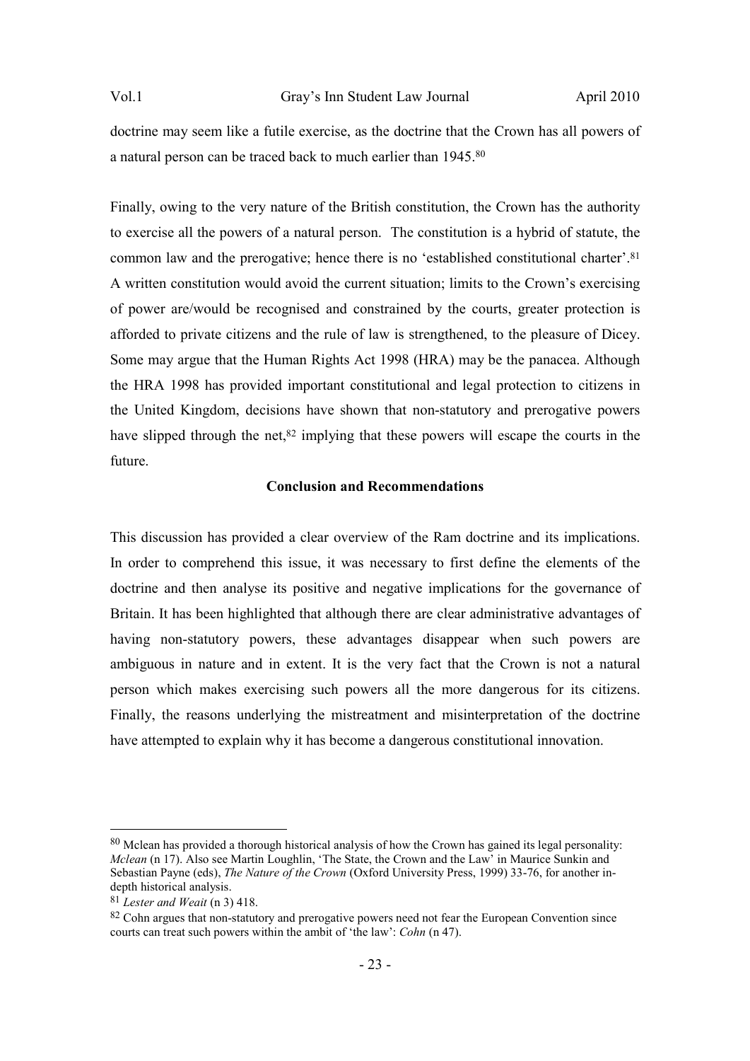doctrine may seem like a futile exercise, as the doctrine that the Crown has all powers of a natural person can be traced back to much earlier than 1945.[80]

Finally, owing to the very nature of the British constitution, the Crown has the authority to exercise all the powers of a natural person. The constitution is a hybrid of statute, the common law and the prerogative; hence there is no 'established constitutional charter'.[81] A written constitution would avoid the current situation; limits to the Crown's exercising of power are/would be recognised and constrained by the courts, greater protection is afforded to private citizens and the rule of law is strengthened, to the pleasure of Dicey. Some may argue that the Human Rights Act 1998 (HRA) may be the panacea. Although the HRA 1998 has provided important constitutional and legal protection to citizens in the United Kingdom, decisions have shown that non-statutory and prerogative powers have slipped through the net,[82] implying that these powers will escape the courts in the future.

## Conclusion and Recommendations

This discussion has provided a clear overview of the Ram doctrine and its implications. In order to comprehend this issue, it was necessary to first define the elements of the doctrine and then analyse its positive and negative implications for the governance of Britain. It has been highlighted that although there are clear administrative advantages of having non-statutory powers, these advantages disappear when such powers are ambiguous in nature and in extent. It is the very fact that the Crown is not a natural person which makes exercising such powers all the more dangerous for its citizens. Finally, the reasons underlying the mistreatment and misinterpretation of the doctrine have attempted to explain why it has become a dangerous constitutional innovation.

---

[80] Mclean has provided a thorough historical analysis of how the Crown has gained its legal personality: *Mclean* (n 17). Also see Martin Loughlin, 'The State, the Crown and the Law' in Maurice Sunkin and Sebastian Payne (eds), *The Nature of the Crown* (Oxford University Press, 1999) 33-76, for another in-depth historical analysis.

[81] *Lester and Weait* (n 3) 418.

[82] Cohn argues that non-statutory and prerogative powers need not fear the European Convention since courts can treat such powers within the ambit of 'the law': *Cohn* (n 47).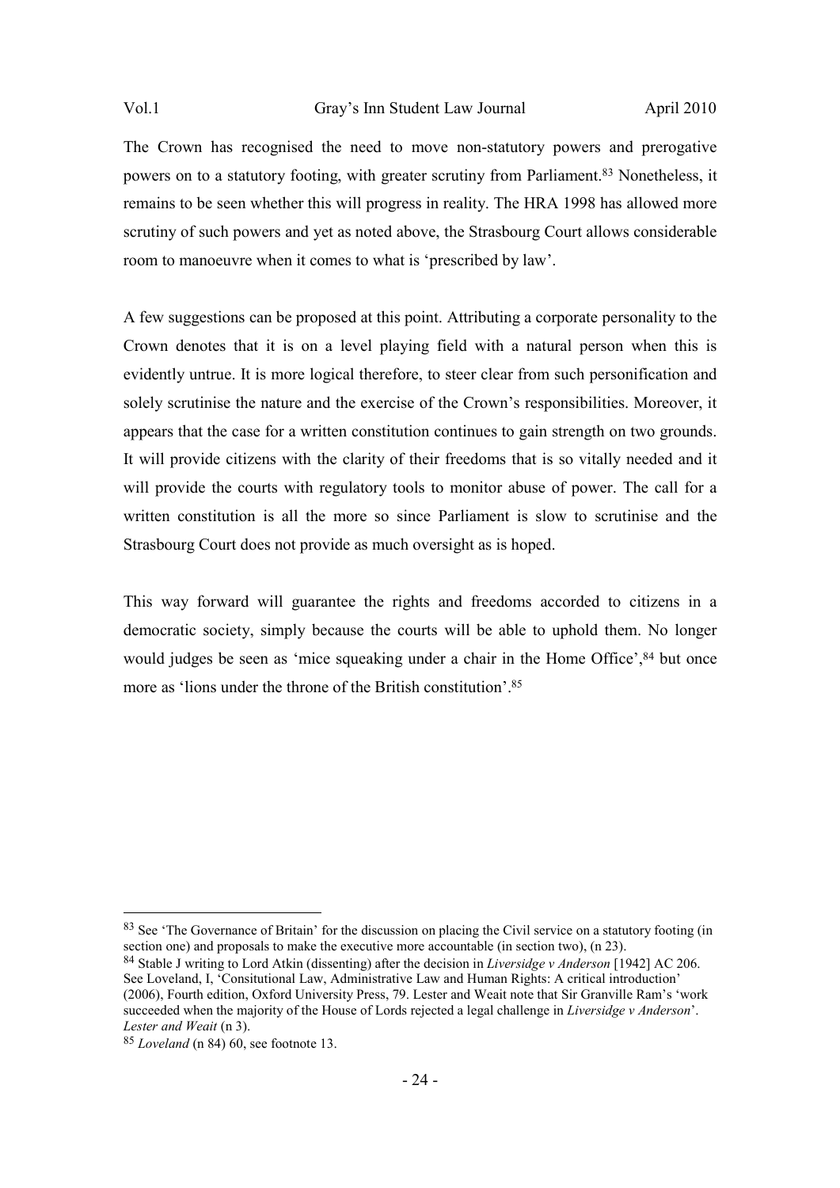The Crown has recognised the need to move non-statutory powers and prerogative powers on to a statutory footing, with greater scrutiny from Parliament.[83] Nonetheless, it remains to be seen whether this will progress in reality. The HRA 1998 has allowed more scrutiny of such powers and yet as noted above, the Strasbourg Court allows considerable room to manoeuvre when it comes to what is 'prescribed by law'.

A few suggestions can be proposed at this point. Attributing a corporate personality to the Crown denotes that it is on a level playing field with a natural person when this is evidently untrue. It is more logical therefore, to steer clear from such personification and solely scrutinise the nature and the exercise of the Crown's responsibilities. Moreover, it appears that the case for a written constitution continues to gain strength on two grounds. It will provide citizens with the clarity of their freedoms that is so vitally needed and it will provide the courts with regulatory tools to monitor abuse of power. The call for a written constitution is all the more so since Parliament is slow to scrutinise and the Strasbourg Court does not provide as much oversight as is hoped.

This way forward will guarantee the rights and freedoms accorded to citizens in a democratic society, simply because the courts will be able to uphold them. No longer would judges be seen as 'mice squeaking under a chair in the Home Office',[84] but once more as 'lions under the throne of the British constitution'.[85]

---

[83] See 'The Governance of Britain' for the discussion on placing the Civil service on a statutory footing (in section one) and proposals to make the executive more accountable (in section two), (n 23).

[84] Stable J writing to Lord Atkin (dissenting) after the decision in *Liversidge v Anderson* [1942] AC 206. See Loveland, I, 'Consitutional Law, Administrative Law and Human Rights: A critical introduction' (2006), Fourth edition, Oxford University Press, 79. Lester and Weait note that Sir Granville Ram's 'work succeeded when the majority of the House of Lords rejected a legal challenge in *Liversidge v Anderson*'. *Lester and Weait* (n 3).

[85] *Loveland* (n 84) 60, see footnote 13.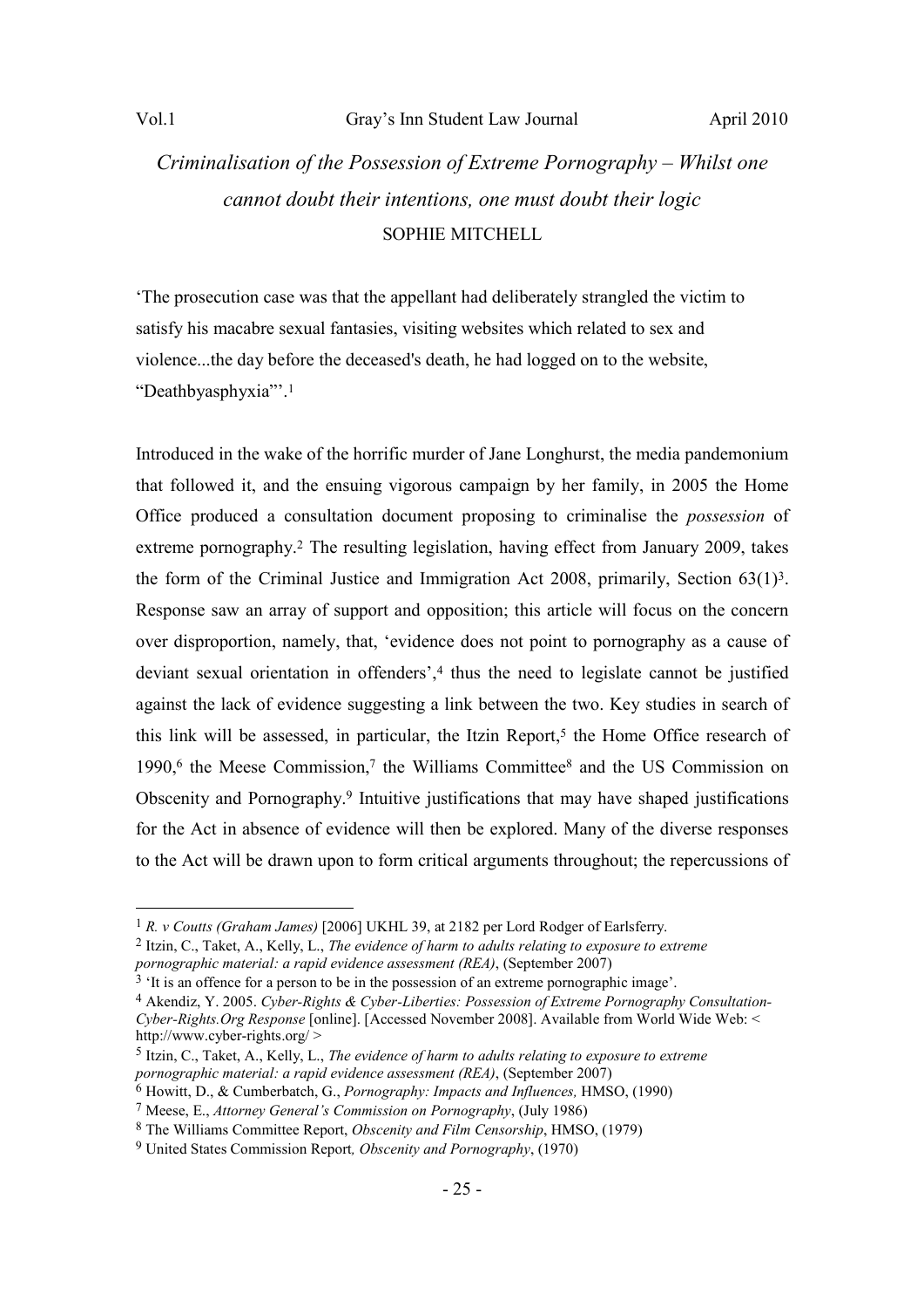# *Criminalisation of the Possession of Extreme Pornography – Whilst one cannot doubt their intentions, one must doubt their logic*

SOPHIE MITCHELL

'The prosecution case was that the appellant had deliberately strangled the victim to satisfy his macabre sexual fantasies, visiting websites which related to sex and violence...the day before the deceased's death, he had logged on to the website, "Deathbyasphyxia"'.[1]

Introduced in the wake of the horrific murder of Jane Longhurst, the media pandemonium that followed it, and the ensuing vigorous campaign by her family, in 2005 the Home Office produced a consultation document proposing to criminalise the *possession* of extreme pornography.[2] The resulting legislation, having effect from January 2009, takes the form of the Criminal Justice and Immigration Act 2008, primarily, Section 63(1)[3]. Response saw an array of support and opposition; this article will focus on the concern over disproportion, namely, that, 'evidence does not point to pornography as a cause of deviant sexual orientation in offenders',[4] thus the need to legislate cannot be justified against the lack of evidence suggesting a link between the two. Key studies in search of this link will be assessed, in particular, the Itzin Report,[5] the Home Office research of 1990,[6] the Meese Commission,[7] the Williams Committee[8] and the US Commission on Obscenity and Pornography.[9] Intuitive justifications that may have shaped justifications for the Act in absence of evidence will then be explored. Many of the diverse responses to the Act will be drawn upon to form critical arguments throughout; the repercussions of

---

[1] *R. v Coutts (Graham James)* [2006] UKHL 39, at 2182 per Lord Rodger of Earlsferry.

[2] Itzin, C., Taket, A., Kelly, L., *The evidence of harm to adults relating to exposure to extreme pornographic material: a rapid evidence assessment (REA)*, (September 2007)

[3] 'It is an offence for a person to be in the possession of an extreme pornographic image'.

[4] Akendiz, Y. 2005. *Cyber-Rights & Cyber-Liberties: Possession of Extreme Pornography Consultation-Cyber-Rights.Org Response* [online]. [Accessed November 2008]. Available from World Wide Web: < http://www.cyber-rights.org/ >

[5] Itzin, C., Taket, A., Kelly, L., *The evidence of harm to adults relating to exposure to extreme pornographic material: a rapid evidence assessment (REA)*, (September 2007)

[6] Howitt, D., & Cumberbatch, G., *Pornography: Impacts and Influences,* HMSO, (1990)

[7] Meese, E., *Attorney General's Commission on Pornography*, (July 1986)

[8] The Williams Committee Report, *Obscenity and Film Censorship*, HMSO, (1979)

[9] United States Commission Report*, Obscenity and Pornography*, (1970)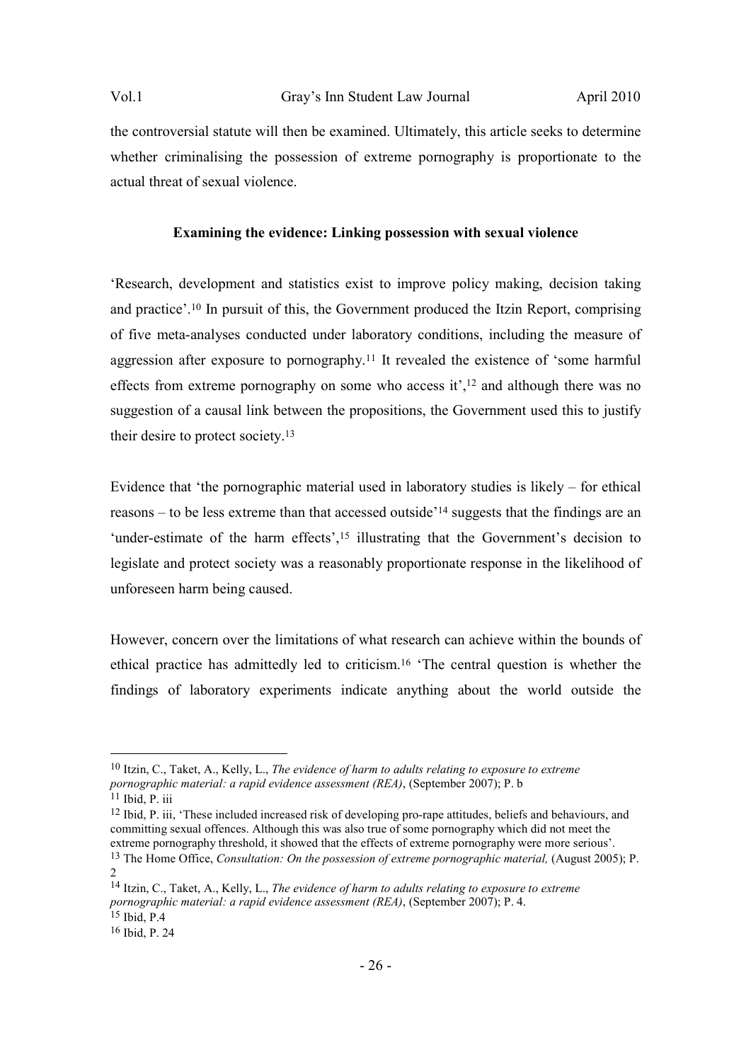the controversial statute will then be examined. Ultimately, this article seeks to determine whether criminalising the possession of extreme pornography is proportionate to the actual threat of sexual violence.

**Examining the evidence: Linking possession with sexual violence**

'Research, development and statistics exist to improve policy making, decision taking and practice'.[10] In pursuit of this, the Government produced the Itzin Report, comprising of five meta-analyses conducted under laboratory conditions, including the measure of aggression after exposure to pornography.[11] It revealed the existence of 'some harmful effects from extreme pornography on some who access it',[12] and although there was no suggestion of a causal link between the propositions, the Government used this to justify their desire to protect society.[13]

Evidence that 'the pornographic material used in laboratory studies is likely – for ethical reasons – to be less extreme than that accessed outside'[14] suggests that the findings are an 'under-estimate of the harm effects',[15] illustrating that the Government's decision to legislate and protect society was a reasonably proportionate response in the likelihood of unforeseen harm being caused.

However, concern over the limitations of what research can achieve within the bounds of ethical practice has admittedly led to criticism.[16] 'The central question is whether the findings of laboratory experiments indicate anything about the world outside the

---

[10] Itzin, C., Taket, A., Kelly, L., *The evidence of harm to adults relating to exposure to extreme pornographic material: a rapid evidence assessment (REA)*, (September 2007); P. b

[11] Ibid, P. iii

[12] Ibid, P. iii, 'These included increased risk of developing pro-rape attitudes, beliefs and behaviours, and committing sexual offences. Although this was also true of some pornography which did not meet the extreme pornography threshold, it showed that the effects of extreme pornography were more serious'.

[13] The Home Office, *Consultation: On the possession of extreme pornographic material,* (August 2005); P. 2

[14] Itzin, C., Taket, A., Kelly, L., *The evidence of harm to adults relating to exposure to extreme pornographic material: a rapid evidence assessment (REA)*, (September 2007); P. 4.

[15] Ibid, P.4

[16] Ibid, P. 24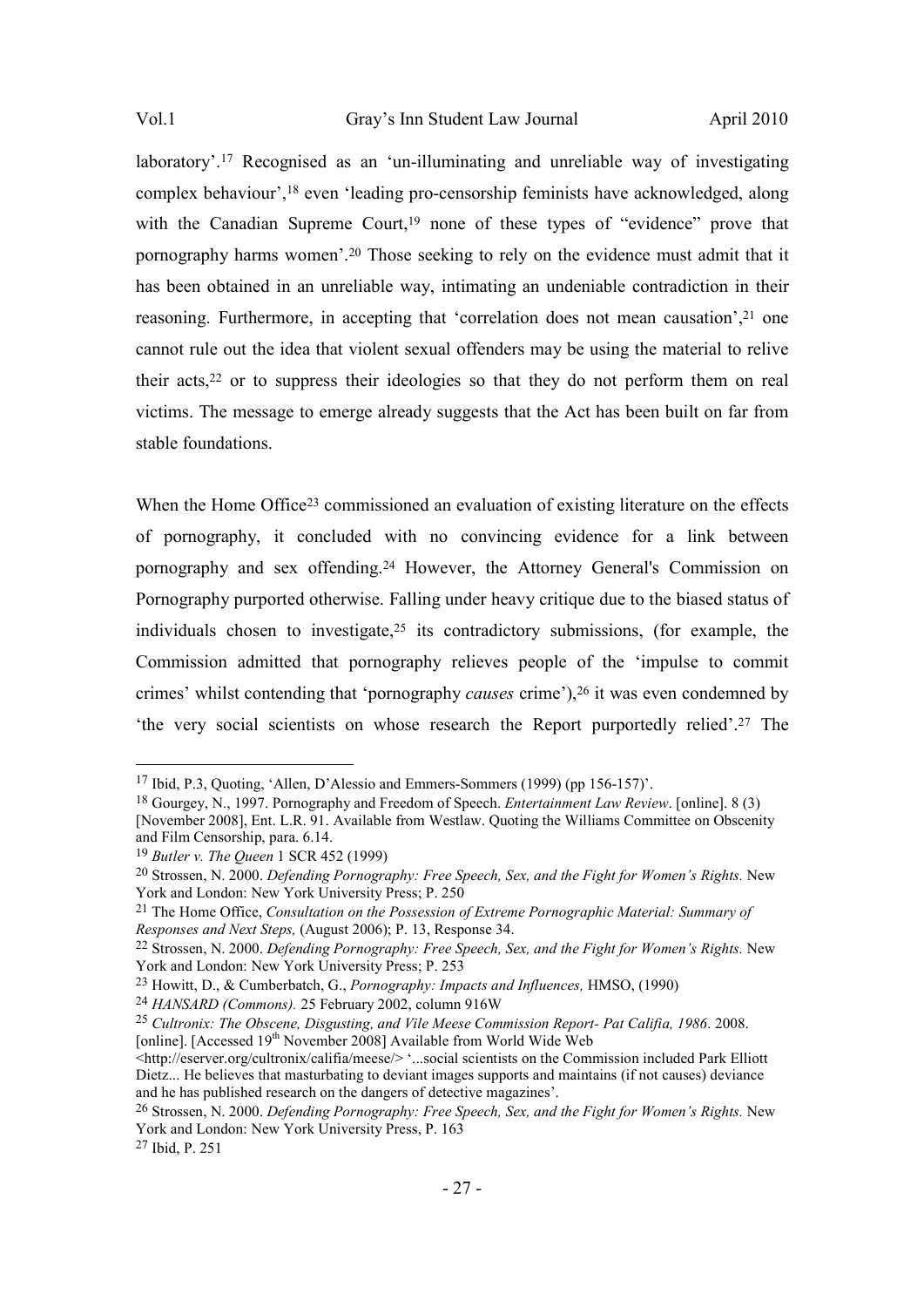laboratory'.[17] Recognised as an 'un-illuminating and unreliable way of investigating complex behaviour',[18] even 'leading pro-censorship feminists have acknowledged, along with the Canadian Supreme Court,[19] none of these types of "evidence" prove that pornography harms women'.[20] Those seeking to rely on the evidence must admit that it has been obtained in an unreliable way, intimating an undeniable contradiction in their reasoning. Furthermore, in accepting that 'correlation does not mean causation',[21] one cannot rule out the idea that violent sexual offenders may be using the material to relive their acts,[22] or to suppress their ideologies so that they do not perform them on real victims. The message to emerge already suggests that the Act has been built on far from stable foundations.

When the Home Office[23] commissioned an evaluation of existing literature on the effects of pornography, it concluded with no convincing evidence for a link between pornography and sex offending.[24] However, the Attorney General's Commission on Pornography purported otherwise. Falling under heavy critique due to the biased status of individuals chosen to investigate,[25] its contradictory submissions, (for example, the Commission admitted that pornography relieves people of the 'impulse to commit crimes' whilst contending that 'pornography *causes* crime'),[26] it was even condemned by 'the very social scientists on whose research the Report purportedly relied'.[27] The

---

[17] Ibid, P.3, Quoting, 'Allen, D'Alessio and Emmers-Sommers (1999) (pp 156-157)'.

[18] Gourgey, N., 1997. Pornography and Freedom of Speech. *Entertainment Law Review*. [online]. 8 (3) [November 2008], Ent. L.R. 91. Available from Westlaw. Quoting the Williams Committee on Obscenity and Film Censorship, para. 6.14.

[19] *Butler v. The Queen* 1 SCR 452 (1999)

[20] Strossen, N. 2000. *Defending Pornography: Free Speech, Sex, and the Fight for Women's Rights.* New York and London: New York University Press; P. 250

[21] The Home Office, *Consultation on the Possession of Extreme Pornographic Material: Summary of Responses and Next Steps,* (August 2006); P. 13, Response 34.

[22] Strossen, N. 2000. *Defending Pornography: Free Speech, Sex, and the Fight for Women's Rights.* New York and London: New York University Press; P. 253

[23] Howitt, D., & Cumberbatch, G., *Pornography: Impacts and Influences,* HMSO, (1990)

[24] *HANSARD (Commons).* 25 February 2002, column 916W

[25] *Cultronix: The Obscene, Disgusting, and Vile Meese Commission Report- Pat Califia, 1986*. 2008. [online]. [Accessed 19th November 2008] Available from World Wide Web <http://eserver.org/cultronix/califia/meese/> '...social scientists on the Commission included Park Elliott Dietz... He believes that masturbating to deviant images supports and maintains (if not causes) deviance and he has published research on the dangers of detective magazines'.

[26] Strossen, N. 2000. *Defending Pornography: Free Speech, Sex, and the Fight for Women's Rights.* New York and London: New York University Press, P. 163

[27] Ibid, P. 251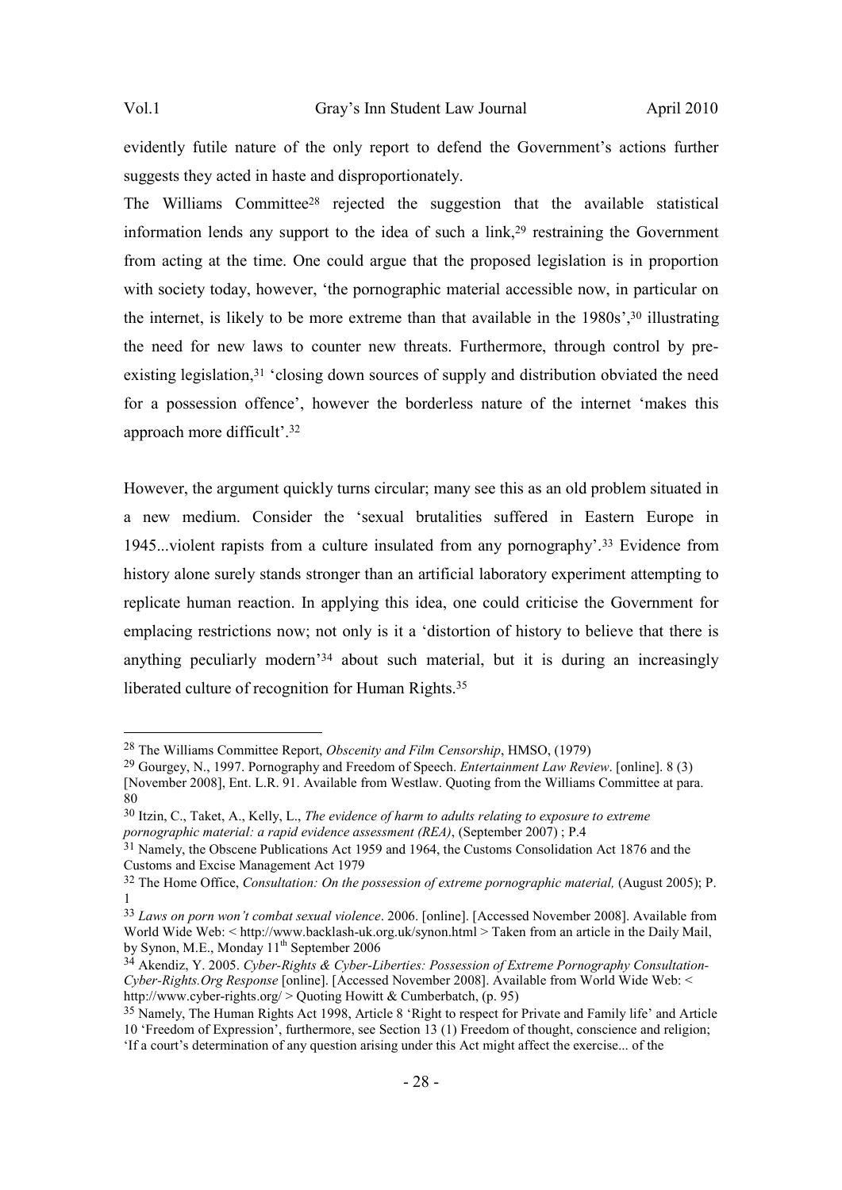evidently futile nature of the only report to defend the Government's actions further suggests they acted in haste and disproportionately.

The Williams Committee[28] rejected the suggestion that the available statistical information lends any support to the idea of such a link,[29] restraining the Government from acting at the time. One could argue that the proposed legislation is in proportion with society today, however, 'the pornographic material accessible now, in particular on the internet, is likely to be more extreme than that available in the 1980s',[30] illustrating the need for new laws to counter new threats. Furthermore, through control by pre-existing legislation,[31] 'closing down sources of supply and distribution obviated the need for a possession offence', however the borderless nature of the internet 'makes this approach more difficult'.[32]

However, the argument quickly turns circular; many see this as an old problem situated in a new medium. Consider the 'sexual brutalities suffered in Eastern Europe in 1945...violent rapists from a culture insulated from any pornography'.[33] Evidence from history alone surely stands stronger than an artificial laboratory experiment attempting to replicate human reaction. In applying this idea, one could criticise the Government for emplacing restrictions now; not only is it a 'distortion of history to believe that there is anything peculiarly modern'[34] about such material, but it is during an increasingly liberated culture of recognition for Human Rights.[35]

---

[28] The Williams Committee Report, *Obscenity and Film Censorship*, HMSO, (1979)

[29] Gourgey, N., 1997. Pornography and Freedom of Speech. *Entertainment Law Review*. [online]. 8 (3) [November 2008], Ent. L.R. 91. Available from Westlaw. Quoting from the Williams Committee at para. 80

[30] Itzin, C., Taket, A., Kelly, L., *The evidence of harm to adults relating to exposure to extreme pornographic material: a rapid evidence assessment (REA)*, (September 2007) ; P.4

[31] Namely, the Obscene Publications Act 1959 and 1964, the Customs Consolidation Act 1876 and the Customs and Excise Management Act 1979

[32] The Home Office, *Consultation: On the possession of extreme pornographic material,* (August 2005); P. 1

[33] *Laws on porn won't combat sexual violence*. 2006. [online]. [Accessed November 2008]. Available from World Wide Web: < http://www.backlash-uk.org.uk/synon.html > Taken from an article in the Daily Mail, by Synon, M.E., Monday 11th September 2006

[34] Akendiz, Y. 2005. *Cyber-Rights & Cyber-Liberties: Possession of Extreme Pornography Consultation-Cyber-Rights.Org Response* [online]. [Accessed November 2008]. Available from World Wide Web: < http://www.cyber-rights.org/ > Quoting Howitt & Cumberbatch, (p. 95)

[35] Namely, The Human Rights Act 1998, Article 8 'Right to respect for Private and Family life' and Article 10 'Freedom of Expression', furthermore, see Section 13 (1) Freedom of thought, conscience and religion; 'If a court's determination of any question arising under this Act might affect the exercise... of the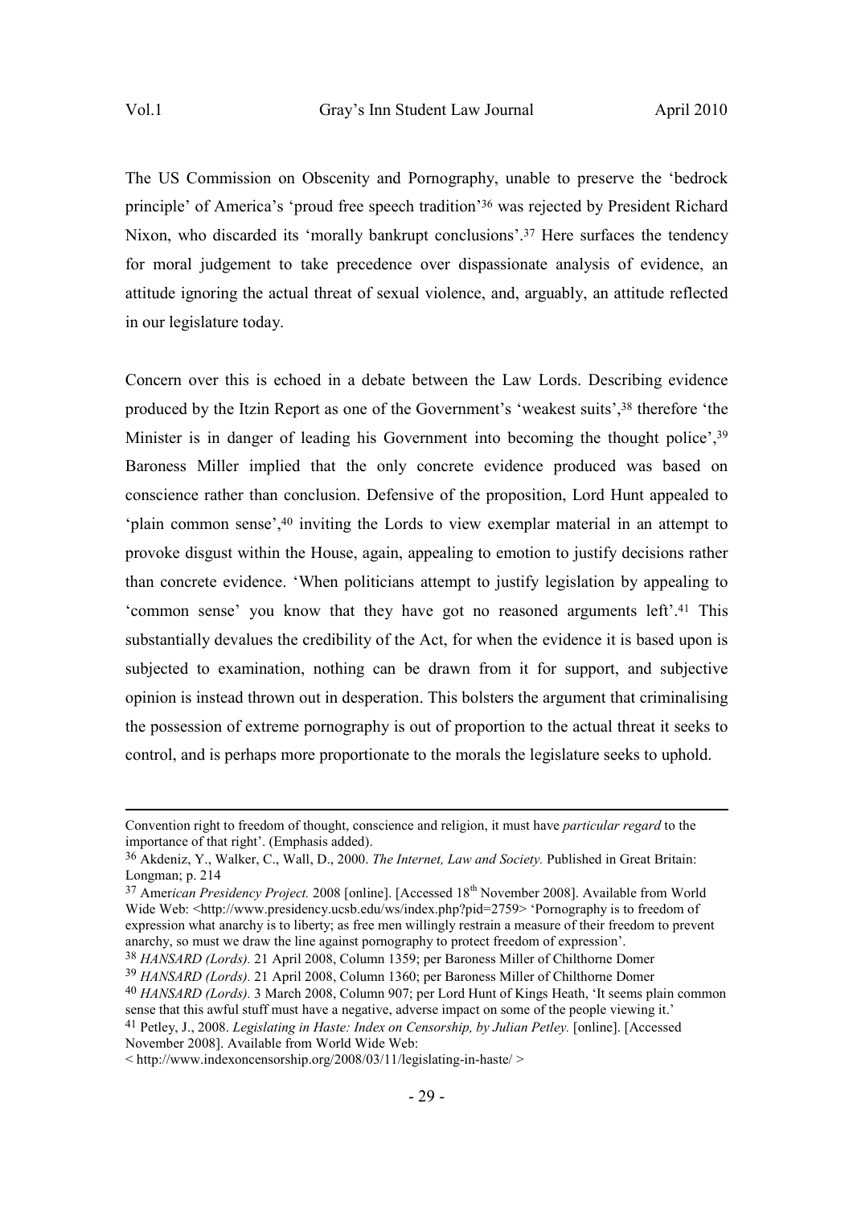The US Commission on Obscenity and Pornography, unable to preserve the 'bedrock principle' of America's 'proud free speech tradition'[36] was rejected by President Richard Nixon, who discarded its 'morally bankrupt conclusions'.[37] Here surfaces the tendency for moral judgement to take precedence over dispassionate analysis of evidence, an attitude ignoring the actual threat of sexual violence, and, arguably, an attitude reflected in our legislature today.

Concern over this is echoed in a debate between the Law Lords. Describing evidence produced by the Itzin Report as one of the Government's 'weakest suits',[38] therefore 'the Minister is in danger of leading his Government into becoming the thought police',[39] Baroness Miller implied that the only concrete evidence produced was based on conscience rather than conclusion. Defensive of the proposition, Lord Hunt appealed to 'plain common sense',[40] inviting the Lords to view exemplar material in an attempt to provoke disgust within the House, again, appealing to emotion to justify decisions rather than concrete evidence. 'When politicians attempt to justify legislation by appealing to 'common sense' you know that they have got no reasoned arguments left'.[41] This substantially devalues the credibility of the Act, for when the evidence it is based upon is subjected to examination, nothing can be drawn from it for support, and subjective opinion is instead thrown out in desperation. This bolsters the argument that criminalising the possession of extreme pornography is out of proportion to the actual threat it seeks to control, and is perhaps more proportionate to the morals the legislature seeks to uphold.

---

Convention right to freedom of thought, conscience and religion, it must have *particular regard* to the importance of that right'. (Emphasis added).

[36] Akdeniz, Y., Walker, C., Wall, D., 2000. *The Internet, Law and Society.* Published in Great Britain: Longman; p. 214

[37] *American Presidency Project.* 2008 [online]. [Accessed 18th November 2008]. Available from World Wide Web: <http://www.presidency.ucsb.edu/ws/index.php?pid=2759> 'Pornography is to freedom of expression what anarchy is to liberty; as free men willingly restrain a measure of their freedom to prevent anarchy, so must we draw the line against pornography to protect freedom of expression'.

[38] *HANSARD (Lords).* 21 April 2008, Column 1359; per Baroness Miller of Chilthorne Domer

[39] *HANSARD (Lords).* 21 April 2008, Column 1360; per Baroness Miller of Chilthorne Domer

[40] *HANSARD (Lords).* 3 March 2008, Column 907; per Lord Hunt of Kings Heath, 'It seems plain common sense that this awful stuff must have a negative, adverse impact on some of the people viewing it.'

[41] Petley, J., 2008. *Legislating in Haste: Index on Censorship, by Julian Petley.* [online]. [Accessed November 2008]. Available from World Wide Web:
< http://www.indexoncensorship.org/2008/03/11/legislating-in-haste/ >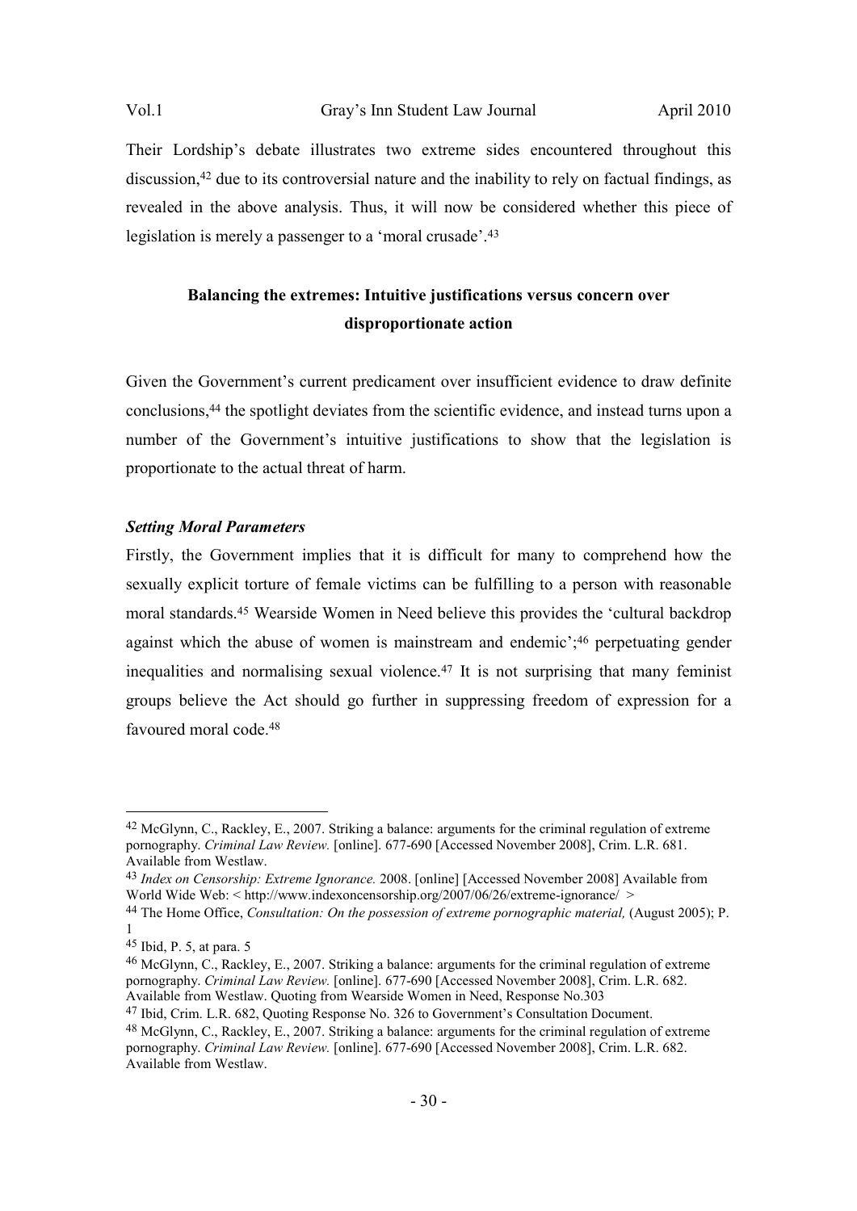Their Lordship's debate illustrates two extreme sides encountered throughout this discussion,[42] due to its controversial nature and the inability to rely on factual findings, as revealed in the above analysis. Thus, it will now be considered whether this piece of legislation is merely a passenger to a 'moral crusade'.[43]

## Balancing the extremes: Intuitive justifications versus concern over disproportionate action

Given the Government's current predicament over insufficient evidence to draw definite conclusions,[44] the spotlight deviates from the scientific evidence, and instead turns upon a number of the Government's intuitive justifications to show that the legislation is proportionate to the actual threat of harm.

### *Setting Moral Parameters*

Firstly, the Government implies that it is difficult for many to comprehend how the sexually explicit torture of female victims can be fulfilling to a person with reasonable moral standards.[45] Wearside Women in Need believe this provides the 'cultural backdrop against which the abuse of women is mainstream and endemic';[46] perpetuating gender inequalities and normalising sexual violence.[47] It is not surprising that many feminist groups believe the Act should go further in suppressing freedom of expression for a favoured moral code.[48]

---

[42] McGlynn, C., Rackley, E., 2007. Striking a balance: arguments for the criminal regulation of extreme pornography. *Criminal Law Review.* [online]. 677-690 [Accessed November 2008], Crim. L.R. 681. Available from Westlaw.

[43] *Index on Censorship: Extreme Ignorance.* 2008. [online] [Accessed November 2008] Available from World Wide Web: < http://www.indexoncensorship.org/2007/06/26/extreme-ignorance/ >

[44] The Home Office, *Consultation: On the possession of extreme pornographic material,* (August 2005); P. 1

[45] Ibid, P. 5, at para. 5

[46] McGlynn, C., Rackley, E., 2007. Striking a balance: arguments for the criminal regulation of extreme pornography. *Criminal Law Review.* [online]. 677-690 [Accessed November 2008], Crim. L.R. 682. Available from Westlaw. Quoting from Wearside Women in Need, Response No.303

[47] Ibid, Crim. L.R. 682, Quoting Response No. 326 to Government's Consultation Document.

[48] McGlynn, C., Rackley, E., 2007. Striking a balance: arguments for the criminal regulation of extreme pornography. *Criminal Law Review.* [online]. 677-690 [Accessed November 2008], Crim. L.R. 682. Available from Westlaw.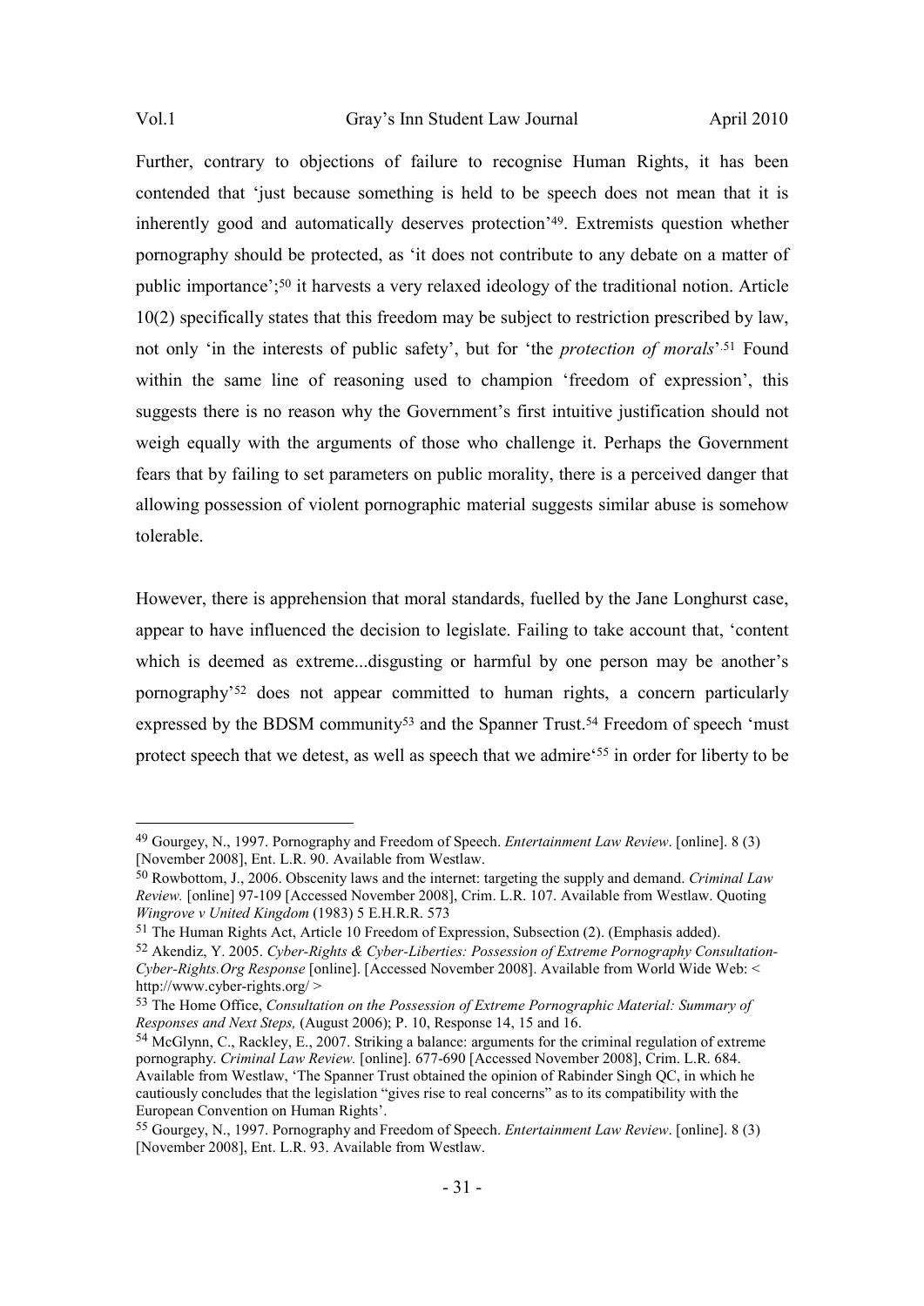Further, contrary to objections of failure to recognise Human Rights, it has been contended that 'just because something is held to be speech does not mean that it is inherently good and automatically deserves protection'[49]. Extremists question whether pornography should be protected, as 'it does not contribute to any debate on a matter of public importance';[50] it harvests a very relaxed ideology of the traditional notion. Article 10(2) specifically states that this freedom may be subject to restriction prescribed by law, not only 'in the interests of public safety', but for 'the *protection of morals*'.[51] Found within the same line of reasoning used to champion 'freedom of expression', this suggests there is no reason why the Government's first intuitive justification should not weigh equally with the arguments of those who challenge it. Perhaps the Government fears that by failing to set parameters on public morality, there is a perceived danger that allowing possession of violent pornographic material suggests similar abuse is somehow tolerable.

However, there is apprehension that moral standards, fuelled by the Jane Longhurst case, appear to have influenced the decision to legislate. Failing to take account that, 'content which is deemed as extreme...disgusting or harmful by one person may be another's pornography'[52] does not appear committed to human rights, a concern particularly expressed by the BDSM community[53] and the Spanner Trust.[54] Freedom of speech 'must protect speech that we detest, as well as speech that we admire'[55] in order for liberty to be

---

[49] Gourgey, N., 1997. Pornography and Freedom of Speech. *Entertainment Law Review*. [online]. 8 (3) [November 2008], Ent. L.R. 90. Available from Westlaw.

[50] Rowbottom, J., 2006. Obscenity laws and the internet: targeting the supply and demand. *Criminal Law Review.* [online] 97-109 [Accessed November 2008], Crim. L.R. 107. Available from Westlaw. Quoting *Wingrove v United Kingdom* (1983) 5 E.H.R.R. 573

[51] The Human Rights Act, Article 10 Freedom of Expression, Subsection (2). (Emphasis added).

[52] Akendiz, Y. 2005. *Cyber-Rights & Cyber-Liberties: Possession of Extreme Pornography Consultation-Cyber-Rights.Org Response* [online]. [Accessed November 2008]. Available from World Wide Web: < http://www.cyber-rights.org/ >

[53] The Home Office, *Consultation on the Possession of Extreme Pornographic Material: Summary of Responses and Next Steps,* (August 2006); P. 10, Response 14, 15 and 16.

[54] McGlynn, C., Rackley, E., 2007. Striking a balance: arguments for the criminal regulation of extreme pornography. *Criminal Law Review.* [online]. 677-690 [Accessed November 2008], Crim. L.R. 684. Available from Westlaw, 'The Spanner Trust obtained the opinion of Rabinder Singh QC, in which he cautiously concludes that the legislation "gives rise to real concerns" as to its compatibility with the European Convention on Human Rights'.

[55] Gourgey, N., 1997. Pornography and Freedom of Speech. *Entertainment Law Review*. [online]. 8 (3) [November 2008], Ent. L.R. 93. Available from Westlaw.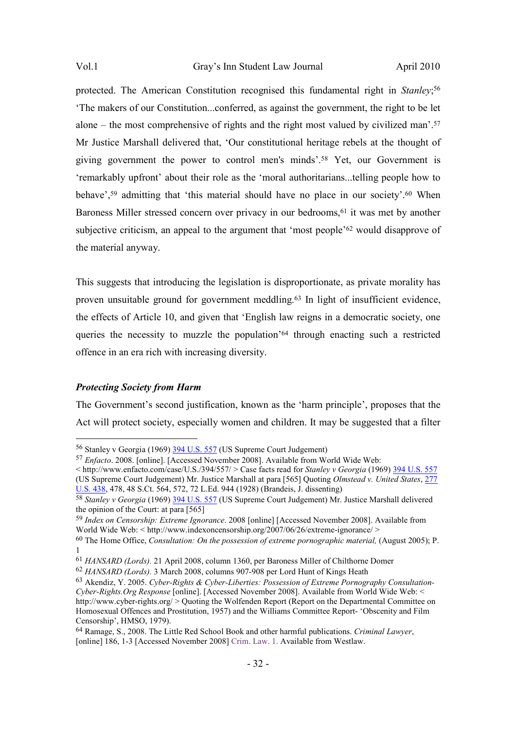protected. The American Constitution recognised this fundamental right in *Stanley*;[56] 'The makers of our Constitution...conferred, as against the government, the right to be let alone – the most comprehensive of rights and the right most valued by civilized man'.[57] Mr Justice Marshall delivered that, 'Our constitutional heritage rebels at the thought of giving government the power to control men's minds'.[58] Yet, our Government is 'remarkably upfront' about their role as the 'moral authoritarians...telling people how to behave',[59] admitting that 'this material should have no place in our society'.[60] When Baroness Miller stressed concern over privacy in our bedrooms,[61] it was met by another subjective criticism, an appeal to the argument that 'most people'[62] would disapprove of the material anyway.

This suggests that introducing the legislation is disproportionate, as private morality has proven unsuitable ground for government meddling.[63] In light of insufficient evidence, the effects of Article 10, and given that 'English law reigns in a democratic society, one queries the necessity to muzzle the population'[64] through enacting such a restricted offence in an era rich with increasing diversity.

### *Protecting Society from Harm*

The Government's second justification, known as the 'harm principle', proposes that the Act will protect society, especially women and children. It may be suggested that a filter

---

[56] Stanley v Georgia (1969) 394 U.S. 557 (US Supreme Court Judgement)

[57] *Enfacto*. 2008. [online]. [Accessed November 2008]. Available from World Wide Web: < http://www.enfacto.com/case/U.S./394/557/ > Case facts read for *Stanley v Georgia* (1969) 394 U.S. 557 (US Supreme Court Judgement) Mr. Justice Marshall at para [565] Quoting *Olmstead v. United States*, 277 U.S. 438, 478, 48 S.Ct. 564, 572, 72 L.Ed. 944 (1928) (Brandeis, J. dissenting)

[58] *Stanley v Georgia* (1969) 394 U.S. 557 (US Supreme Court Judgement) Mr. Justice Marshall delivered the opinion of the Court: at para [565]

[59] *Index on Censorship: Extreme Ignorance*. 2008 [online] [Accessed November 2008]. Available from World Wide Web: < http://www.indexoncensorship.org/2007/06/26/extreme-ignorance/ >

[60] The Home Office, *Consultation: On the possession of extreme pornographic material,* (August 2005); P. 1

[61] *HANSARD (Lords).* 21 April 2008, column 1360, per Baroness Miller of Chilthorne Domer

[62] *HANSARD (Lords).* 3 March 2008, columns 907-908 per Lord Hunt of Kings Heath

[63] Akendiz, Y. 2005. *Cyber-Rights & Cyber-Liberties: Possession of Extreme Pornography Consultation-Cyber-Rights.Org Response* [online]. [Accessed November 2008]. Available from World Wide Web: < http://www.cyber-rights.org/ > Quoting the Wolfenden Report (Report on the Departmental Committee on Homosexual Offences and Prostitution, 1957) and the Williams Committee Report- 'Obscenity and Film Censorship', HMSO, 1979).

[64] Ramage, S., 2008. The Little Red School Book and other harmful publications. *Criminal Lawyer*, [online] 186, 1-3 [Accessed November 2008] Crim. Law. 1. Available from Westlaw.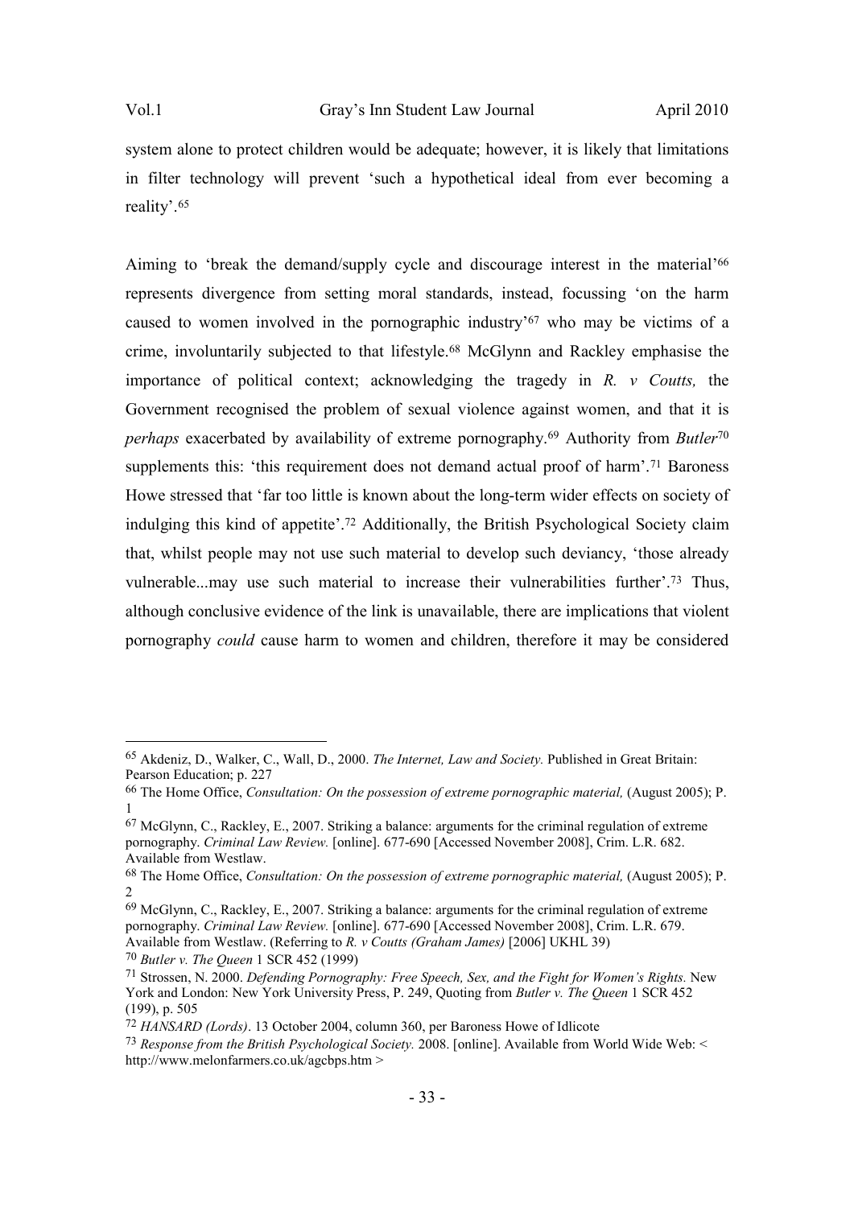system alone to protect children would be adequate; however, it is likely that limitations in filter technology will prevent 'such a hypothetical ideal from ever becoming a reality'.[65]

Aiming to 'break the demand/supply cycle and discourage interest in the material'[66] represents divergence from setting moral standards, instead, focussing 'on the harm caused to women involved in the pornographic industry'[67] who may be victims of a crime, involuntarily subjected to that lifestyle.[68] McGlynn and Rackley emphasise the importance of political context; acknowledging the tragedy in *R. v Coutts,* the Government recognised the problem of sexual violence against women, and that it is *perhaps* exacerbated by availability of extreme pornography.[69] Authority from *Butler*[70] supplements this: 'this requirement does not demand actual proof of harm'.[71] Baroness Howe stressed that 'far too little is known about the long-term wider effects on society of indulging this kind of appetite'.[72] Additionally, the British Psychological Society claim that, whilst people may not use such material to develop such deviancy, 'those already vulnerable...may use such material to increase their vulnerabilities further'.[73] Thus, although conclusive evidence of the link is unavailable, there are implications that violent pornography *could* cause harm to women and children, therefore it may be considered

---

[65] Akdeniz, D., Walker, C., Wall, D., 2000. *The Internet, Law and Society.* Published in Great Britain: Pearson Education; p. 227

[66] The Home Office, *Consultation: On the possession of extreme pornographic material,* (August 2005); P. 1

[67] McGlynn, C., Rackley, E., 2007. Striking a balance: arguments for the criminal regulation of extreme pornography. *Criminal Law Review.* [online]. 677-690 [Accessed November 2008], Crim. L.R. 682. Available from Westlaw.

[68] The Home Office, *Consultation: On the possession of extreme pornographic material,* (August 2005); P. 2

[69] McGlynn, C., Rackley, E., 2007. Striking a balance: arguments for the criminal regulation of extreme pornography. *Criminal Law Review.* [online]. 677-690 [Accessed November 2008], Crim. L.R. 679. Available from Westlaw. (Referring to *R. v Coutts (Graham James)* [2006] UKHL 39)

[70] *Butler v. The Queen* 1 SCR 452 (1999)

[71] Strossen, N. 2000. *Defending Pornography: Free Speech, Sex, and the Fight for Women's Rights.* New York and London: New York University Press, P. 249, Quoting from *Butler v. The Queen* 1 SCR 452 (199), p. 505

[72] *HANSARD (Lords)*. 13 October 2004, column 360, per Baroness Howe of Idlicote

[73] *Response from the British Psychological Society.* 2008. [online]. Available from World Wide Web: < http://www.melonfarmers.co.uk/agcbps.htm >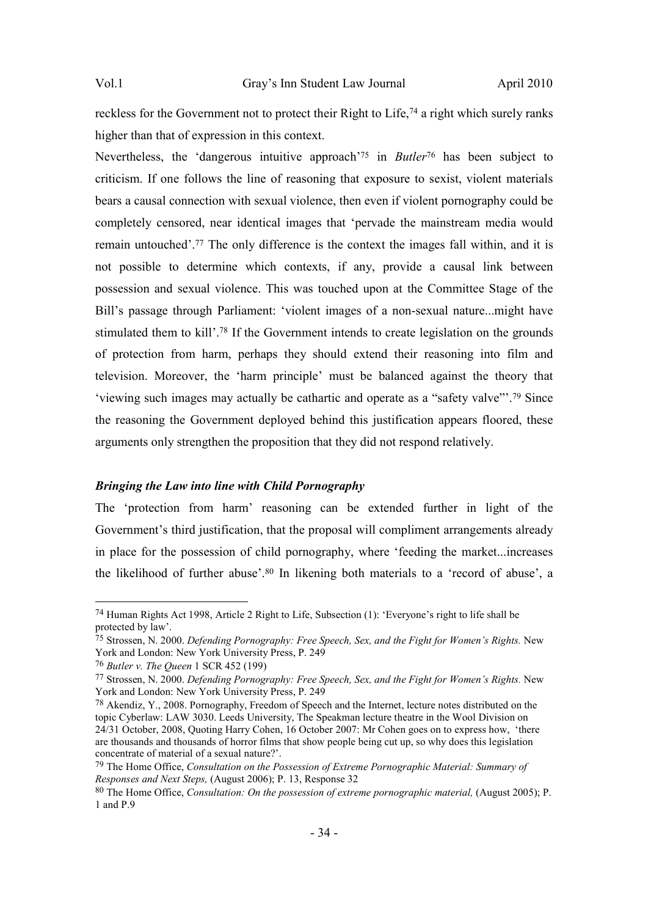reckless for the Government not to protect their Right to Life,[74] a right which surely ranks higher than that of expression in this context.

Nevertheless, the 'dangerous intuitive approach'[75] in *Butler*[76] has been subject to criticism. If one follows the line of reasoning that exposure to sexist, violent materials bears a causal connection with sexual violence, then even if violent pornography could be completely censored, near identical images that 'pervade the mainstream media would remain untouched'.[77] The only difference is the context the images fall within, and it is not possible to determine which contexts, if any, provide a causal link between possession and sexual violence. This was touched upon at the Committee Stage of the Bill's passage through Parliament: 'violent images of a non-sexual nature...might have stimulated them to kill'.[78] If the Government intends to create legislation on the grounds of protection from harm, perhaps they should extend their reasoning into film and television. Moreover, the 'harm principle' must be balanced against the theory that 'viewing such images may actually be cathartic and operate as a "safety valve"'.[79] Since the reasoning the Government deployed behind this justification appears floored, these arguments only strengthen the proposition that they did not respond relatively.

### *Bringing the Law into line with Child Pornography*

The 'protection from harm' reasoning can be extended further in light of the Government's third justification, that the proposal will compliment arrangements already in place for the possession of child pornography, where 'feeding the market...increases the likelihood of further abuse'.[80] In likening both materials to a 'record of abuse', a

---

[74] Human Rights Act 1998, Article 2 Right to Life, Subsection (1): 'Everyone's right to life shall be protected by law'.

[75] Strossen, N. 2000. *Defending Pornography: Free Speech, Sex, and the Fight for Women's Rights.* New York and London: New York University Press, P. 249

[76] *Butler v. The Queen* 1 SCR 452 (199)

[77] Strossen, N. 2000. *Defending Pornography: Free Speech, Sex, and the Fight for Women's Rights.* New York and London: New York University Press, P. 249

[78] Akendiz, Y., 2008. Pornography, Freedom of Speech and the Internet, lecture notes distributed on the topic Cyberlaw: LAW 3030. Leeds University, The Speakman lecture theatre in the Wool Division on 24/31 October, 2008, Quoting Harry Cohen, 16 October 2007: Mr Cohen goes on to express how, 'there are thousands and thousands of horror films that show people being cut up, so why does this legislation concentrate of material of a sexual nature?'.

[79] The Home Office, *Consultation on the Possession of Extreme Pornographic Material: Summary of Responses and Next Steps,* (August 2006); P. 13, Response 32

[80] The Home Office, *Consultation: On the possession of extreme pornographic material,* (August 2005); P. 1 and P.9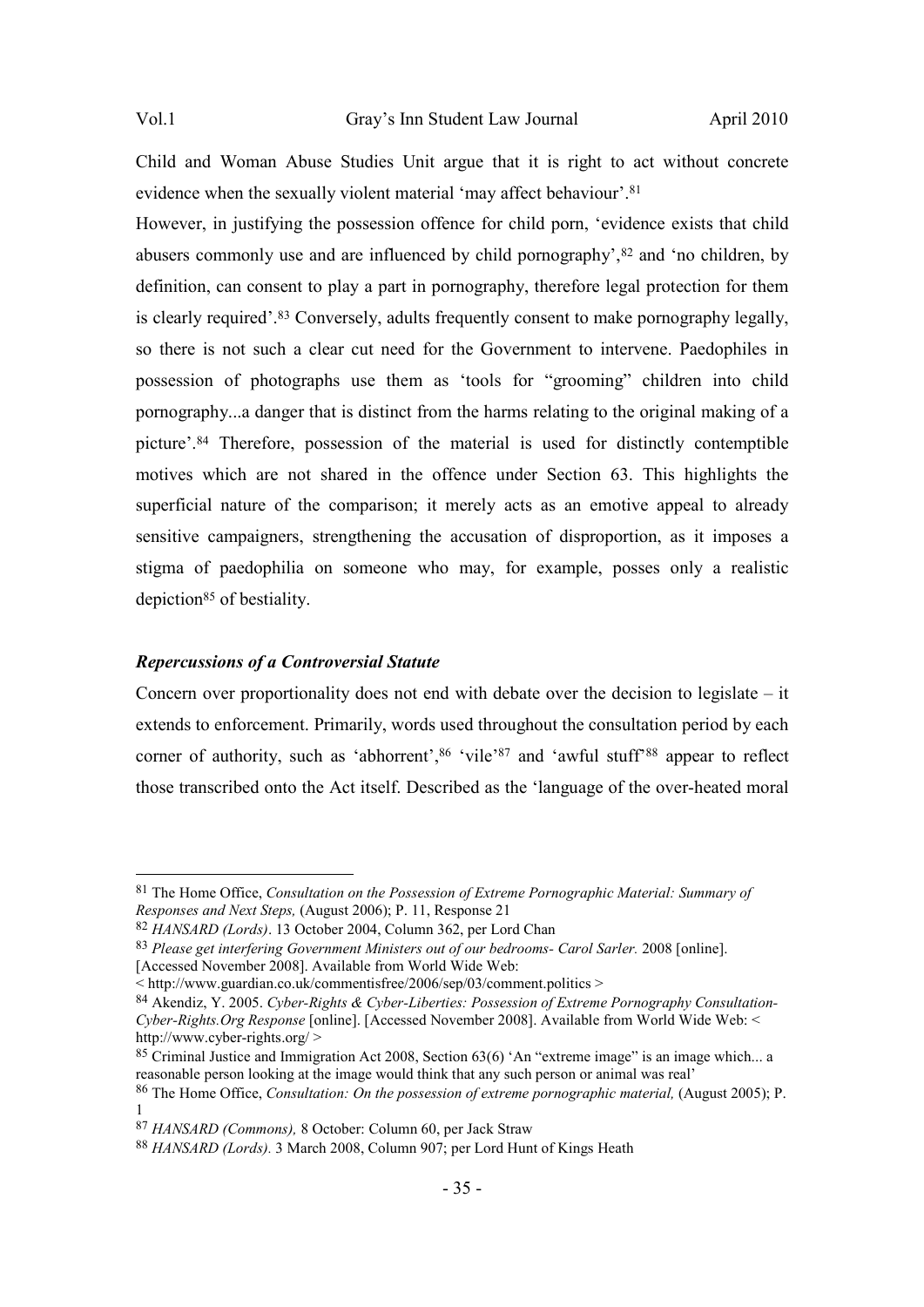Child and Woman Abuse Studies Unit argue that it is right to act without concrete evidence when the sexually violent material 'may affect behaviour'.[81]

However, in justifying the possession offence for child porn, 'evidence exists that child abusers commonly use and are influenced by child pornography',[82] and 'no children, by definition, can consent to play a part in pornography, therefore legal protection for them is clearly required'.[83] Conversely, adults frequently consent to make pornography legally, so there is not such a clear cut need for the Government to intervene. Paedophiles in possession of photographs use them as 'tools for "grooming" children into child pornography...a danger that is distinct from the harms relating to the original making of a picture'.[84] Therefore, possession of the material is used for distinctly contemptible motives which are not shared in the offence under Section 63. This highlights the superficial nature of the comparison; it merely acts as an emotive appeal to already sensitive campaigners, strengthening the accusation of disproportion, as it imposes a stigma of paedophilia on someone who may, for example, posses only a realistic depiction[85] of bestiality.

### *Repercussions of a Controversial Statute*

Concern over proportionality does not end with debate over the decision to legislate – it extends to enforcement. Primarily, words used throughout the consultation period by each corner of authority, such as 'abhorrent',[86] 'vile'[87] and 'awful stuff'[88] appear to reflect those transcribed onto the Act itself. Described as the 'language of the over-heated moral

---

[81] The Home Office, *Consultation on the Possession of Extreme Pornographic Material: Summary of Responses and Next Steps,* (August 2006); P. 11, Response 21

[82] *HANSARD (Lords)*. 13 October 2004, Column 362, per Lord Chan

[83] *Please get interfering Government Ministers out of our bedrooms- Carol Sarler.* 2008 [online]. [Accessed November 2008]. Available from World Wide Web: < http://www.guardian.co.uk/commentisfree/2006/sep/03/comment.politics >

[84] Akendiz, Y. 2005. *Cyber-Rights & Cyber-Liberties: Possession of Extreme Pornography Consultation-Cyber-Rights.Org Response* [online]. [Accessed November 2008]. Available from World Wide Web: < http://www.cyber-rights.org/ >

[85] Criminal Justice and Immigration Act 2008, Section 63(6) 'An "extreme image" is an image which... a reasonable person looking at the image would think that any such person or animal was real'

[86] The Home Office, *Consultation: On the possession of extreme pornographic material,* (August 2005); P. 1

[87] *HANSARD (Commons),* 8 October: Column 60, per Jack Straw

[88] *HANSARD (Lords).* 3 March 2008, Column 907; per Lord Hunt of Kings Heath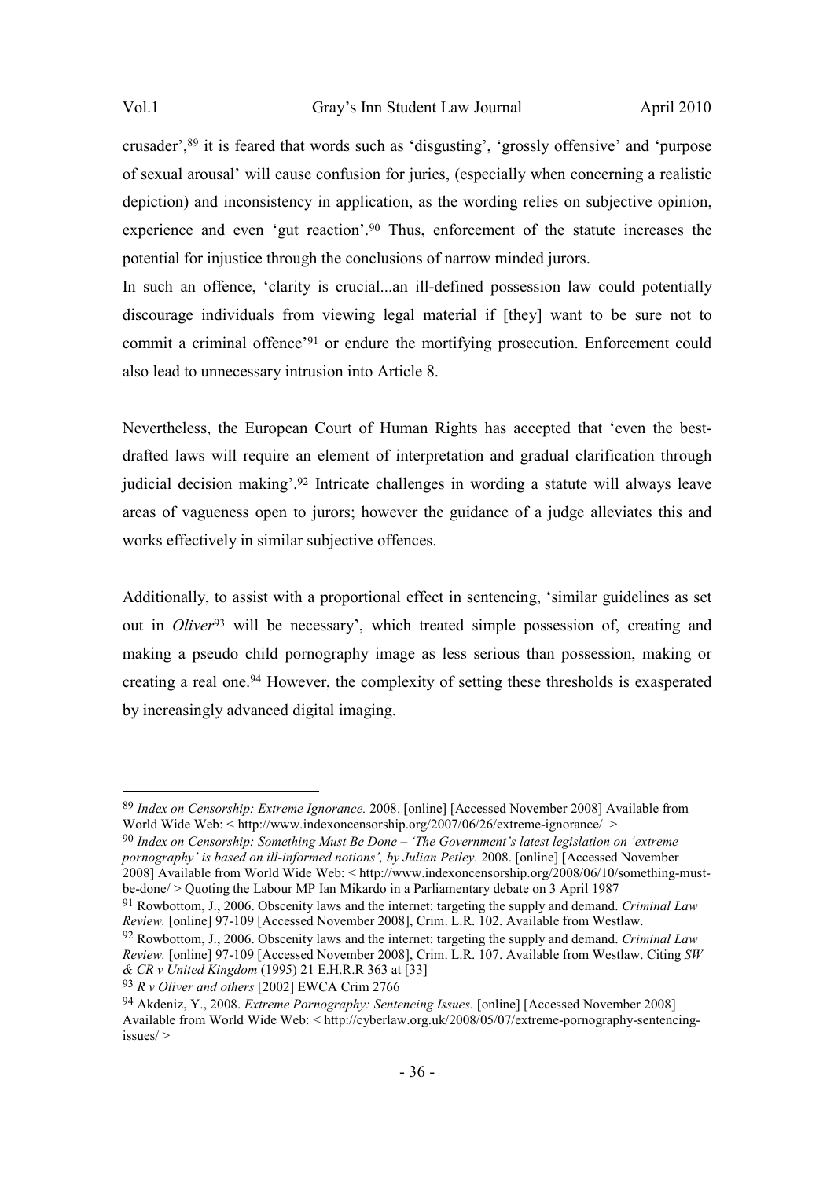crusader',[89] it is feared that words such as 'disgusting', 'grossly offensive' and 'purpose of sexual arousal' will cause confusion for juries, (especially when concerning a realistic depiction) and inconsistency in application, as the wording relies on subjective opinion, experience and even 'gut reaction'.[90] Thus, enforcement of the statute increases the potential for injustice through the conclusions of narrow minded jurors.

In such an offence, 'clarity is crucial...an ill-defined possession law could potentially discourage individuals from viewing legal material if [they] want to be sure not to commit a criminal offence'[91] or endure the mortifying prosecution. Enforcement could also lead to unnecessary intrusion into Article 8.

Nevertheless, the European Court of Human Rights has accepted that 'even the best-drafted laws will require an element of interpretation and gradual clarification through judicial decision making'.[92] Intricate challenges in wording a statute will always leave areas of vagueness open to jurors; however the guidance of a judge alleviates this and works effectively in similar subjective offences.

Additionally, to assist with a proportional effect in sentencing, 'similar guidelines as set out in *Oliver*[93] will be necessary', which treated simple possession of, creating and making a pseudo child pornography image as less serious than possession, making or creating a real one.[94] However, the complexity of setting these thresholds is exasperated by increasingly advanced digital imaging.

---

[89] *Index on Censorship: Extreme Ignorance.* 2008. [online] [Accessed November 2008] Available from World Wide Web: < http://www.indexoncensorship.org/2007/06/26/extreme-ignorance/ >

[90] *Index on Censorship: Something Must Be Done – 'The Government's latest legislation on 'extreme pornography' is based on ill-informed notions', by Julian Petley.* 2008. [online] [Accessed November 2008] Available from World Wide Web: < http://www.indexoncensorship.org/2008/06/10/something-must-be-done/ > Quoting the Labour MP Ian Mikardo in a Parliamentary debate on 3 April 1987

[91] Rowbottom, J., 2006. Obscenity laws and the internet: targeting the supply and demand. *Criminal Law Review.* [online] 97-109 [Accessed November 2008], Crim. L.R. 102. Available from Westlaw.

[92] Rowbottom, J., 2006. Obscenity laws and the internet: targeting the supply and demand. *Criminal Law Review.* [online] 97-109 [Accessed November 2008], Crim. L.R. 107. Available from Westlaw. Citing *SW & CR v United Kingdom* (1995) 21 E.H.R.R 363 at [33]

[93] *R v Oliver and others* [2002] EWCA Crim 2766

[94] Akdeniz, Y., 2008. *Extreme Pornography: Sentencing Issues.* [online] [Accessed November 2008] Available from World Wide Web: < http://cyberlaw.org.uk/2008/05/07/extreme-pornography-sentencing-issues/ >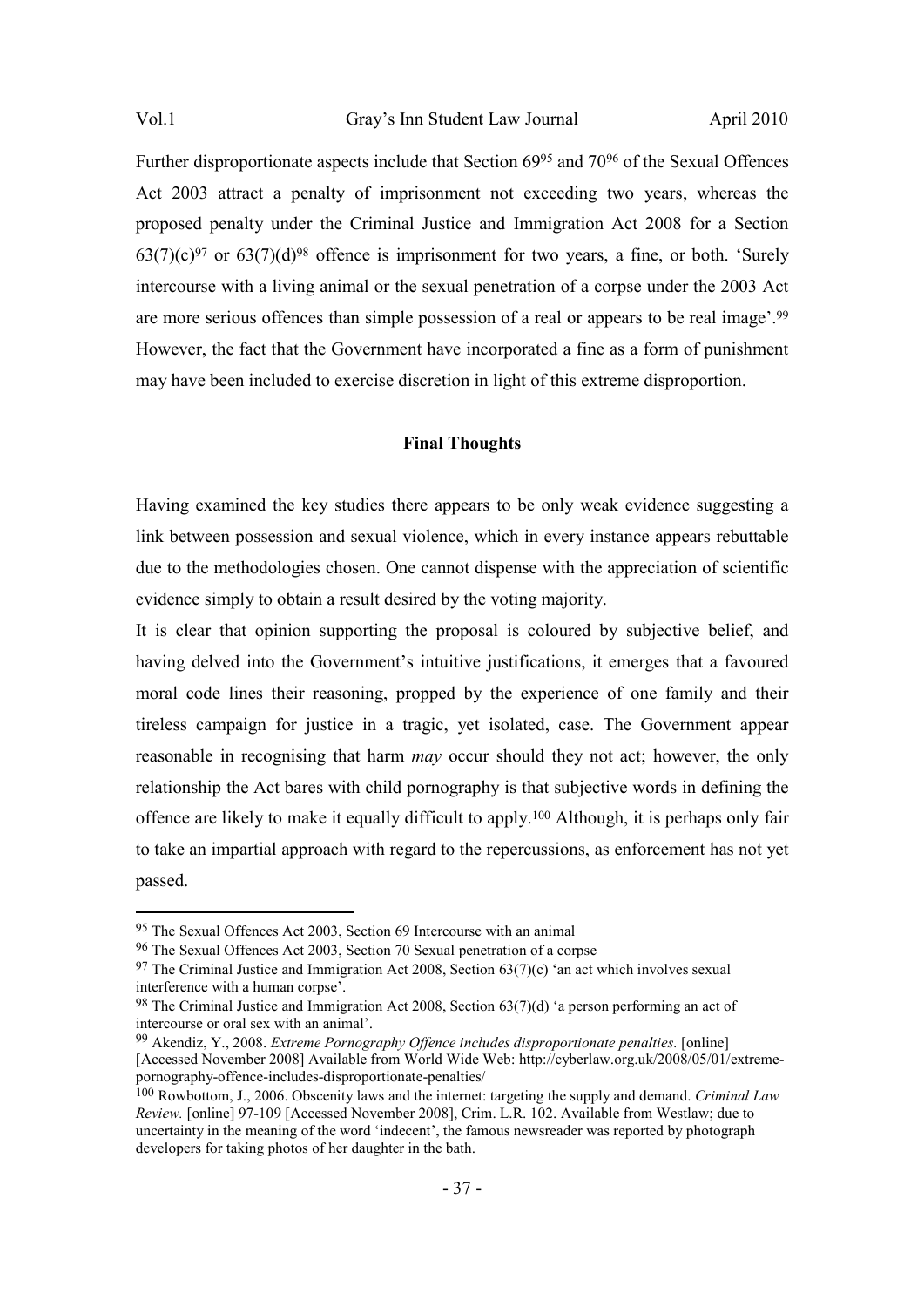Further disproportionate aspects include that Section 69[95] and 70[96] of the Sexual Offences Act 2003 attract a penalty of imprisonment not exceeding two years, whereas the proposed penalty under the Criminal Justice and Immigration Act 2008 for a Section 63(7)(c)[97] or 63(7)(d)[98] offence is imprisonment for two years, a fine, or both. 'Surely intercourse with a living animal or the sexual penetration of a corpse under the 2003 Act are more serious offences than simple possession of a real or appears to be real image'.[99] However, the fact that the Government have incorporated a fine as a form of punishment may have been included to exercise discretion in light of this extreme disproportion.

**Final Thoughts**

Having examined the key studies there appears to be only weak evidence suggesting a link between possession and sexual violence, which in every instance appears rebuttable due to the methodologies chosen. One cannot dispense with the appreciation of scientific evidence simply to obtain a result desired by the voting majority.

It is clear that opinion supporting the proposal is coloured by subjective belief, and having delved into the Government's intuitive justifications, it emerges that a favoured moral code lines their reasoning, propped by the experience of one family and their tireless campaign for justice in a tragic, yet isolated, case. The Government appear reasonable in recognising that harm *may* occur should they not act; however, the only relationship the Act bares with child pornography is that subjective words in defining the offence are likely to make it equally difficult to apply.[100] Although, it is perhaps only fair to take an impartial approach with regard to the repercussions, as enforcement has not yet passed.

---

[95] The Sexual Offences Act 2003, Section 69 Intercourse with an animal

[96] The Sexual Offences Act 2003, Section 70 Sexual penetration of a corpse

[97] The Criminal Justice and Immigration Act 2008, Section 63(7)(c) 'an act which involves sexual interference with a human corpse'.

[98] The Criminal Justice and Immigration Act 2008, Section 63(7)(d) 'a person performing an act of intercourse or oral sex with an animal'.

[99] Akendiz, Y., 2008. *Extreme Pornography Offence includes disproportionate penalties.* [online] [Accessed November 2008] Available from World Wide Web: http://cyberlaw.org.uk/2008/05/01/extreme-pornography-offence-includes-disproportionate-penalties/

[100] Rowbottom, J., 2006. Obscenity laws and the internet: targeting the supply and demand. *Criminal Law Review.* [online] 97-109 [Accessed November 2008], Crim. L.R. 102. Available from Westlaw; due to uncertainty in the meaning of the word 'indecent', the famous newsreader was reported by photograph developers for taking photos of her daughter in the bath.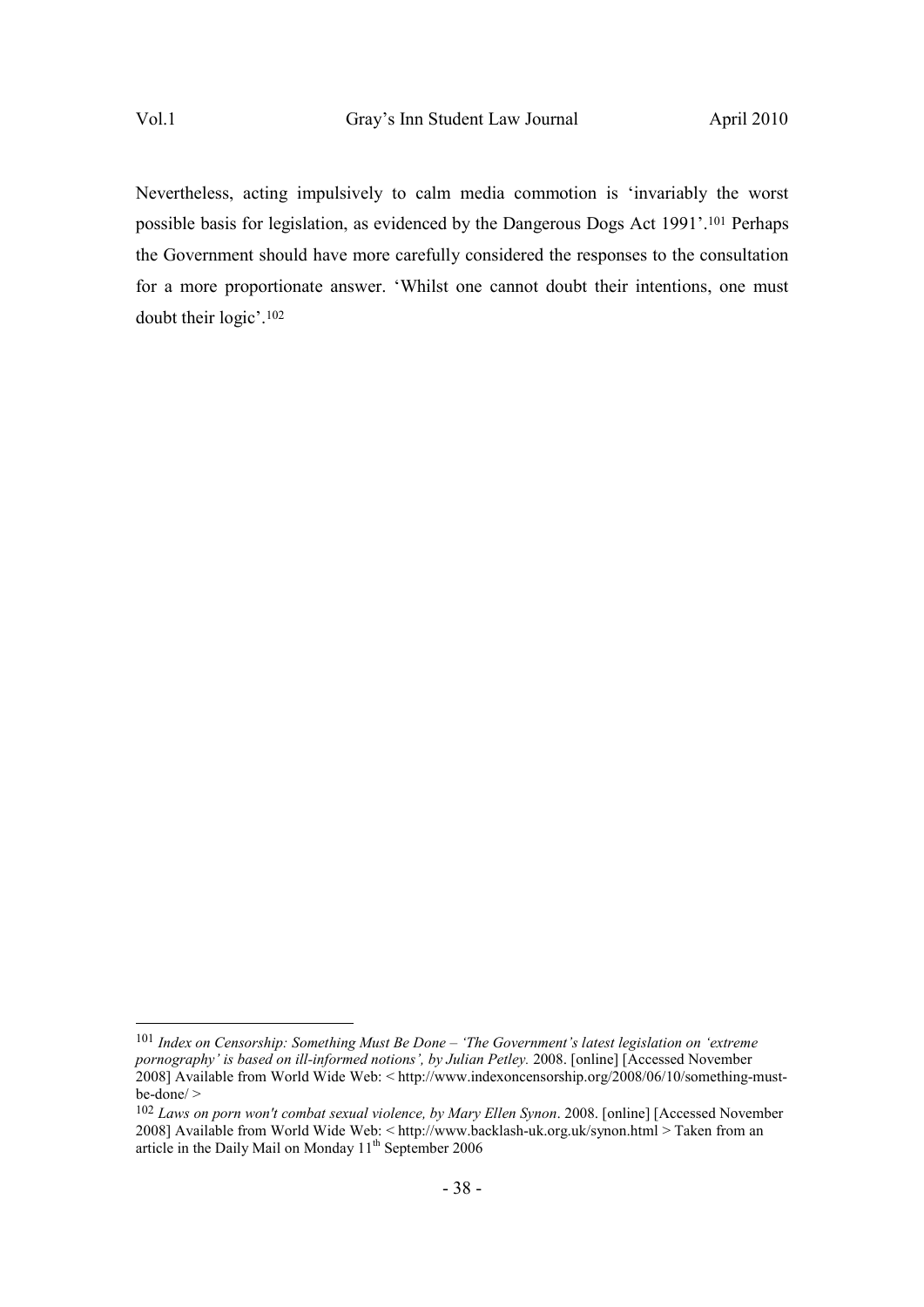Nevertheless, acting impulsively to calm media commotion is 'invariably the worst possible basis for legislation, as evidenced by the Dangerous Dogs Act 1991'.[101] Perhaps the Government should have more carefully considered the responses to the consultation for a more proportionate answer. 'Whilst one cannot doubt their intentions, one must doubt their logic'.[102]

---

[101] *Index on Censorship: Something Must Be Done – 'The Government's latest legislation on 'extreme pornography' is based on ill-informed notions', by Julian Petley.* 2008. [online] [Accessed November 2008] Available from World Wide Web: < http://www.indexoncensorship.org/2008/06/10/something-must-be-done/ >

[102] *Laws on porn won't combat sexual violence, by Mary Ellen Synon*. 2008. [online] [Accessed November 2008] Available from World Wide Web: < http://www.backlash-uk.org.uk/synon.html > Taken from an article in the Daily Mail on Monday 11th September 2006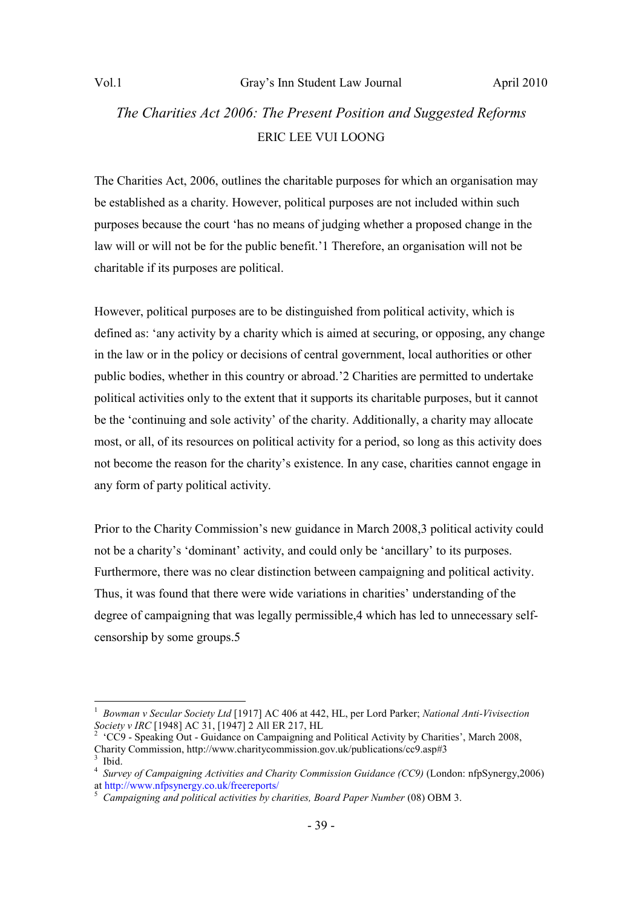# *The Charities Act 2006: The Present Position and Suggested Reforms*

ERIC LEE VUI LOONG

The Charities Act, 2006, outlines the charitable purposes for which an organisation may be established as a charity. However, political purposes are not included within such purposes because the court 'has no means of judging whether a proposed change in the law will or will not be for the public benefit.'[1] Therefore, an organisation will not be charitable if its purposes are political.

However, political purposes are to be distinguished from political activity, which is defined as: 'any activity by a charity which is aimed at securing, or opposing, any change in the law or in the policy or decisions of central government, local authorities or other public bodies, whether in this country or abroad.'[2] Charities are permitted to undertake political activities only to the extent that it supports its charitable purposes, but it cannot be the 'continuing and sole activity' of the charity. Additionally, a charity may allocate most, or all, of its resources on political activity for a period, so long as this activity does not become the reason for the charity's existence. In any case, charities cannot engage in any form of party political activity.

Prior to the Charity Commission's new guidance in March 2008,[3] political activity could not be a charity's 'dominant' activity, and could only be 'ancillary' to its purposes. Furthermore, there was no clear distinction between campaigning and political activity. Thus, it was found that there were wide variations in charities' understanding of the degree of campaigning that was legally permissible,[4] which has led to unnecessary self-censorship by some groups.[5]

---

[1] *Bowman v Secular Society Ltd* [1917] AC 406 at 442, HL, per Lord Parker; *National Anti-Vivisection Society v IRC* [1948] AC 31, [1947] 2 All ER 217, HL

[2] 'CC9 - Speaking Out - Guidance on Campaigning and Political Activity by Charities', March 2008, Charity Commission, http://www.charitycommission.gov.uk/publications/cc9.asp#3

[3] Ibid.

[4] *Survey of Campaigning Activities and Charity Commission Guidance (CC9)* (London: nfpSynergy,2006) at http://www.nfpsynergy.co.uk/freereports/

[5] *Campaigning and political activities by charities, Board Paper Number* (08) OBM 3.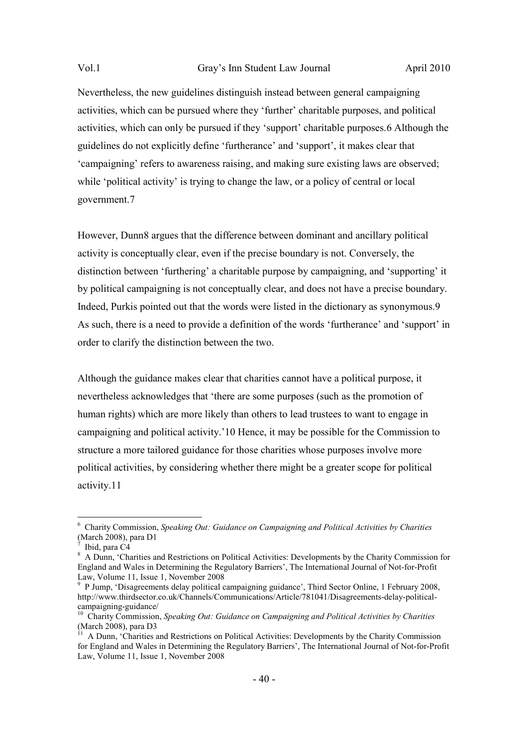Nevertheless, the new guidelines distinguish instead between general campaigning activities, which can be pursued where they 'further' charitable purposes, and political activities, which can only be pursued if they 'support' charitable purposes.[6] Although the guidelines do not explicitly define 'furtherance' and 'support', it makes clear that 'campaigning' refers to awareness raising, and making sure existing laws are observed; while 'political activity' is trying to change the law, or a policy of central or local government.[7]

However, Dunn[8] argues that the difference between dominant and ancillary political activity is conceptually clear, even if the precise boundary is not. Conversely, the distinction between 'furthering' a charitable purpose by campaigning, and 'supporting' it by political campaigning is not conceptually clear, and does not have a precise boundary. Indeed, Purkis pointed out that the words were listed in the dictionary as synonymous.[9] As such, there is a need to provide a definition of the words 'furtherance' and 'support' in order to clarify the distinction between the two.

Although the guidance makes clear that charities cannot have a political purpose, it nevertheless acknowledges that 'there are some purposes (such as the promotion of human rights) which are more likely than others to lead trustees to want to engage in campaigning and political activity.'[10] Hence, it may be possible for the Commission to structure a more tailored guidance for those charities whose purposes involve more political activities, by considering whether there might be a greater scope for political activity.[11]

---

[6] Charity Commission, *Speaking Out: Guidance on Campaigning and Political Activities by Charities* (March 2008), para D1

[7] Ibid, para C4

[8] A Dunn, 'Charities and Restrictions on Political Activities: Developments by the Charity Commission for England and Wales in Determining the Regulatory Barriers', The International Journal of Not-for-Profit Law, Volume 11, Issue 1, November 2008

[9] P Jump, 'Disagreements delay political campaigning guidance', Third Sector Online, 1 February 2008, http://www.thirdsector.co.uk/Channels/Communications/Article/781041/Disagreements-delay-political-campaigning-guidance/

[10] Charity Commission, *Speaking Out: Guidance on Campaigning and Political Activities by Charities* (March 2008), para D3

[11] A Dunn, 'Charities and Restrictions on Political Activities: Developments by the Charity Commission for England and Wales in Determining the Regulatory Barriers', The International Journal of Not-for-Profit Law, Volume 11, Issue 1, November 2008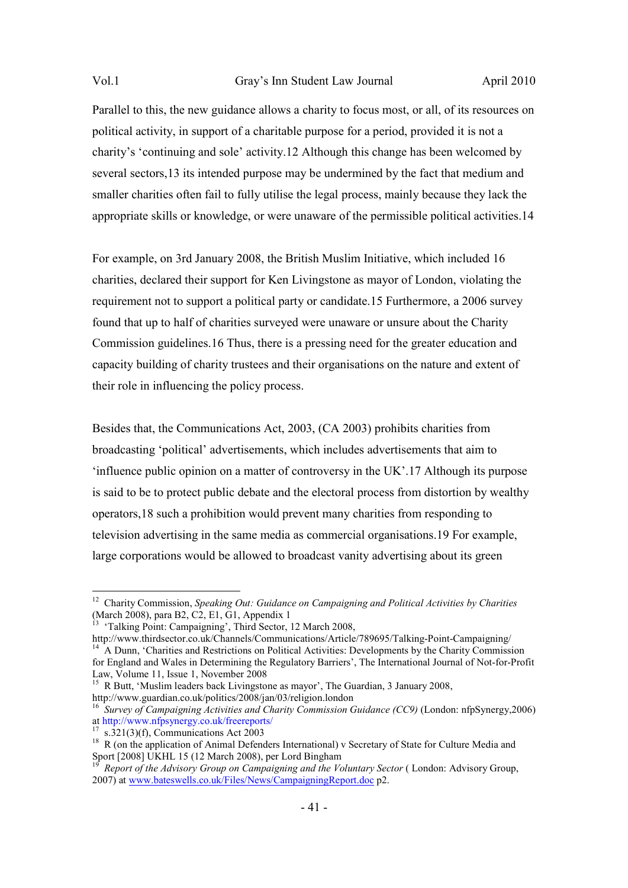Parallel to this, the new guidance allows a charity to focus most, or all, of its resources on political activity, in support of a charitable purpose for a period, provided it is not a charity's 'continuing and sole' activity.[12] Although this change has been welcomed by several sectors,[13] its intended purpose may be undermined by the fact that medium and smaller charities often fail to fully utilise the legal process, mainly because they lack the appropriate skills or knowledge, or were unaware of the permissible political activities.[14]

For example, on 3rd January 2008, the British Muslim Initiative, which included 16 charities, declared their support for Ken Livingstone as mayor of London, violating the requirement not to support a political party or candidate.[15] Furthermore, a 2006 survey found that up to half of charities surveyed were unaware or unsure about the Charity Commission guidelines.[16] Thus, there is a pressing need for the greater education and capacity building of charity trustees and their organisations on the nature and extent of their role in influencing the policy process.

Besides that, the Communications Act, 2003, (CA 2003) prohibits charities from broadcasting 'political' advertisements, which includes advertisements that aim to 'influence public opinion on a matter of controversy in the UK'.[17] Although its purpose is said to be to protect public debate and the electoral process from distortion by wealthy operators,[18] such a prohibition would prevent many charities from responding to television advertising in the same media as commercial organisations.[19] For example, large corporations would be allowed to broadcast vanity advertising about its green

---

[12] Charity Commission, *Speaking Out: Guidance on Campaigning and Political Activities by Charities* (March 2008), para B2, C2, E1, G1, Appendix 1

[13] 'Talking Point: Campaigning', Third Sector, 12 March 2008, http://www.thirdsector.co.uk/Channels/Communications/Article/789695/Talking-Point-Campaigning/

[14] A Dunn, 'Charities and Restrictions on Political Activities: Developments by the Charity Commission for England and Wales in Determining the Regulatory Barriers', The International Journal of Not-for-Profit Law, Volume 11, Issue 1, November 2008

[15] R Butt, 'Muslim leaders back Livingstone as mayor', The Guardian, 3 January 2008, http://www.guardian.co.uk/politics/2008/jan/03/religion.london

[16] *Survey of Campaigning Activities and Charity Commission Guidance (CC9)* (London: nfpSynergy,2006) at http://www.nfpsynergy.co.uk/freereports/

[17] s.321(3)(f), Communications Act 2003

[18] R (on the application of Animal Defenders International) v Secretary of State for Culture Media and Sport [2008] UKHL 15 (12 March 2008), per Lord Bingham

[19] *Report of the Advisory Group on Campaigning and the Voluntary Sector* ( London: Advisory Group, 2007) at www.bateswells.co.uk/Files/News/CampaigningReport.doc p2.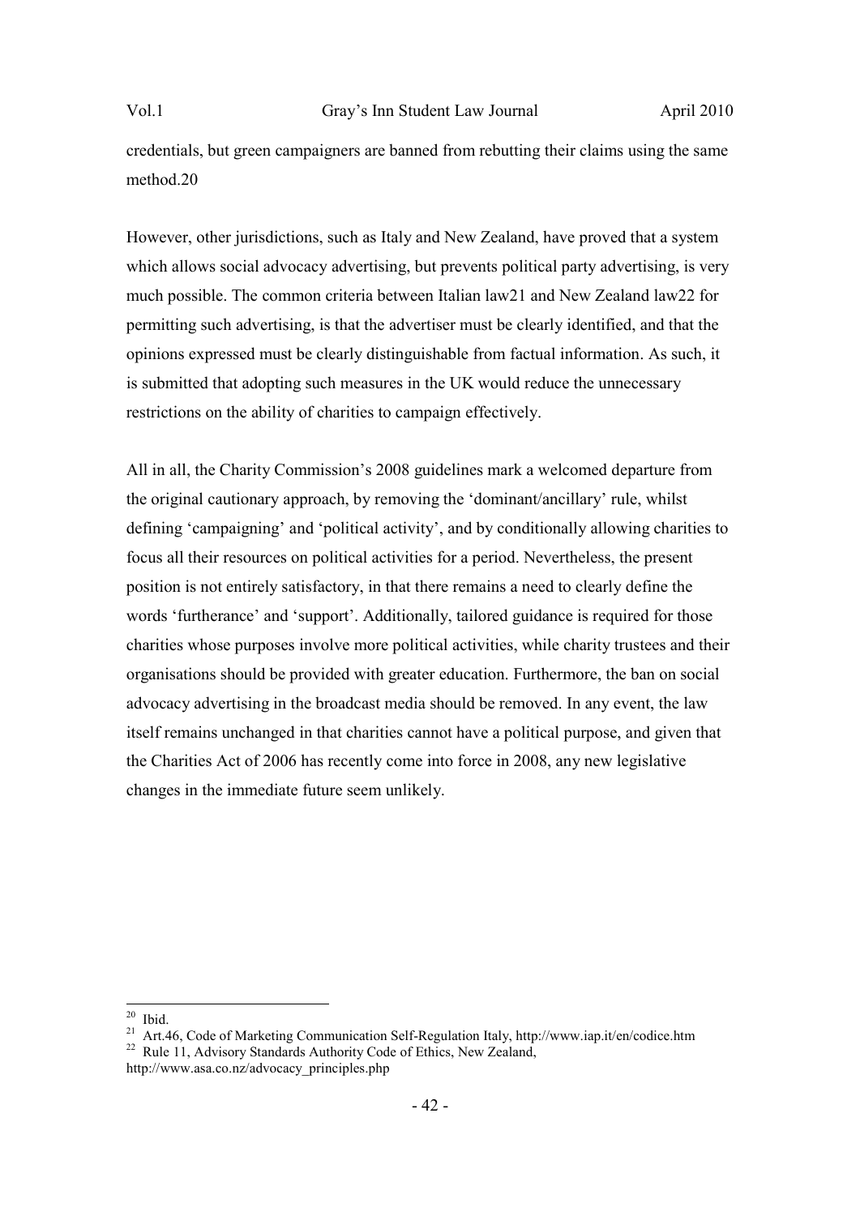credentials, but green campaigners are banned from rebutting their claims using the same method.[20]

However, other jurisdictions, such as Italy and New Zealand, have proved that a system which allows social advocacy advertising, but prevents political party advertising, is very much possible. The common criteria between Italian law[21] and New Zealand law[22] for permitting such advertising, is that the advertiser must be clearly identified, and that the opinions expressed must be clearly distinguishable from factual information. As such, it is submitted that adopting such measures in the UK would reduce the unnecessary restrictions on the ability of charities to campaign effectively.

All in all, the Charity Commission's 2008 guidelines mark a welcomed departure from the original cautionary approach, by removing the 'dominant/ancillary' rule, whilst defining 'campaigning' and 'political activity', and by conditionally allowing charities to focus all their resources on political activities for a period. Nevertheless, the present position is not entirely satisfactory, in that there remains a need to clearly define the words 'furtherance' and 'support'. Additionally, tailored guidance is required for those charities whose purposes involve more political activities, while charity trustees and their organisations should be provided with greater education. Furthermore, the ban on social advocacy advertising in the broadcast media should be removed. In any event, the law itself remains unchanged in that charities cannot have a political purpose, and given that the Charities Act of 2006 has recently come into force in 2008, any new legislative changes in the immediate future seem unlikely.

---

[20] Ibid.

[21] Art.46, Code of Marketing Communication Self-Regulation Italy, http://www.iap.it/en/codice.htm

[22] Rule 11, Advisory Standards Authority Code of Ethics, New Zealand, http://www.asa.co.nz/advocacy_principles.php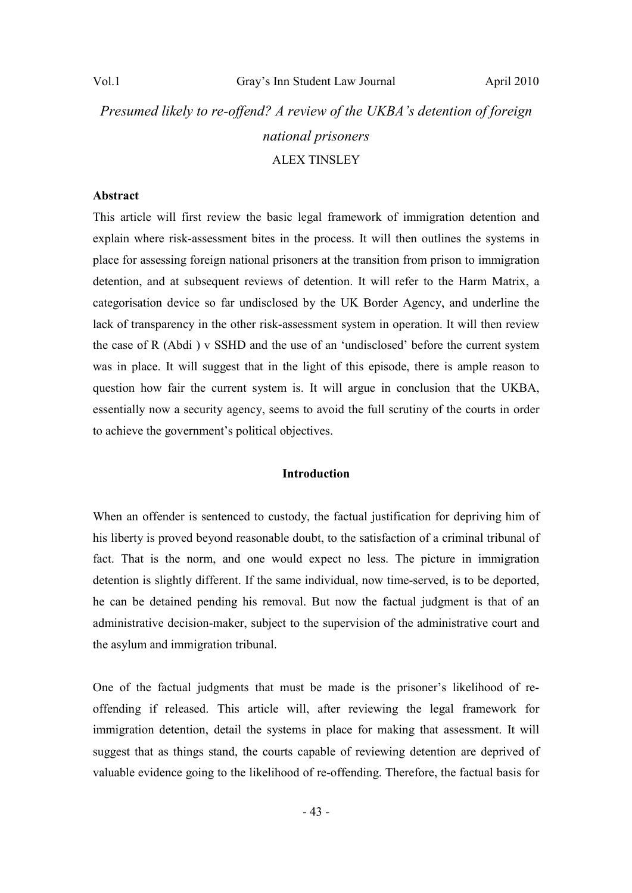*Presumed likely to re-offend? A review of the UKBA's detention of foreign national prisoners*

ALEX TINSLEY

**Abstract**

This article will first review the basic legal framework of immigration detention and explain where risk-assessment bites in the process. It will then outlines the systems in place for assessing foreign national prisoners at the transition from prison to immigration detention, and at subsequent reviews of detention. It will refer to the Harm Matrix, a categorisation device so far undisclosed by the UK Border Agency, and underline the lack of transparency in the other risk-assessment system in operation. It will then review the case of R (Abdi ) v SSHD and the use of an 'undisclosed' before the current system was in place. It will suggest that in the light of this episode, there is ample reason to question how fair the current system is. It will argue in conclusion that the UKBA, essentially now a security agency, seems to avoid the full scrutiny of the courts in order to achieve the government's political objectives.

## Introduction

When an offender is sentenced to custody, the factual justification for depriving him of his liberty is proved beyond reasonable doubt, to the satisfaction of a criminal tribunal of fact. That is the norm, and one would expect no less. The picture in immigration detention is slightly different. If the same individual, now time-served, is to be deported, he can be detained pending his removal. But now the factual judgment is that of an administrative decision-maker, subject to the supervision of the administrative court and the asylum and immigration tribunal.

One of the factual judgments that must be made is the prisoner's likelihood of re-offending if released. This article will, after reviewing the legal framework for immigration detention, detail the systems in place for making that assessment. It will suggest that as things stand, the courts capable of reviewing detention are deprived of valuable evidence going to the likelihood of re-offending. Therefore, the factual basis for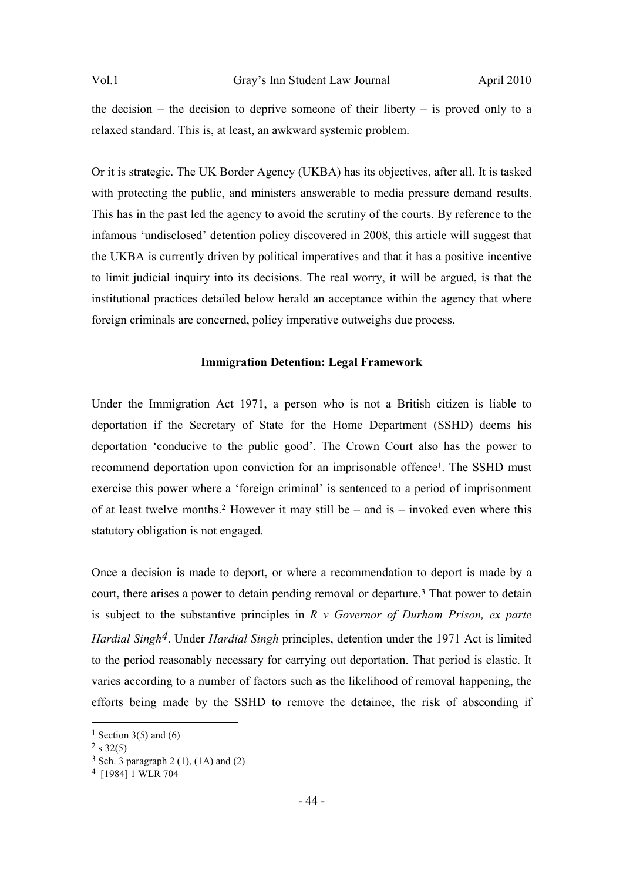the decision – the decision to deprive someone of their liberty – is proved only to a relaxed standard. This is, at least, an awkward systemic problem.

Or it is strategic. The UK Border Agency (UKBA) has its objectives, after all. It is tasked with protecting the public, and ministers answerable to media pressure demand results. This has in the past led the agency to avoid the scrutiny of the courts. By reference to the infamous 'undisclosed' detention policy discovered in 2008, this article will suggest that the UKBA is currently driven by political imperatives and that it has a positive incentive to limit judicial inquiry into its decisions. The real worry, it will be argued, is that the institutional practices detailed below herald an acceptance within the agency that where foreign criminals are concerned, policy imperative outweighs due process.

**Immigration Detention: Legal Framework**

Under the Immigration Act 1971, a person who is not a British citizen is liable to deportation if the Secretary of State for the Home Department (SSHD) deems his deportation 'conducive to the public good'. The Crown Court also has the power to recommend deportation upon conviction for an imprisonable offence[1]. The SSHD must exercise this power where a 'foreign criminal' is sentenced to a period of imprisonment of at least twelve months.[2] However it may still be – and is – invoked even where this statutory obligation is not engaged.

Once a decision is made to deport, or where a recommendation to deport is made by a court, there arises a power to detain pending removal or departure.[3] That power to detain is subject to the substantive principles in *R v Governor of Durham Prison, ex parte Hardial Singh*[4]. Under *Hardial Singh* principles, detention under the 1971 Act is limited to the period reasonably necessary for carrying out deportation. That period is elastic. It varies according to a number of factors such as the likelihood of removal happening, the efforts being made by the SSHD to remove the detainee, the risk of absconding if

---

[1] Section 3(5) and (6)

[2] s 32(5)

[3] Sch. 3 paragraph 2 (1), (1A) and (2)

[4] [1984] 1 WLR 704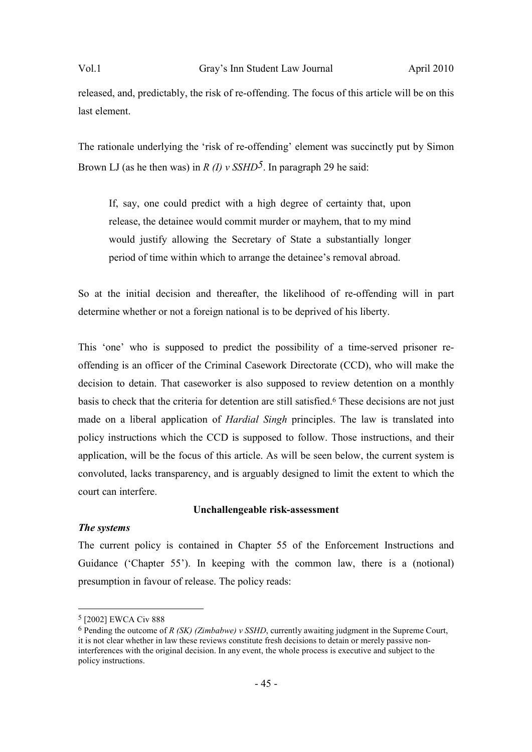released, and, predictably, the risk of re-offending. The focus of this article will be on this last element.

The rationale underlying the 'risk of re-offending' element was succinctly put by Simon Brown LJ (as he then was) in *R (I) v SSHD*[5]. In paragraph 29 he said:

> If, say, one could predict with a high degree of certainty that, upon release, the detainee would commit murder or mayhem, that to my mind would justify allowing the Secretary of State a substantially longer period of time within which to arrange the detainee's removal abroad.

So at the initial decision and thereafter, the likelihood of re-offending will in part determine whether or not a foreign national is to be deprived of his liberty.

This 'one' who is supposed to predict the possibility of a time-served prisoner re-offending is an officer of the Criminal Casework Directorate (CCD), who will make the decision to detain. That caseworker is also supposed to review detention on a monthly basis to check that the criteria for detention are still satisfied.[6] These decisions are not just made on a liberal application of *Hardial Singh* principles. The law is translated into policy instructions which the CCD is supposed to follow. Those instructions, and their application, will be the focus of this article. As will be seen below, the current system is convoluted, lacks transparency, and is arguably designed to limit the extent to which the court can interfere.

**Unchallengeable risk-assessment**

***The systems***

The current policy is contained in Chapter 55 of the Enforcement Instructions and Guidance ('Chapter 55'). In keeping with the common law, there is a (notional) presumption in favour of release. The policy reads:

---

[5] [2002] EWCA Civ 888

[6] Pending the outcome of *R (SK) (Zimbabwe) v SSHD*, currently awaiting judgment in the Supreme Court, it is not clear whether in law these reviews constitute fresh decisions to detain or merely passive non-interferences with the original decision. In any event, the whole process is executive and subject to the policy instructions.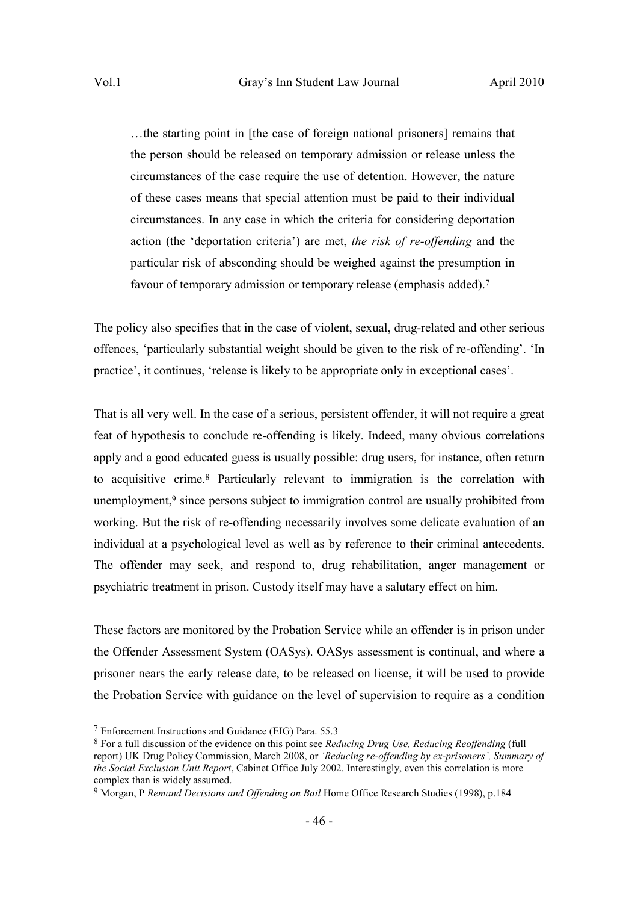> …the starting point in [the case of foreign national prisoners] remains that the person should be released on temporary admission or release unless the circumstances of the case require the use of detention. However, the nature of these cases means that special attention must be paid to their individual circumstances. In any case in which the criteria for considering deportation action (the 'deportation criteria') are met, *the risk of re-offending* and the particular risk of absconding should be weighed against the presumption in favour of temporary admission or temporary release (emphasis added).[7]

The policy also specifies that in the case of violent, sexual, drug-related and other serious offences, 'particularly substantial weight should be given to the risk of re-offending'. 'In practice', it continues, 'release is likely to be appropriate only in exceptional cases'.

That is all very well. In the case of a serious, persistent offender, it will not require a great feat of hypothesis to conclude re-offending is likely. Indeed, many obvious correlations apply and a good educated guess is usually possible: drug users, for instance, often return to acquisitive crime.[8] Particularly relevant to immigration is the correlation with unemployment,[9] since persons subject to immigration control are usually prohibited from working. But the risk of re-offending necessarily involves some delicate evaluation of an individual at a psychological level as well as by reference to their criminal antecedents. The offender may seek, and respond to, drug rehabilitation, anger management or psychiatric treatment in prison. Custody itself may have a salutary effect on him.

These factors are monitored by the Probation Service while an offender is in prison under the Offender Assessment System (OASys). OASys assessment is continual, and where a prisoner nears the early release date, to be released on license, it will be used to provide the Probation Service with guidance on the level of supervision to require as a condition

---

[7] Enforcement Instructions and Guidance (EIG) Para. 55.3

[8] For a full discussion of the evidence on this point see *Reducing Drug Use, Reducing Reoffending* (full report) UK Drug Policy Commission, March 2008, or *'Reducing re-offending by ex-prisoners', Summary of the Social Exclusion Unit Report*, Cabinet Office July 2002. Interestingly, even this correlation is more complex than is widely assumed.

[9] Morgan, P *Remand Decisions and Offending on Bail* Home Office Research Studies (1998), p.184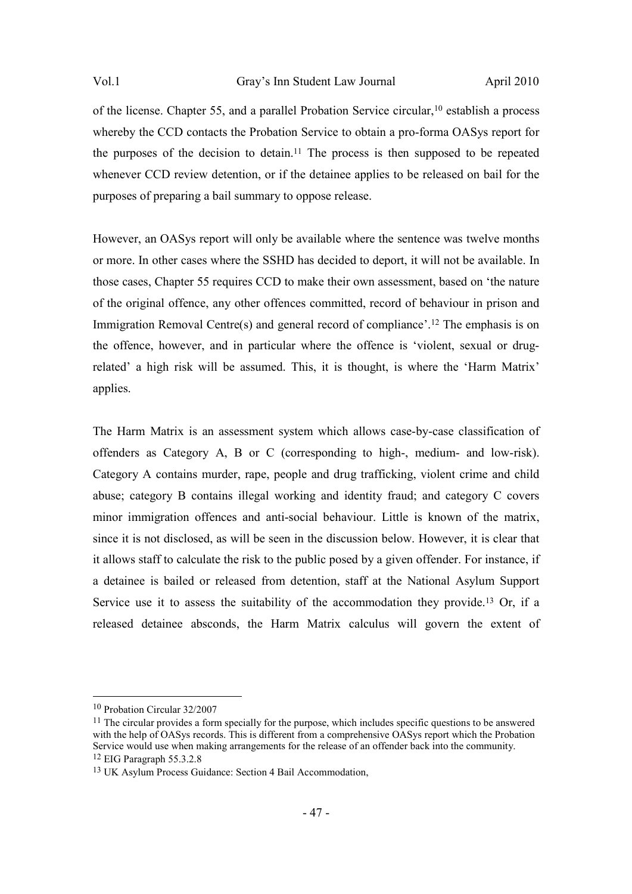of the license. Chapter 55, and a parallel Probation Service circular,[10] establish a process whereby the CCD contacts the Probation Service to obtain a pro-forma OASys report for the purposes of the decision to detain.[11] The process is then supposed to be repeated whenever CCD review detention, or if the detainee applies to be released on bail for the purposes of preparing a bail summary to oppose release.

However, an OASys report will only be available where the sentence was twelve months or more. In other cases where the SSHD has decided to deport, it will not be available. In those cases, Chapter 55 requires CCD to make their own assessment, based on 'the nature of the original offence, any other offences committed, record of behaviour in prison and Immigration Removal Centre(s) and general record of compliance'.[12] The emphasis is on the offence, however, and in particular where the offence is 'violent, sexual or drug-related' a high risk will be assumed. This, it is thought, is where the 'Harm Matrix' applies.

The Harm Matrix is an assessment system which allows case-by-case classification of offenders as Category A, B or C (corresponding to high-, medium- and low-risk). Category A contains murder, rape, people and drug trafficking, violent crime and child abuse; category B contains illegal working and identity fraud; and category C covers minor immigration offences and anti-social behaviour. Little is known of the matrix, since it is not disclosed, as will be seen in the discussion below. However, it is clear that it allows staff to calculate the risk to the public posed by a given offender. For instance, if a detainee is bailed or released from detention, staff at the National Asylum Support Service use it to assess the suitability of the accommodation they provide.[13] Or, if a released detainee absconds, the Harm Matrix calculus will govern the extent of

---

[10] Probation Circular 32/2007

[11] The circular provides a form specially for the purpose, which includes specific questions to be answered with the help of OASys records. This is different from a comprehensive OASys report which the Probation Service would use when making arrangements for the release of an offender back into the community.

[12] EIG Paragraph 55.3.2.8

[13] UK Asylum Process Guidance: Section 4 Bail Accommodation,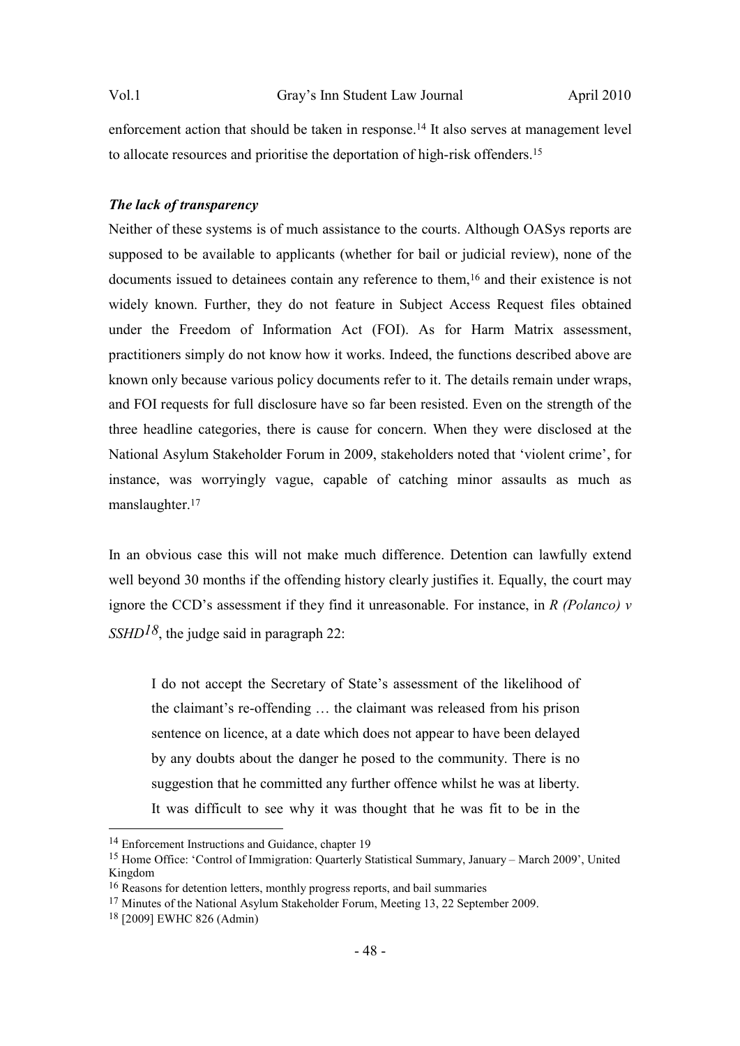enforcement action that should be taken in response.[14] It also serves at management level to allocate resources and prioritise the deportation of high-risk offenders.[15]

### *The lack of transparency*

Neither of these systems is of much assistance to the courts. Although OASys reports are supposed to be available to applicants (whether for bail or judicial review), none of the documents issued to detainees contain any reference to them,[16] and their existence is not widely known. Further, they do not feature in Subject Access Request files obtained under the Freedom of Information Act (FOI). As for Harm Matrix assessment, practitioners simply do not know how it works. Indeed, the functions described above are known only because various policy documents refer to it. The details remain under wraps, and FOI requests for full disclosure have so far been resisted. Even on the strength of the three headline categories, there is cause for concern. When they were disclosed at the National Asylum Stakeholder Forum in 2009, stakeholders noted that 'violent crime', for instance, was worryingly vague, capable of catching minor assaults as much as manslaughter.[17]

In an obvious case this will not make much difference. Detention can lawfully extend well beyond 30 months if the offending history clearly justifies it. Equally, the court may ignore the CCD's assessment if they find it unreasonable. For instance, in *R (Polanco) v SSHD*[18], the judge said in paragraph 22:

> I do not accept the Secretary of State's assessment of the likelihood of the claimant's re-offending … the claimant was released from his prison sentence on licence, at a date which does not appear to have been delayed by any doubts about the danger he posed to the community. There is no suggestion that he committed any further offence whilst he was at liberty. It was difficult to see why it was thought that he was fit to be in the

---

[14] Enforcement Instructions and Guidance, chapter 19

[15] Home Office: 'Control of Immigration: Quarterly Statistical Summary, January – March 2009', United Kingdom

[16] Reasons for detention letters, monthly progress reports, and bail summaries

[17] Minutes of the National Asylum Stakeholder Forum, Meeting 13, 22 September 2009.

[18] [2009] EWHC 826 (Admin)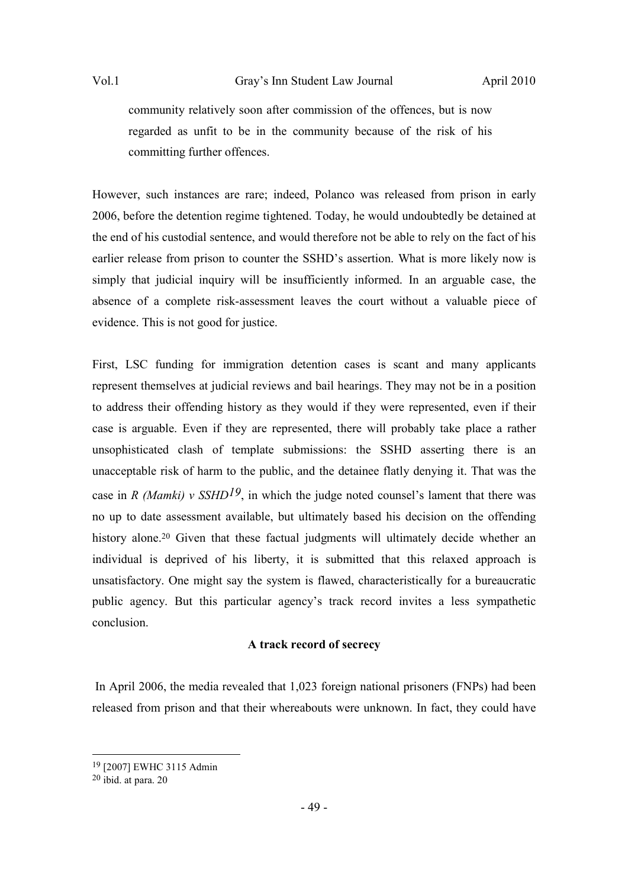community relatively soon after commission of the offences, but is now regarded as unfit to be in the community because of the risk of his committing further offences.

However, such instances are rare; indeed, Polanco was released from prison in early 2006, before the detention regime tightened. Today, he would undoubtedly be detained at the end of his custodial sentence, and would therefore not be able to rely on the fact of his earlier release from prison to counter the SSHD's assertion. What is more likely now is simply that judicial inquiry will be insufficiently informed. In an arguable case, the absence of a complete risk-assessment leaves the court without a valuable piece of evidence. This is not good for justice.

First, LSC funding for immigration detention cases is scant and many applicants represent themselves at judicial reviews and bail hearings. They may not be in a position to address their offending history as they would if they were represented, even if their case is arguable. Even if they are represented, there will probably take place a rather unsophisticated clash of template submissions: the SSHD asserting there is an unacceptable risk of harm to the public, and the detainee flatly denying it. That was the case in *R (Mamki) v SSHD*[19], in which the judge noted counsel's lament that there was no up to date assessment available, but ultimately based his decision on the offending history alone.[20] Given that these factual judgments will ultimately decide whether an individual is deprived of his liberty, it is submitted that this relaxed approach is unsatisfactory. One might say the system is flawed, characteristically for a bureaucratic public agency. But this particular agency's track record invites a less sympathetic conclusion.

**A track record of secrecy**

In April 2006, the media revealed that 1,023 foreign national prisoners (FNPs) had been released from prison and that their whereabouts were unknown. In fact, they could have

---

[19] [2007] EWHC 3115 Admin

[20] ibid. at para. 20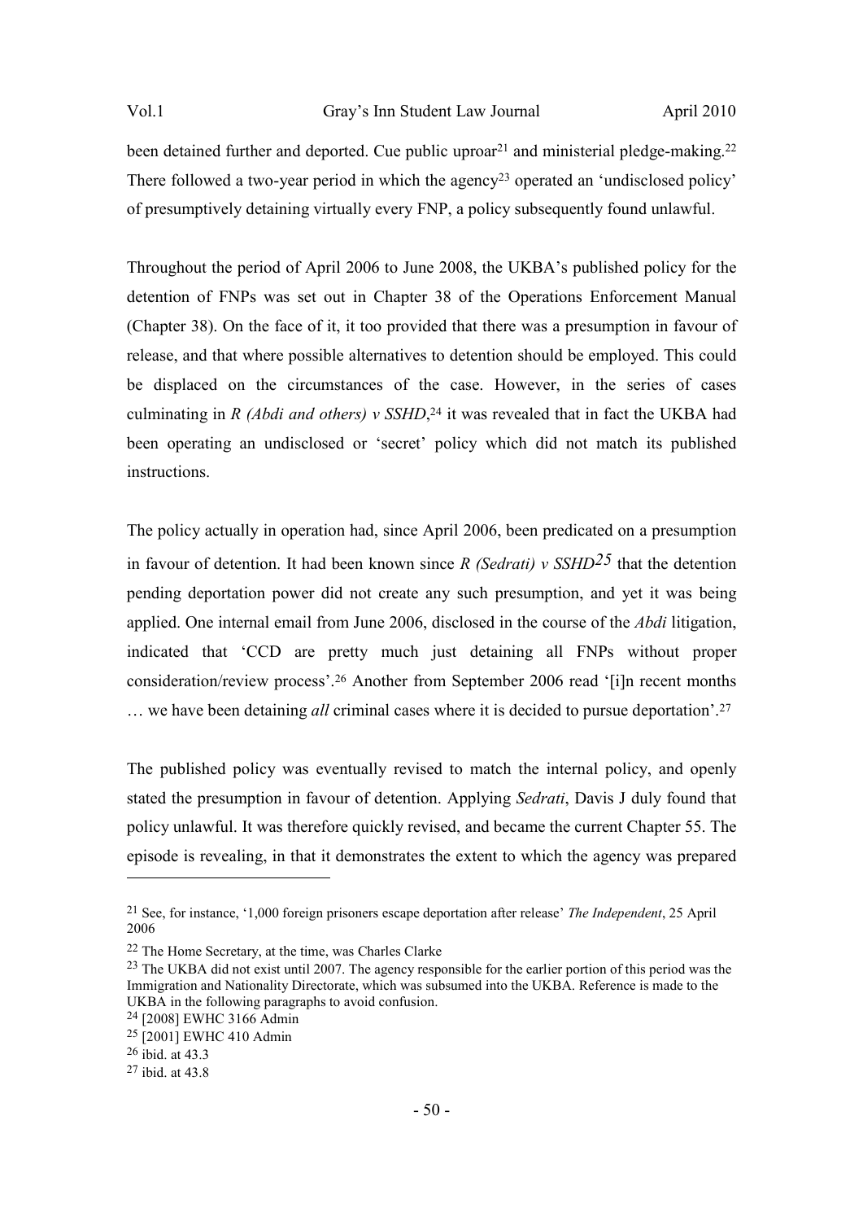been detained further and deported. Cue public uproar[21] and ministerial pledge-making.[22] There followed a two-year period in which the agency[23] operated an 'undisclosed policy' of presumptively detaining virtually every FNP, a policy subsequently found unlawful.

Throughout the period of April 2006 to June 2008, the UKBA's published policy for the detention of FNPs was set out in Chapter 38 of the Operations Enforcement Manual (Chapter 38). On the face of it, it too provided that there was a presumption in favour of release, and that where possible alternatives to detention should be employed. This could be displaced on the circumstances of the case. However, in the series of cases culminating in *R (Abdi and others) v SSHD*,[24] it was revealed that in fact the UKBA had been operating an undisclosed or 'secret' policy which did not match its published instructions.

The policy actually in operation had, since April 2006, been predicated on a presumption in favour of detention. It had been known since *R (Sedrati) v SSHD*[25] that the detention pending deportation power did not create any such presumption, and yet it was being applied. One internal email from June 2006, disclosed in the course of the *Abdi* litigation, indicated that 'CCD are pretty much just detaining all FNPs without proper consideration/review process'.[26] Another from September 2006 read '[i]n recent months … we have been detaining *all* criminal cases where it is decided to pursue deportation'.[27]

The published policy was eventually revised to match the internal policy, and openly stated the presumption in favour of detention. Applying *Sedrati*, Davis J duly found that policy unlawful. It was therefore quickly revised, and became the current Chapter 55. The episode is revealing, in that it demonstrates the extent to which the agency was prepared

---

[21] See, for instance, '1,000 foreign prisoners escape deportation after release' *The Independent*, 25 April 2006

[22] The Home Secretary, at the time, was Charles Clarke

[23] The UKBA did not exist until 2007. The agency responsible for the earlier portion of this period was the Immigration and Nationality Directorate, which was subsumed into the UKBA. Reference is made to the UKBA in the following paragraphs to avoid confusion.

[24] [2008] EWHC 3166 Admin

[25] [2001] EWHC 410 Admin

[26] ibid. at 43.3

[27] ibid. at 43.8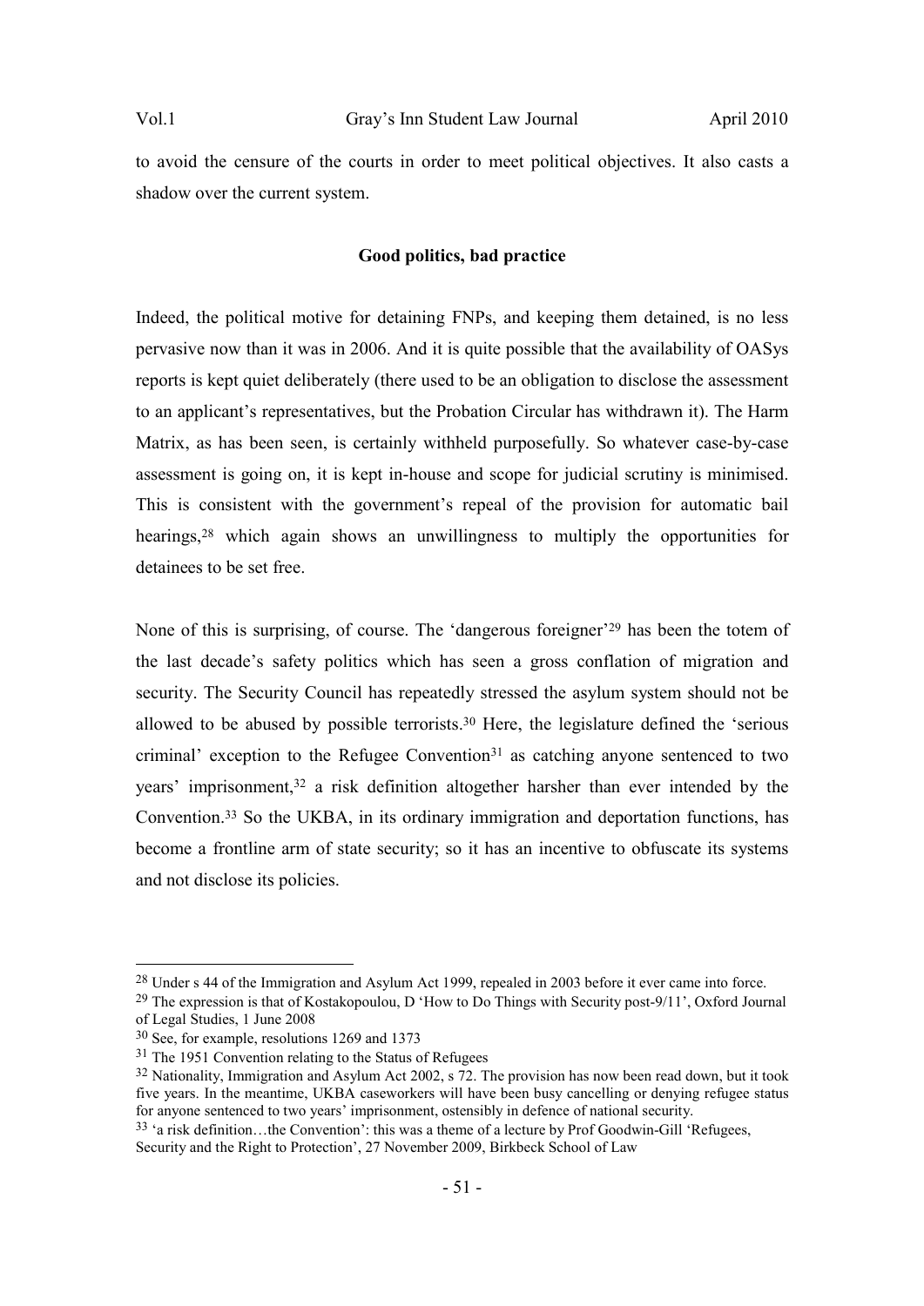to avoid the censure of the courts in order to meet political objectives. It also casts a shadow over the current system.

### Good politics, bad practice

Indeed, the political motive for detaining FNPs, and keeping them detained, is no less pervasive now than it was in 2006. And it is quite possible that the availability of OASys reports is kept quiet deliberately (there used to be an obligation to disclose the assessment to an applicant's representatives, but the Probation Circular has withdrawn it). The Harm Matrix, as has been seen, is certainly withheld purposefully. So whatever case-by-case assessment is going on, it is kept in-house and scope for judicial scrutiny is minimised. This is consistent with the government's repeal of the provision for automatic bail hearings,[28] which again shows an unwillingness to multiply the opportunities for detainees to be set free.

None of this is surprising, of course. The 'dangerous foreigner'[29] has been the totem of the last decade's safety politics which has seen a gross conflation of migration and security. The Security Council has repeatedly stressed the asylum system should not be allowed to be abused by possible terrorists.[30] Here, the legislature defined the 'serious criminal' exception to the Refugee Convention[31] as catching anyone sentenced to two years' imprisonment,[32] a risk definition altogether harsher than ever intended by the Convention.[33] So the UKBA, in its ordinary immigration and deportation functions, has become a frontline arm of state security; so it has an incentive to obfuscate its systems and not disclose its policies.

---

[28] Under s 44 of the Immigration and Asylum Act 1999, repealed in 2003 before it ever came into force.

[29] The expression is that of Kostakopoulou, D 'How to Do Things with Security post-9/11', Oxford Journal of Legal Studies, 1 June 2008

[30] See, for example, resolutions 1269 and 1373

[31] The 1951 Convention relating to the Status of Refugees

[32] Nationality, Immigration and Asylum Act 2002, s 72. The provision has now been read down, but it took five years. In the meantime, UKBA caseworkers will have been busy cancelling or denying refugee status for anyone sentenced to two years' imprisonment, ostensibly in defence of national security.

[33] 'a risk definition…the Convention': this was a theme of a lecture by Prof Goodwin-Gill 'Refugees, Security and the Right to Protection', 27 November 2009, Birkbeck School of Law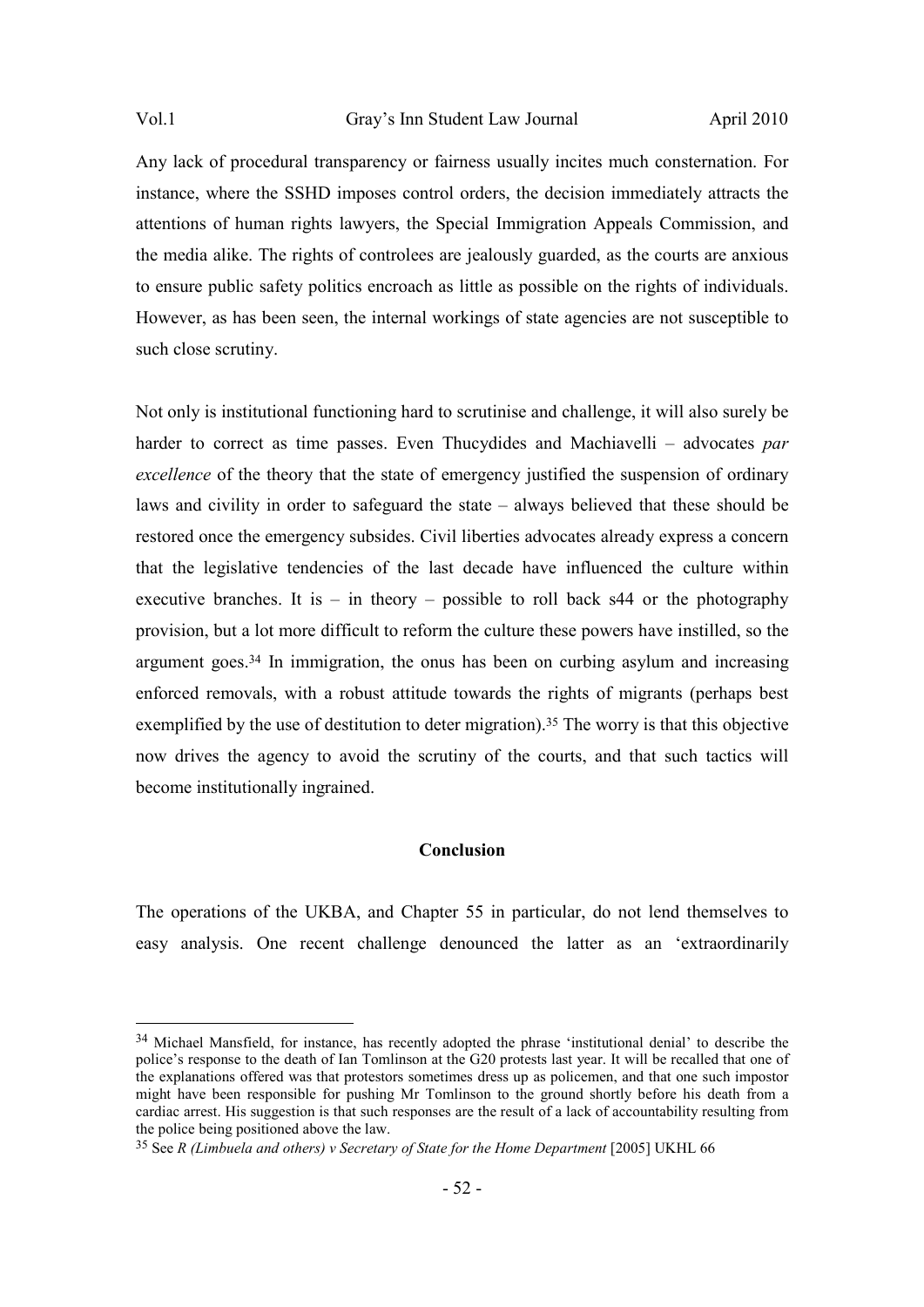Any lack of procedural transparency or fairness usually incites much consternation. For instance, where the SSHD imposes control orders, the decision immediately attracts the attentions of human rights lawyers, the Special Immigration Appeals Commission, and the media alike. The rights of controlees are jealously guarded, as the courts are anxious to ensure public safety politics encroach as little as possible on the rights of individuals. However, as has been seen, the internal workings of state agencies are not susceptible to such close scrutiny.

Not only is institutional functioning hard to scrutinise and challenge, it will also surely be harder to correct as time passes. Even Thucydides and Machiavelli – advocates *par excellence* of the theory that the state of emergency justified the suspension of ordinary laws and civility in order to safeguard the state – always believed that these should be restored once the emergency subsides. Civil liberties advocates already express a concern that the legislative tendencies of the last decade have influenced the culture within executive branches. It is – in theory – possible to roll back s44 or the photography provision, but a lot more difficult to reform the culture these powers have instilled, so the argument goes.[34] In immigration, the onus has been on curbing asylum and increasing enforced removals, with a robust attitude towards the rights of migrants (perhaps best exemplified by the use of destitution to deter migration).[35] The worry is that this objective now drives the agency to avoid the scrutiny of the courts, and that such tactics will become institutionally ingrained.

## Conclusion

The operations of the UKBA, and Chapter 55 in particular, do not lend themselves to easy analysis. One recent challenge denounced the latter as an 'extraordinarily

---

[34] Michael Mansfield, for instance, has recently adopted the phrase 'institutional denial' to describe the police's response to the death of Ian Tomlinson at the G20 protests last year. It will be recalled that one of the explanations offered was that protestors sometimes dress up as policemen, and that one such impostor might have been responsible for pushing Mr Tomlinson to the ground shortly before his death from a cardiac arrest. His suggestion is that such responses are the result of a lack of accountability resulting from the police being positioned above the law.

[35] See *R (Limbuela and others) v Secretary of State for the Home Department* [2005] UKHL 66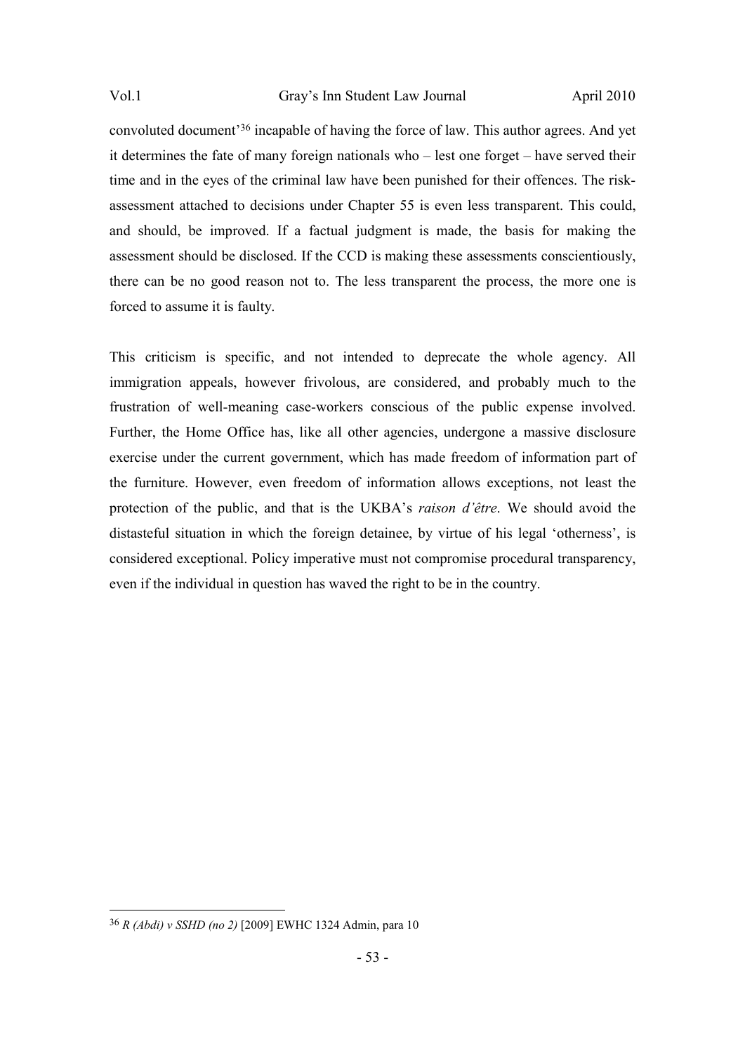convoluted document'[36] incapable of having the force of law. This author agrees. And yet it determines the fate of many foreign nationals who – lest one forget – have served their time and in the eyes of the criminal law have been punished for their offences. The risk-assessment attached to decisions under Chapter 55 is even less transparent. This could, and should, be improved. If a factual judgment is made, the basis for making the assessment should be disclosed. If the CCD is making these assessments conscientiously, there can be no good reason not to. The less transparent the process, the more one is forced to assume it is faulty.

This criticism is specific, and not intended to deprecate the whole agency. All immigration appeals, however frivolous, are considered, and probably much to the frustration of well-meaning case-workers conscious of the public expense involved. Further, the Home Office has, like all other agencies, undergone a massive disclosure exercise under the current government, which has made freedom of information part of the furniture. However, even freedom of information allows exceptions, not least the protection of the public, and that is the UKBA's *raison d'être*. We should avoid the distasteful situation in which the foreign detainee, by virtue of his legal 'otherness', is considered exceptional. Policy imperative must not compromise procedural transparency, even if the individual in question has waved the right to be in the country.

[36] *R (Abdi) v SSHD (no 2)* [2009] EWHC 1324 Admin, para 10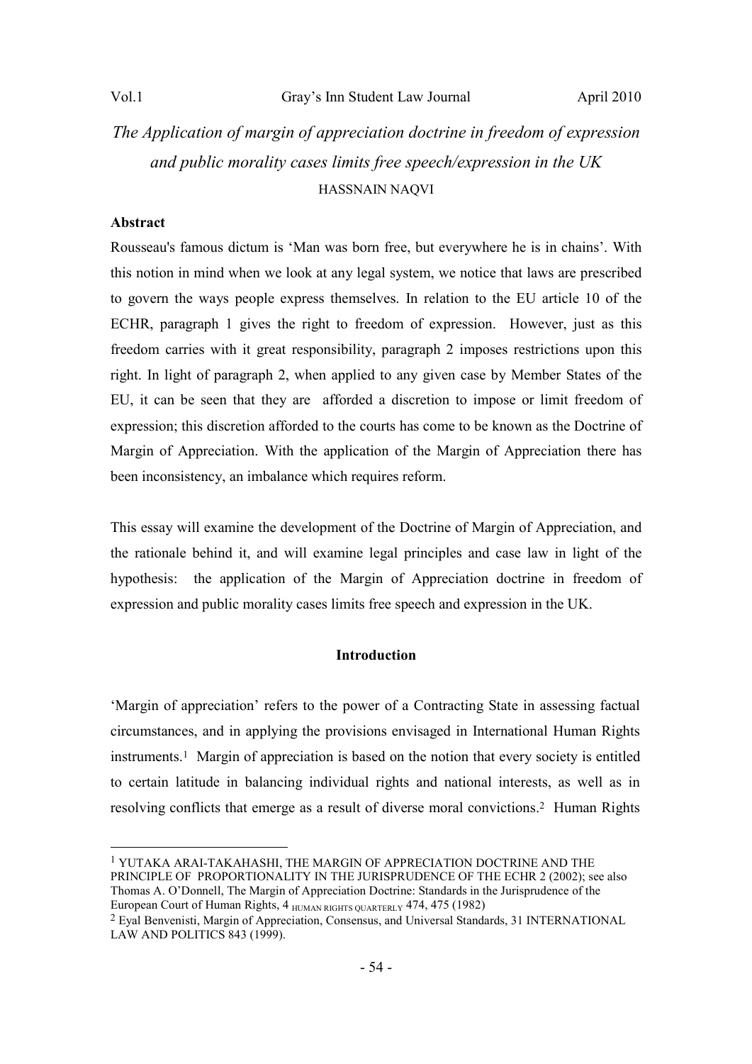*The Application of margin of appreciation doctrine in freedom of expression and public morality cases limits free speech/expression in the UK*

HASSNAIN NAQVI

**Abstract**

Rousseau's famous dictum is 'Man was born free, but everywhere he is in chains'. With this notion in mind when we look at any legal system, we notice that laws are prescribed to govern the ways people express themselves. In relation to the EU article 10 of the ECHR, paragraph 1 gives the right to freedom of expression. However, just as this freedom carries with it great responsibility, paragraph 2 imposes restrictions upon this right. In light of paragraph 2, when applied to any given case by Member States of the EU, it can be seen that they are afforded a discretion to impose or limit freedom of expression; this discretion afforded to the courts has come to be known as the Doctrine of Margin of Appreciation. With the application of the Margin of Appreciation there has been inconsistency, an imbalance which requires reform.

This essay will examine the development of the Doctrine of Margin of Appreciation, and the rationale behind it, and will examine legal principles and case law in light of the hypothesis: the application of the Margin of Appreciation doctrine in freedom of expression and public morality cases limits free speech and expression in the UK.

**Introduction**

'Margin of appreciation' refers to the power of a Contracting State in assessing factual circumstances, and in applying the provisions envisaged in International Human Rights instruments.[1] Margin of appreciation is based on the notion that every society is entitled to certain latitude in balancing individual rights and national interests, as well as in resolving conflicts that emerge as a result of diverse moral convictions.[2] Human Rights

---

[1] YUTAKA ARAI-TAKAHASHI, THE MARGIN OF APPRECIATION DOCTRINE AND THE PRINCIPLE OF PROPORTIONALITY IN THE JURISPRUDENCE OF THE ECHR 2 (2002); see also Thomas A. O'Donnell, The Margin of Appreciation Doctrine: Standards in the Jurisprudence of the European Court of Human Rights, 4 HUMAN RIGHTS QUARTERLY 474, 475 (1982)

[2] Eyal Benvenisti, Margin of Appreciation, Consensus, and Universal Standards, 31 INTERNATIONAL LAW AND POLITICS 843 (1999).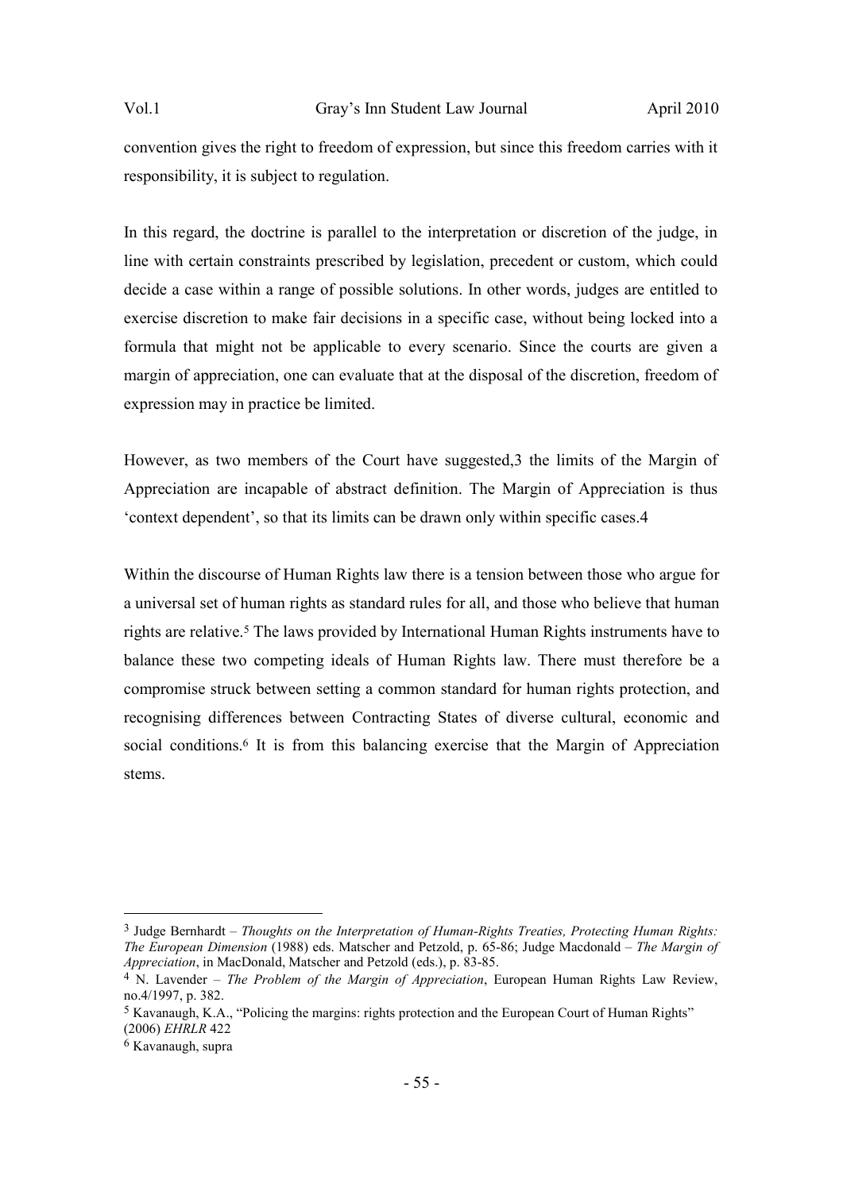convention gives the right to freedom of expression, but since this freedom carries with it responsibility, it is subject to regulation.

In this regard, the doctrine is parallel to the interpretation or discretion of the judge, in line with certain constraints prescribed by legislation, precedent or custom, which could decide a case within a range of possible solutions. In other words, judges are entitled to exercise discretion to make fair decisions in a specific case, without being locked into a formula that might not be applicable to every scenario. Since the courts are given a margin of appreciation, one can evaluate that at the disposal of the discretion, freedom of expression may in practice be limited.

However, as two members of the Court have suggested,3 the limits of the Margin of Appreciation are incapable of abstract definition. The Margin of Appreciation is thus 'context dependent', so that its limits can be drawn only within specific cases.4

Within the discourse of Human Rights law there is a tension between those who argue for a universal set of human rights as standard rules for all, and those who believe that human rights are relative.[5] The laws provided by International Human Rights instruments have to balance these two competing ideals of Human Rights law. There must therefore be a compromise struck between setting a common standard for human rights protection, and recognising differences between Contracting States of diverse cultural, economic and social conditions.[6] It is from this balancing exercise that the Margin of Appreciation stems.

---

[3] Judge Bernhardt – *Thoughts on the Interpretation of Human-Rights Treaties, Protecting Human Rights: The European Dimension* (1988) eds. Matscher and Petzold, p. 65-86; Judge Macdonald – *The Margin of Appreciation*, in MacDonald, Matscher and Petzold (eds.), p. 83-85.

[4] N. Lavender – *The Problem of the Margin of Appreciation*, European Human Rights Law Review, no.4/1997, p. 382.

[5] Kavanaugh, K.A., "Policing the margins: rights protection and the European Court of Human Rights" (2006) *EHRLR* 422

[6] Kavanaugh, supra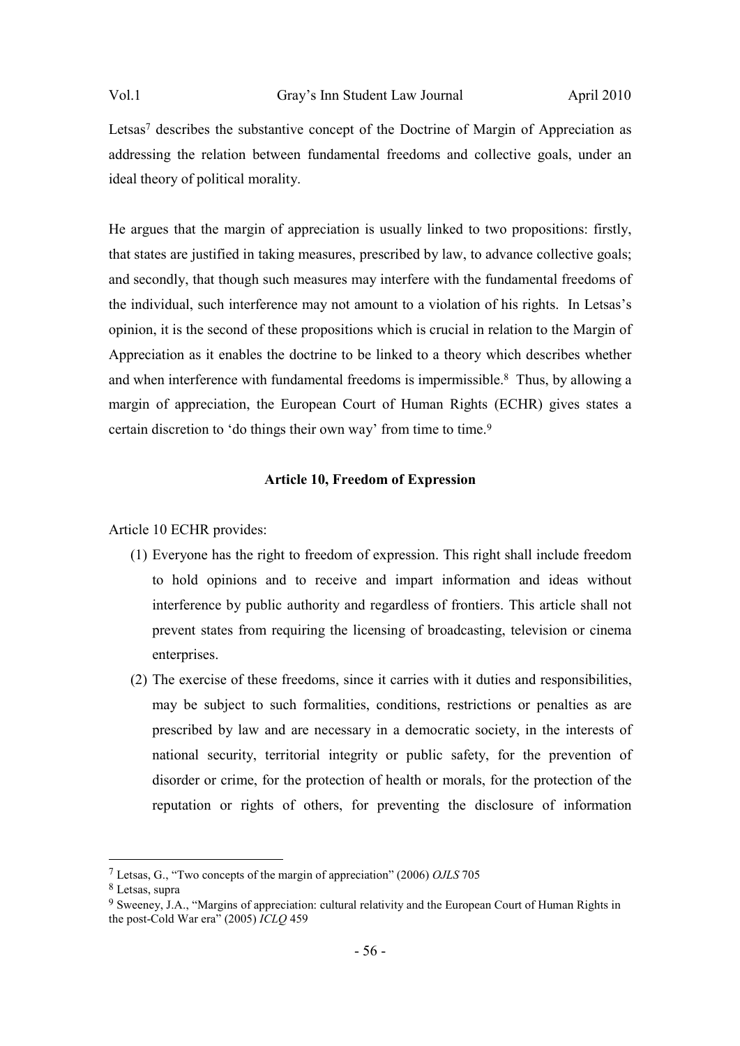Letsas[7] describes the substantive concept of the Doctrine of Margin of Appreciation as addressing the relation between fundamental freedoms and collective goals, under an ideal theory of political morality.

He argues that the margin of appreciation is usually linked to two propositions: firstly, that states are justified in taking measures, prescribed by law, to advance collective goals; and secondly, that though such measures may interfere with the fundamental freedoms of the individual, such interference may not amount to a violation of his rights. In Letsas's opinion, it is the second of these propositions which is crucial in relation to the Margin of Appreciation as it enables the doctrine to be linked to a theory which describes whether and when interference with fundamental freedoms is impermissible.[8] Thus, by allowing a margin of appreciation, the European Court of Human Rights (ECHR) gives states a certain discretion to 'do things their own way' from time to time.[9]

**Article 10, Freedom of Expression**

Article 10 ECHR provides:

(1) Everyone has the right to freedom of expression. This right shall include freedom to hold opinions and to receive and impart information and ideas without interference by public authority and regardless of frontiers. This article shall not prevent states from requiring the licensing of broadcasting, television or cinema enterprises.

(2) The exercise of these freedoms, since it carries with it duties and responsibilities, may be subject to such formalities, conditions, restrictions or penalties as are prescribed by law and are necessary in a democratic society, in the interests of national security, territorial integrity or public safety, for the prevention of disorder or crime, for the protection of health or morals, for the protection of the reputation or rights of others, for preventing the disclosure of information

---

[7] Letsas, G., "Two concepts of the margin of appreciation" (2006) *OJLS* 705

[8] Letsas, supra

[9] Sweeney, J.A., "Margins of appreciation: cultural relativity and the European Court of Human Rights in the post-Cold War era" (2005) *ICLQ* 459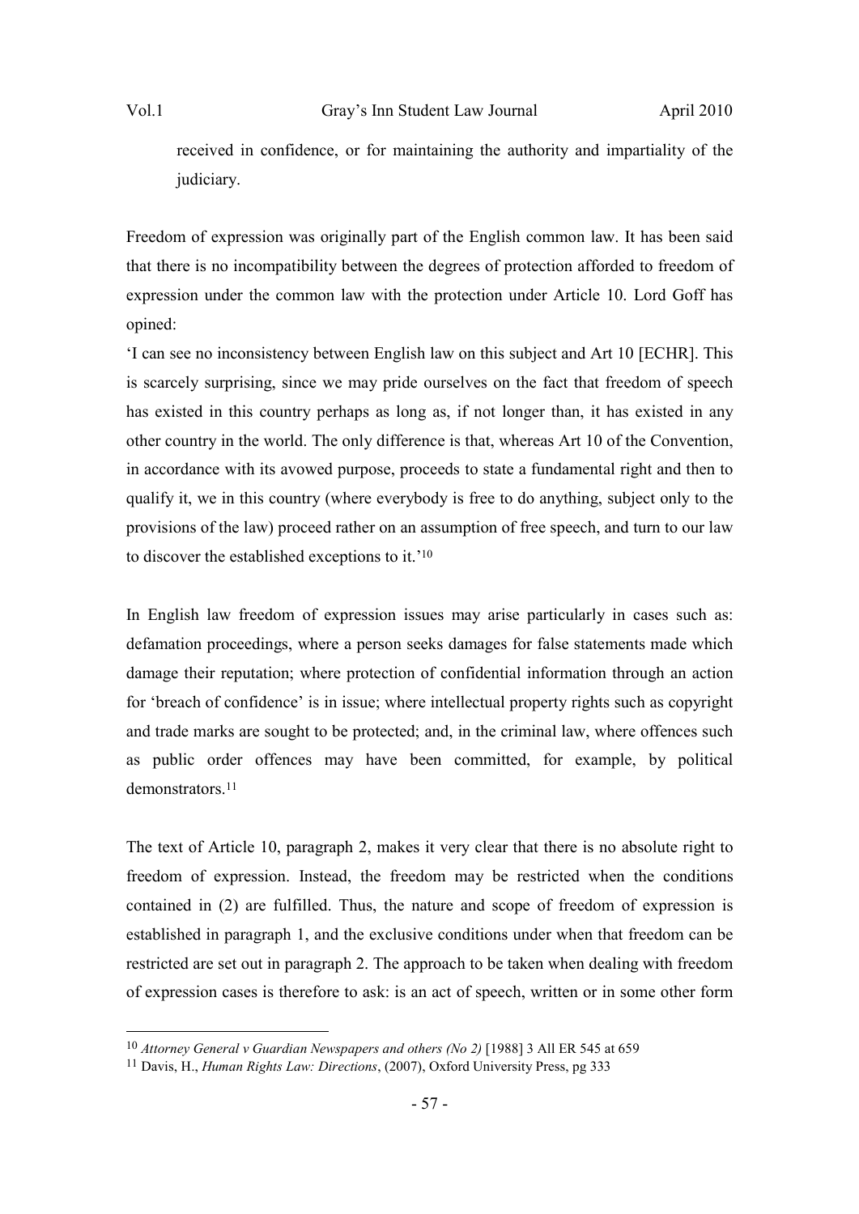received in confidence, or for maintaining the authority and impartiality of the judiciary.

Freedom of expression was originally part of the English common law. It has been said that there is no incompatibility between the degrees of protection afforded to freedom of expression under the common law with the protection under Article 10. Lord Goff has opined:

'I can see no inconsistency between English law on this subject and Art 10 [ECHR]. This is scarcely surprising, since we may pride ourselves on the fact that freedom of speech has existed in this country perhaps as long as, if not longer than, it has existed in any other country in the world. The only difference is that, whereas Art 10 of the Convention, in accordance with its avowed purpose, proceeds to state a fundamental right and then to qualify it, we in this country (where everybody is free to do anything, subject only to the provisions of the law) proceed rather on an assumption of free speech, and turn to our law to discover the established exceptions to it.'[10]

In English law freedom of expression issues may arise particularly in cases such as: defamation proceedings, where a person seeks damages for false statements made which damage their reputation; where protection of confidential information through an action for 'breach of confidence' is in issue; where intellectual property rights such as copyright and trade marks are sought to be protected; and, in the criminal law, where offences such as public order offences may have been committed, for example, by political demonstrators.[11]

The text of Article 10, paragraph 2, makes it very clear that there is no absolute right to freedom of expression. Instead, the freedom may be restricted when the conditions contained in (2) are fulfilled. Thus, the nature and scope of freedom of expression is established in paragraph 1, and the exclusive conditions under when that freedom can be restricted are set out in paragraph 2. The approach to be taken when dealing with freedom of expression cases is therefore to ask: is an act of speech, written or in some other form

---

[10] *Attorney General v Guardian Newspapers and others (No 2)* [1988] 3 All ER 545 at 659

[11] Davis, H., *Human Rights Law: Directions*, (2007), Oxford University Press, pg 333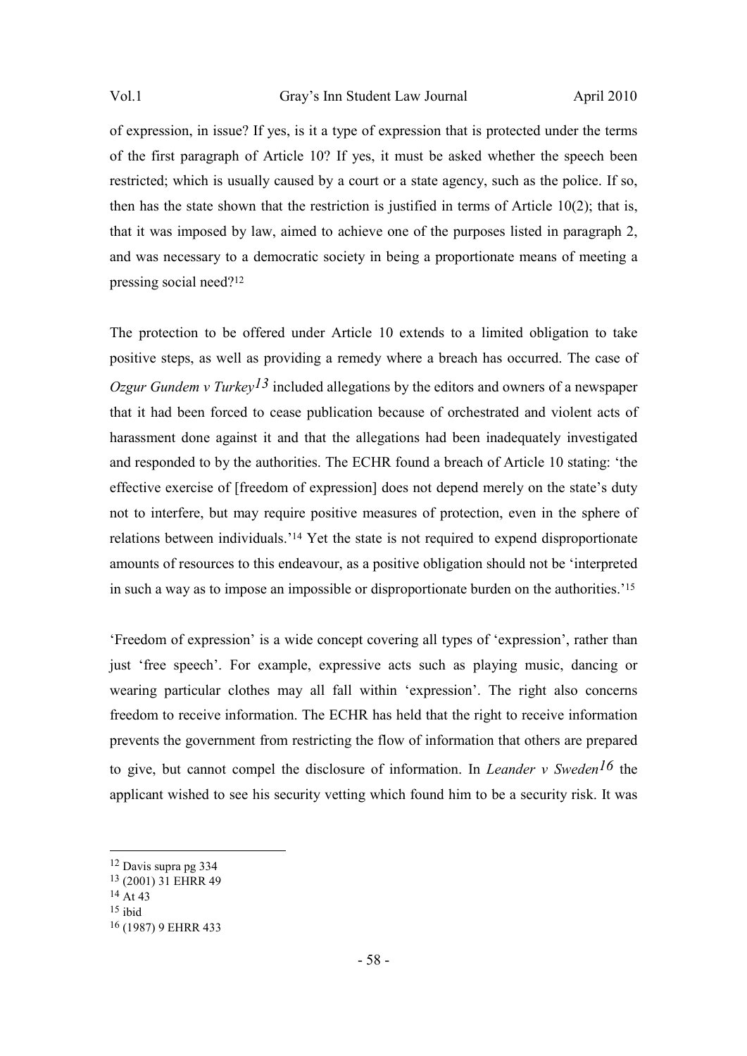of expression, in issue? If yes, is it a type of expression that is protected under the terms of the first paragraph of Article 10? If yes, it must be asked whether the speech been restricted; which is usually caused by a court or a state agency, such as the police. If so, then has the state shown that the restriction is justified in terms of Article 10(2); that is, that it was imposed by law, aimed to achieve one of the purposes listed in paragraph 2, and was necessary to a democratic society in being a proportionate means of meeting a pressing social need?[12]

The protection to be offered under Article 10 extends to a limited obligation to take positive steps, as well as providing a remedy where a breach has occurred. The case of *Ozgur Gundem v Turkey*[13] included allegations by the editors and owners of a newspaper that it had been forced to cease publication because of orchestrated and violent acts of harassment done against it and that the allegations had been inadequately investigated and responded to by the authorities. The ECHR found a breach of Article 10 stating: 'the effective exercise of [freedom of expression] does not depend merely on the state's duty not to interfere, but may require positive measures of protection, even in the sphere of relations between individuals.'[14] Yet the state is not required to expend disproportionate amounts of resources to this endeavour, as a positive obligation should not be 'interpreted in such a way as to impose an impossible or disproportionate burden on the authorities.'[15]

'Freedom of expression' is a wide concept covering all types of 'expression', rather than just 'free speech'. For example, expressive acts such as playing music, dancing or wearing particular clothes may all fall within 'expression'. The right also concerns freedom to receive information. The ECHR has held that the right to receive information prevents the government from restricting the flow of information that others are prepared to give, but cannot compel the disclosure of information. In *Leander v Sweden*[16] the applicant wished to see his security vetting which found him to be a security risk. It was

---

[12] Davis supra pg 334

[13] (2001) 31 EHRR 49

[14] At 43

[15] ibid

[16] (1987) 9 EHRR 433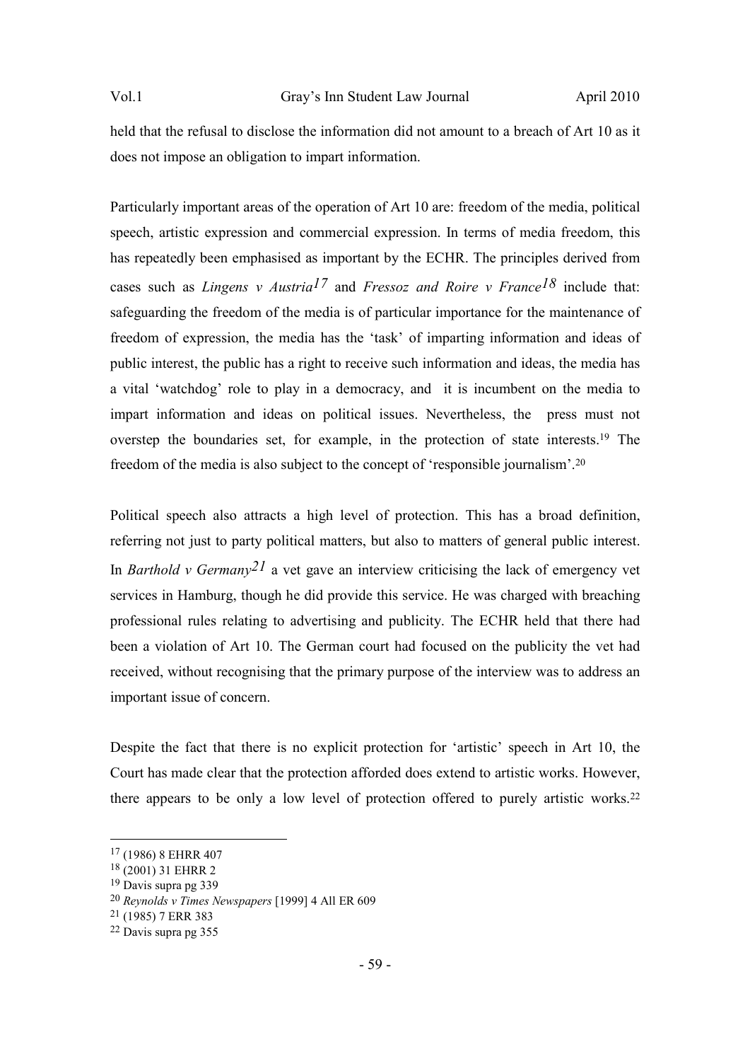held that the refusal to disclose the information did not amount to a breach of Art 10 as it does not impose an obligation to impart information.

Particularly important areas of the operation of Art 10 are: freedom of the media, political speech, artistic expression and commercial expression. In terms of media freedom, this has repeatedly been emphasised as important by the ECHR. The principles derived from cases such as *Lingens v Austria*[17] and *Fressoz and Roire v France*[18] include that: safeguarding the freedom of the media is of particular importance for the maintenance of freedom of expression, the media has the 'task' of imparting information and ideas of public interest, the public has a right to receive such information and ideas, the media has a vital 'watchdog' role to play in a democracy, and it is incumbent on the media to impart information and ideas on political issues. Nevertheless, the press must not overstep the boundaries set, for example, in the protection of state interests.[19] The freedom of the media is also subject to the concept of 'responsible journalism'.[20]

Political speech also attracts a high level of protection. This has a broad definition, referring not just to party political matters, but also to matters of general public interest. In *Barthold v Germany*[21] a vet gave an interview criticising the lack of emergency vet services in Hamburg, though he did provide this service. He was charged with breaching professional rules relating to advertising and publicity. The ECHR held that there had been a violation of Art 10. The German court had focused on the publicity the vet had received, without recognising that the primary purpose of the interview was to address an important issue of concern.

Despite the fact that there is no explicit protection for 'artistic' speech in Art 10, the Court has made clear that the protection afforded does extend to artistic works. However, there appears to be only a low level of protection offered to purely artistic works.[22]

---

[17] (1986) 8 EHRR 407

[18] (2001) 31 EHRR 2

[19] Davis supra pg 339

[20] *Reynolds v Times Newspapers* [1999] 4 All ER 609

[21] (1985) 7 ERR 383

[22] Davis supra pg 355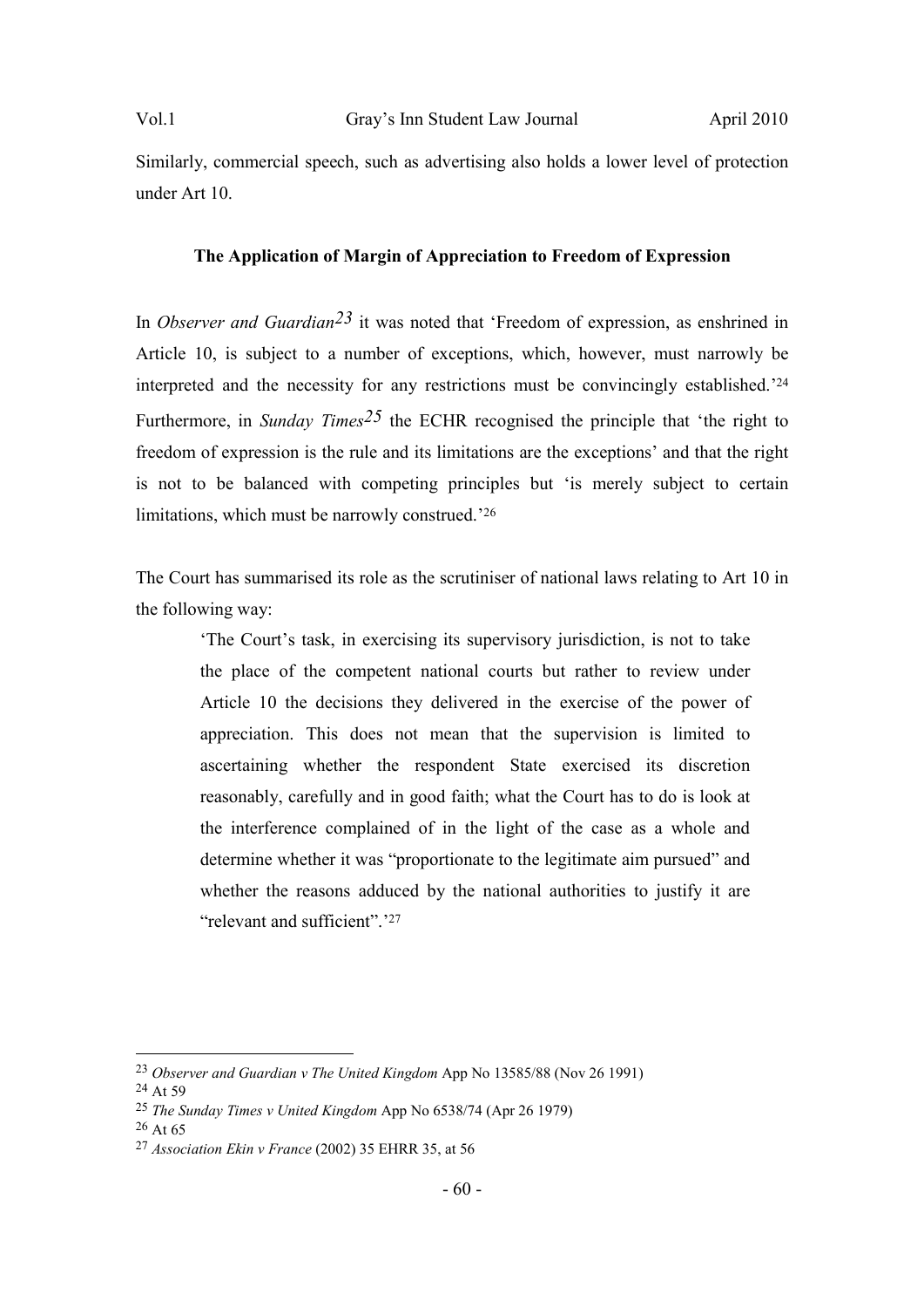Similarly, commercial speech, such as advertising also holds a lower level of protection under Art 10.

### The Application of Margin of Appreciation to Freedom of Expression

In *Observer and Guardian*[23] it was noted that 'Freedom of expression, as enshrined in Article 10, is subject to a number of exceptions, which, however, must narrowly be interpreted and the necessity for any restrictions must be convincingly established.'[24] Furthermore, in *Sunday Times*[25] the ECHR recognised the principle that 'the right to freedom of expression is the rule and its limitations are the exceptions' and that the right is not to be balanced with competing principles but 'is merely subject to certain limitations, which must be narrowly construed.'[26]

The Court has summarised its role as the scrutiniser of national laws relating to Art 10 in the following way:

> 'The Court's task, in exercising its supervisory jurisdiction, is not to take the place of the competent national courts but rather to review under Article 10 the decisions they delivered in the exercise of the power of appreciation. This does not mean that the supervision is limited to ascertaining whether the respondent State exercised its discretion reasonably, carefully and in good faith; what the Court has to do is look at the interference complained of in the light of the case as a whole and determine whether it was "proportionate to the legitimate aim pursued" and whether the reasons adduced by the national authorities to justify it are "relevant and sufficient".'[27]

---

[23] *Observer and Guardian v The United Kingdom* App No 13585/88 (Nov 26 1991)

[24] At 59

[25] *The Sunday Times v United Kingdom* App No 6538/74 (Apr 26 1979)

[26] At 65

[27] *Association Ekin v France* (2002) 35 EHRR 35, at 56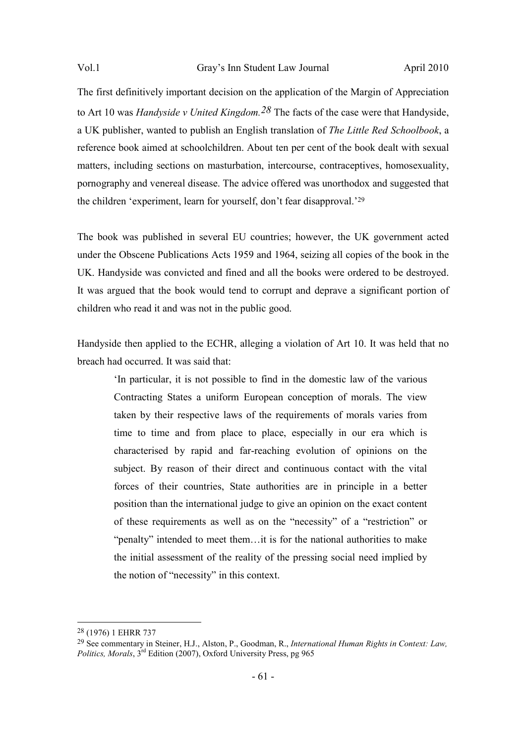The first definitively important decision on the application of the Margin of Appreciation to Art 10 was *Handyside v United Kingdom.*[28] The facts of the case were that Handyside, a UK publisher, wanted to publish an English translation of *The Little Red Schoolbook*, a reference book aimed at schoolchildren. About ten per cent of the book dealt with sexual matters, including sections on masturbation, intercourse, contraceptives, homosexuality, pornography and venereal disease. The advice offered was unorthodox and suggested that the children 'experiment, learn for yourself, don't fear disapproval.'[29]

The book was published in several EU countries; however, the UK government acted under the Obscene Publications Acts 1959 and 1964, seizing all copies of the book in the UK. Handyside was convicted and fined and all the books were ordered to be destroyed. It was argued that the book would tend to corrupt and deprave a significant portion of children who read it and was not in the public good.

Handyside then applied to the ECHR, alleging a violation of Art 10. It was held that no breach had occurred. It was said that:

> 'In particular, it is not possible to find in the domestic law of the various Contracting States a uniform European conception of morals. The view taken by their respective laws of the requirements of morals varies from time to time and from place to place, especially in our era which is characterised by rapid and far-reaching evolution of opinions on the subject. By reason of their direct and continuous contact with the vital forces of their countries, State authorities are in principle in a better position than the international judge to give an opinion on the exact content of these requirements as well as on the "necessity" of a "restriction" or "penalty" intended to meet them…it is for the national authorities to make the initial assessment of the reality of the pressing social need implied by the notion of "necessity" in this context.

---

[28] (1976) 1 EHRR 737

[29] See commentary in Steiner, H.J., Alston, P., Goodman, R., *International Human Rights in Context: Law, Politics, Morals*, 3rd Edition (2007), Oxford University Press, pg 965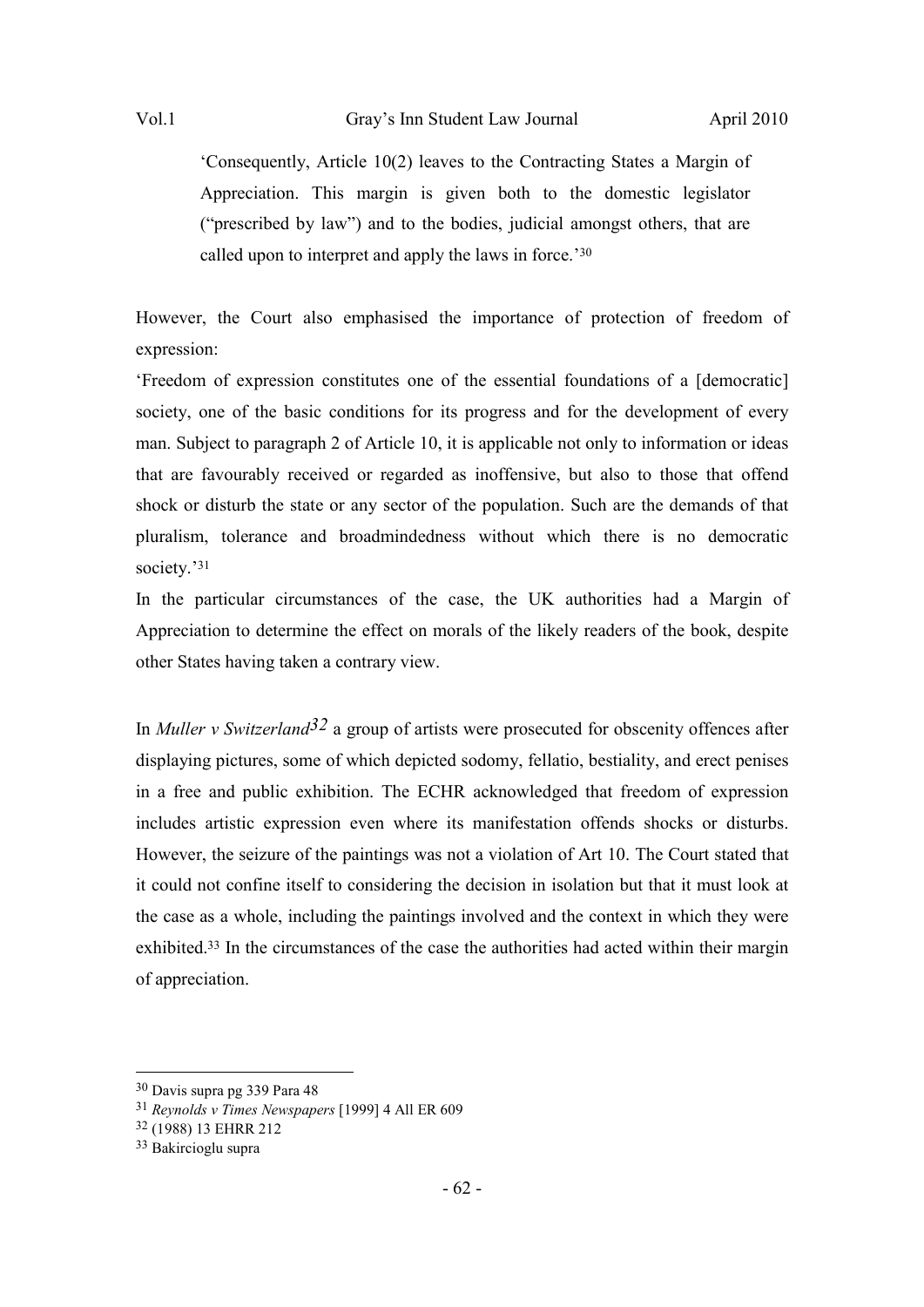> 'Consequently, Article 10(2) leaves to the Contracting States a Margin of Appreciation. This margin is given both to the domestic legislator ("prescribed by law") and to the bodies, judicial amongst others, that are called upon to interpret and apply the laws in force.'[30]

However, the Court also emphasised the importance of protection of freedom of expression:

'Freedom of expression constitutes one of the essential foundations of a [democratic] society, one of the basic conditions for its progress and for the development of every man. Subject to paragraph 2 of Article 10, it is applicable not only to information or ideas that are favourably received or regarded as inoffensive, but also to those that offend shock or disturb the state or any sector of the population. Such are the demands of that pluralism, tolerance and broadmindedness without which there is no democratic society.'[31]

In the particular circumstances of the case, the UK authorities had a Margin of Appreciation to determine the effect on morals of the likely readers of the book, despite other States having taken a contrary view.

In *Muller v Switzerland*[32] a group of artists were prosecuted for obscenity offences after displaying pictures, some of which depicted sodomy, fellatio, bestiality, and erect penises in a free and public exhibition. The ECHR acknowledged that freedom of expression includes artistic expression even where its manifestation offends shocks or disturbs. However, the seizure of the paintings was not a violation of Art 10. The Court stated that it could not confine itself to considering the decision in isolation but that it must look at the case as a whole, including the paintings involved and the context in which they were exhibited.[33] In the circumstances of the case the authorities had acted within their margin of appreciation.

---

[30] Davis supra pg 339 Para 48

[31] *Reynolds v Times Newspapers* [1999] 4 All ER 609

[32] (1988) 13 EHRR 212

[33] Bakircioglu supra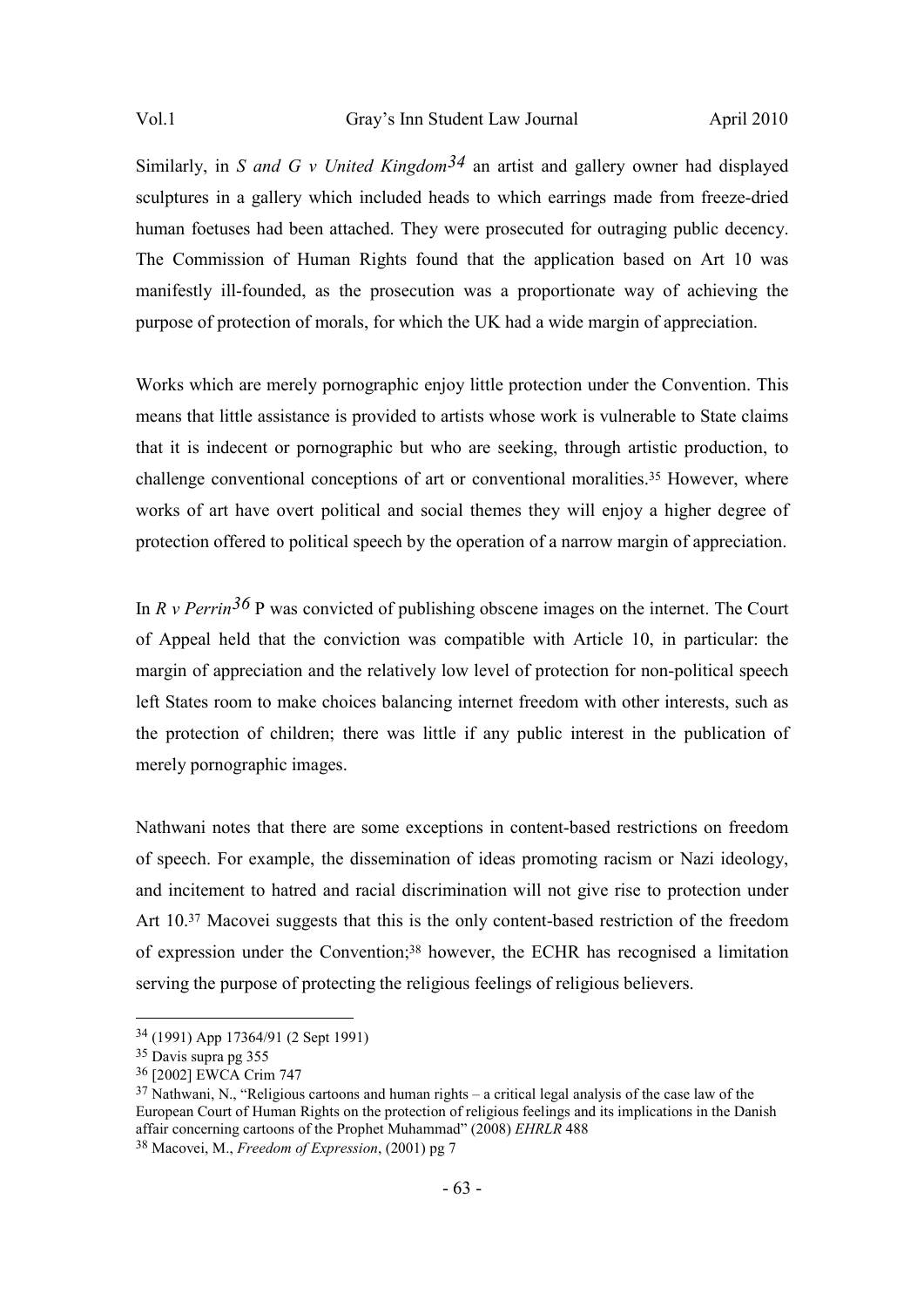Similarly, in *S and G v United Kingdom*[34] an artist and gallery owner had displayed sculptures in a gallery which included heads to which earrings made from freeze-dried human foetuses had been attached. They were prosecuted for outraging public decency. The Commission of Human Rights found that the application based on Art 10 was manifestly ill-founded, as the prosecution was a proportionate way of achieving the purpose of protection of morals, for which the UK had a wide margin of appreciation.

Works which are merely pornographic enjoy little protection under the Convention. This means that little assistance is provided to artists whose work is vulnerable to State claims that it is indecent or pornographic but who are seeking, through artistic production, to challenge conventional conceptions of art or conventional moralities.[35] However, where works of art have overt political and social themes they will enjoy a higher degree of protection offered to political speech by the operation of a narrow margin of appreciation.

In *R v Perrin*[36] P was convicted of publishing obscene images on the internet. The Court of Appeal held that the conviction was compatible with Article 10, in particular: the margin of appreciation and the relatively low level of protection for non-political speech left States room to make choices balancing internet freedom with other interests, such as the protection of children; there was little if any public interest in the publication of merely pornographic images.

Nathwani notes that there are some exceptions in content-based restrictions on freedom of speech. For example, the dissemination of ideas promoting racism or Nazi ideology, and incitement to hatred and racial discrimination will not give rise to protection under Art 10.[37] Macovei suggests that this is the only content-based restriction of the freedom of expression under the Convention;[38] however, the ECHR has recognised a limitation serving the purpose of protecting the religious feelings of religious believers.

---

[34] (1991) App 17364/91 (2 Sept 1991)

[35] Davis supra pg 355

[36] [2002] EWCA Crim 747

[37] Nathwani, N., "Religious cartoons and human rights – a critical legal analysis of the case law of the European Court of Human Rights on the protection of religious feelings and its implications in the Danish affair concerning cartoons of the Prophet Muhammad" (2008) *EHRLR* 488

[38] Macovei, M., *Freedom of Expression*, (2001) pg 7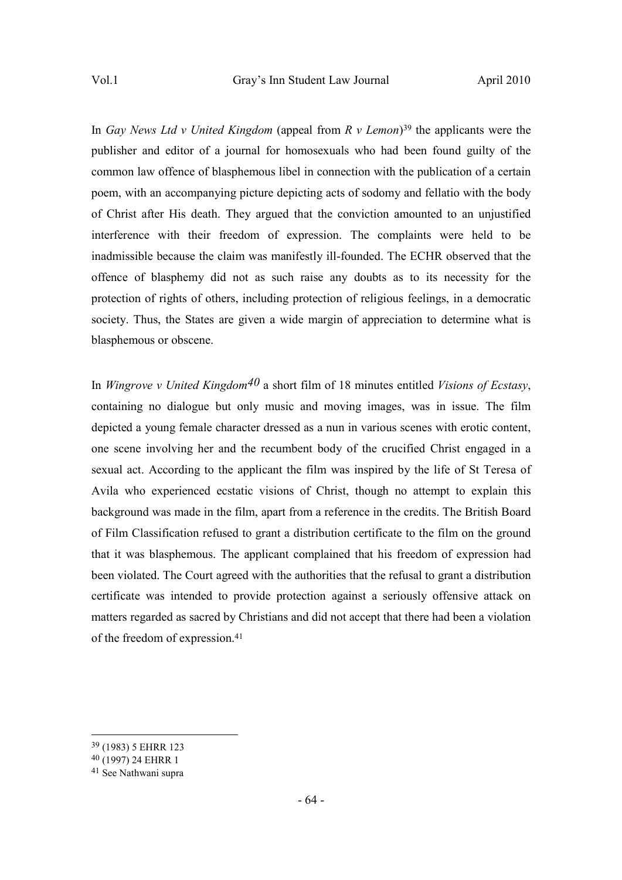In *Gay News Ltd v United Kingdom* (appeal from *R v Lemon*)[39] the applicants were the publisher and editor of a journal for homosexuals who had been found guilty of the common law offence of blasphemous libel in connection with the publication of a certain poem, with an accompanying picture depicting acts of sodomy and fellatio with the body of Christ after His death. They argued that the conviction amounted to an unjustified interference with their freedom of expression. The complaints were held to be inadmissible because the claim was manifestly ill-founded. The ECHR observed that the offence of blasphemy did not as such raise any doubts as to its necessity for the protection of rights of others, including protection of religious feelings, in a democratic society. Thus, the States are given a wide margin of appreciation to determine what is blasphemous or obscene.

In *Wingrove v United Kingdom*[40] a short film of 18 minutes entitled *Visions of Ecstasy*, containing no dialogue but only music and moving images, was in issue. The film depicted a young female character dressed as a nun in various scenes with erotic content, one scene involving her and the recumbent body of the crucified Christ engaged in a sexual act. According to the applicant the film was inspired by the life of St Teresa of Avila who experienced ecstatic visions of Christ, though no attempt to explain this background was made in the film, apart from a reference in the credits. The British Board of Film Classification refused to grant a distribution certificate to the film on the ground that it was blasphemous. The applicant complained that his freedom of expression had been violated. The Court agreed with the authorities that the refusal to grant a distribution certificate was intended to provide protection against a seriously offensive attack on matters regarded as sacred by Christians and did not accept that there had been a violation of the freedom of expression.[41]

---

[39] (1983) 5 EHRR 123

[40] (1997) 24 EHRR 1

[41] See Nathwani supra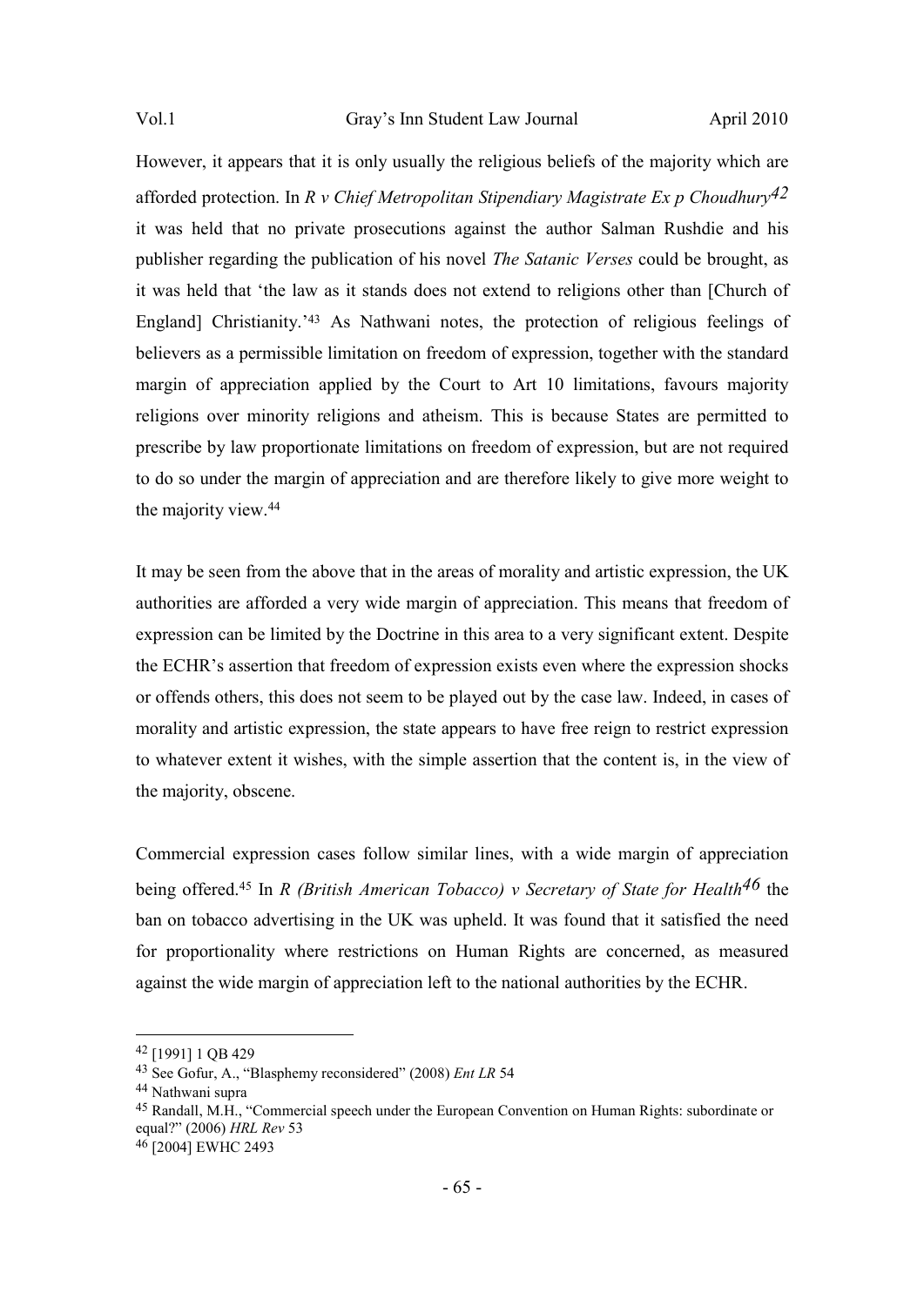However, it appears that it is only usually the religious beliefs of the majority which are afforded protection. In *R v Chief Metropolitan Stipendiary Magistrate Ex p Choudhury*[42] it was held that no private prosecutions against the author Salman Rushdie and his publisher regarding the publication of his novel *The Satanic Verses* could be brought, as it was held that 'the law as it stands does not extend to religions other than [Church of England] Christianity.'[43] As Nathwani notes, the protection of religious feelings of believers as a permissible limitation on freedom of expression, together with the standard margin of appreciation applied by the Court to Art 10 limitations, favours majority religions over minority religions and atheism. This is because States are permitted to prescribe by law proportionate limitations on freedom of expression, but are not required to do so under the margin of appreciation and are therefore likely to give more weight to the majority view.[44]

It may be seen from the above that in the areas of morality and artistic expression, the UK authorities are afforded a very wide margin of appreciation. This means that freedom of expression can be limited by the Doctrine in this area to a very significant extent. Despite the ECHR's assertion that freedom of expression exists even where the expression shocks or offends others, this does not seem to be played out by the case law. Indeed, in cases of morality and artistic expression, the state appears to have free reign to restrict expression to whatever extent it wishes, with the simple assertion that the content is, in the view of the majority, obscene.

Commercial expression cases follow similar lines, with a wide margin of appreciation being offered.[45] In *R (British American Tobacco) v Secretary of State for Health*[46] the ban on tobacco advertising in the UK was upheld. It was found that it satisfied the need for proportionality where restrictions on Human Rights are concerned, as measured against the wide margin of appreciation left to the national authorities by the ECHR.

---

[42] [1991] 1 QB 429

[43] See Gofur, A., "Blasphemy reconsidered" (2008) *Ent LR* 54

[44] Nathwani supra

[45] Randall, M.H., "Commercial speech under the European Convention on Human Rights: subordinate or equal?" (2006) *HRL Rev* 53

[46] [2004] EWHC 2493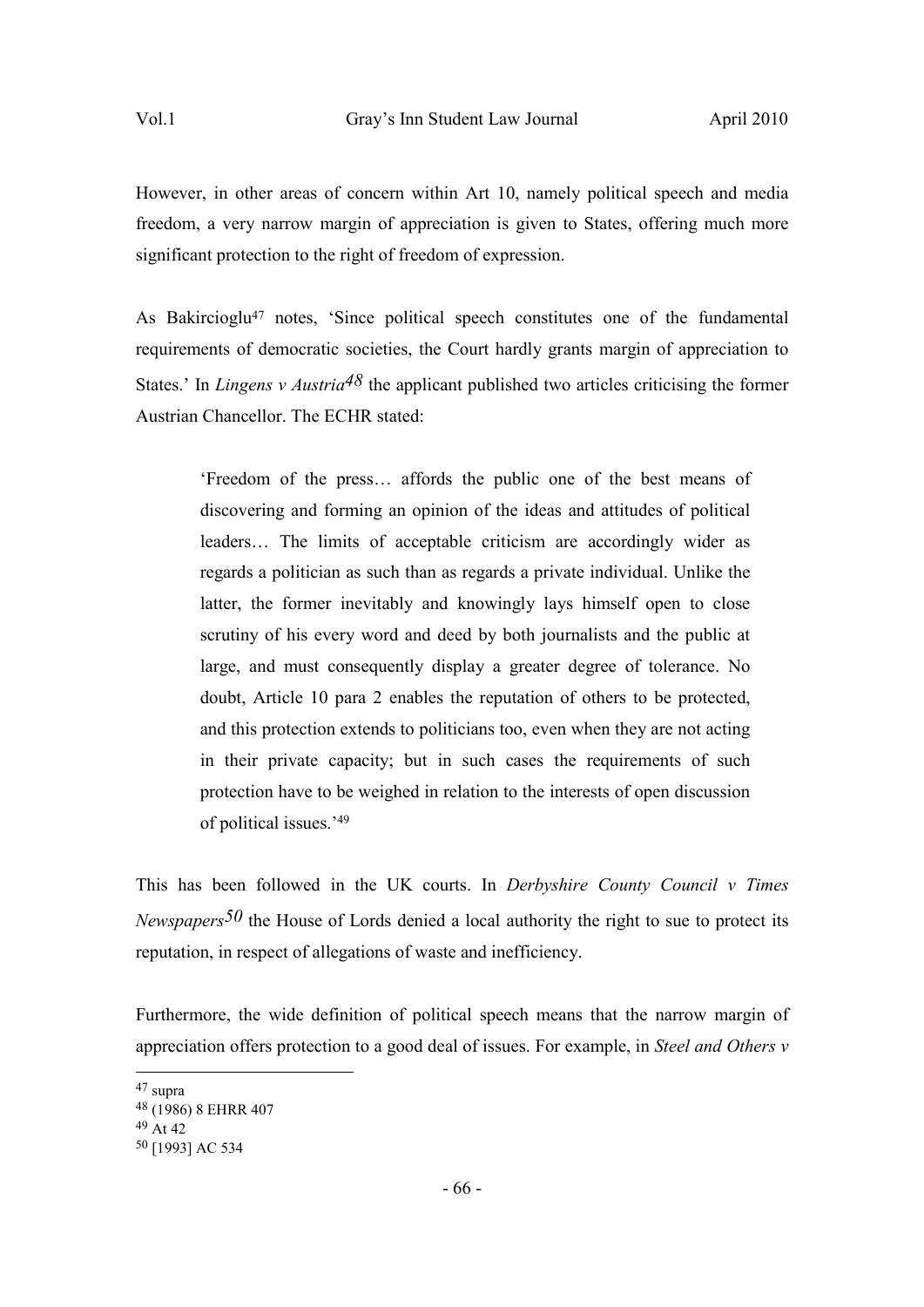However, in other areas of concern within Art 10, namely political speech and media freedom, a very narrow margin of appreciation is given to States, offering much more significant protection to the right of freedom of expression.

As Bakircioglu[47] notes, 'Since political speech constitutes one of the fundamental requirements of democratic societies, the Court hardly grants margin of appreciation to States.' In *Lingens v Austria*[48] the applicant published two articles criticising the former Austrian Chancellor. The ECHR stated:

> 'Freedom of the press… affords the public one of the best means of discovering and forming an opinion of the ideas and attitudes of political leaders… The limits of acceptable criticism are accordingly wider as regards a politician as such than as regards a private individual. Unlike the latter, the former inevitably and knowingly lays himself open to close scrutiny of his every word and deed by both journalists and the public at large, and must consequently display a greater degree of tolerance. No doubt, Article 10 para 2 enables the reputation of others to be protected, and this protection extends to politicians too, even when they are not acting in their private capacity; but in such cases the requirements of such protection have to be weighed in relation to the interests of open discussion of political issues.'[49]

This has been followed in the UK courts. In *Derbyshire County Council v Times Newspapers*[50] the House of Lords denied a local authority the right to sue to protect its reputation, in respect of allegations of waste and inefficiency.

Furthermore, the wide definition of political speech means that the narrow margin of appreciation offers protection to a good deal of issues. For example, in *Steel and Others v*

---

[47] supra

[48] (1986) 8 EHRR 407

[49] At 42

[50] [1993] AC 534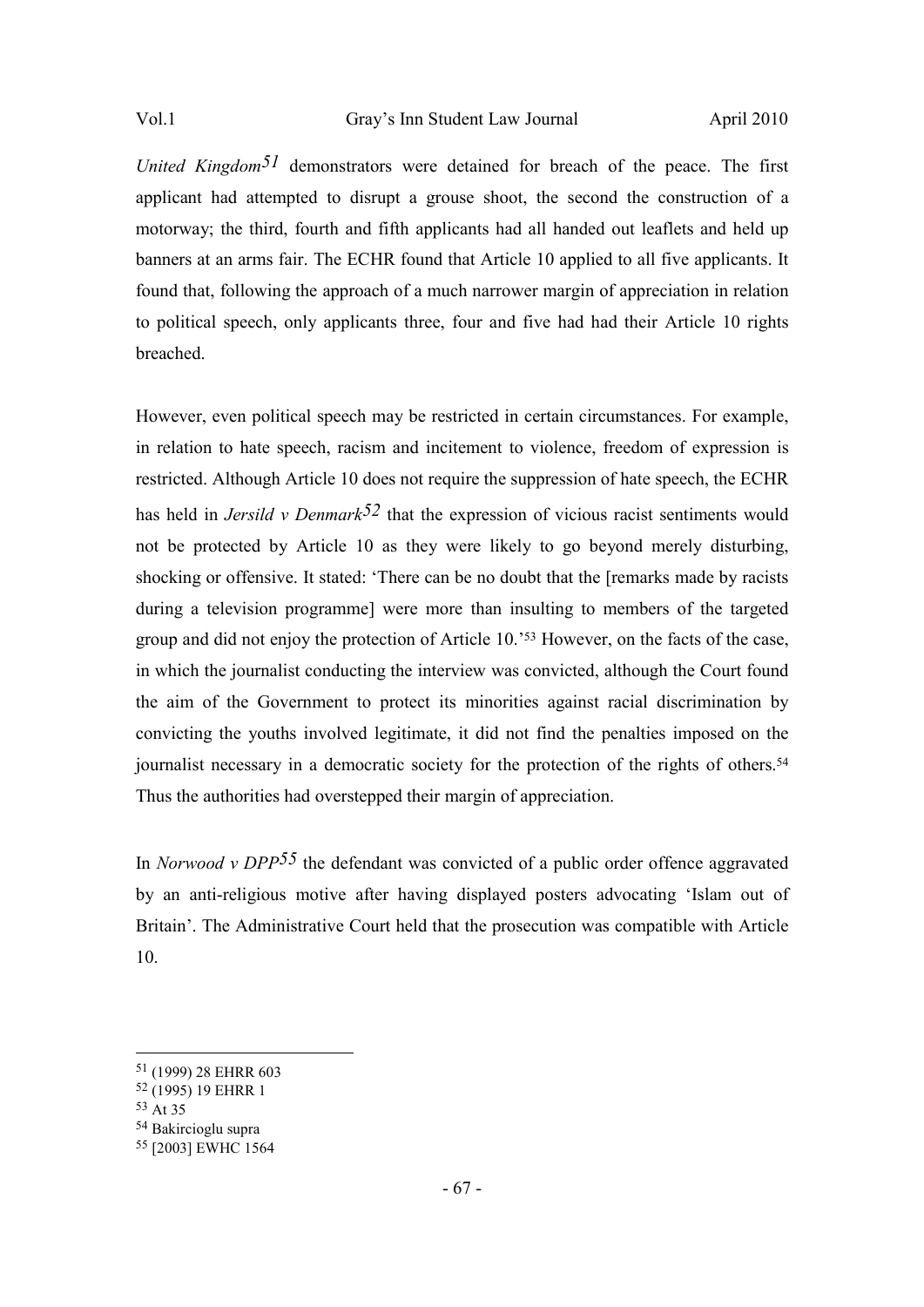*United Kingdom*[51] demonstrators were detained for breach of the peace. The first applicant had attempted to disrupt a grouse shoot, the second the construction of a motorway; the third, fourth and fifth applicants had all handed out leaflets and held up banners at an arms fair. The ECHR found that Article 10 applied to all five applicants. It found that, following the approach of a much narrower margin of appreciation in relation to political speech, only applicants three, four and five had had their Article 10 rights breached.

However, even political speech may be restricted in certain circumstances. For example, in relation to hate speech, racism and incitement to violence, freedom of expression is restricted. Although Article 10 does not require the suppression of hate speech, the ECHR has held in *Jersild v Denmark*[52] that the expression of vicious racist sentiments would not be protected by Article 10 as they were likely to go beyond merely disturbing, shocking or offensive. It stated: 'There can be no doubt that the [remarks made by racists during a television programme] were more than insulting to members of the targeted group and did not enjoy the protection of Article 10.'[53] However, on the facts of the case, in which the journalist conducting the interview was convicted, although the Court found the aim of the Government to protect its minorities against racial discrimination by convicting the youths involved legitimate, it did not find the penalties imposed on the journalist necessary in a democratic society for the protection of the rights of others.[54] Thus the authorities had overstepped their margin of appreciation.

In *Norwood v DPP*[55] the defendant was convicted of a public order offence aggravated by an anti-religious motive after having displayed posters advocating 'Islam out of Britain'. The Administrative Court held that the prosecution was compatible with Article 10.

---

[51] (1999) 28 EHRR 603

[52] (1995) 19 EHRR 1

[53] At 35

[54] Bakircioglu supra

[55] [2003] EWHC 1564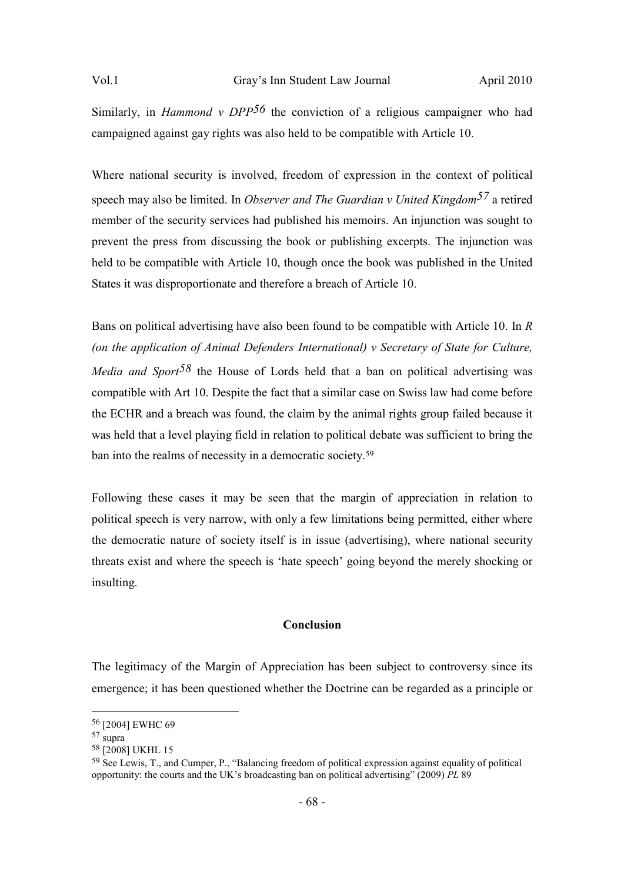Similarly, in *Hammond v DPP*[56] the conviction of a religious campaigner who had campaigned against gay rights was also held to be compatible with Article 10.

Where national security is involved, freedom of expression in the context of political speech may also be limited. In *Observer and The Guardian v United Kingdom*[57] a retired member of the security services had published his memoirs. An injunction was sought to prevent the press from discussing the book or publishing excerpts. The injunction was held to be compatible with Article 10, though once the book was published in the United States it was disproportionate and therefore a breach of Article 10.

Bans on political advertising have also been found to be compatible with Article 10. In *R (on the application of Animal Defenders International) v Secretary of State for Culture, Media and Sport*[58] the House of Lords held that a ban on political advertising was compatible with Art 10. Despite the fact that a similar case on Swiss law had come before the ECHR and a breach was found, the claim by the animal rights group failed because it was held that a level playing field in relation to political debate was sufficient to bring the ban into the realms of necessity in a democratic society.[59]

Following these cases it may be seen that the margin of appreciation in relation to political speech is very narrow, with only a few limitations being permitted, either where the democratic nature of society itself is in issue (advertising), where national security threats exist and where the speech is 'hate speech' going beyond the merely shocking or insulting.

## Conclusion

The legitimacy of the Margin of Appreciation has been subject to controversy since its emergence; it has been questioned whether the Doctrine can be regarded as a principle or

---

[56] [2004] EWHC 69

[57] supra

[58] [2008] UKHL 15

[59] See Lewis, T., and Cumper, P., "Balancing freedom of political expression against equality of political opportunity: the courts and the UK's broadcasting ban on political advertising" (2009) *PL* 89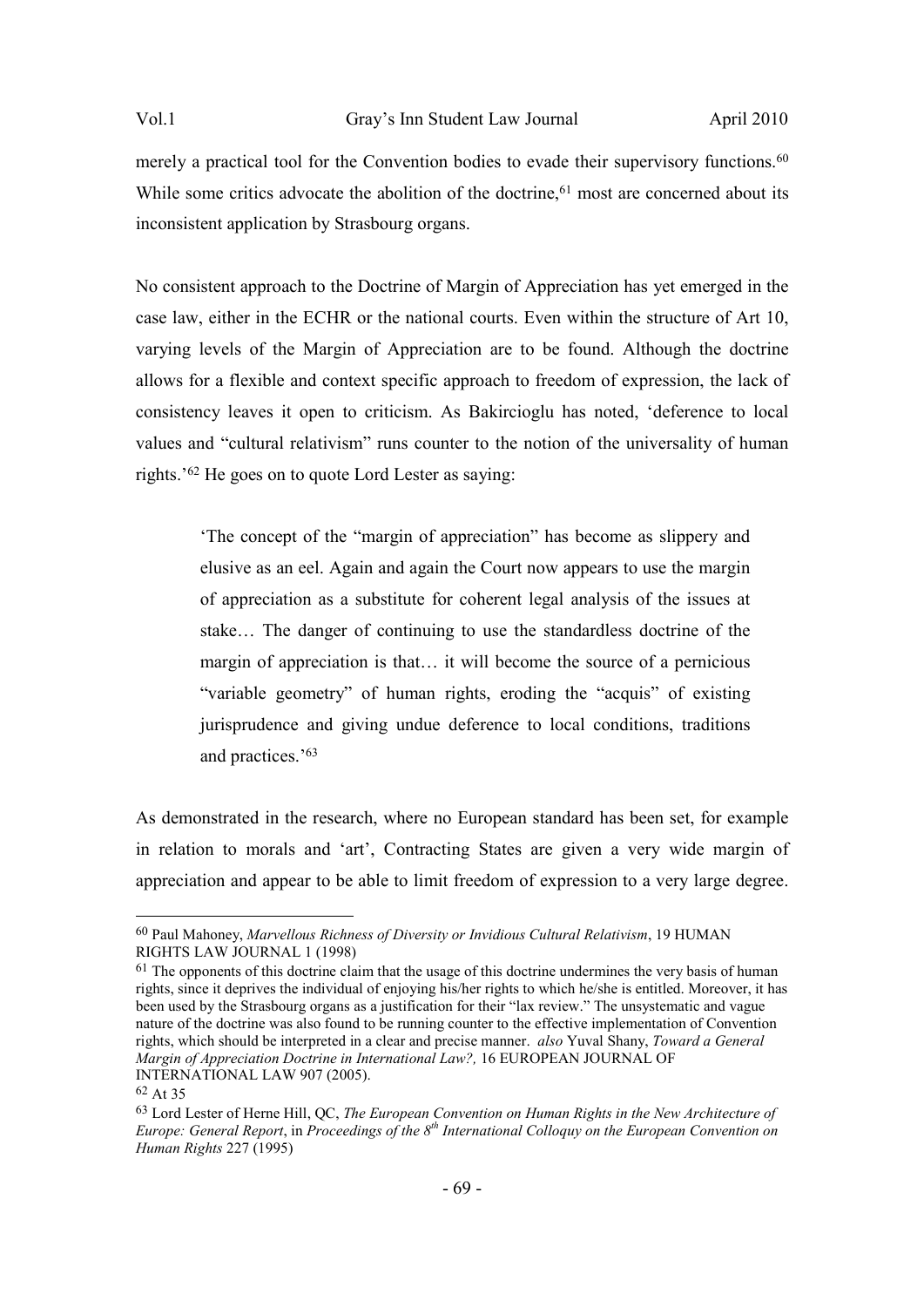merely a practical tool for the Convention bodies to evade their supervisory functions.[60] While some critics advocate the abolition of the doctrine,[61] most are concerned about its inconsistent application by Strasbourg organs.

No consistent approach to the Doctrine of Margin of Appreciation has yet emerged in the case law, either in the ECHR or the national courts. Even within the structure of Art 10, varying levels of the Margin of Appreciation are to be found. Although the doctrine allows for a flexible and context specific approach to freedom of expression, the lack of consistency leaves it open to criticism. As Bakircioglu has noted, 'deference to local values and "cultural relativism" runs counter to the notion of the universality of human rights.'[62] He goes on to quote Lord Lester as saying:

> 'The concept of the "margin of appreciation" has become as slippery and elusive as an eel. Again and again the Court now appears to use the margin of appreciation as a substitute for coherent legal analysis of the issues at stake… The danger of continuing to use the standardless doctrine of the margin of appreciation is that… it will become the source of a pernicious "variable geometry" of human rights, eroding the "acquis" of existing jurisprudence and giving undue deference to local conditions, traditions and practices.'[63]

As demonstrated in the research, where no European standard has been set, for example in relation to morals and 'art', Contracting States are given a very wide margin of appreciation and appear to be able to limit freedom of expression to a very large degree.

---

[60] Paul Mahoney, *Marvellous Richness of Diversity or Invidious Cultural Relativism*, 19 HUMAN RIGHTS LAW JOURNAL 1 (1998)

[61] The opponents of this doctrine claim that the usage of this doctrine undermines the very basis of human rights, since it deprives the individual of enjoying his/her rights to which he/she is entitled. Moreover, it has been used by the Strasbourg organs as a justification for their "lax review." The unsystematic and vague nature of the doctrine was also found to be running counter to the effective implementation of Convention rights, which should be interpreted in a clear and precise manner. *also* Yuval Shany, *Toward a General Margin of Appreciation Doctrine in International Law?,* 16 EUROPEAN JOURNAL OF INTERNATIONAL LAW 907 (2005).

[62] At 35

[63] Lord Lester of Herne Hill, QC, *The European Convention on Human Rights in the New Architecture of Europe: General Report*, in *Proceedings of the 8th International Colloquy on the European Convention on Human Rights* 227 (1995)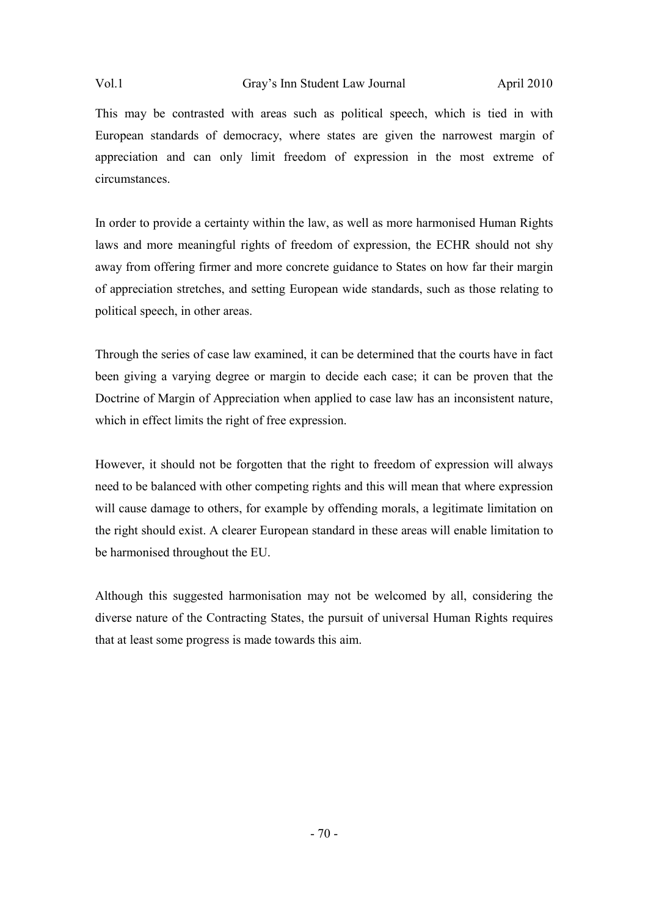This may be contrasted with areas such as political speech, which is tied in with European standards of democracy, where states are given the narrowest margin of appreciation and can only limit freedom of expression in the most extreme of circumstances.

In order to provide a certainty within the law, as well as more harmonised Human Rights laws and more meaningful rights of freedom of expression, the ECHR should not shy away from offering firmer and more concrete guidance to States on how far their margin of appreciation stretches, and setting European wide standards, such as those relating to political speech, in other areas.

Through the series of case law examined, it can be determined that the courts have in fact been giving a varying degree or margin to decide each case; it can be proven that the Doctrine of Margin of Appreciation when applied to case law has an inconsistent nature, which in effect limits the right of free expression.

However, it should not be forgotten that the right to freedom of expression will always need to be balanced with other competing rights and this will mean that where expression will cause damage to others, for example by offending morals, a legitimate limitation on the right should exist. A clearer European standard in these areas will enable limitation to be harmonised throughout the EU.

Although this suggested harmonisation may not be welcomed by all, considering the diverse nature of the Contracting States, the pursuit of universal Human Rights requires that at least some progress is made towards this aim.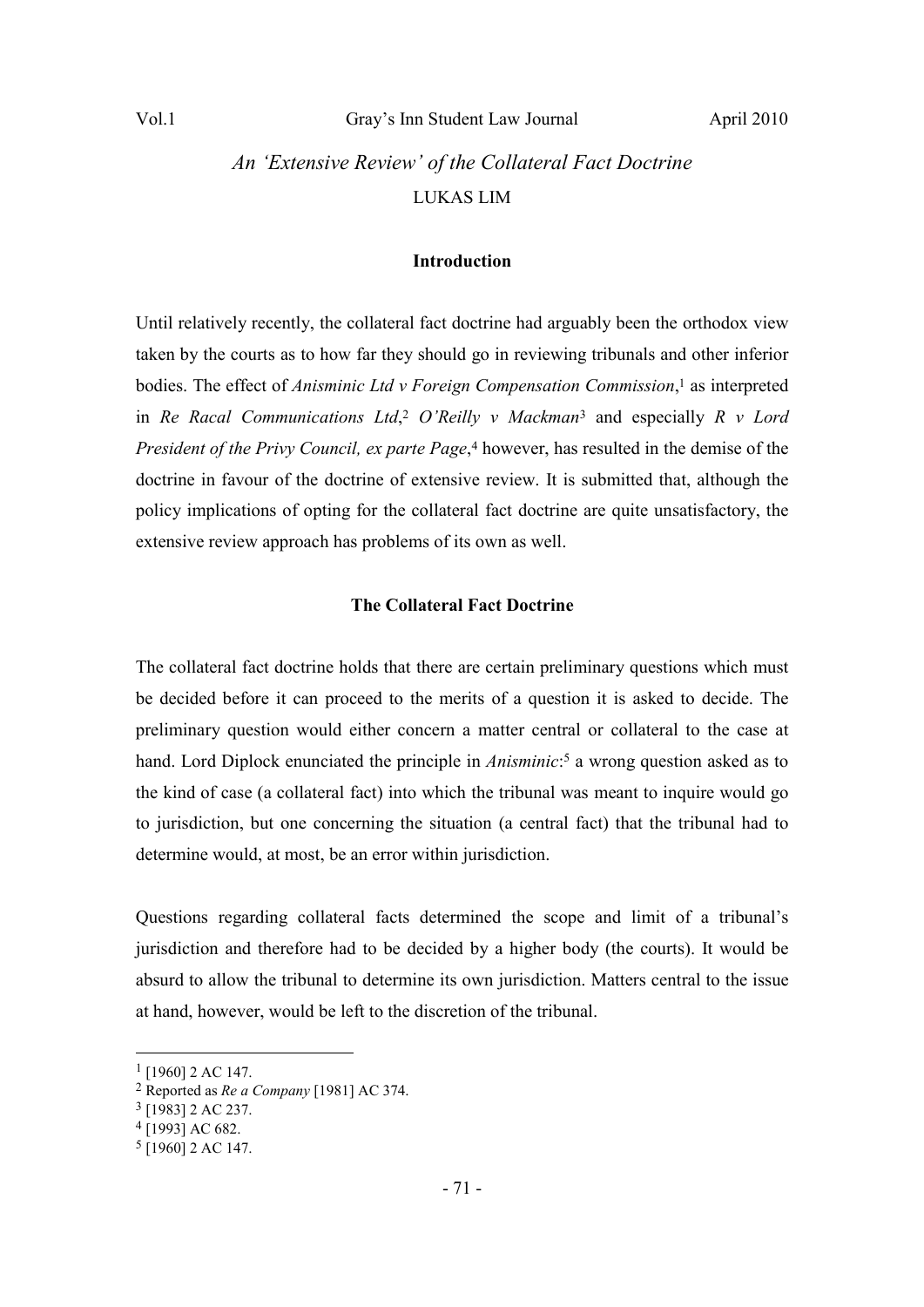# *An 'Extensive Review' of the Collateral Fact Doctrine*

LUKAS LIM

## Introduction

Until relatively recently, the collateral fact doctrine had arguably been the orthodox view taken by the courts as to how far they should go in reviewing tribunals and other inferior bodies. The effect of *Anisminic Ltd v Foreign Compensation Commission*,[1] as interpreted in *Re Racal Communications Ltd*,[2] *O'Reilly v Mackman*[3] and especially *R v Lord President of the Privy Council, ex parte Page*,[4] however, has resulted in the demise of the doctrine in favour of the doctrine of extensive review. It is submitted that, although the policy implications of opting for the collateral fact doctrine are quite unsatisfactory, the extensive review approach has problems of its own as well.

## The Collateral Fact Doctrine

The collateral fact doctrine holds that there are certain preliminary questions which must be decided before it can proceed to the merits of a question it is asked to decide. The preliminary question would either concern a matter central or collateral to the case at hand. Lord Diplock enunciated the principle in *Anisminic*:[5] a wrong question asked as to the kind of case (a collateral fact) into which the tribunal was meant to inquire would go to jurisdiction, but one concerning the situation (a central fact) that the tribunal had to determine would, at most, be an error within jurisdiction.

Questions regarding collateral facts determined the scope and limit of a tribunal's jurisdiction and therefore had to be decided by a higher body (the courts). It would be absurd to allow the tribunal to determine its own jurisdiction. Matters central to the issue at hand, however, would be left to the discretion of the tribunal.

---

[1] [1960] 2 AC 147.

[2] Reported as *Re a Company* [1981] AC 374.

[3] [1983] 2 AC 237.

[4] [1993] AC 682.

[5] [1960] 2 AC 147.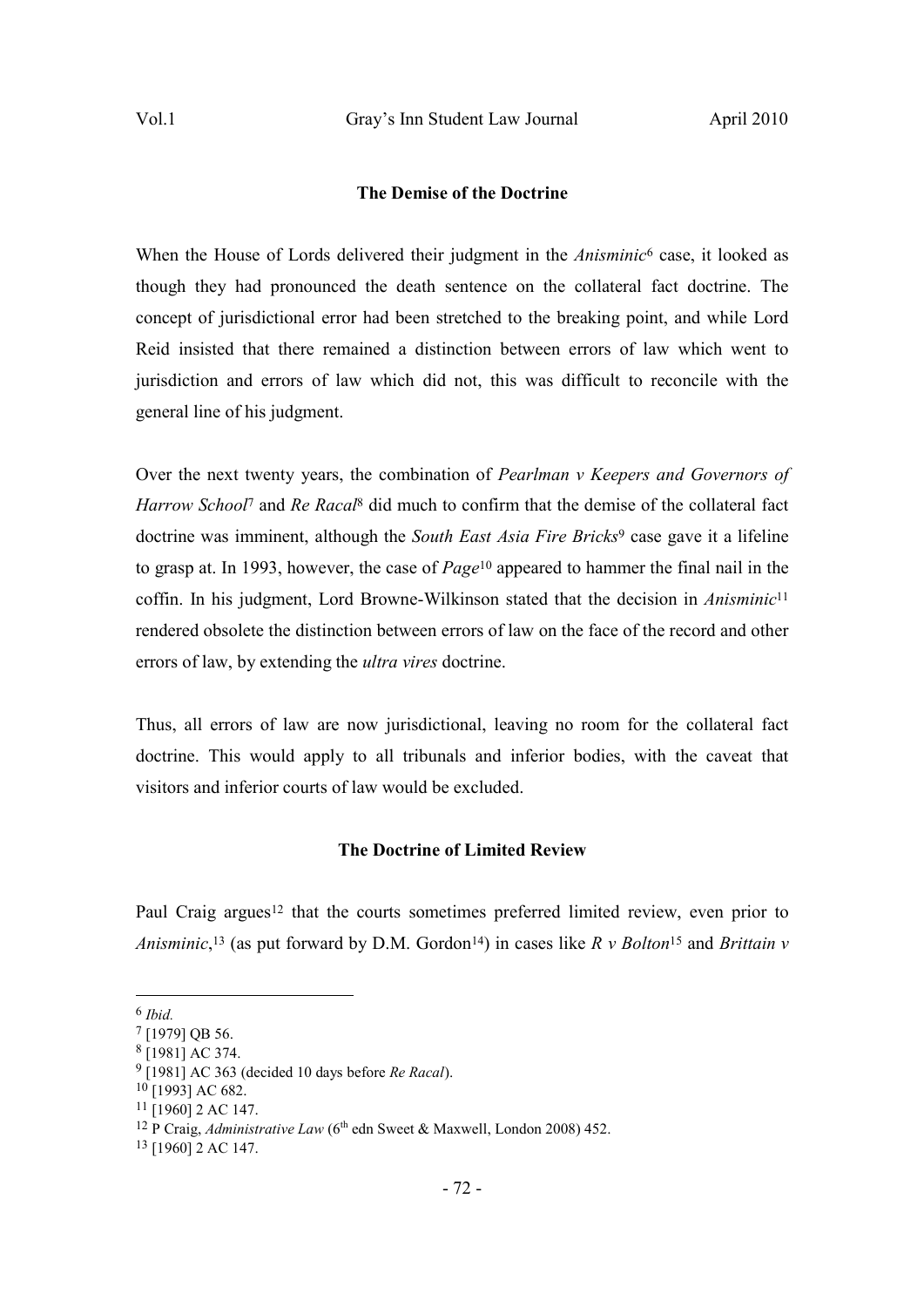### The Demise of the Doctrine

When the House of Lords delivered their judgment in the *Anisminic*[6] case, it looked as though they had pronounced the death sentence on the collateral fact doctrine. The concept of jurisdictional error had been stretched to the breaking point, and while Lord Reid insisted that there remained a distinction between errors of law which went to jurisdiction and errors of law which did not, this was difficult to reconcile with the general line of his judgment.

Over the next twenty years, the combination of *Pearlman v Keepers and Governors of Harrow School*[7] and *Re Racal*[8] did much to confirm that the demise of the collateral fact doctrine was imminent, although the *South East Asia Fire Bricks*[9] case gave it a lifeline to grasp at. In 1993, however, the case of *Page*[10] appeared to hammer the final nail in the coffin. In his judgment, Lord Browne-Wilkinson stated that the decision in *Anisminic*[11] rendered obsolete the distinction between errors of law on the face of the record and other errors of law, by extending the *ultra vires* doctrine.

Thus, all errors of law are now jurisdictional, leaving no room for the collateral fact doctrine. This would apply to all tribunals and inferior bodies, with the caveat that visitors and inferior courts of law would be excluded.

### The Doctrine of Limited Review

Paul Craig argues[12] that the courts sometimes preferred limited review, even prior to *Anisminic*,[13] (as put forward by D.M. Gordon[14]) in cases like *R v Bolton*[15] and *Brittain v*

---

[6] *Ibid.*

[7] [1979] QB 56.

[8] [1981] AC 374.

[9] [1981] AC 363 (decided 10 days before *Re Racal*).

[10] [1993] AC 682.

[11] [1960] 2 AC 147.

[12] P Craig, *Administrative Law* (6th edn Sweet & Maxwell, London 2008) 452.

[13] [1960] 2 AC 147.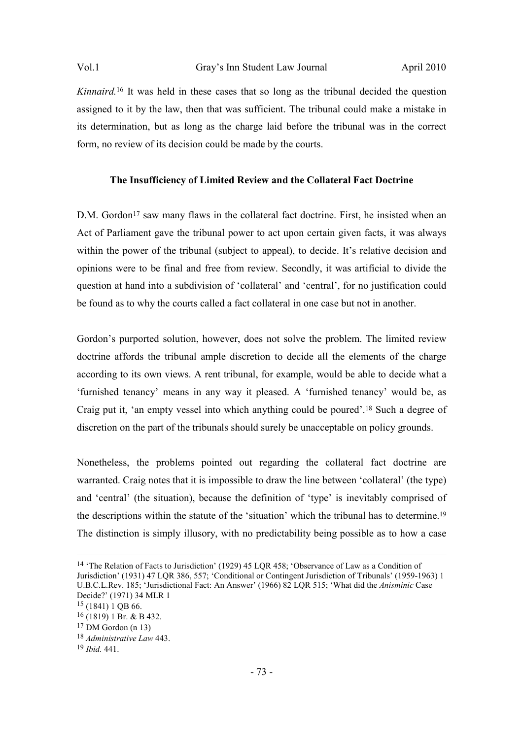*Kinnaird.*[16] It was held in these cases that so long as the tribunal decided the question assigned to it by the law, then that was sufficient. The tribunal could make a mistake in its determination, but as long as the charge laid before the tribunal was in the correct form, no review of its decision could be made by the courts.

### The Insufficiency of Limited Review and the Collateral Fact Doctrine

D.M. Gordon[17] saw many flaws in the collateral fact doctrine. First, he insisted when an Act of Parliament gave the tribunal power to act upon certain given facts, it was always within the power of the tribunal (subject to appeal), to decide. It's relative decision and opinions were to be final and free from review. Secondly, it was artificial to divide the question at hand into a subdivision of 'collateral' and 'central', for no justification could be found as to why the courts called a fact collateral in one case but not in another.

Gordon's purported solution, however, does not solve the problem. The limited review doctrine affords the tribunal ample discretion to decide all the elements of the charge according to its own views. A rent tribunal, for example, would be able to decide what a 'furnished tenancy' means in any way it pleased. A 'furnished tenancy' would be, as Craig put it, 'an empty vessel into which anything could be poured'.[18] Such a degree of discretion on the part of the tribunals should surely be unacceptable on policy grounds.

Nonetheless, the problems pointed out regarding the collateral fact doctrine are warranted. Craig notes that it is impossible to draw the line between 'collateral' (the type) and 'central' (the situation), because the definition of 'type' is inevitably comprised of the descriptions within the statute of the 'situation' which the tribunal has to determine.[19] The distinction is simply illusory, with no predictability being possible as to how a case

---

[14] 'The Relation of Facts to Jurisdiction' (1929) 45 LQR 458; 'Observance of Law as a Condition of Jurisdiction' (1931) 47 LQR 386, 557; 'Conditional or Contingent Jurisdiction of Tribunals' (1959-1963) 1 U.B.C.L.Rev. 185; 'Jurisdictional Fact: An Answer' (1966) 82 LQR 515; 'What did the *Anisminic* Case Decide?' (1971) 34 MLR 1

[15] (1841) 1 QB 66.

[16] (1819) 1 Br. & B 432.

[17] DM Gordon (n 13)

[18] *Administrative Law* 443.

[19] *Ibid.* 441.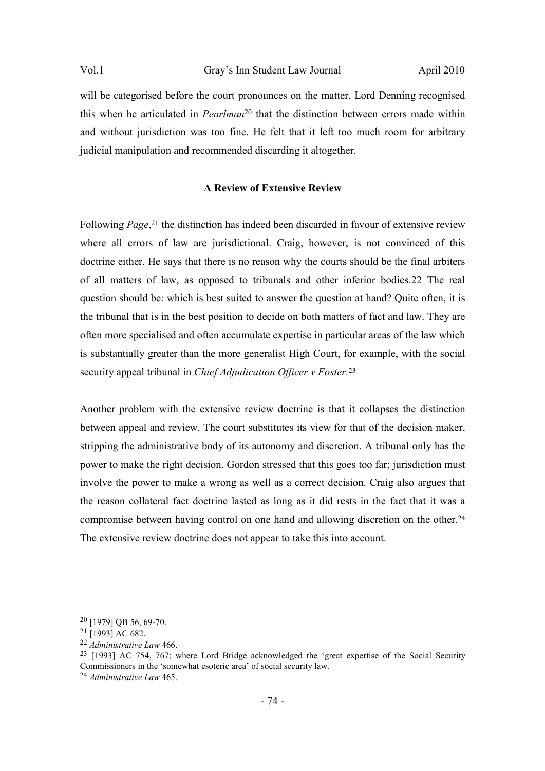will be categorised before the court pronounces on the matter. Lord Denning recognised this when he articulated in *Pearlman*[20] that the distinction between errors made within and without jurisdiction was too fine. He felt that it left too much room for arbitrary judicial manipulation and recommended discarding it altogether.

**A Review of Extensive Review**

Following *Page*,[21] the distinction has indeed been discarded in favour of extensive review where all errors of law are jurisdictional. Craig, however, is not convinced of this doctrine either. He says that there is no reason why the courts should be the final arbiters of all matters of law, as opposed to tribunals and other inferior bodies.22 The real question should be: which is best suited to answer the question at hand? Quite often, it is the tribunal that is in the best position to decide on both matters of fact and law. They are often more specialised and often accumulate expertise in particular areas of the law which is substantially greater than the more generalist High Court, for example, with the social security appeal tribunal in *Chief Adjudication Officer v Foster.*[23]

Another problem with the extensive review doctrine is that it collapses the distinction between appeal and review. The court substitutes its view for that of the decision maker, stripping the administrative body of its autonomy and discretion. A tribunal only has the power to make the right decision. Gordon stressed that this goes too far; jurisdiction must involve the power to make a wrong as well as a correct decision. Craig also argues that the reason collateral fact doctrine lasted as long as it did rests in the fact that it was a compromise between having control on one hand and allowing discretion on the other.[24] The extensive review doctrine does not appear to take this into account.

---

[20] [1979] QB 56, 69-70.

[21] [1993] AC 682.

[22] *Administrative Law* 466.

[23] [1993] AC 754, 767; where Lord Bridge acknowledged the 'great expertise of the Social Security Commissioners in the 'somewhat esoteric area' of social security law.

[24] *Administrative Law* 465.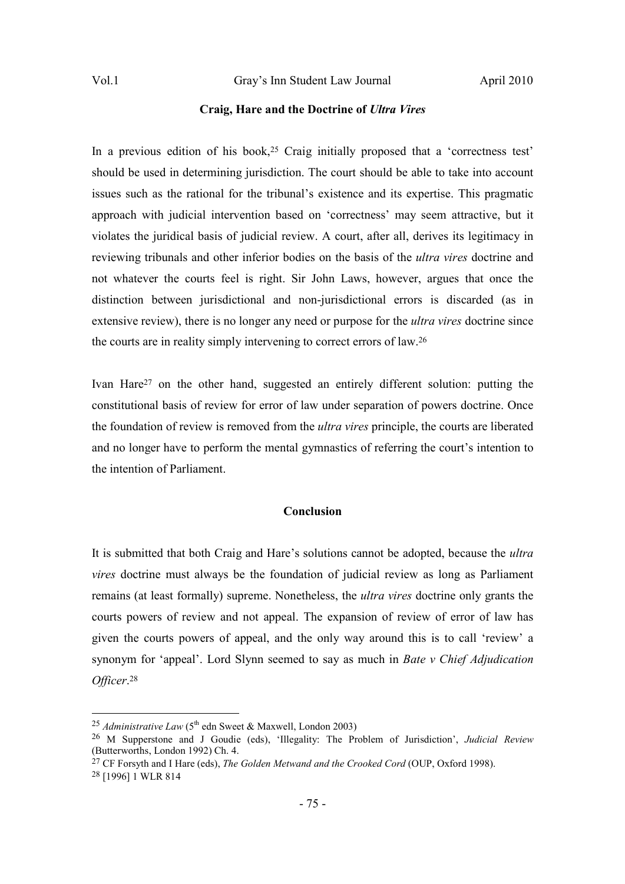**Craig, Hare and the Doctrine of *Ultra Vires***

In a previous edition of his book,[25] Craig initially proposed that a 'correctness test' should be used in determining jurisdiction. The court should be able to take into account issues such as the rational for the tribunal's existence and its expertise. This pragmatic approach with judicial intervention based on 'correctness' may seem attractive, but it violates the juridical basis of judicial review. A court, after all, derives its legitimacy in reviewing tribunals and other inferior bodies on the basis of the *ultra vires* doctrine and not whatever the courts feel is right. Sir John Laws, however, argues that once the distinction between jurisdictional and non-jurisdictional errors is discarded (as in extensive review), there is no longer any need or purpose for the *ultra vires* doctrine since the courts are in reality simply intervening to correct errors of law.[26]

Ivan Hare[27] on the other hand, suggested an entirely different solution: putting the constitutional basis of review for error of law under separation of powers doctrine. Once the foundation of review is removed from the *ultra vires* principle, the courts are liberated and no longer have to perform the mental gymnastics of referring the court's intention to the intention of Parliament.

**Conclusion**

It is submitted that both Craig and Hare's solutions cannot be adopted, because the *ultra vires* doctrine must always be the foundation of judicial review as long as Parliament remains (at least formally) supreme. Nonetheless, the *ultra vires* doctrine only grants the courts powers of review and not appeal. The expansion of review of error of law has given the courts powers of appeal, and the only way around this is to call 'review' a synonym for 'appeal'. Lord Slynn seemed to say as much in *Bate v Chief Adjudication Officer*.[28]

---

[25] *Administrative Law* (5th edn Sweet & Maxwell, London 2003)

[26] M Supperstone and J Goudie (eds), 'Illegality: The Problem of Jurisdiction', *Judicial Review* (Butterworths, London 1992) Ch. 4.

[27] CF Forsyth and I Hare (eds), *The Golden Metwand and the Crooked Cord* (OUP, Oxford 1998).

[28] [1996] 1 WLR 814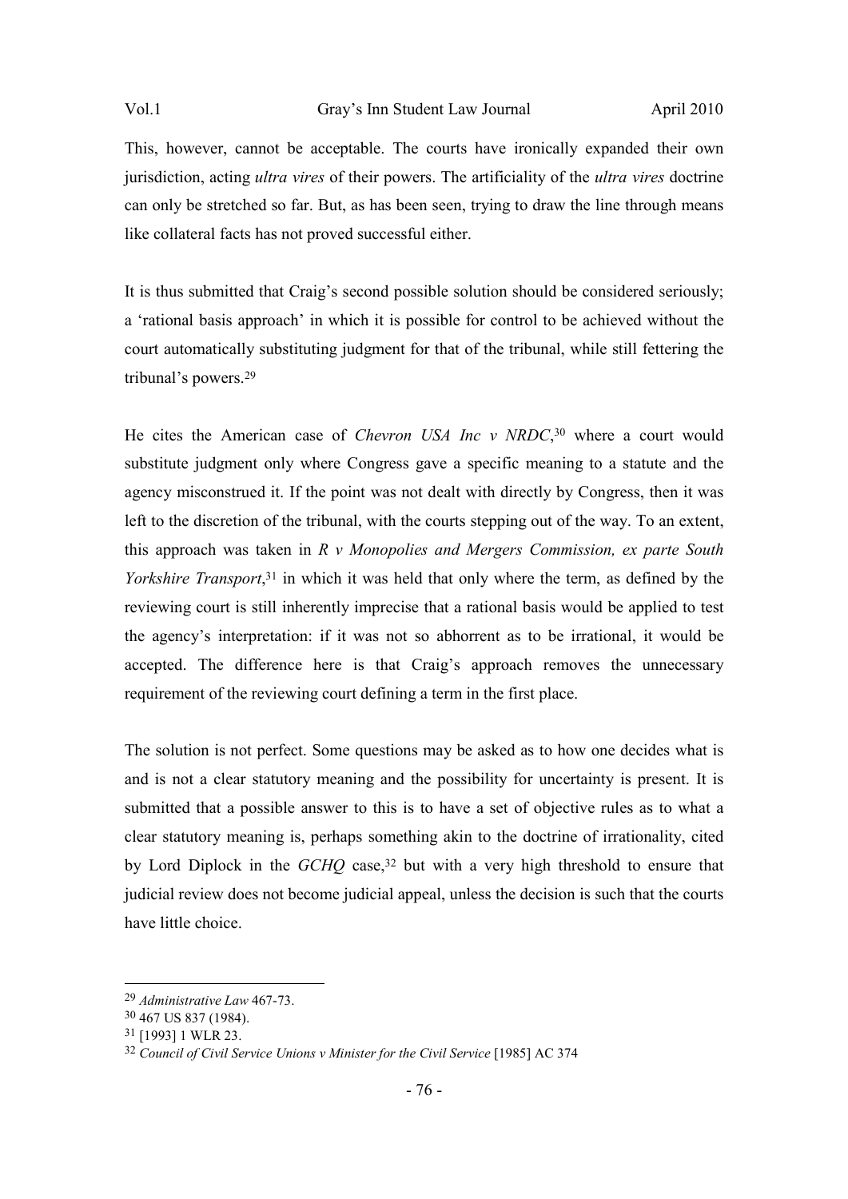This, however, cannot be acceptable. The courts have ironically expanded their own jurisdiction, acting *ultra vires* of their powers. The artificiality of the *ultra vires* doctrine can only be stretched so far. But, as has been seen, trying to draw the line through means like collateral facts has not proved successful either.

It is thus submitted that Craig's second possible solution should be considered seriously; a 'rational basis approach' in which it is possible for control to be achieved without the court automatically substituting judgment for that of the tribunal, while still fettering the tribunal's powers.[29]

He cites the American case of *Chevron USA Inc v NRDC*,[30] where a court would substitute judgment only where Congress gave a specific meaning to a statute and the agency misconstrued it. If the point was not dealt with directly by Congress, then it was left to the discretion of the tribunal, with the courts stepping out of the way. To an extent, this approach was taken in *R v Monopolies and Mergers Commission, ex parte South Yorkshire Transport*,[31] in which it was held that only where the term, as defined by the reviewing court is still inherently imprecise that a rational basis would be applied to test the agency's interpretation: if it was not so abhorrent as to be irrational, it would be accepted. The difference here is that Craig's approach removes the unnecessary requirement of the reviewing court defining a term in the first place.

The solution is not perfect. Some questions may be asked as to how one decides what is and is not a clear statutory meaning and the possibility for uncertainty is present. It is submitted that a possible answer to this is to have a set of objective rules as to what a clear statutory meaning is, perhaps something akin to the doctrine of irrationality, cited by Lord Diplock in the *GCHQ* case,[32] but with a very high threshold to ensure that judicial review does not become judicial appeal, unless the decision is such that the courts have little choice.

---

[29] *Administrative Law* 467-73.

[30] 467 US 837 (1984).

[31] [1993] 1 WLR 23.

[32] *Council of Civil Service Unions v Minister for the Civil Service* [1985] AC 374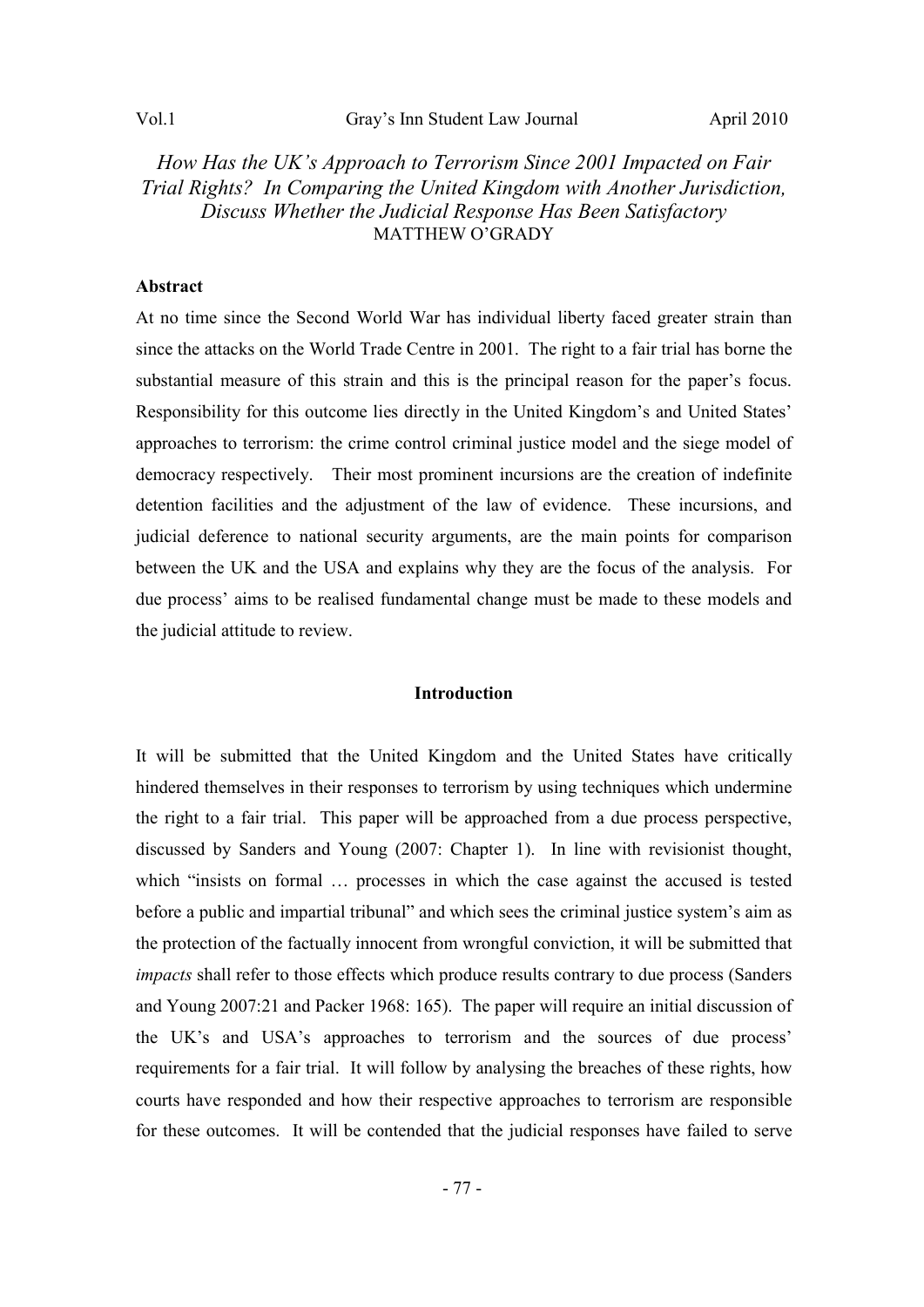# *How Has the UK's Approach to Terrorism Since 2001 Impacted on Fair Trial Rights? In Comparing the United Kingdom with Another Jurisdiction, Discuss Whether the Judicial Response Has Been Satisfactory*

MATTHEW O'GRADY

**Abstract**

At no time since the Second World War has individual liberty faced greater strain than since the attacks on the World Trade Centre in 2001. The right to a fair trial has borne the substantial measure of this strain and this is the principal reason for the paper's focus. Responsibility for this outcome lies directly in the United Kingdom's and United States' approaches to terrorism: the crime control criminal justice model and the siege model of democracy respectively. Their most prominent incursions are the creation of indefinite detention facilities and the adjustment of the law of evidence. These incursions, and judicial deference to national security arguments, are the main points for comparison between the UK and the USA and explains why they are the focus of the analysis. For due process' aims to be realised fundamental change must be made to these models and the judicial attitude to review.

## Introduction

It will be submitted that the United Kingdom and the United States have critically hindered themselves in their responses to terrorism by using techniques which undermine the right to a fair trial. This paper will be approached from a due process perspective, discussed by Sanders and Young (2007: Chapter 1). In line with revisionist thought, which "insists on formal … processes in which the case against the accused is tested before a public and impartial tribunal" and which sees the criminal justice system's aim as the protection of the factually innocent from wrongful conviction, it will be submitted that *impacts* shall refer to those effects which produce results contrary to due process (Sanders and Young 2007:21 and Packer 1968: 165). The paper will require an initial discussion of the UK's and USA's approaches to terrorism and the sources of due process' requirements for a fair trial. It will follow by analysing the breaches of these rights, how courts have responded and how their respective approaches to terrorism are responsible for these outcomes. It will be contended that the judicial responses have failed to serve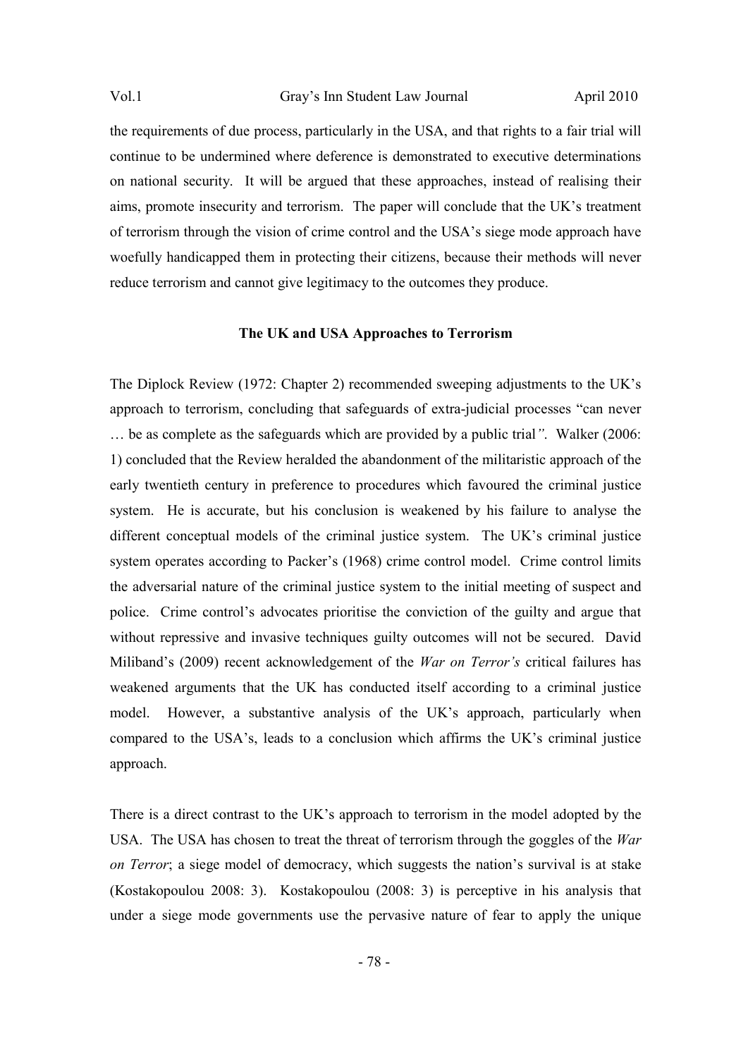the requirements of due process, particularly in the USA, and that rights to a fair trial will continue to be undermined where deference is demonstrated to executive determinations on national security. It will be argued that these approaches, instead of realising their aims, promote insecurity and terrorism. The paper will conclude that the UK's treatment of terrorism through the vision of crime control and the USA's siege mode approach have woefully handicapped them in protecting their citizens, because their methods will never reduce terrorism and cannot give legitimacy to the outcomes they produce.

**The UK and USA Approaches to Terrorism**

The Diplock Review (1972: Chapter 2) recommended sweeping adjustments to the UK's approach to terrorism, concluding that safeguards of extra-judicial processes "can never … be as complete as the safeguards which are provided by a public trial*"*. Walker (2006: 1) concluded that the Review heralded the abandonment of the militaristic approach of the early twentieth century in preference to procedures which favoured the criminal justice system. He is accurate, but his conclusion is weakened by his failure to analyse the different conceptual models of the criminal justice system. The UK's criminal justice system operates according to Packer's (1968) crime control model. Crime control limits the adversarial nature of the criminal justice system to the initial meeting of suspect and police. Crime control's advocates prioritise the conviction of the guilty and argue that without repressive and invasive techniques guilty outcomes will not be secured. David Miliband's (2009) recent acknowledgement of the *War on Terror's* critical failures has weakened arguments that the UK has conducted itself according to a criminal justice model. However, a substantive analysis of the UK's approach, particularly when compared to the USA's, leads to a conclusion which affirms the UK's criminal justice approach.

There is a direct contrast to the UK's approach to terrorism in the model adopted by the USA. The USA has chosen to treat the threat of terrorism through the goggles of the *War on Terror*; a siege model of democracy, which suggests the nation's survival is at stake (Kostakopoulou 2008: 3). Kostakopoulou (2008: 3) is perceptive in his analysis that under a siege mode governments use the pervasive nature of fear to apply the unique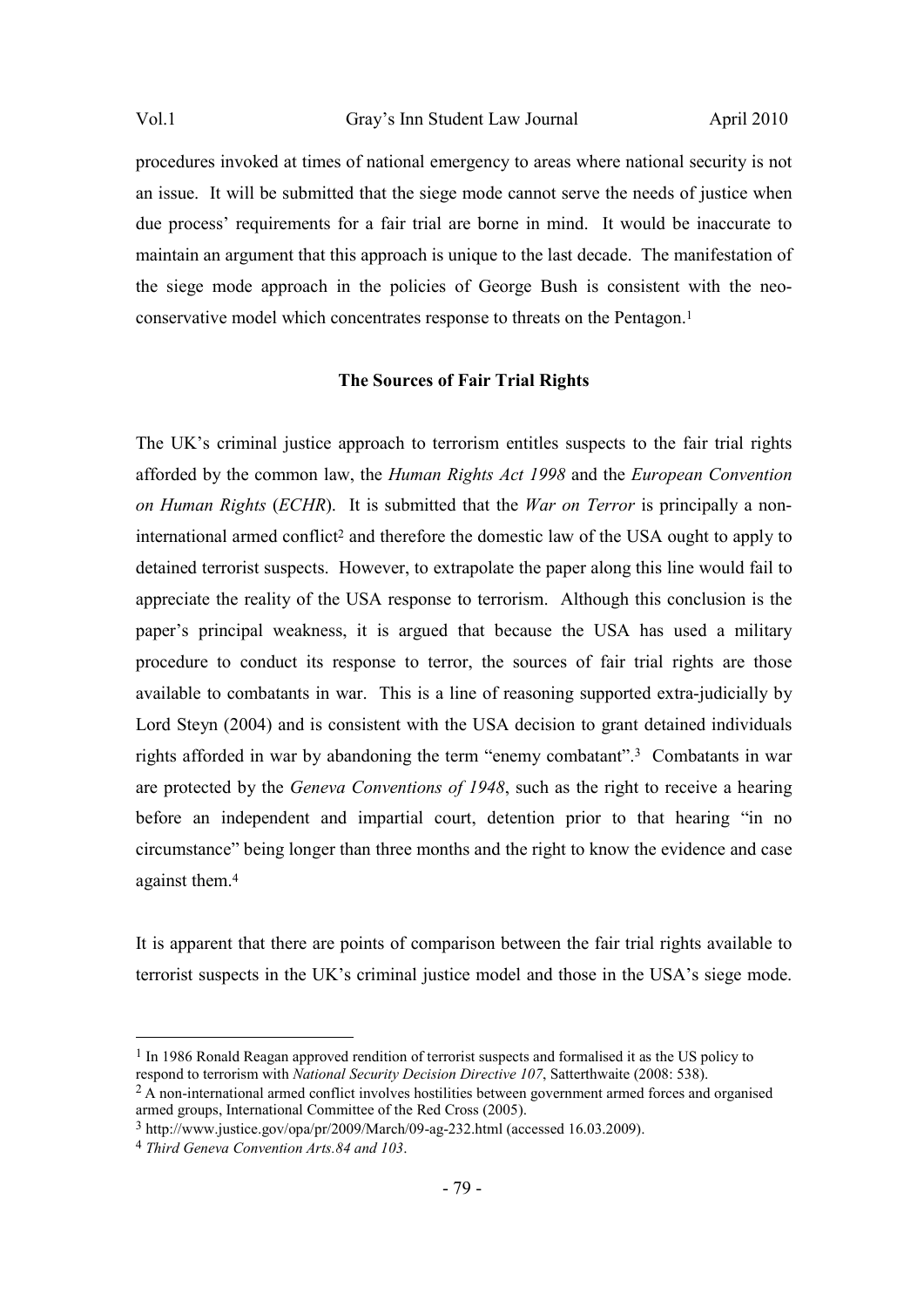procedures invoked at times of national emergency to areas where national security is not an issue. It will be submitted that the siege mode cannot serve the needs of justice when due process' requirements for a fair trial are borne in mind. It would be inaccurate to maintain an argument that this approach is unique to the last decade. The manifestation of the siege mode approach in the policies of George Bush is consistent with the neo-conservative model which concentrates response to threats on the Pentagon.[1]

**The Sources of Fair Trial Rights**

The UK's criminal justice approach to terrorism entitles suspects to the fair trial rights afforded by the common law, the *Human Rights Act 1998* and the *European Convention on Human Rights* (*ECHR*). It is submitted that the *War on Terror* is principally a non-international armed conflict[2] and therefore the domestic law of the USA ought to apply to detained terrorist suspects. However, to extrapolate the paper along this line would fail to appreciate the reality of the USA response to terrorism. Although this conclusion is the paper's principal weakness, it is argued that because the USA has used a military procedure to conduct its response to terror, the sources of fair trial rights are those available to combatants in war. This is a line of reasoning supported extra-judicially by Lord Steyn (2004) and is consistent with the USA decision to grant detained individuals rights afforded in war by abandoning the term "enemy combatant".[3] Combatants in war are protected by the *Geneva Conventions of 1948*, such as the right to receive a hearing before an independent and impartial court, detention prior to that hearing "in no circumstance" being longer than three months and the right to know the evidence and case against them.[4]

It is apparent that there are points of comparison between the fair trial rights available to terrorist suspects in the UK's criminal justice model and those in the USA's siege mode.

---

[1] In 1986 Ronald Reagan approved rendition of terrorist suspects and formalised it as the US policy to respond to terrorism with *National Security Decision Directive 107*, Satterthwaite (2008: 538).

[2] A non-international armed conflict involves hostilities between government armed forces and organised armed groups, International Committee of the Red Cross (2005).

[3] http://www.justice.gov/opa/pr/2009/March/09-ag-232.html (accessed 16.03.2009).

[4] *Third Geneva Convention Arts.84 and 103*.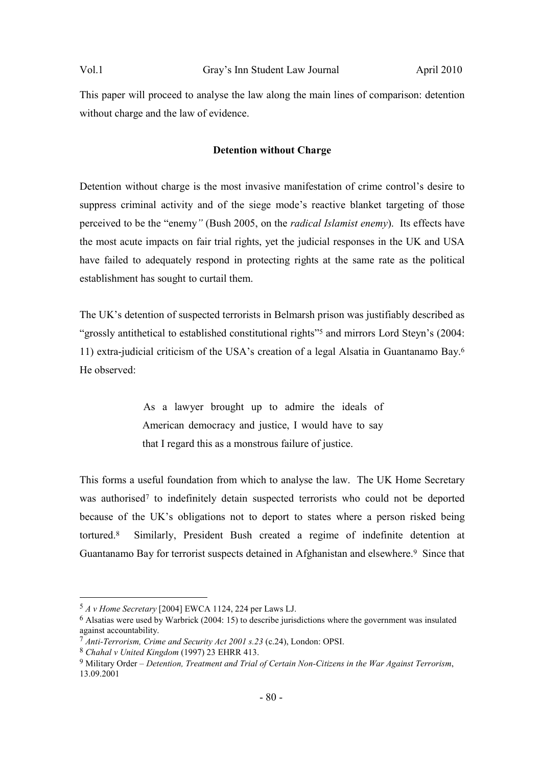This paper will proceed to analyse the law along the main lines of comparison: detention without charge and the law of evidence.

### Detention without Charge

Detention without charge is the most invasive manifestation of crime control's desire to suppress criminal activity and of the siege mode's reactive blanket targeting of those perceived to be the "enemy*"* (Bush 2005, on the *radical Islamist enemy*). Its effects have the most acute impacts on fair trial rights, yet the judicial responses in the UK and USA have failed to adequately respond in protecting rights at the same rate as the political establishment has sought to curtail them.

The UK's detention of suspected terrorists in Belmarsh prison was justifiably described as "grossly antithetical to established constitutional rights"[5] and mirrors Lord Steyn's (2004: 11) extra-judicial criticism of the USA's creation of a legal Alsatia in Guantanamo Bay.[6] He observed:

> As a lawyer brought up to admire the ideals of American democracy and justice, I would have to say that I regard this as a monstrous failure of justice.

This forms a useful foundation from which to analyse the law. The UK Home Secretary was authorised[7] to indefinitely detain suspected terrorists who could not be deported because of the UK's obligations not to deport to states where a person risked being tortured.[8] Similarly, President Bush created a regime of indefinite detention at Guantanamo Bay for terrorist suspects detained in Afghanistan and elsewhere.[9] Since that

---

[5] *A v Home Secretary* [2004] EWCA 1124, 224 per Laws LJ.

[6] Alsatias were used by Warbrick (2004: 15) to describe jurisdictions where the government was insulated against accountability.

[7] *Anti-Terrorism, Crime and Security Act 2001 s.23* (c.24), London: OPSI.

[8] *Chahal v United Kingdom* (1997) 23 EHRR 413.

[9] Military Order – *Detention, Treatment and Trial of Certain Non-Citizens in the War Against Terrorism*, 13.09.2001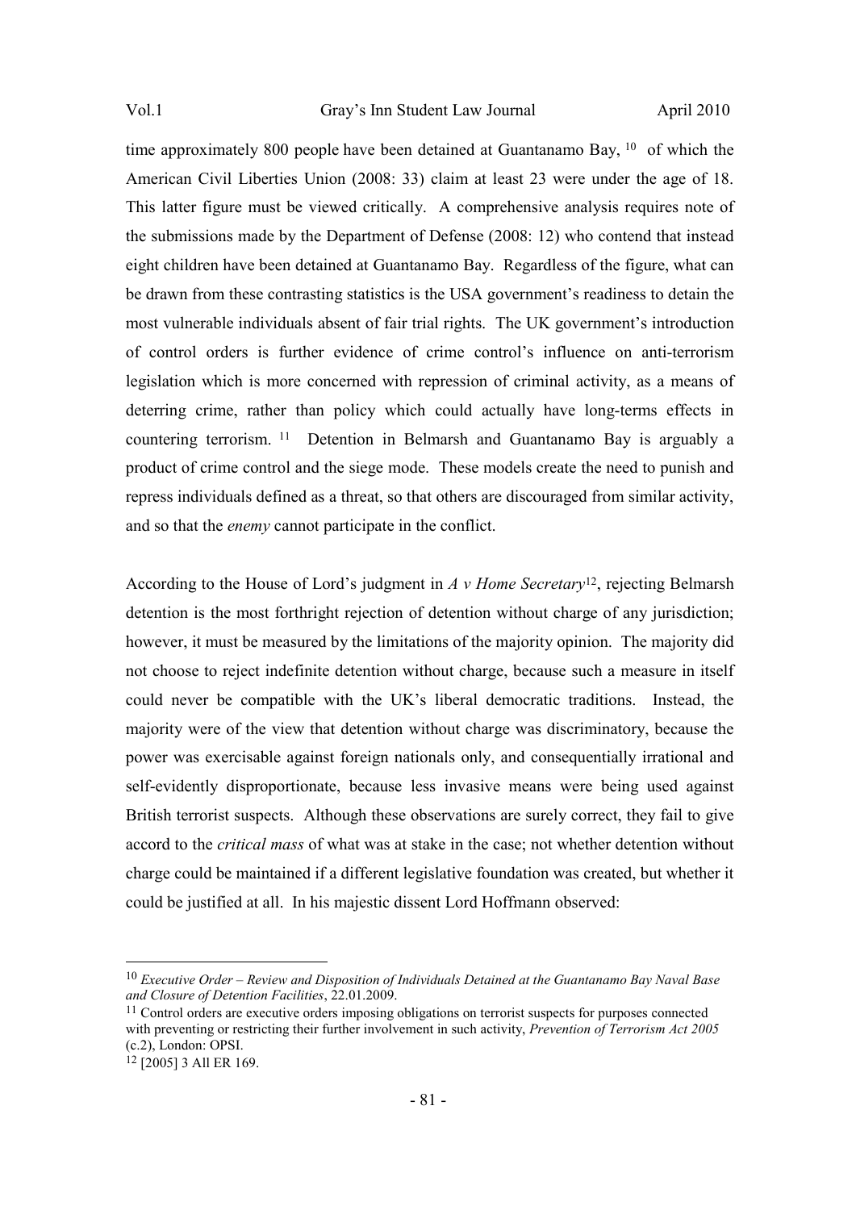time approximately 800 people have been detained at Guantanamo Bay, [10] of which the American Civil Liberties Union (2008: 33) claim at least 23 were under the age of 18. This latter figure must be viewed critically. A comprehensive analysis requires note of the submissions made by the Department of Defense (2008: 12) who contend that instead eight children have been detained at Guantanamo Bay. Regardless of the figure, what can be drawn from these contrasting statistics is the USA government's readiness to detain the most vulnerable individuals absent of fair trial rights. The UK government's introduction of control orders is further evidence of crime control's influence on anti-terrorism legislation which is more concerned with repression of criminal activity, as a means of deterring crime, rather than policy which could actually have long-terms effects in countering terrorism. [11] Detention in Belmarsh and Guantanamo Bay is arguably a product of crime control and the siege mode. These models create the need to punish and repress individuals defined as a threat, so that others are discouraged from similar activity, and so that the *enemy* cannot participate in the conflict.

According to the House of Lord's judgment in *A v Home Secretary*[12], rejecting Belmarsh detention is the most forthright rejection of detention without charge of any jurisdiction; however, it must be measured by the limitations of the majority opinion. The majority did not choose to reject indefinite detention without charge, because such a measure in itself could never be compatible with the UK's liberal democratic traditions. Instead, the majority were of the view that detention without charge was discriminatory, because the power was exercisable against foreign nationals only, and consequentially irrational and self-evidently disproportionate, because less invasive means were being used against British terrorist suspects. Although these observations are surely correct, they fail to give accord to the *critical mass* of what was at stake in the case; not whether detention without charge could be maintained if a different legislative foundation was created, but whether it could be justified at all. In his majestic dissent Lord Hoffmann observed:

---

[10] *Executive Order – Review and Disposition of Individuals Detained at the Guantanamo Bay Naval Base and Closure of Detention Facilities*, 22.01.2009.

[11] Control orders are executive orders imposing obligations on terrorist suspects for purposes connected with preventing or restricting their further involvement in such activity, *Prevention of Terrorism Act 2005* (c.2), London: OPSI.

[12] [2005] 3 All ER 169.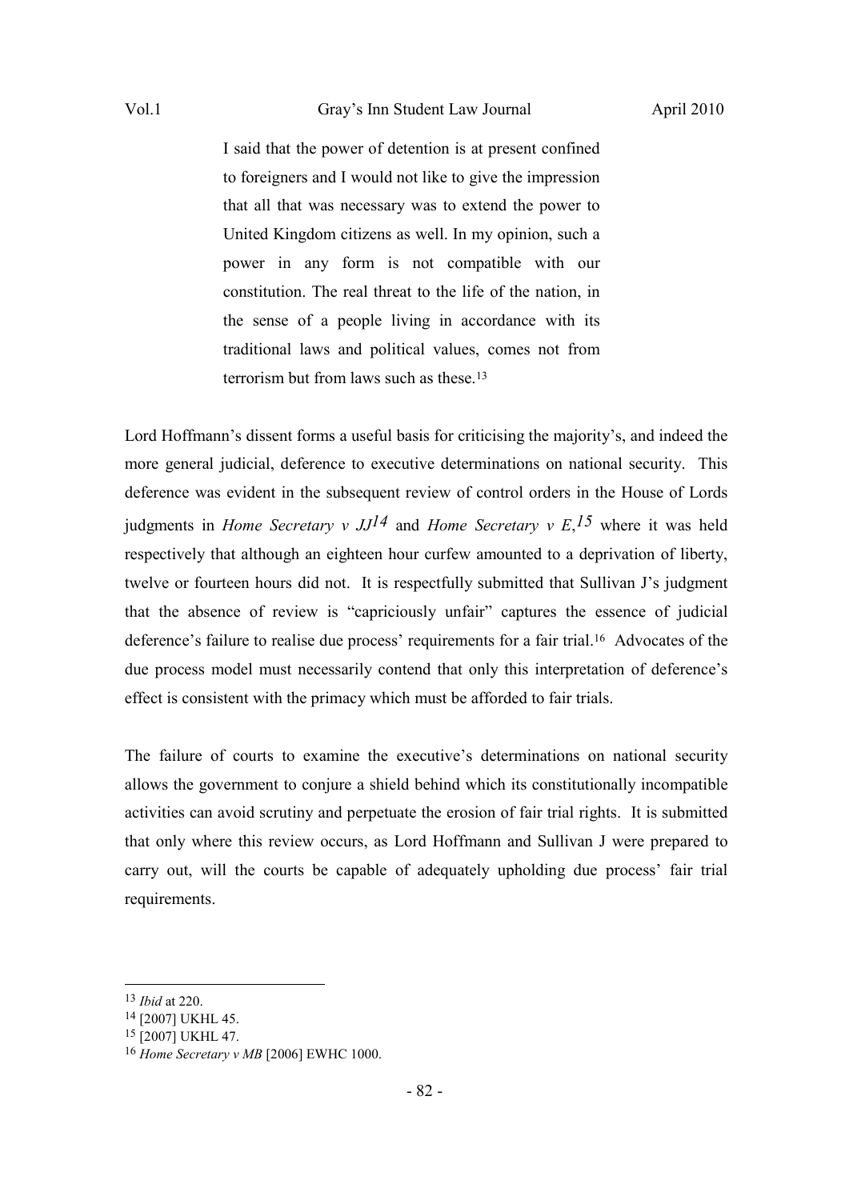> I said that the power of detention is at present confined to foreigners and I would not like to give the impression that all that was necessary was to extend the power to United Kingdom citizens as well. In my opinion, such a power in any form is not compatible with our constitution. The real threat to the life of the nation, in the sense of a people living in accordance with its traditional laws and political values, comes not from terrorism but from laws such as these.[13]

Lord Hoffmann's dissent forms a useful basis for criticising the majority's, and indeed the more general judicial, deference to executive determinations on national security. This deference was evident in the subsequent review of control orders in the House of Lords judgments in *Home Secretary v JJ*[14] and *Home Secretary v E*,[15] where it was held respectively that although an eighteen hour curfew amounted to a deprivation of liberty, twelve or fourteen hours did not. It is respectfully submitted that Sullivan J's judgment that the absence of review is "capriciously unfair" captures the essence of judicial deference's failure to realise due process' requirements for a fair trial.[16] Advocates of the due process model must necessarily contend that only this interpretation of deference's effect is consistent with the primacy which must be afforded to fair trials.

The failure of courts to examine the executive's determinations on national security allows the government to conjure a shield behind which its constitutionally incompatible activities can avoid scrutiny and perpetuate the erosion of fair trial rights. It is submitted that only where this review occurs, as Lord Hoffmann and Sullivan J were prepared to carry out, will the courts be capable of adequately upholding due process' fair trial requirements.

---

[13] *Ibid* at 220.

[14] [2007] UKHL 45.

[15] [2007] UKHL 47.

[16] *Home Secretary v MB* [2006] EWHC 1000.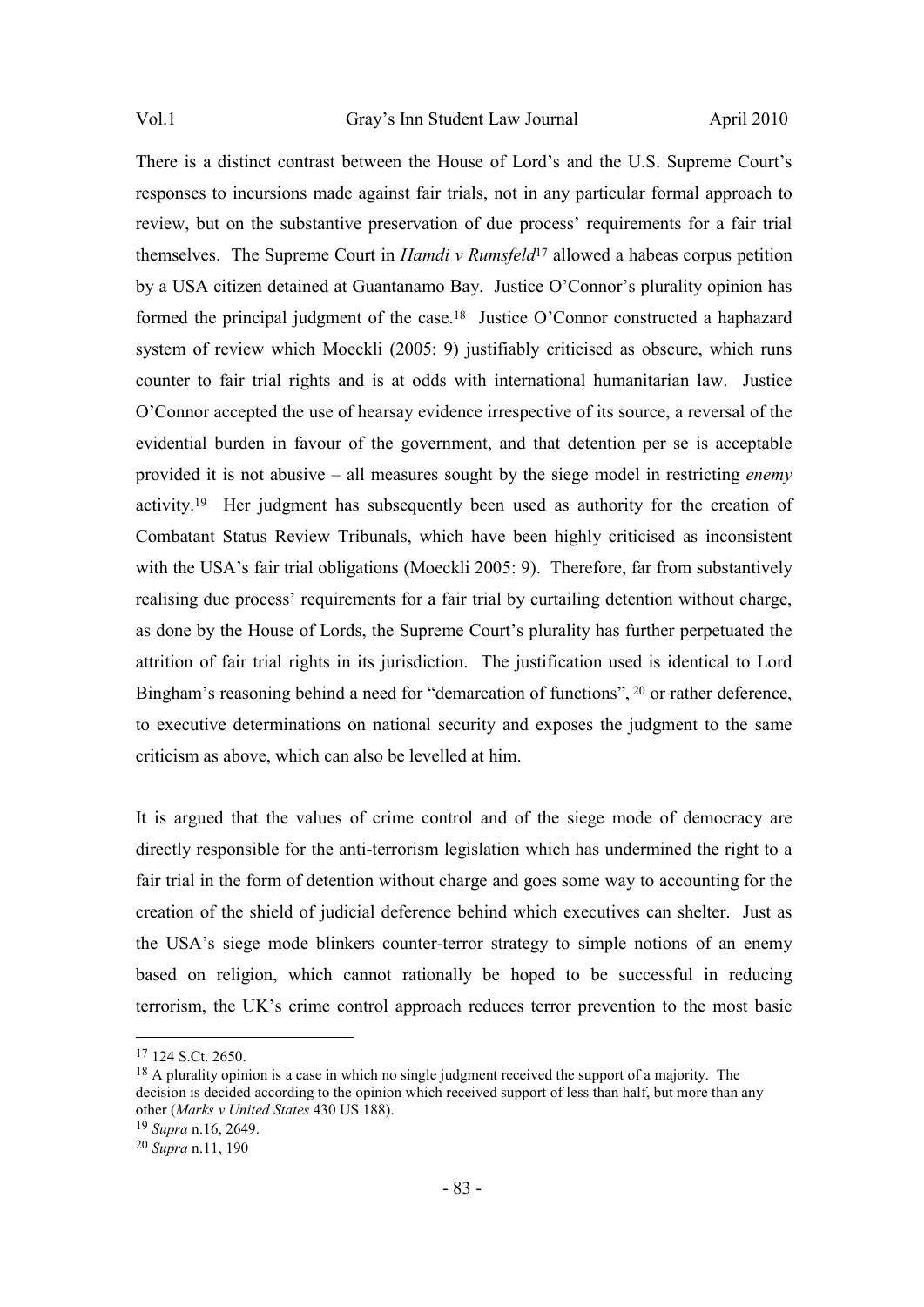There is a distinct contrast between the House of Lord's and the U.S. Supreme Court's responses to incursions made against fair trials, not in any particular formal approach to review, but on the substantive preservation of due process' requirements for a fair trial themselves. The Supreme Court in *Hamdi v Rumsfeld*[17] allowed a habeas corpus petition by a USA citizen detained at Guantanamo Bay. Justice O'Connor's plurality opinion has formed the principal judgment of the case.[18] Justice O'Connor constructed a haphazard system of review which Moeckli (2005: 9) justifiably criticised as obscure, which runs counter to fair trial rights and is at odds with international humanitarian law. Justice O'Connor accepted the use of hearsay evidence irrespective of its source, a reversal of the evidential burden in favour of the government, and that detention per se is acceptable provided it is not abusive – all measures sought by the siege model in restricting *enemy* activity.[19] Her judgment has subsequently been used as authority for the creation of Combatant Status Review Tribunals, which have been highly criticised as inconsistent with the USA's fair trial obligations (Moeckli 2005: 9). Therefore, far from substantively realising due process' requirements for a fair trial by curtailing detention without charge, as done by the House of Lords, the Supreme Court's plurality has further perpetuated the attrition of fair trial rights in its jurisdiction. The justification used is identical to Lord Bingham's reasoning behind a need for "demarcation of functions", [20] or rather deference, to executive determinations on national security and exposes the judgment to the same criticism as above, which can also be levelled at him.

It is argued that the values of crime control and of the siege mode of democracy are directly responsible for the anti-terrorism legislation which has undermined the right to a fair trial in the form of detention without charge and goes some way to accounting for the creation of the shield of judicial deference behind which executives can shelter. Just as the USA's siege mode blinkers counter-terror strategy to simple notions of an enemy based on religion, which cannot rationally be hoped to be successful in reducing terrorism, the UK's crime control approach reduces terror prevention to the most basic

---

[17] 124 S.Ct. 2650.

[18] A plurality opinion is a case in which no single judgment received the support of a majority. The decision is decided according to the opinion which received support of less than half, but more than any other (*Marks v United States* 430 US 188).

[19] *Supra* n.16, 2649.

[20] *Supra* n.11, 190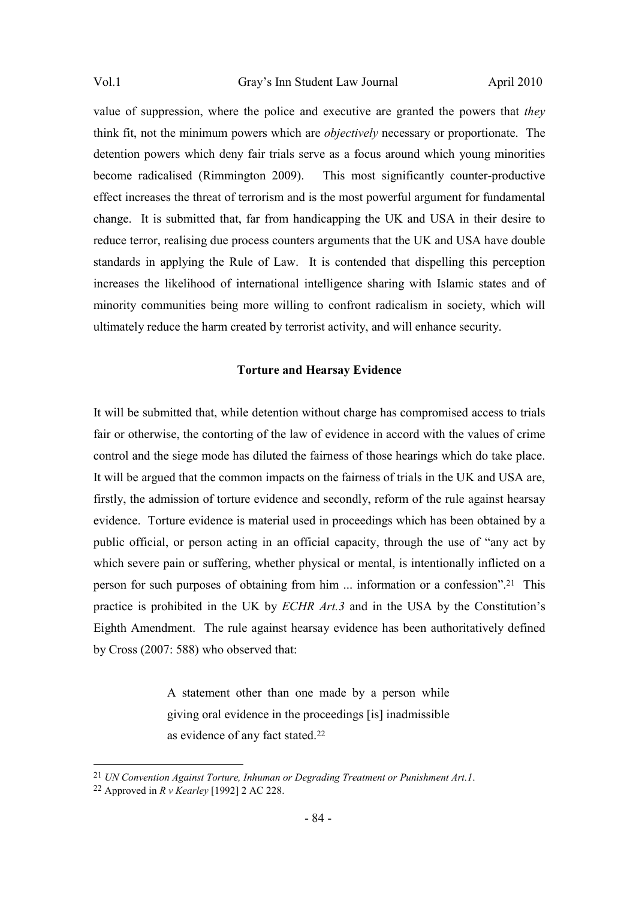value of suppression, where the police and executive are granted the powers that *they* think fit, not the minimum powers which are *objectively* necessary or proportionate. The detention powers which deny fair trials serve as a focus around which young minorities become radicalised (Rimmington 2009). This most significantly counter-productive effect increases the threat of terrorism and is the most powerful argument for fundamental change. It is submitted that, far from handicapping the UK and USA in their desire to reduce terror, realising due process counters arguments that the UK and USA have double standards in applying the Rule of Law. It is contended that dispelling this perception increases the likelihood of international intelligence sharing with Islamic states and of minority communities being more willing to confront radicalism in society, which will ultimately reduce the harm created by terrorist activity, and will enhance security.

### Torture and Hearsay Evidence

It will be submitted that, while detention without charge has compromised access to trials fair or otherwise, the contorting of the law of evidence in accord with the values of crime control and the siege mode has diluted the fairness of those hearings which do take place. It will be argued that the common impacts on the fairness of trials in the UK and USA are, firstly, the admission of torture evidence and secondly, reform of the rule against hearsay evidence. Torture evidence is material used in proceedings which has been obtained by a public official, or person acting in an official capacity, through the use of "any act by which severe pain or suffering, whether physical or mental, is intentionally inflicted on a person for such purposes of obtaining from him ... information or a confession".[21] This practice is prohibited in the UK by *ECHR Art.3* and in the USA by the Constitution's Eighth Amendment. The rule against hearsay evidence has been authoritatively defined by Cross (2007: 588) who observed that:

> A statement other than one made by a person while giving oral evidence in the proceedings [is] inadmissible as evidence of any fact stated.[22]

---

[21] *UN Convention Against Torture, Inhuman or Degrading Treatment or Punishment Art.1*.

[22] Approved in *R v Kearley* [1992] 2 AC 228.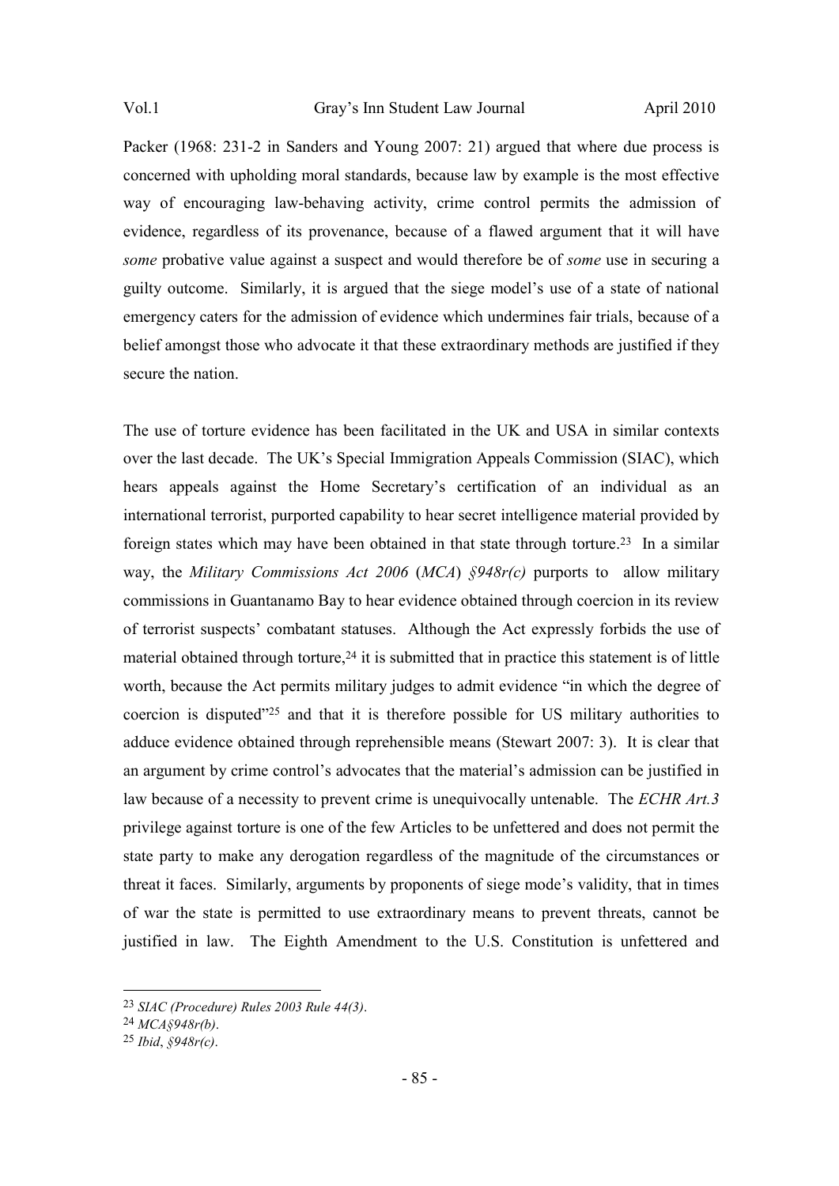Packer (1968: 231-2 in Sanders and Young 2007: 21) argued that where due process is concerned with upholding moral standards, because law by example is the most effective way of encouraging law-behaving activity, crime control permits the admission of evidence, regardless of its provenance, because of a flawed argument that it will have *some* probative value against a suspect and would therefore be of *some* use in securing a guilty outcome. Similarly, it is argued that the siege model's use of a state of national emergency caters for the admission of evidence which undermines fair trials, because of a belief amongst those who advocate it that these extraordinary methods are justified if they secure the nation.

The use of torture evidence has been facilitated in the UK and USA in similar contexts over the last decade. The UK's Special Immigration Appeals Commission (SIAC), which hears appeals against the Home Secretary's certification of an individual as an international terrorist, purported capability to hear secret intelligence material provided by foreign states which may have been obtained in that state through torture.[23] In a similar way, the *Military Commissions Act 2006* (*MCA*) *§948r(c)* purports to allow military commissions in Guantanamo Bay to hear evidence obtained through coercion in its review of terrorist suspects' combatant statuses. Although the Act expressly forbids the use of material obtained through torture,[24] it is submitted that in practice this statement is of little worth, because the Act permits military judges to admit evidence "in which the degree of coercion is disputed"[25] and that it is therefore possible for US military authorities to adduce evidence obtained through reprehensible means (Stewart 2007: 3). It is clear that an argument by crime control's advocates that the material's admission can be justified in law because of a necessity to prevent crime is unequivocally untenable. The *ECHR Art.3* privilege against torture is one of the few Articles to be unfettered and does not permit the state party to make any derogation regardless of the magnitude of the circumstances or threat it faces. Similarly, arguments by proponents of siege mode's validity, that in times of war the state is permitted to use extraordinary means to prevent threats, cannot be justified in law. The Eighth Amendment to the U.S. Constitution is unfettered and

---

[23] *SIAC (Procedure) Rules 2003 Rule 44(3)*.

[24] *MCA§948r(b)*.

[25] *Ibid*, *§948r(c)*.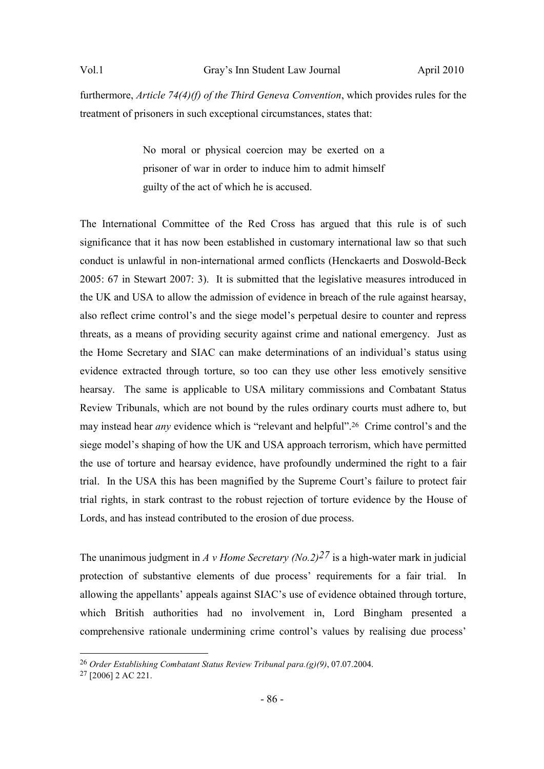furthermore, *Article 74(4)(f) of the Third Geneva Convention*, which provides rules for the treatment of prisoners in such exceptional circumstances, states that:

> No moral or physical coercion may be exerted on a prisoner of war in order to induce him to admit himself guilty of the act of which he is accused.

The International Committee of the Red Cross has argued that this rule is of such significance that it has now been established in customary international law so that such conduct is unlawful in non-international armed conflicts (Henckaerts and Doswold-Beck 2005: 67 in Stewart 2007: 3). It is submitted that the legislative measures introduced in the UK and USA to allow the admission of evidence in breach of the rule against hearsay, also reflect crime control's and the siege model's perpetual desire to counter and repress threats, as a means of providing security against crime and national emergency. Just as the Home Secretary and SIAC can make determinations of an individual's status using evidence extracted through torture, so too can they use other less emotively sensitive hearsay. The same is applicable to USA military commissions and Combatant Status Review Tribunals, which are not bound by the rules ordinary courts must adhere to, but may instead hear *any* evidence which is "relevant and helpful".[26] Crime control's and the siege model's shaping of how the UK and USA approach terrorism, which have permitted the use of torture and hearsay evidence, have profoundly undermined the right to a fair trial. In the USA this has been magnified by the Supreme Court's failure to protect fair trial rights, in stark contrast to the robust rejection of torture evidence by the House of Lords, and has instead contributed to the erosion of due process.

The unanimous judgment in *A v Home Secretary (No.2)*[27] is a high-water mark in judicial protection of substantive elements of due process' requirements for a fair trial. In allowing the appellants' appeals against SIAC's use of evidence obtained through torture, which British authorities had no involvement in, Lord Bingham presented a comprehensive rationale undermining crime control's values by realising due process'

---

[26] *Order Establishing Combatant Status Review Tribunal para.(g)(9)*, 07.07.2004.

[27] [2006] 2 AC 221.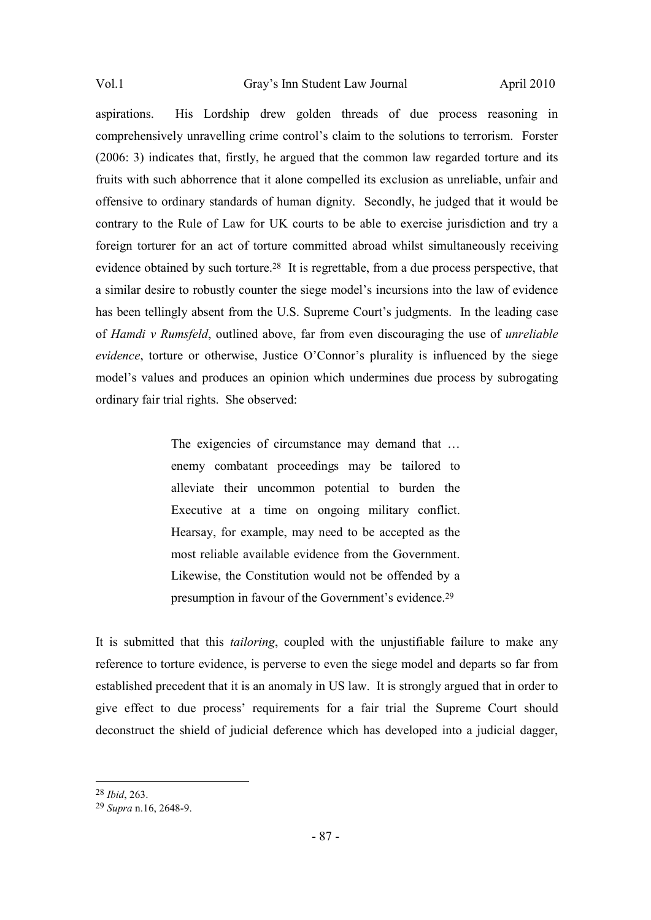aspirations. His Lordship drew golden threads of due process reasoning in comprehensively unravelling crime control's claim to the solutions to terrorism. Forster (2006: 3) indicates that, firstly, he argued that the common law regarded torture and its fruits with such abhorrence that it alone compelled its exclusion as unreliable, unfair and offensive to ordinary standards of human dignity. Secondly, he judged that it would be contrary to the Rule of Law for UK courts to be able to exercise jurisdiction and try a foreign torturer for an act of torture committed abroad whilst simultaneously receiving evidence obtained by such torture.[28] It is regrettable, from a due process perspective, that a similar desire to robustly counter the siege model's incursions into the law of evidence has been tellingly absent from the U.S. Supreme Court's judgments. In the leading case of *Hamdi v Rumsfeld*, outlined above, far from even discouraging the use of *unreliable evidence*, torture or otherwise, Justice O'Connor's plurality is influenced by the siege model's values and produces an opinion which undermines due process by subrogating ordinary fair trial rights. She observed:

> The exigencies of circumstance may demand that … enemy combatant proceedings may be tailored to alleviate their uncommon potential to burden the Executive at a time on ongoing military conflict. Hearsay, for example, may need to be accepted as the most reliable available evidence from the Government. Likewise, the Constitution would not be offended by a presumption in favour of the Government's evidence.[29]

It is submitted that this *tailoring*, coupled with the unjustifiable failure to make any reference to torture evidence, is perverse to even the siege model and departs so far from established precedent that it is an anomaly in US law. It is strongly argued that in order to give effect to due process' requirements for a fair trial the Supreme Court should deconstruct the shield of judicial deference which has developed into a judicial dagger,

---

[28] *Ibid*, 263.

[29] *Supra* n.16, 2648-9.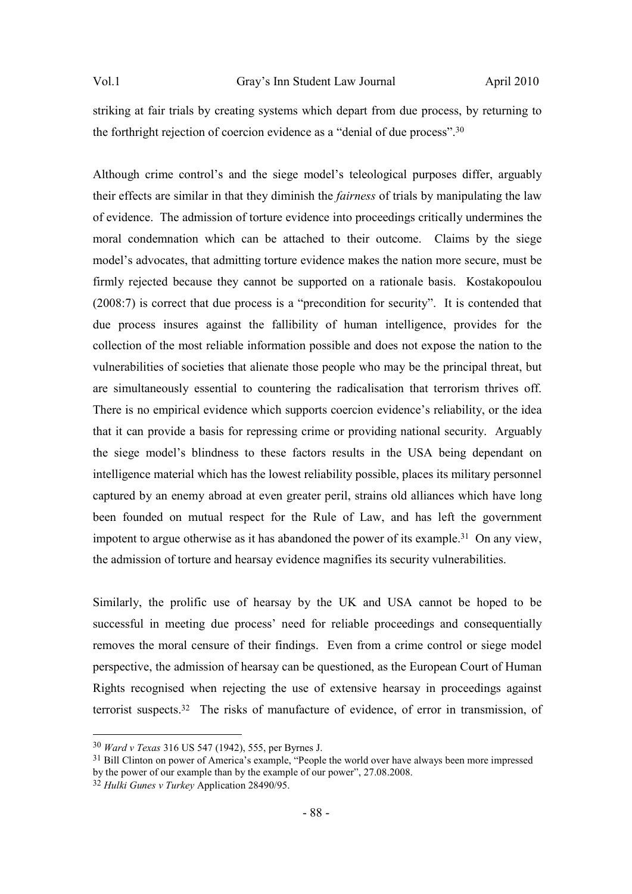striking at fair trials by creating systems which depart from due process, by returning to the forthright rejection of coercion evidence as a "denial of due process".[30]

Although crime control's and the siege model's teleological purposes differ, arguably their effects are similar in that they diminish the *fairness* of trials by manipulating the law of evidence. The admission of torture evidence into proceedings critically undermines the moral condemnation which can be attached to their outcome. Claims by the siege model's advocates, that admitting torture evidence makes the nation more secure, must be firmly rejected because they cannot be supported on a rationale basis. Kostakopoulou (2008:7) is correct that due process is a "precondition for security". It is contended that due process insures against the fallibility of human intelligence, provides for the collection of the most reliable information possible and does not expose the nation to the vulnerabilities of societies that alienate those people who may be the principal threat, but are simultaneously essential to countering the radicalisation that terrorism thrives off. There is no empirical evidence which supports coercion evidence's reliability, or the idea that it can provide a basis for repressing crime or providing national security. Arguably the siege model's blindness to these factors results in the USA being dependant on intelligence material which has the lowest reliability possible, places its military personnel captured by an enemy abroad at even greater peril, strains old alliances which have long been founded on mutual respect for the Rule of Law, and has left the government impotent to argue otherwise as it has abandoned the power of its example.[31] On any view, the admission of torture and hearsay evidence magnifies its security vulnerabilities.

Similarly, the prolific use of hearsay by the UK and USA cannot be hoped to be successful in meeting due process' need for reliable proceedings and consequentially removes the moral censure of their findings. Even from a crime control or siege model perspective, the admission of hearsay can be questioned, as the European Court of Human Rights recognised when rejecting the use of extensive hearsay in proceedings against terrorist suspects.[32] The risks of manufacture of evidence, of error in transmission, of

---

[30] *Ward v Texas* 316 US 547 (1942), 555, per Byrnes J.

[31] Bill Clinton on power of America's example, "People the world over have always been more impressed by the power of our example than by the example of our power", 27.08.2008.

[32] *Hulki Gunes v Turkey* Application 28490/95.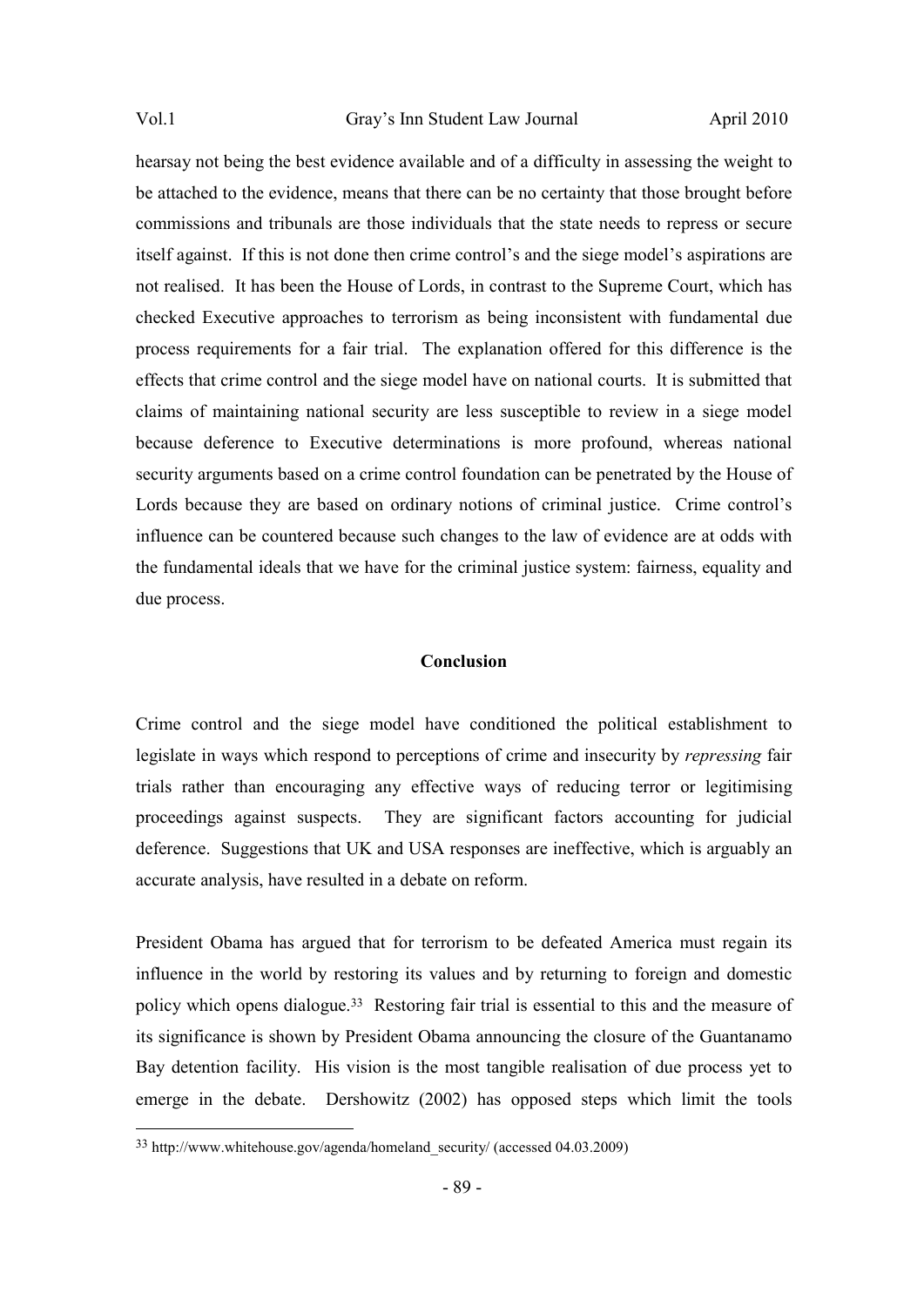hearsay not being the best evidence available and of a difficulty in assessing the weight to be attached to the evidence, means that there can be no certainty that those brought before commissions and tribunals are those individuals that the state needs to repress or secure itself against. If this is not done then crime control's and the siege model's aspirations are not realised. It has been the House of Lords, in contrast to the Supreme Court, which has checked Executive approaches to terrorism as being inconsistent with fundamental due process requirements for a fair trial. The explanation offered for this difference is the effects that crime control and the siege model have on national courts. It is submitted that claims of maintaining national security are less susceptible to review in a siege model because deference to Executive determinations is more profound, whereas national security arguments based on a crime control foundation can be penetrated by the House of Lords because they are based on ordinary notions of criminal justice. Crime control's influence can be countered because such changes to the law of evidence are at odds with the fundamental ideals that we have for the criminal justice system: fairness, equality and due process.

## Conclusion

Crime control and the siege model have conditioned the political establishment to legislate in ways which respond to perceptions of crime and insecurity by *repressing* fair trials rather than encouraging any effective ways of reducing terror or legitimising proceedings against suspects. They are significant factors accounting for judicial deference. Suggestions that UK and USA responses are ineffective, which is arguably an accurate analysis, have resulted in a debate on reform.

President Obama has argued that for terrorism to be defeated America must regain its influence in the world by restoring its values and by returning to foreign and domestic policy which opens dialogue.[33] Restoring fair trial is essential to this and the measure of its significance is shown by President Obama announcing the closure of the Guantanamo Bay detention facility. His vision is the most tangible realisation of due process yet to emerge in the debate. Dershowitz (2002) has opposed steps which limit the tools

[33] http://www.whitehouse.gov/agenda/homeland_security/ (accessed 04.03.2009)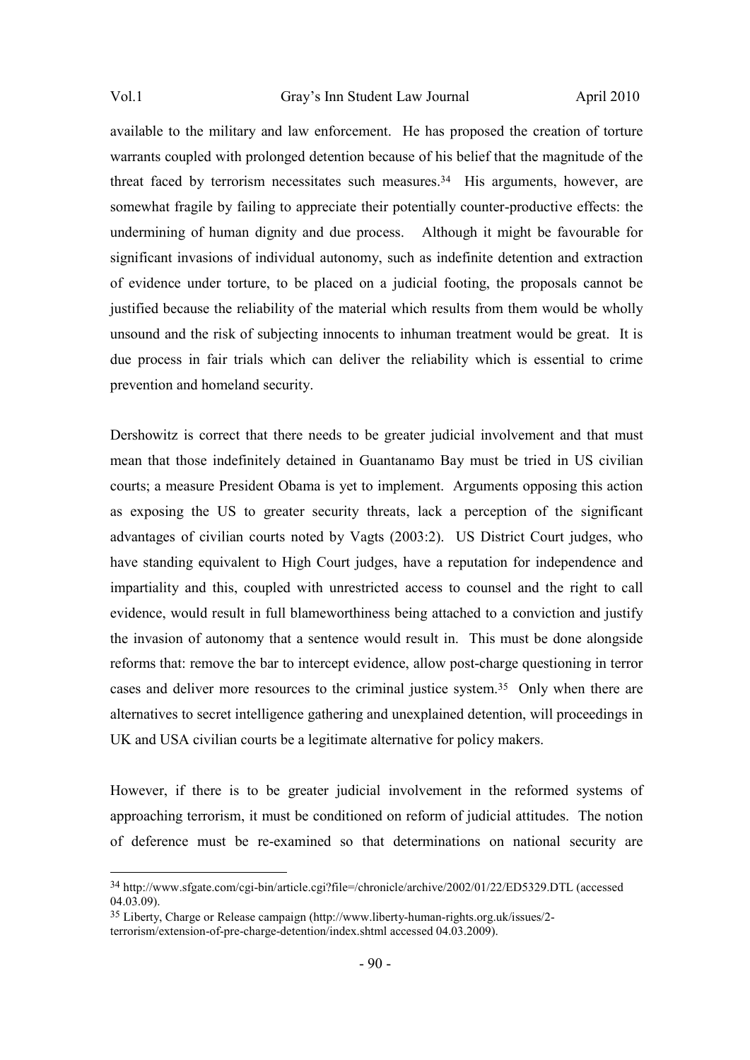available to the military and law enforcement. He has proposed the creation of torture warrants coupled with prolonged detention because of his belief that the magnitude of the threat faced by terrorism necessitates such measures.[34] His arguments, however, are somewhat fragile by failing to appreciate their potentially counter-productive effects: the undermining of human dignity and due process. Although it might be favourable for significant invasions of individual autonomy, such as indefinite detention and extraction of evidence under torture, to be placed on a judicial footing, the proposals cannot be justified because the reliability of the material which results from them would be wholly unsound and the risk of subjecting innocents to inhuman treatment would be great. It is due process in fair trials which can deliver the reliability which is essential to crime prevention and homeland security.

Dershowitz is correct that there needs to be greater judicial involvement and that must mean that those indefinitely detained in Guantanamo Bay must be tried in US civilian courts; a measure President Obama is yet to implement. Arguments opposing this action as exposing the US to greater security threats, lack a perception of the significant advantages of civilian courts noted by Vagts (2003:2). US District Court judges, who have standing equivalent to High Court judges, have a reputation for independence and impartiality and this, coupled with unrestricted access to counsel and the right to call evidence, would result in full blameworthiness being attached to a conviction and justify the invasion of autonomy that a sentence would result in. This must be done alongside reforms that: remove the bar to intercept evidence, allow post-charge questioning in terror cases and deliver more resources to the criminal justice system.[35] Only when there are alternatives to secret intelligence gathering and unexplained detention, will proceedings in UK and USA civilian courts be a legitimate alternative for policy makers.

However, if there is to be greater judicial involvement in the reformed systems of approaching terrorism, it must be conditioned on reform of judicial attitudes. The notion of deference must be re-examined so that determinations on national security are

---

[34] http://www.sfgate.com/cgi-bin/article.cgi?file=/chronicle/archive/2002/01/22/ED5329.DTL (accessed 04.03.09).

[35] Liberty, Charge or Release campaign (http://www.liberty-human-rights.org.uk/issues/2-terrorism/extension-of-pre-charge-detention/index.shtml accessed 04.03.2009).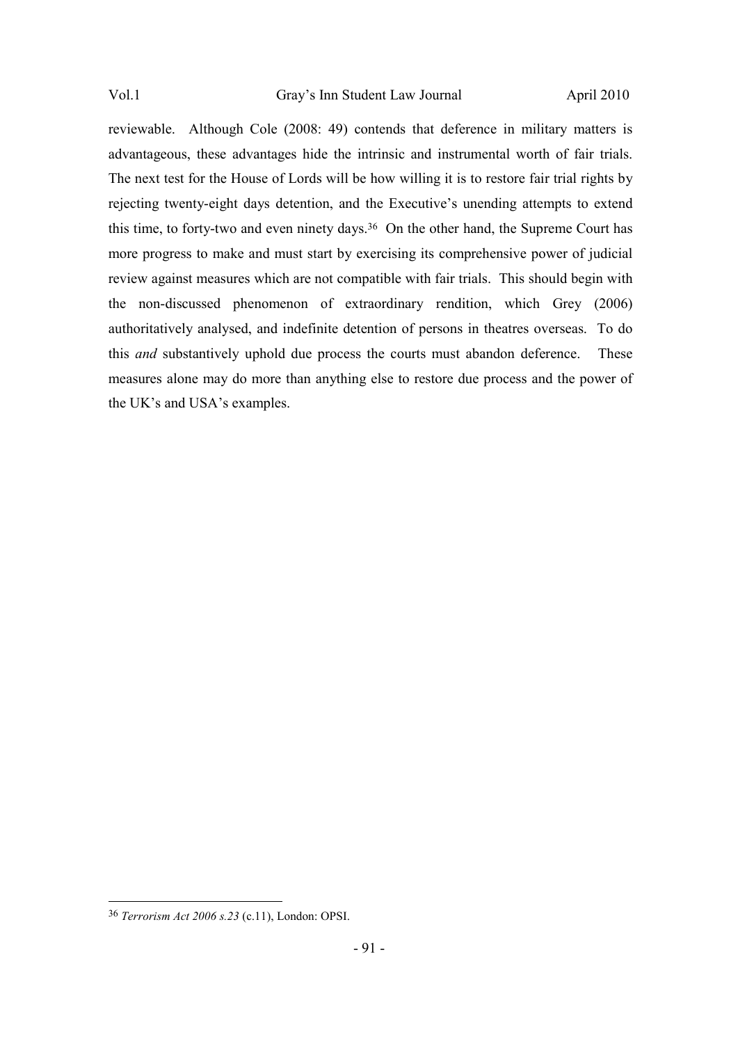reviewable. Although Cole (2008: 49) contends that deference in military matters is advantageous, these advantages hide the intrinsic and instrumental worth of fair trials. The next test for the House of Lords will be how willing it is to restore fair trial rights by rejecting twenty-eight days detention, and the Executive's unending attempts to extend this time, to forty-two and even ninety days.[36] On the other hand, the Supreme Court has more progress to make and must start by exercising its comprehensive power of judicial review against measures which are not compatible with fair trials. This should begin with the non-discussed phenomenon of extraordinary rendition, which Grey (2006) authoritatively analysed, and indefinite detention of persons in theatres overseas. To do this *and* substantively uphold due process the courts must abandon deference. These measures alone may do more than anything else to restore due process and the power of the UK's and USA's examples.

---

[36] *Terrorism Act 2006 s.23* (c.11), London: OPSI.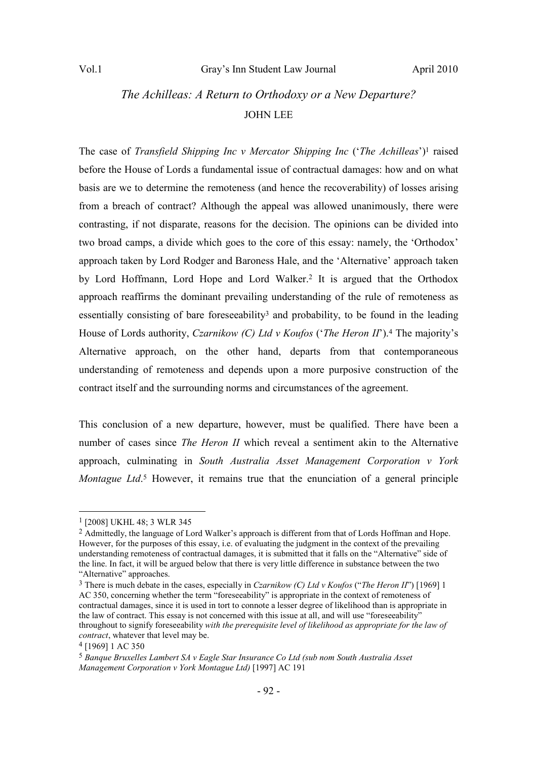# *The Achilleas: A Return to Orthodoxy or a New Departure?*

JOHN LEE

The case of *Transfield Shipping Inc v Mercator Shipping Inc* ('*The Achilleas*')[1] raised before the House of Lords a fundamental issue of contractual damages: how and on what basis are we to determine the remoteness (and hence the recoverability) of losses arising from a breach of contract? Although the appeal was allowed unanimously, there were contrasting, if not disparate, reasons for the decision. The opinions can be divided into two broad camps, a divide which goes to the core of this essay: namely, the 'Orthodox' approach taken by Lord Rodger and Baroness Hale, and the 'Alternative' approach taken by Lord Hoffmann, Lord Hope and Lord Walker.[2] It is argued that the Orthodox approach reaffirms the dominant prevailing understanding of the rule of remoteness as essentially consisting of bare foreseeability[3] and probability, to be found in the leading House of Lords authority, *Czarnikow (C) Ltd v Koufos* ('*The Heron II*').[4] The majority's Alternative approach, on the other hand, departs from that contemporaneous understanding of remoteness and depends upon a more purposive construction of the contract itself and the surrounding norms and circumstances of the agreement.

This conclusion of a new departure, however, must be qualified. There have been a number of cases since *The Heron II* which reveal a sentiment akin to the Alternative approach, culminating in *South Australia Asset Management Corporation v York Montague Ltd*.[5] However, it remains true that the enunciation of a general principle

---

[1] [2008] UKHL 48; 3 WLR 345

[2] Admittedly, the language of Lord Walker's approach is different from that of Lords Hoffman and Hope. However, for the purposes of this essay, i.e. of evaluating the judgment in the context of the prevailing understanding remoteness of contractual damages, it is submitted that it falls on the "Alternative" side of the line. In fact, it will be argued below that there is very little difference in substance between the two "Alternative" approaches.

[3] There is much debate in the cases, especially in *Czarnikow (C) Ltd v Koufos* ("*The Heron II*") [1969] 1 AC 350, concerning whether the term "foreseeability" is appropriate in the context of remoteness of contractual damages, since it is used in tort to connote a lesser degree of likelihood than is appropriate in the law of contract. This essay is not concerned with this issue at all, and will use "foreseeability" throughout to signify foreseeability *with the prerequisite level of likelihood as appropriate for the law of contract*, whatever that level may be.

[4] [1969] 1 AC 350

[5] *Banque Bruxelles Lambert SA v Eagle Star Insurance Co Ltd (sub nom South Australia Asset Management Corporation v York Montague Ltd)* [1997] AC 191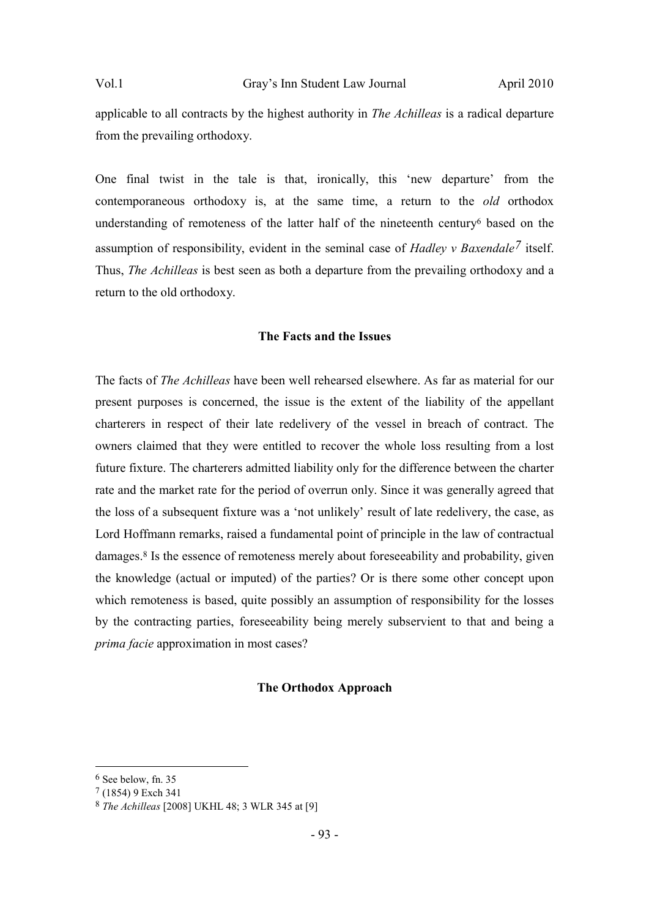applicable to all contracts by the highest authority in *The Achilleas* is a radical departure from the prevailing orthodoxy.

One final twist in the tale is that, ironically, this 'new departure' from the contemporaneous orthodoxy is, at the same time, a return to the *old* orthodox understanding of remoteness of the latter half of the nineteenth century[6] based on the assumption of responsibility, evident in the seminal case of *Hadley v Baxendale*[7] itself. Thus, *The Achilleas* is best seen as both a departure from the prevailing orthodoxy and a return to the old orthodoxy.

## The Facts and the Issues

The facts of *The Achilleas* have been well rehearsed elsewhere. As far as material for our present purposes is concerned, the issue is the extent of the liability of the appellant charterers in respect of their late redelivery of the vessel in breach of contract. The owners claimed that they were entitled to recover the whole loss resulting from a lost future fixture. The charterers admitted liability only for the difference between the charter rate and the market rate for the period of overrun only. Since it was generally agreed that the loss of a subsequent fixture was a 'not unlikely' result of late redelivery, the case, as Lord Hoffmann remarks, raised a fundamental point of principle in the law of contractual damages.[8] Is the essence of remoteness merely about foreseeability and probability, given the knowledge (actual or imputed) of the parties? Or is there some other concept upon which remoteness is based, quite possibly an assumption of responsibility for the losses by the contracting parties, foreseeability being merely subservient to that and being a *prima facie* approximation in most cases?

## The Orthodox Approach

---

[6] See below, fn. 35

[7] (1854) 9 Exch 341

[8] *The Achilleas* [2008] UKHL 48; 3 WLR 345 at [9]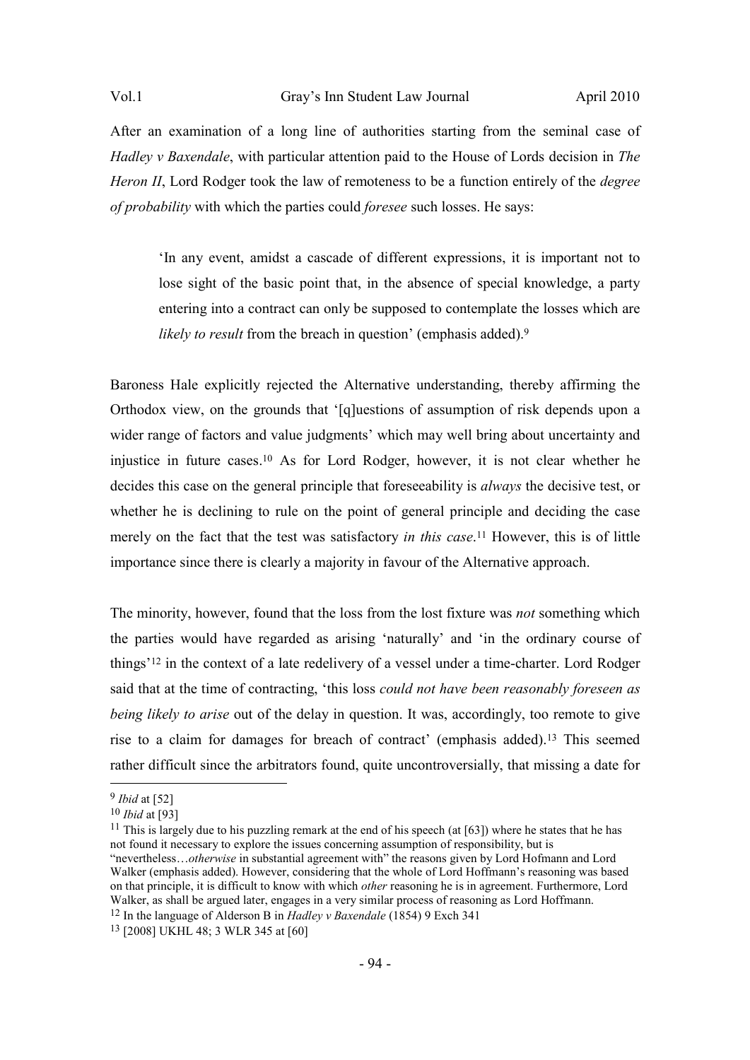After an examination of a long line of authorities starting from the seminal case of *Hadley v Baxendale*, with particular attention paid to the House of Lords decision in *The Heron II*, Lord Rodger took the law of remoteness to be a function entirely of the *degree of probability* with which the parties could *foresee* such losses. He says:

> 'In any event, amidst a cascade of different expressions, it is important not to lose sight of the basic point that, in the absence of special knowledge, a party entering into a contract can only be supposed to contemplate the losses which are *likely to result* from the breach in question' (emphasis added).[9]

Baroness Hale explicitly rejected the Alternative understanding, thereby affirming the Orthodox view, on the grounds that '[q]uestions of assumption of risk depends upon a wider range of factors and value judgments' which may well bring about uncertainty and injustice in future cases.[10] As for Lord Rodger, however, it is not clear whether he decides this case on the general principle that foreseeability is *always* the decisive test, or whether he is declining to rule on the point of general principle and deciding the case merely on the fact that the test was satisfactory *in this case*.[11] However, this is of little importance since there is clearly a majority in favour of the Alternative approach.

The minority, however, found that the loss from the lost fixture was *not* something which the parties would have regarded as arising 'naturally' and 'in the ordinary course of things'[12] in the context of a late redelivery of a vessel under a time-charter. Lord Rodger said that at the time of contracting, 'this loss *could not have been reasonably foreseen as being likely to arise* out of the delay in question. It was, accordingly, too remote to give rise to a claim for damages for breach of contract' (emphasis added).[13] This seemed rather difficult since the arbitrators found, quite uncontroversially, that missing a date for

---

[9] *Ibid* at [52]

[10] *Ibid* at [93]

[11] This is largely due to his puzzling remark at the end of his speech (at [63]) where he states that he has not found it necessary to explore the issues concerning assumption of responsibility, but is "nevertheless…*otherwise* in substantial agreement with" the reasons given by Lord Hofmann and Lord Walker (emphasis added). However, considering that the whole of Lord Hoffmann's reasoning was based on that principle, it is difficult to know with which *other* reasoning he is in agreement. Furthermore, Lord Walker, as shall be argued later, engages in a very similar process of reasoning as Lord Hoffmann.

[12] In the language of Alderson B in *Hadley v Baxendale* (1854) 9 Exch 341

[13] [2008] UKHL 48; 3 WLR 345 at [60]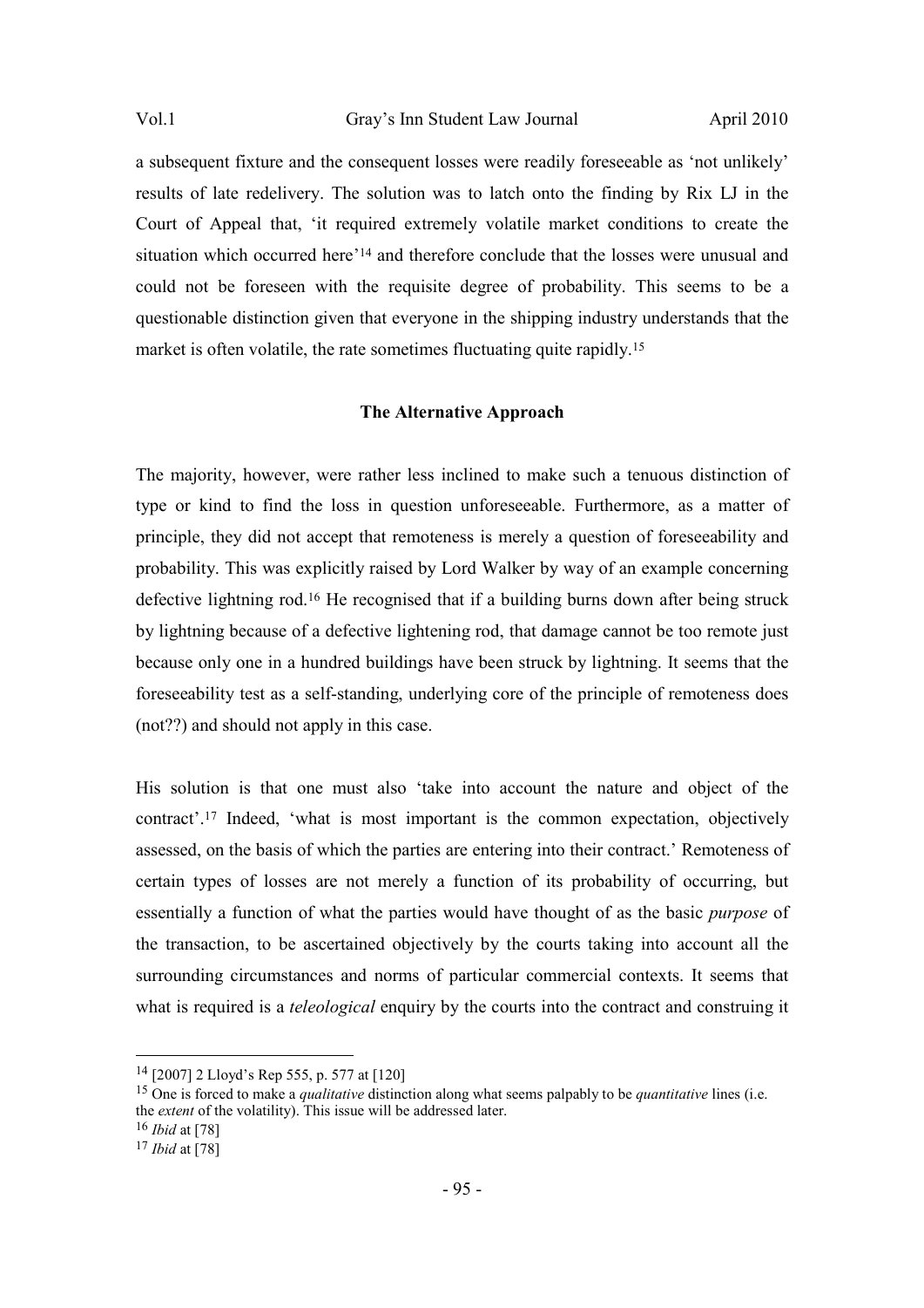a subsequent fixture and the consequent losses were readily foreseeable as 'not unlikely' results of late redelivery. The solution was to latch onto the finding by Rix LJ in the Court of Appeal that, 'it required extremely volatile market conditions to create the situation which occurred here'[14] and therefore conclude that the losses were unusual and could not be foreseen with the requisite degree of probability. This seems to be a questionable distinction given that everyone in the shipping industry understands that the market is often volatile, the rate sometimes fluctuating quite rapidly.[15]

## The Alternative Approach

The majority, however, were rather less inclined to make such a tenuous distinction of type or kind to find the loss in question unforeseeable. Furthermore, as a matter of principle, they did not accept that remoteness is merely a question of foreseeability and probability. This was explicitly raised by Lord Walker by way of an example concerning defective lightning rod.[16] He recognised that if a building burns down after being struck by lightning because of a defective lightening rod, that damage cannot be too remote just because only one in a hundred buildings have been struck by lightning. It seems that the foreseeability test as a self-standing, underlying core of the principle of remoteness does (not??) and should not apply in this case.

His solution is that one must also 'take into account the nature and object of the contract'.[17] Indeed, 'what is most important is the common expectation, objectively assessed, on the basis of which the parties are entering into their contract.' Remoteness of certain types of losses are not merely a function of its probability of occurring, but essentially a function of what the parties would have thought of as the basic *purpose* of the transaction, to be ascertained objectively by the courts taking into account all the surrounding circumstances and norms of particular commercial contexts. It seems that what is required is a *teleological* enquiry by the courts into the contract and construing it

---

[14] [2007] 2 Lloyd's Rep 555, p. 577 at [120]

[15] One is forced to make a *qualitative* distinction along what seems palpably to be *quantitative* lines (i.e. the *extent* of the volatility). This issue will be addressed later.

[16] *Ibid* at [78]

[17] *Ibid* at [78]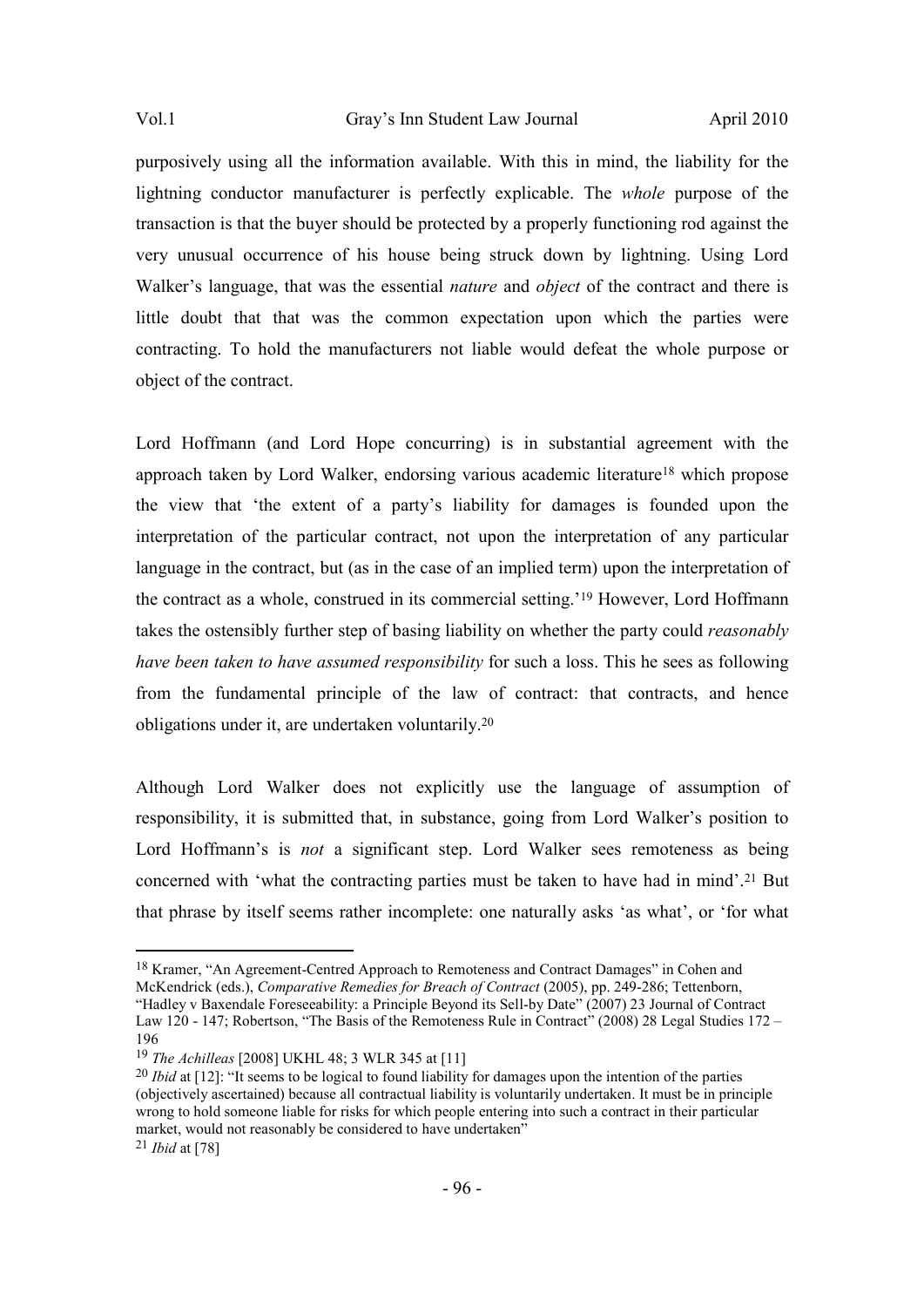purposively using all the information available. With this in mind, the liability for the lightning conductor manufacturer is perfectly explicable. The *whole* purpose of the transaction is that the buyer should be protected by a properly functioning rod against the very unusual occurrence of his house being struck down by lightning. Using Lord Walker's language, that was the essential *nature* and *object* of the contract and there is little doubt that that was the common expectation upon which the parties were contracting. To hold the manufacturers not liable would defeat the whole purpose or object of the contract.

Lord Hoffmann (and Lord Hope concurring) is in substantial agreement with the approach taken by Lord Walker, endorsing various academic literature[18] which propose the view that 'the extent of a party's liability for damages is founded upon the interpretation of the particular contract, not upon the interpretation of any particular language in the contract, but (as in the case of an implied term) upon the interpretation of the contract as a whole, construed in its commercial setting.'[19] However, Lord Hoffmann takes the ostensibly further step of basing liability on whether the party could *reasonably have been taken to have assumed responsibility* for such a loss. This he sees as following from the fundamental principle of the law of contract: that contracts, and hence obligations under it, are undertaken voluntarily.[20]

Although Lord Walker does not explicitly use the language of assumption of responsibility, it is submitted that, in substance, going from Lord Walker's position to Lord Hoffmann's is *not* a significant step. Lord Walker sees remoteness as being concerned with 'what the contracting parties must be taken to have had in mind'.[21] But that phrase by itself seems rather incomplete: one naturally asks 'as what', or 'for what

---

[18] Kramer, "An Agreement-Centred Approach to Remoteness and Contract Damages" in Cohen and McKendrick (eds.), *Comparative Remedies for Breach of Contract* (2005), pp. 249-286; Tettenborn, "Hadley v Baxendale Foreseeability: a Principle Beyond its Sell-by Date" (2007) 23 Journal of Contract Law 120 - 147; Robertson, "The Basis of the Remoteness Rule in Contract" (2008) 28 Legal Studies 172 – 196

[19] *The Achilleas* [2008] UKHL 48; 3 WLR 345 at [11]

[20] *Ibid* at [12]: "It seems to be logical to found liability for damages upon the intention of the parties (objectively ascertained) because all contractual liability is voluntarily undertaken. It must be in principle wrong to hold someone liable for risks for which people entering into such a contract in their particular market, would not reasonably be considered to have undertaken"

[21] *Ibid* at [78]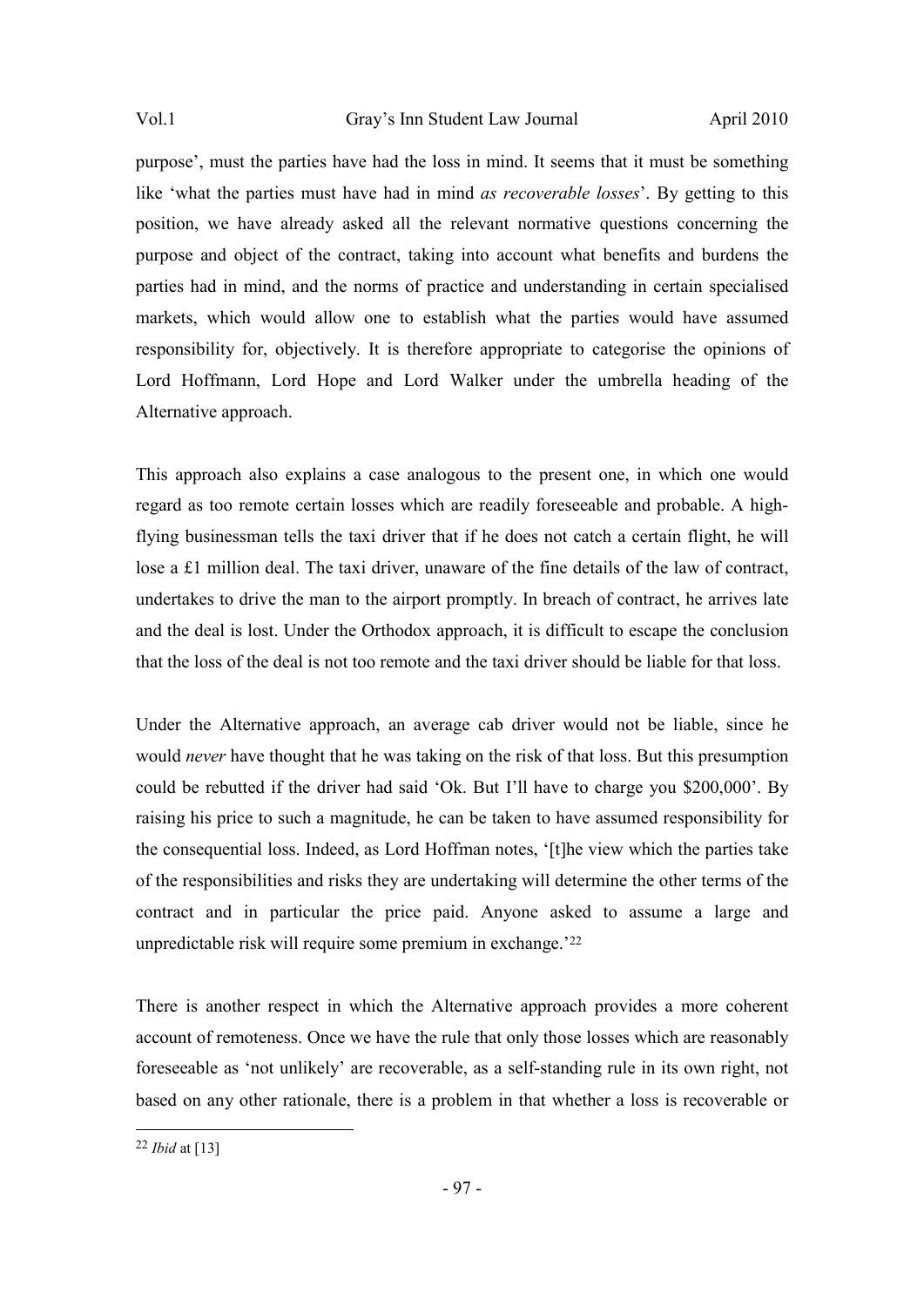purpose', must the parties have had the loss in mind. It seems that it must be something like 'what the parties must have had in mind *as recoverable losses*'. By getting to this position, we have already asked all the relevant normative questions concerning the purpose and object of the contract, taking into account what benefits and burdens the parties had in mind, and the norms of practice and understanding in certain specialised markets, which would allow one to establish what the parties would have assumed responsibility for, objectively. It is therefore appropriate to categorise the opinions of Lord Hoffmann, Lord Hope and Lord Walker under the umbrella heading of the Alternative approach.

This approach also explains a case analogous to the present one, in which one would regard as too remote certain losses which are readily foreseeable and probable. A high-flying businessman tells the taxi driver that if he does not catch a certain flight, he will lose a £1 million deal. The taxi driver, unaware of the fine details of the law of contract, undertakes to drive the man to the airport promptly. In breach of contract, he arrives late and the deal is lost. Under the Orthodox approach, it is difficult to escape the conclusion that the loss of the deal is not too remote and the taxi driver should be liable for that loss.

Under the Alternative approach, an average cab driver would not be liable, since he would *never* have thought that he was taking on the risk of that loss. But this presumption could be rebutted if the driver had said 'Ok. But I'll have to charge you $200,000'. By raising his price to such a magnitude, he can be taken to have assumed responsibility for the consequential loss. Indeed, as Lord Hoffman notes, '[t]he view which the parties take of the responsibilities and risks they are undertaking will determine the other terms of the contract and in particular the price paid. Anyone asked to assume a large and unpredictable risk will require some premium in exchange.'[22]

There is another respect in which the Alternative approach provides a more coherent account of remoteness. Once we have the rule that only those losses which are reasonably foreseeable as 'not unlikely' are recoverable, as a self-standing rule in its own right, not based on any other rationale, there is a problem in that whether a loss is recoverable or

---

[22] *Ibid* at [13]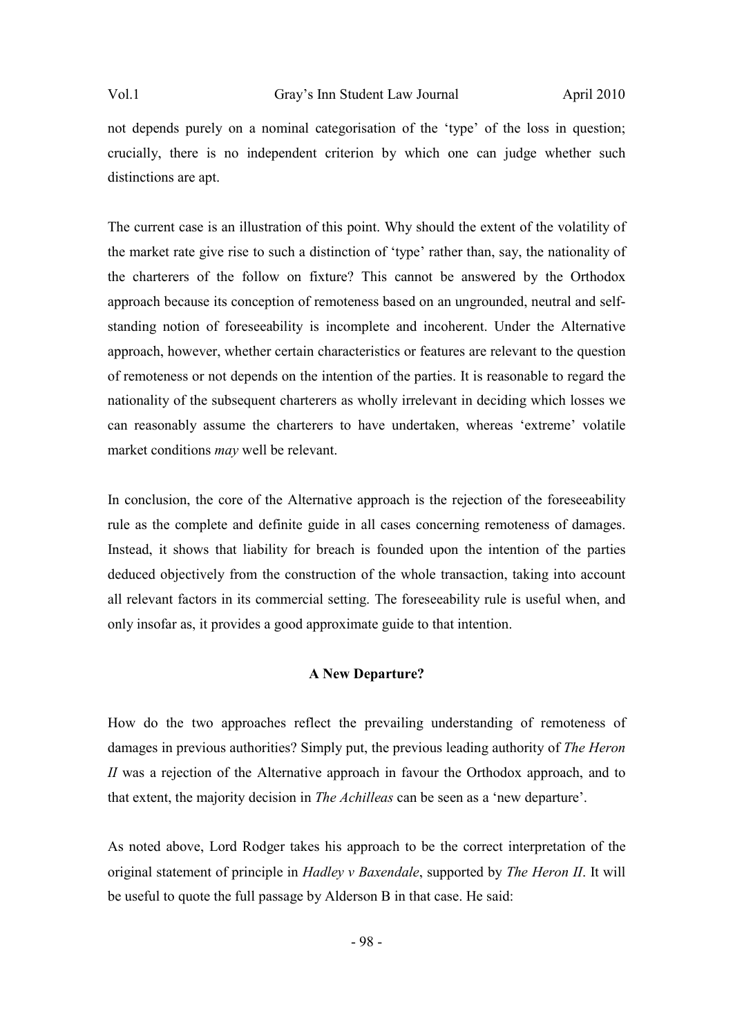not depends purely on a nominal categorisation of the 'type' of the loss in question; crucially, there is no independent criterion by which one can judge whether such distinctions are apt.

The current case is an illustration of this point. Why should the extent of the volatility of the market rate give rise to such a distinction of 'type' rather than, say, the nationality of the charterers of the follow on fixture? This cannot be answered by the Orthodox approach because its conception of remoteness based on an ungrounded, neutral and self-standing notion of foreseeability is incomplete and incoherent. Under the Alternative approach, however, whether certain characteristics or features are relevant to the question of remoteness or not depends on the intention of the parties. It is reasonable to regard the nationality of the subsequent charterers as wholly irrelevant in deciding which losses we can reasonably assume the charterers to have undertaken, whereas 'extreme' volatile market conditions *may* well be relevant.

In conclusion, the core of the Alternative approach is the rejection of the foreseeability rule as the complete and definite guide in all cases concerning remoteness of damages. Instead, it shows that liability for breach is founded upon the intention of the parties deduced objectively from the construction of the whole transaction, taking into account all relevant factors in its commercial setting. The foreseeability rule is useful when, and only insofar as, it provides a good approximate guide to that intention.

**A New Departure?**

How do the two approaches reflect the prevailing understanding of remoteness of damages in previous authorities? Simply put, the previous leading authority of *The Heron II* was a rejection of the Alternative approach in favour the Orthodox approach, and to that extent, the majority decision in *The Achilleas* can be seen as a 'new departure'.

As noted above, Lord Rodger takes his approach to be the correct interpretation of the original statement of principle in *Hadley v Baxendale*, supported by *The Heron II*. It will be useful to quote the full passage by Alderson B in that case. He said: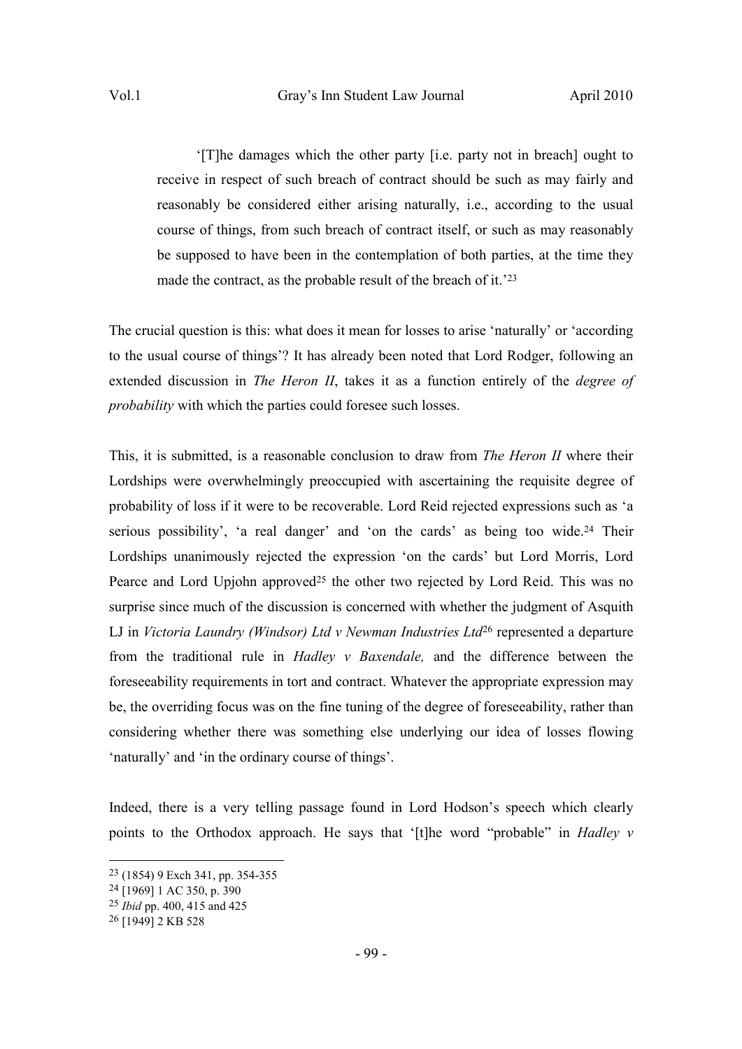> '[T]he damages which the other party [i.e. party not in breach] ought to receive in respect of such breach of contract should be such as may fairly and reasonably be considered either arising naturally, i.e., according to the usual course of things, from such breach of contract itself, or such as may reasonably be supposed to have been in the contemplation of both parties, at the time they made the contract, as the probable result of the breach of it.'[23]

The crucial question is this: what does it mean for losses to arise 'naturally' or 'according to the usual course of things'? It has already been noted that Lord Rodger, following an extended discussion in *The Heron II*, takes it as a function entirely of the *degree of probability* with which the parties could foresee such losses.

This, it is submitted, is a reasonable conclusion to draw from *The Heron II* where their Lordships were overwhelmingly preoccupied with ascertaining the requisite degree of probability of loss if it were to be recoverable. Lord Reid rejected expressions such as 'a serious possibility', 'a real danger' and 'on the cards' as being too wide.[24] Their Lordships unanimously rejected the expression 'on the cards' but Lord Morris, Lord Pearce and Lord Upjohn approved[25] the other two rejected by Lord Reid. This was no surprise since much of the discussion is concerned with whether the judgment of Asquith LJ in *Victoria Laundry (Windsor) Ltd v Newman Industries Ltd*[26] represented a departure from the traditional rule in *Hadley v Baxendale,* and the difference between the foreseeability requirements in tort and contract. Whatever the appropriate expression may be, the overriding focus was on the fine tuning of the degree of foreseeability, rather than considering whether there was something else underlying our idea of losses flowing 'naturally' and 'in the ordinary course of things'.

Indeed, there is a very telling passage found in Lord Hodson's speech which clearly points to the Orthodox approach. He says that '[t]he word "probable" in *Hadley v*

---

[23] (1854) 9 Exch 341, pp. 354-355

[24] [1969] 1 AC 350, p. 390

[25] *Ibid* pp. 400, 415 and 425

[26] [1949] 2 KB 528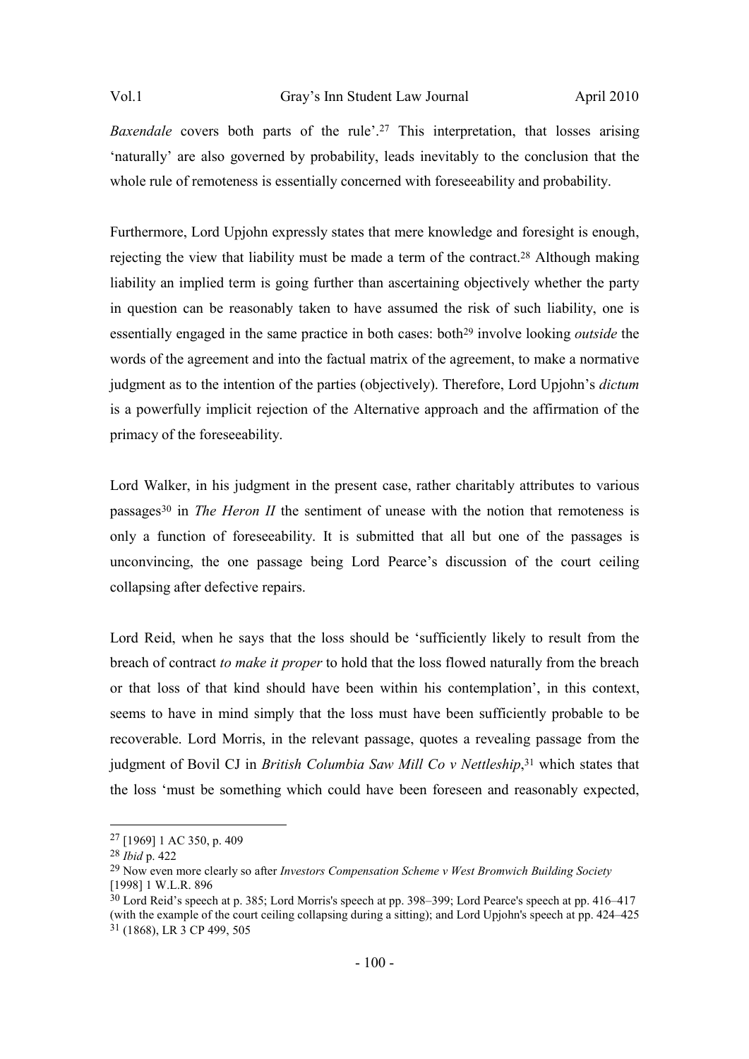*Baxendale* covers both parts of the rule'.[27] This interpretation, that losses arising 'naturally' are also governed by probability, leads inevitably to the conclusion that the whole rule of remoteness is essentially concerned with foreseeability and probability.

Furthermore, Lord Upjohn expressly states that mere knowledge and foresight is enough, rejecting the view that liability must be made a term of the contract.[28] Although making liability an implied term is going further than ascertaining objectively whether the party in question can be reasonably taken to have assumed the risk of such liability, one is essentially engaged in the same practice in both cases: both[29] involve looking *outside* the words of the agreement and into the factual matrix of the agreement, to make a normative judgment as to the intention of the parties (objectively). Therefore, Lord Upjohn's *dictum* is a powerfully implicit rejection of the Alternative approach and the affirmation of the primacy of the foreseeability.

Lord Walker, in his judgment in the present case, rather charitably attributes to various passages[30] in *The Heron II* the sentiment of unease with the notion that remoteness is only a function of foreseeability. It is submitted that all but one of the passages is unconvincing, the one passage being Lord Pearce's discussion of the court ceiling collapsing after defective repairs.

Lord Reid, when he says that the loss should be 'sufficiently likely to result from the breach of contract *to make it proper* to hold that the loss flowed naturally from the breach or that loss of that kind should have been within his contemplation', in this context, seems to have in mind simply that the loss must have been sufficiently probable to be recoverable. Lord Morris, in the relevant passage, quotes a revealing passage from the judgment of Bovil CJ in *British Columbia Saw Mill Co v Nettleship*,[31] which states that the loss 'must be something which could have been foreseen and reasonably expected,

---

[27] [1969] 1 AC 350, p. 409

[28] *Ibid* p. 422

[29] Now even more clearly so after *Investors Compensation Scheme v West Bromwich Building Society* [1998] 1 W.L.R. 896

[30] Lord Reid's speech at p. 385; Lord Morris's speech at pp. 398–399; Lord Pearce's speech at pp. 416–417 (with the example of the court ceiling collapsing during a sitting); and Lord Upjohn's speech at pp. 424–425

[31] (1868), LR 3 CP 499, 505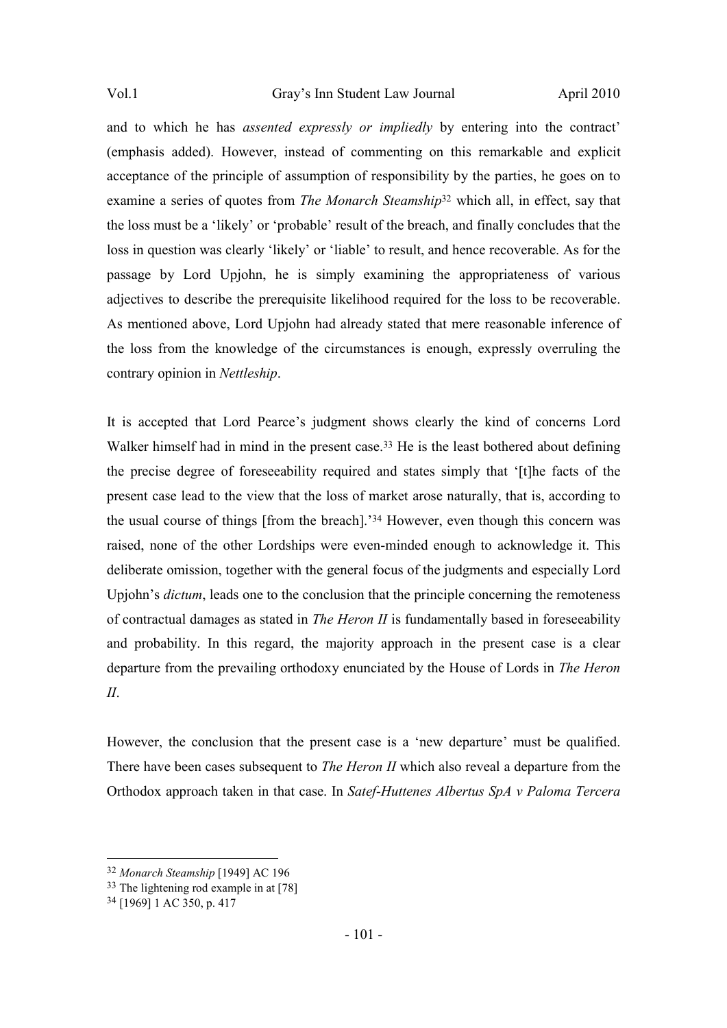and to which he has *assented expressly or impliedly* by entering into the contract' (emphasis added). However, instead of commenting on this remarkable and explicit acceptance of the principle of assumption of responsibility by the parties, he goes on to examine a series of quotes from *The Monarch Steamship*[32] which all, in effect, say that the loss must be a 'likely' or 'probable' result of the breach, and finally concludes that the loss in question was clearly 'likely' or 'liable' to result, and hence recoverable. As for the passage by Lord Upjohn, he is simply examining the appropriateness of various adjectives to describe the prerequisite likelihood required for the loss to be recoverable. As mentioned above, Lord Upjohn had already stated that mere reasonable inference of the loss from the knowledge of the circumstances is enough, expressly overruling the contrary opinion in *Nettleship*.

It is accepted that Lord Pearce's judgment shows clearly the kind of concerns Lord Walker himself had in mind in the present case.[33] He is the least bothered about defining the precise degree of foreseeability required and states simply that '[t]he facts of the present case lead to the view that the loss of market arose naturally, that is, according to the usual course of things [from the breach].'[34] However, even though this concern was raised, none of the other Lordships were even-minded enough to acknowledge it. This deliberate omission, together with the general focus of the judgments and especially Lord Upjohn's *dictum*, leads one to the conclusion that the principle concerning the remoteness of contractual damages as stated in *The Heron II* is fundamentally based in foreseeability and probability. In this regard, the majority approach in the present case is a clear departure from the prevailing orthodoxy enunciated by the House of Lords in *The Heron II*.

However, the conclusion that the present case is a 'new departure' must be qualified. There have been cases subsequent to *The Heron II* which also reveal a departure from the Orthodox approach taken in that case. In *Satef-Huttenes Albertus SpA v Paloma Tercera*

---

[32] *Monarch Steamship* [1949] AC 196

[33] The lightening rod example in at [78]

[34] [1969] 1 AC 350, p. 417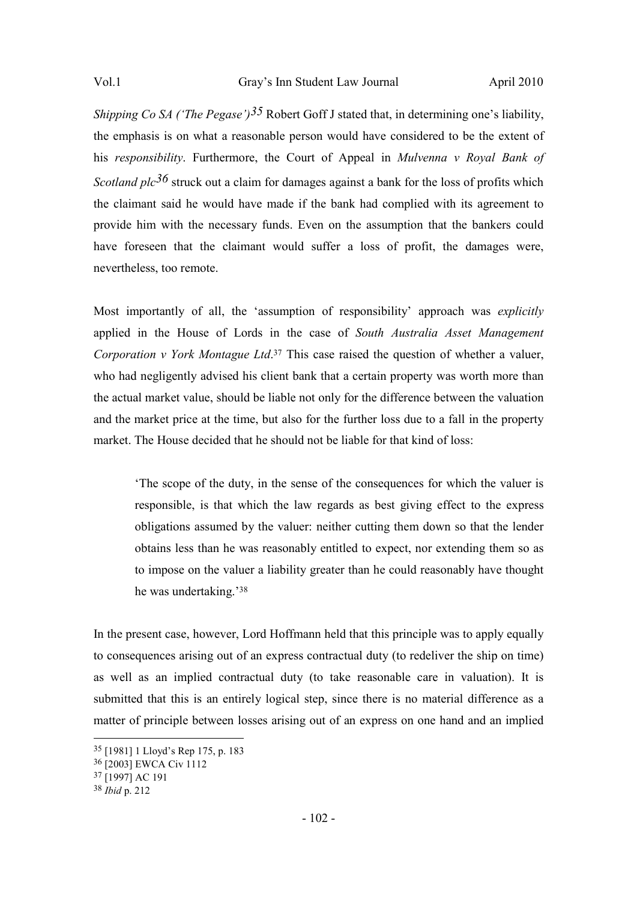*Shipping Co SA ('The Pegase')*[35] Robert Goff J stated that, in determining one's liability, the emphasis is on what a reasonable person would have considered to be the extent of his *responsibility*. Furthermore, the Court of Appeal in *Mulvenna v Royal Bank of Scotland plc*[36] struck out a claim for damages against a bank for the loss of profits which the claimant said he would have made if the bank had complied with its agreement to provide him with the necessary funds. Even on the assumption that the bankers could have foreseen that the claimant would suffer a loss of profit, the damages were, nevertheless, too remote.

Most importantly of all, the 'assumption of responsibility' approach was *explicitly* applied in the House of Lords in the case of *South Australia Asset Management Corporation v York Montague Ltd*.[37] This case raised the question of whether a valuer, who had negligently advised his client bank that a certain property was worth more than the actual market value, should be liable not only for the difference between the valuation and the market price at the time, but also for the further loss due to a fall in the property market. The House decided that he should not be liable for that kind of loss:

> 'The scope of the duty, in the sense of the consequences for which the valuer is responsible, is that which the law regards as best giving effect to the express obligations assumed by the valuer: neither cutting them down so that the lender obtains less than he was reasonably entitled to expect, nor extending them so as to impose on the valuer a liability greater than he could reasonably have thought he was undertaking.'[38]

In the present case, however, Lord Hoffmann held that this principle was to apply equally to consequences arising out of an express contractual duty (to redeliver the ship on time) as well as an implied contractual duty (to take reasonable care in valuation). It is submitted that this is an entirely logical step, since there is no material difference as a matter of principle between losses arising out of an express on one hand and an implied

---

[35] [1981] 1 Lloyd's Rep 175, p. 183

[36] [2003] EWCA Civ 1112

[37] [1997] AC 191

[38] *Ibid* p. 212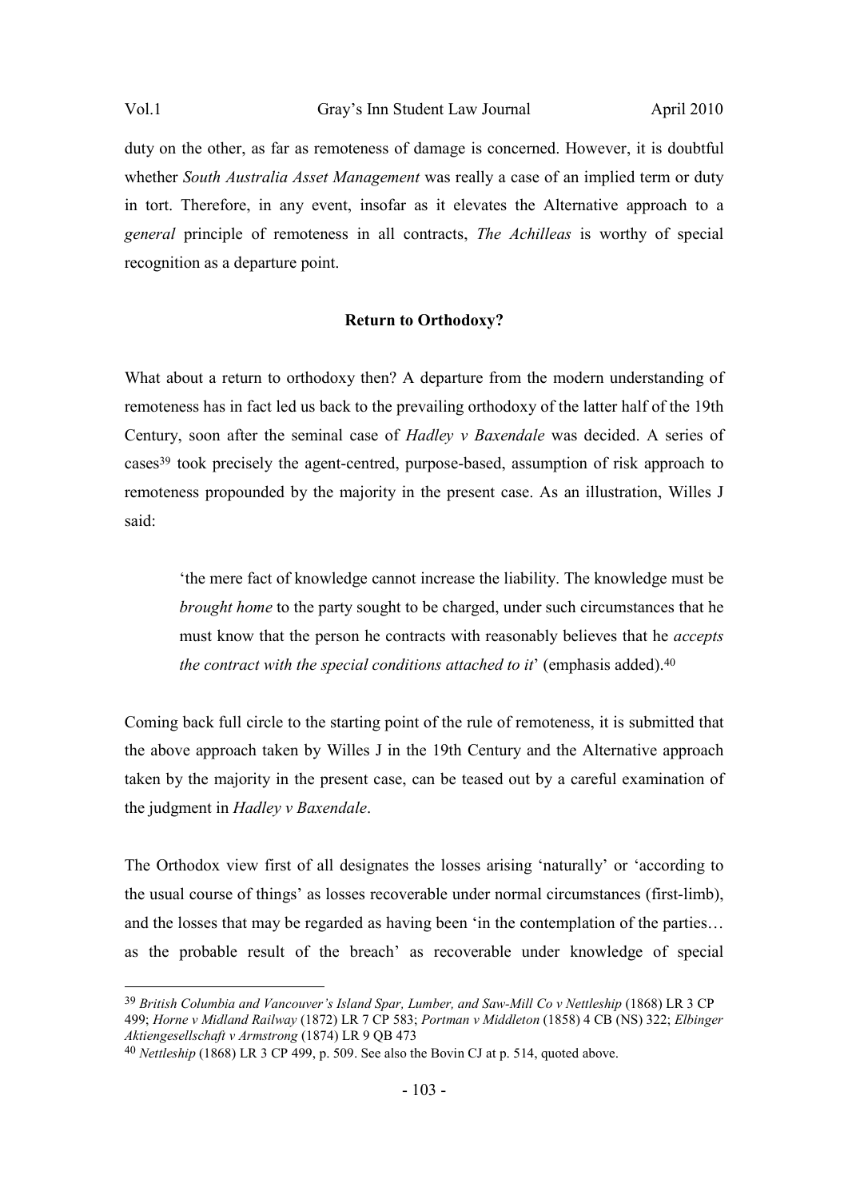duty on the other, as far as remoteness of damage is concerned. However, it is doubtful whether *South Australia Asset Management* was really a case of an implied term or duty in tort. Therefore, in any event, insofar as it elevates the Alternative approach to a *general* principle of remoteness in all contracts, *The Achilleas* is worthy of special recognition as a departure point.

**Return to Orthodoxy?**

What about a return to orthodoxy then? A departure from the modern understanding of remoteness has in fact led us back to the prevailing orthodoxy of the latter half of the 19th Century, soon after the seminal case of *Hadley v Baxendale* was decided. A series of cases[39] took precisely the agent-centred, purpose-based, assumption of risk approach to remoteness propounded by the majority in the present case. As an illustration, Willes J said:

> 'the mere fact of knowledge cannot increase the liability. The knowledge must be *brought home* to the party sought to be charged, under such circumstances that he must know that the person he contracts with reasonably believes that he *accepts the contract with the special conditions attached to it*' (emphasis added).[40]

Coming back full circle to the starting point of the rule of remoteness, it is submitted that the above approach taken by Willes J in the 19th Century and the Alternative approach taken by the majority in the present case, can be teased out by a careful examination of the judgment in *Hadley v Baxendale*.

The Orthodox view first of all designates the losses arising 'naturally' or 'according to the usual course of things' as losses recoverable under normal circumstances (first-limb), and the losses that may be regarded as having been 'in the contemplation of the parties… as the probable result of the breach' as recoverable under knowledge of special

---

[39] *British Columbia and Vancouver's Island Spar, Lumber, and Saw-Mill Co v Nettleship* (1868) LR 3 CP 499; *Horne v Midland Railway* (1872) LR 7 CP 583; *Portman v Middleton* (1858) 4 CB (NS) 322; *Elbinger Aktiengesellschaft v Armstrong* (1874) LR 9 QB 473

[40] *Nettleship* (1868) LR 3 CP 499, p. 509. See also the Bovin CJ at p. 514, quoted above.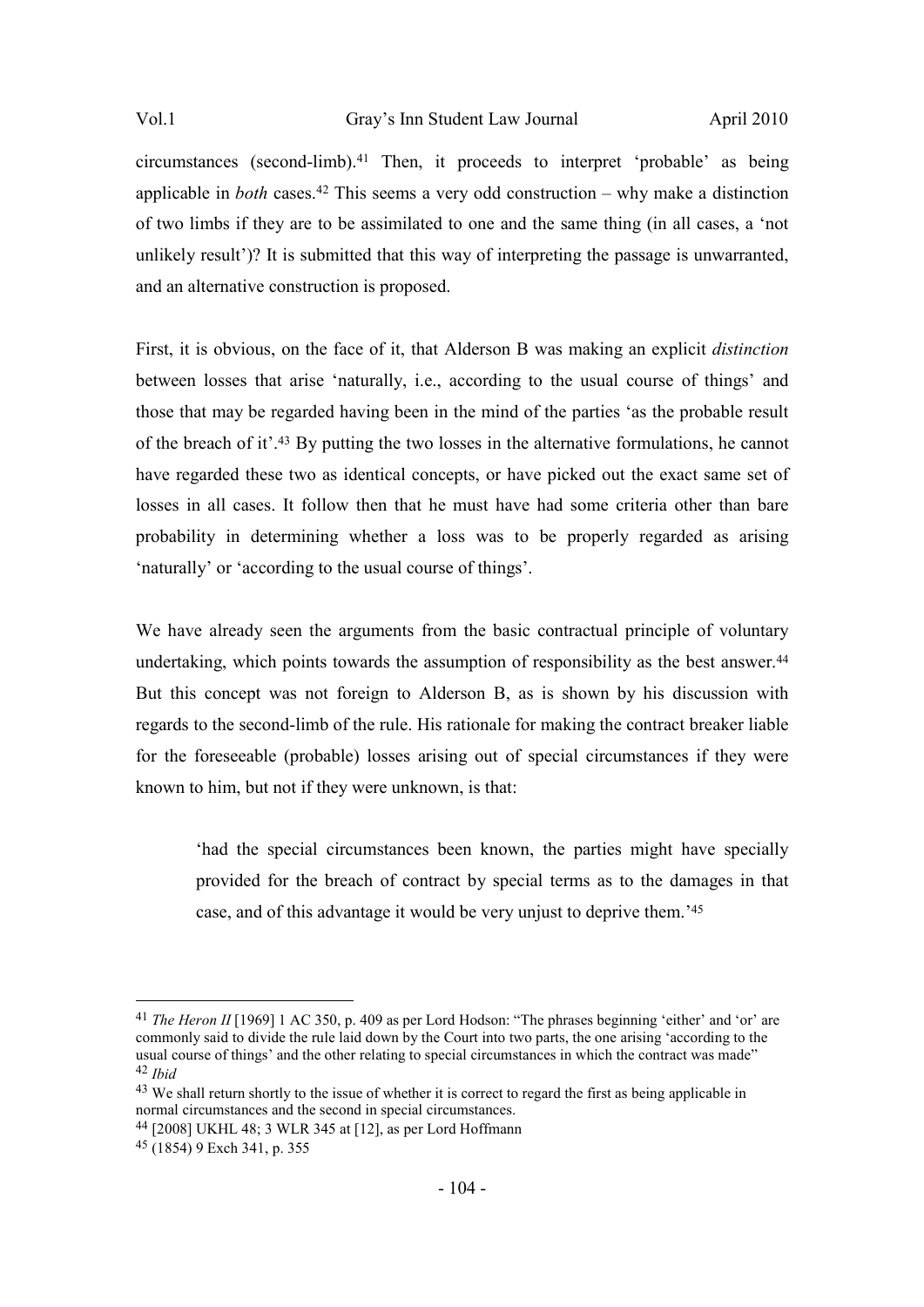circumstances (second-limb).[41] Then, it proceeds to interpret 'probable' as being applicable in *both* cases.[42] This seems a very odd construction – why make a distinction of two limbs if they are to be assimilated to one and the same thing (in all cases, a 'not unlikely result')? It is submitted that this way of interpreting the passage is unwarranted, and an alternative construction is proposed.

First, it is obvious, on the face of it, that Alderson B was making an explicit *distinction* between losses that arise 'naturally, i.e., according to the usual course of things' and those that may be regarded having been in the mind of the parties 'as the probable result of the breach of it'.[43] By putting the two losses in the alternative formulations, he cannot have regarded these two as identical concepts, or have picked out the exact same set of losses in all cases. It follow then that he must have had some criteria other than bare probability in determining whether a loss was to be properly regarded as arising 'naturally' or 'according to the usual course of things'.

We have already seen the arguments from the basic contractual principle of voluntary undertaking, which points towards the assumption of responsibility as the best answer.[44] But this concept was not foreign to Alderson B, as is shown by his discussion with regards to the second-limb of the rule. His rationale for making the contract breaker liable for the foreseeable (probable) losses arising out of special circumstances if they were known to him, but not if they were unknown, is that:

> 'had the special circumstances been known, the parties might have specially provided for the breach of contract by special terms as to the damages in that case, and of this advantage it would be very unjust to deprive them.'[45]

---

[41] *The Heron II* [1969] 1 AC 350, p. 409 as per Lord Hodson: "The phrases beginning 'either' and 'or' are commonly said to divide the rule laid down by the Court into two parts, the one arising 'according to the usual course of things' and the other relating to special circumstances in which the contract was made"

[42] *Ibid*

[43] We shall return shortly to the issue of whether it is correct to regard the first as being applicable in normal circumstances and the second in special circumstances.

[44] [2008] UKHL 48; 3 WLR 345 at [12], as per Lord Hoffmann

[45] (1854) 9 Exch 341, p. 355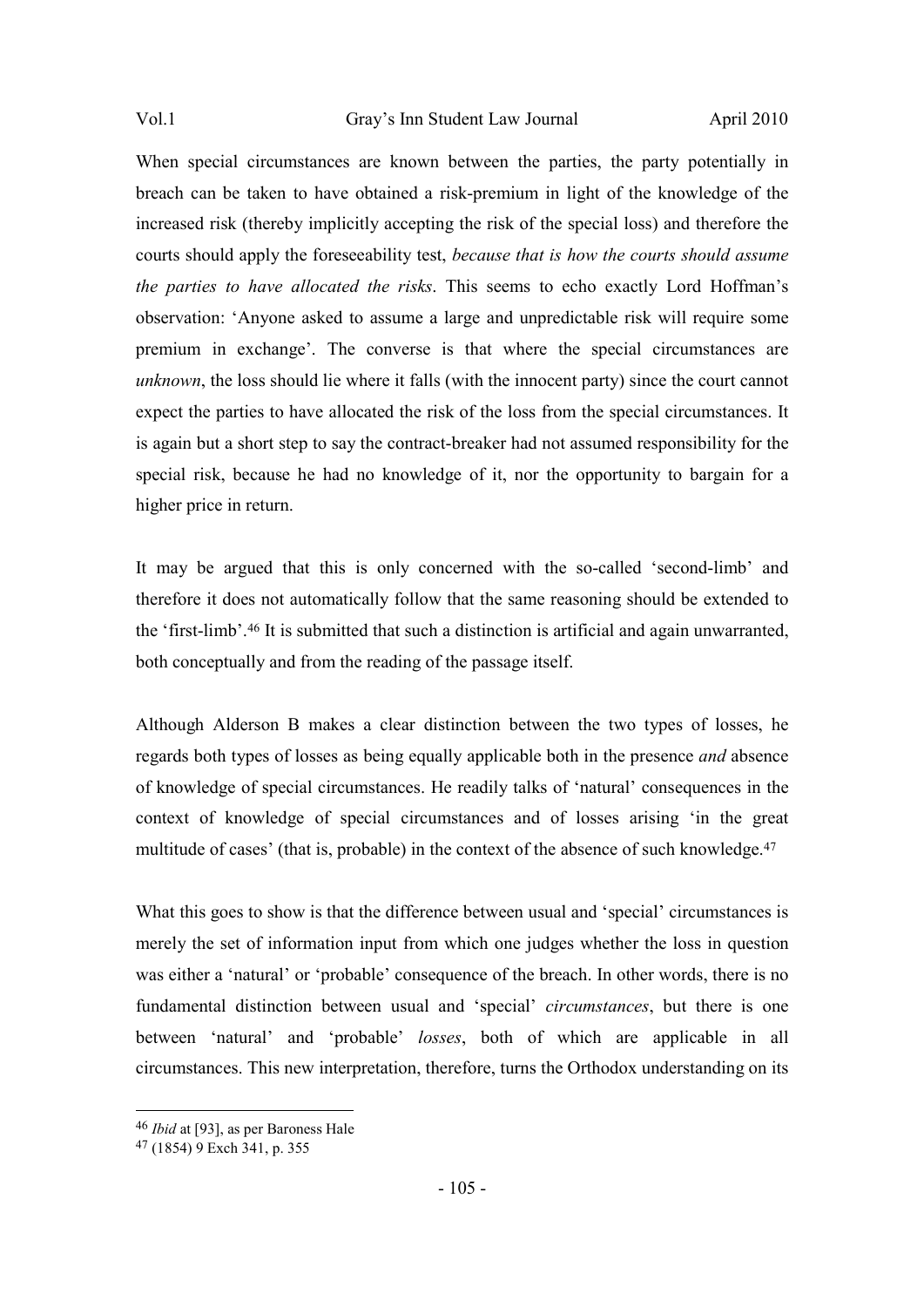When special circumstances are known between the parties, the party potentially in breach can be taken to have obtained a risk-premium in light of the knowledge of the increased risk (thereby implicitly accepting the risk of the special loss) and therefore the courts should apply the foreseeability test, *because that is how the courts should assume the parties to have allocated the risks*. This seems to echo exactly Lord Hoffman's observation: 'Anyone asked to assume a large and unpredictable risk will require some premium in exchange'. The converse is that where the special circumstances are *unknown*, the loss should lie where it falls (with the innocent party) since the court cannot expect the parties to have allocated the risk of the loss from the special circumstances. It is again but a short step to say the contract-breaker had not assumed responsibility for the special risk, because he had no knowledge of it, nor the opportunity to bargain for a higher price in return.

It may be argued that this is only concerned with the so-called 'second-limb' and therefore it does not automatically follow that the same reasoning should be extended to the 'first-limb'.[46] It is submitted that such a distinction is artificial and again unwarranted, both conceptually and from the reading of the passage itself.

Although Alderson B makes a clear distinction between the two types of losses, he regards both types of losses as being equally applicable both in the presence *and* absence of knowledge of special circumstances. He readily talks of 'natural' consequences in the context of knowledge of special circumstances and of losses arising 'in the great multitude of cases' (that is, probable) in the context of the absence of such knowledge.[47]

What this goes to show is that the difference between usual and 'special' circumstances is merely the set of information input from which one judges whether the loss in question was either a 'natural' or 'probable' consequence of the breach. In other words, there is no fundamental distinction between usual and 'special' *circumstances*, but there is one between 'natural' and 'probable' *losses*, both of which are applicable in all circumstances. This new interpretation, therefore, turns the Orthodox understanding on its

---

[46] *Ibid* at [93], as per Baroness Hale

[47] (1854) 9 Exch 341, p. 355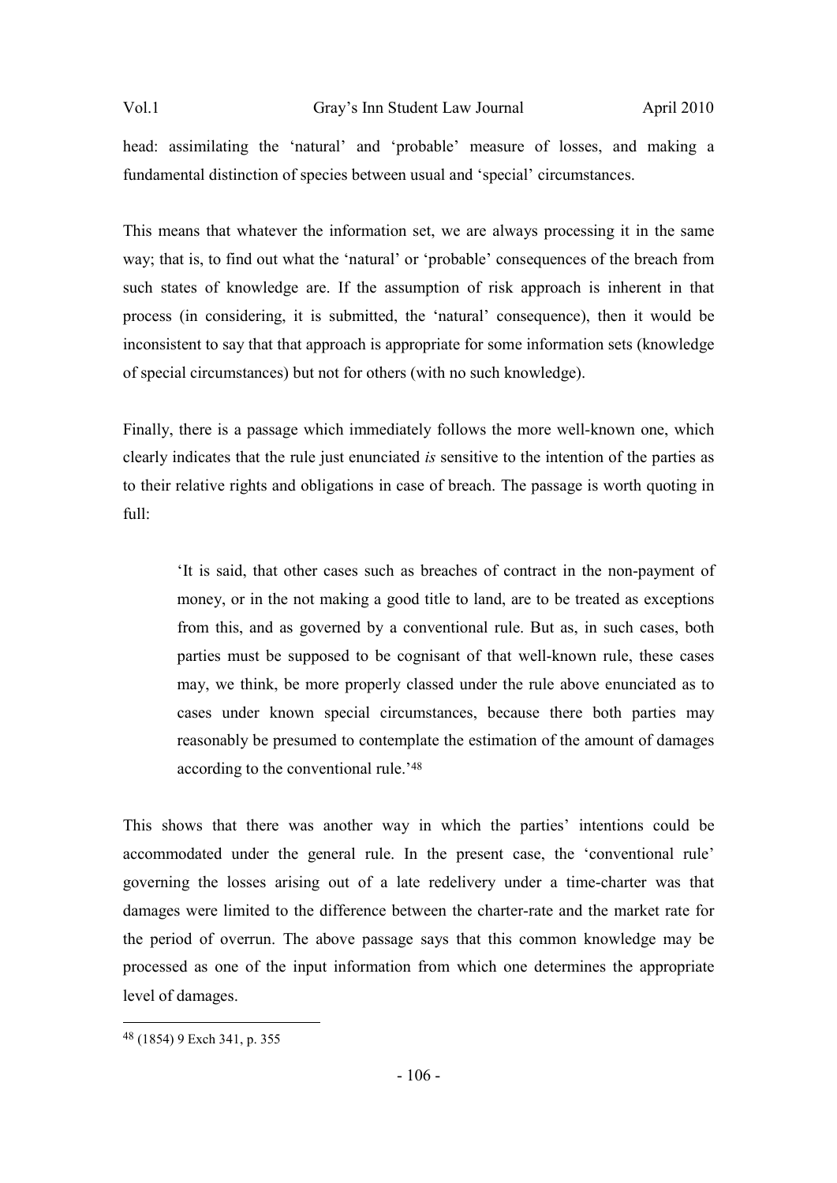head: assimilating the 'natural' and 'probable' measure of losses, and making a fundamental distinction of species between usual and 'special' circumstances.

This means that whatever the information set, we are always processing it in the same way; that is, to find out what the 'natural' or 'probable' consequences of the breach from such states of knowledge are. If the assumption of risk approach is inherent in that process (in considering, it is submitted, the 'natural' consequence), then it would be inconsistent to say that that approach is appropriate for some information sets (knowledge of special circumstances) but not for others (with no such knowledge).

Finally, there is a passage which immediately follows the more well-known one, which clearly indicates that the rule just enunciated *is* sensitive to the intention of the parties as to their relative rights and obligations in case of breach. The passage is worth quoting in full:

> 'It is said, that other cases such as breaches of contract in the non-payment of money, or in the not making a good title to land, are to be treated as exceptions from this, and as governed by a conventional rule. But as, in such cases, both parties must be supposed to be cognisant of that well-known rule, these cases may, we think, be more properly classed under the rule above enunciated as to cases under known special circumstances, because there both parties may reasonably be presumed to contemplate the estimation of the amount of damages according to the conventional rule.'[48]

This shows that there was another way in which the parties' intentions could be accommodated under the general rule. In the present case, the 'conventional rule' governing the losses arising out of a late redelivery under a time-charter was that damages were limited to the difference between the charter-rate and the market rate for the period of overrun. The above passage says that this common knowledge may be processed as one of the input information from which one determines the appropriate level of damages.

---

[48] (1854) 9 Exch 341, p. 355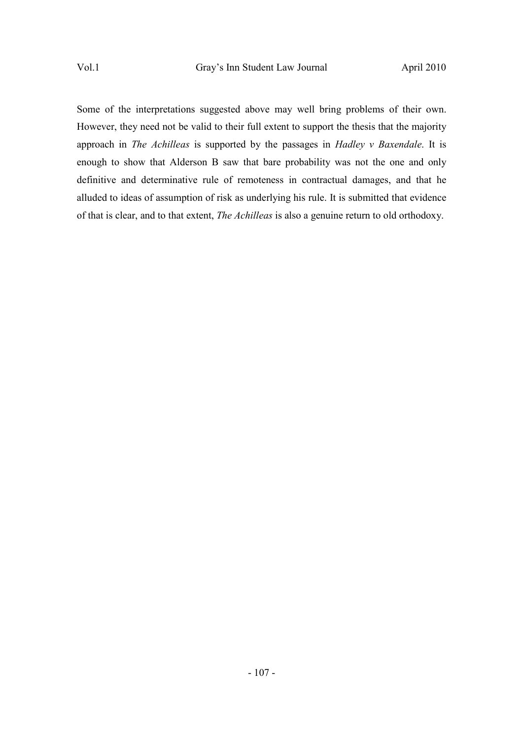Some of the interpretations suggested above may well bring problems of their own. However, they need not be valid to their full extent to support the thesis that the majority approach in *The Achilleas* is supported by the passages in *Hadley v Baxendale*. It is enough to show that Alderson B saw that bare probability was not the one and only definitive and determinative rule of remoteness in contractual damages, and that he alluded to ideas of assumption of risk as underlying his rule. It is submitted that evidence of that is clear, and to that extent, *The Achilleas* is also a genuine return to old orthodoxy.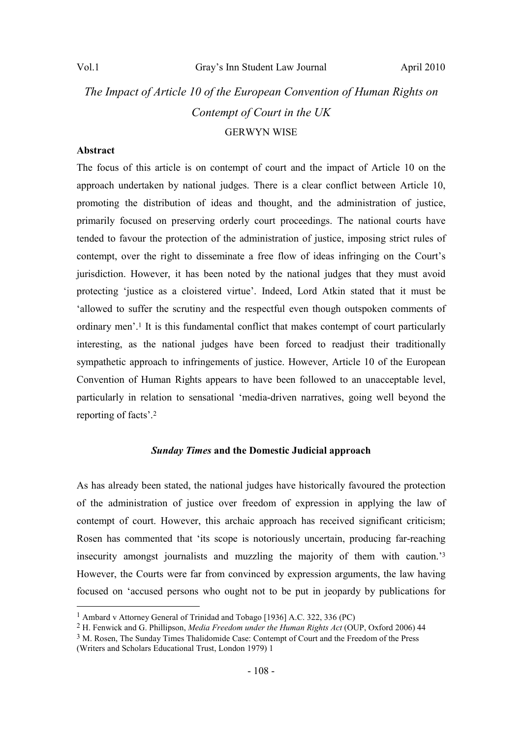# *The Impact of Article 10 of the European Convention of Human Rights on Contempt of Court in the UK*

GERWYN WISE

**Abstract**

The focus of this article is on contempt of court and the impact of Article 10 on the approach undertaken by national judges. There is a clear conflict between Article 10, promoting the distribution of ideas and thought, and the administration of justice, primarily focused on preserving orderly court proceedings. The national courts have tended to favour the protection of the administration of justice, imposing strict rules of contempt, over the right to disseminate a free flow of ideas infringing on the Court's jurisdiction. However, it has been noted by the national judges that they must avoid protecting 'justice as a cloistered virtue'. Indeed, Lord Atkin stated that it must be 'allowed to suffer the scrutiny and the respectful even though outspoken comments of ordinary men'.[1] It is this fundamental conflict that makes contempt of court particularly interesting, as the national judges have been forced to readjust their traditionally sympathetic approach to infringements of justice. However, Article 10 of the European Convention of Human Rights appears to have been followed to an unacceptable level, particularly in relation to sensational 'media-driven narratives, going well beyond the reporting of facts'.[2]

## ***Sunday Times*** **and the Domestic Judicial approach**

As has already been stated, the national judges have historically favoured the protection of the administration of justice over freedom of expression in applying the law of contempt of court. However, this archaic approach has received significant criticism; Rosen has commented that 'its scope is notoriously uncertain, producing far-reaching insecurity amongst journalists and muzzling the majority of them with caution.'[3] However, the Courts were far from convinced by expression arguments, the law having focused on 'accused persons who ought not to be put in jeopardy by publications for

---

[1] Ambard v Attorney General of Trinidad and Tobago [1936] A.C. 322, 336 (PC)

[2] H. Fenwick and G. Phillipson, *Media Freedom under the Human Rights Act* (OUP, Oxford 2006) 44

[3] M. Rosen, The Sunday Times Thalidomide Case: Contempt of Court and the Freedom of the Press (Writers and Scholars Educational Trust, London 1979) 1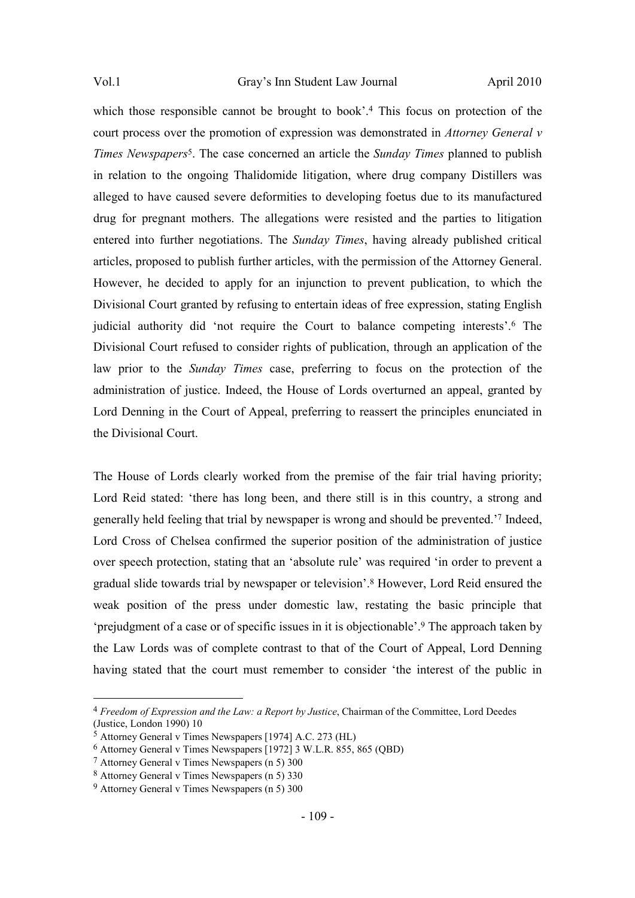which those responsible cannot be brought to book'.[4] This focus on protection of the court process over the promotion of expression was demonstrated in *Attorney General v Times Newspapers*[5]. The case concerned an article the *Sunday Times* planned to publish in relation to the ongoing Thalidomide litigation, where drug company Distillers was alleged to have caused severe deformities to developing foetus due to its manufactured drug for pregnant mothers. The allegations were resisted and the parties to litigation entered into further negotiations. The *Sunday Times*, having already published critical articles, proposed to publish further articles, with the permission of the Attorney General. However, he decided to apply for an injunction to prevent publication, to which the Divisional Court granted by refusing to entertain ideas of free expression, stating English judicial authority did 'not require the Court to balance competing interests'.[6] The Divisional Court refused to consider rights of publication, through an application of the law prior to the *Sunday Times* case, preferring to focus on the protection of the administration of justice. Indeed, the House of Lords overturned an appeal, granted by Lord Denning in the Court of Appeal, preferring to reassert the principles enunciated in the Divisional Court.

The House of Lords clearly worked from the premise of the fair trial having priority; Lord Reid stated: 'there has long been, and there still is in this country, a strong and generally held feeling that trial by newspaper is wrong and should be prevented.'[7] Indeed, Lord Cross of Chelsea confirmed the superior position of the administration of justice over speech protection, stating that an 'absolute rule' was required 'in order to prevent a gradual slide towards trial by newspaper or television'.[8] However, Lord Reid ensured the weak position of the press under domestic law, restating the basic principle that 'prejudgment of a case or of specific issues in it is objectionable'.[9] The approach taken by the Law Lords was of complete contrast to that of the Court of Appeal, Lord Denning having stated that the court must remember to consider 'the interest of the public in

---

[4] *Freedom of Expression and the Law: a Report by Justice*, Chairman of the Committee, Lord Deedes (Justice, London 1990) 10

[5] Attorney General v Times Newspapers [1974] A.C. 273 (HL)

[6] Attorney General v Times Newspapers [1972] 3 W.L.R. 855, 865 (QBD)

[7] Attorney General v Times Newspapers (n 5) 300

[8] Attorney General v Times Newspapers (n 5) 330

[9] Attorney General v Times Newspapers (n 5) 300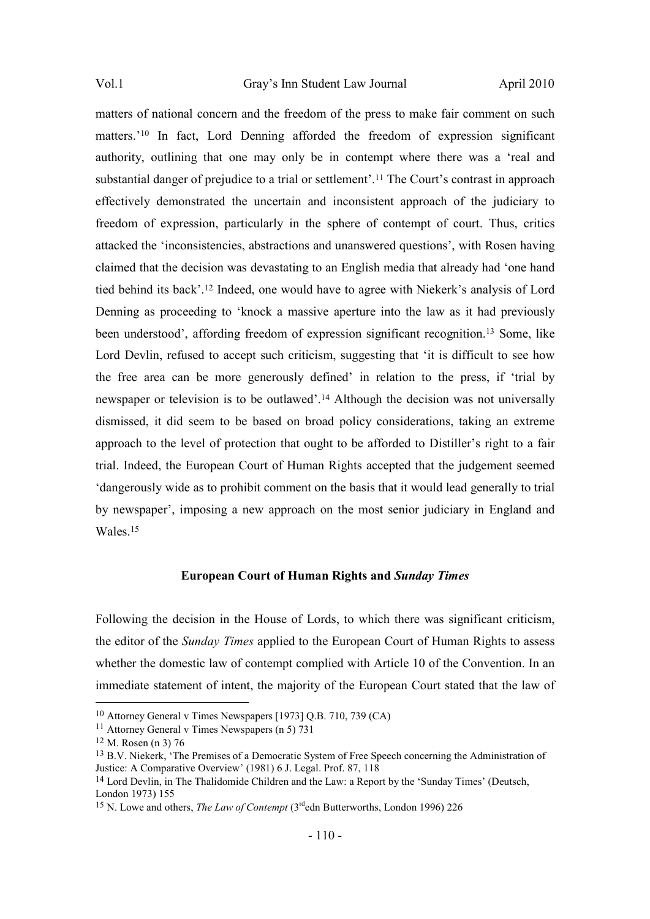matters of national concern and the freedom of the press to make fair comment on such matters.'[10] In fact, Lord Denning afforded the freedom of expression significant authority, outlining that one may only be in contempt where there was a 'real and substantial danger of prejudice to a trial or settlement'.[11] The Court's contrast in approach effectively demonstrated the uncertain and inconsistent approach of the judiciary to freedom of expression, particularly in the sphere of contempt of court. Thus, critics attacked the 'inconsistencies, abstractions and unanswered questions', with Rosen having claimed that the decision was devastating to an English media that already had 'one hand tied behind its back'.[12] Indeed, one would have to agree with Niekerk's analysis of Lord Denning as proceeding to 'knock a massive aperture into the law as it had previously been understood', affording freedom of expression significant recognition.[13] Some, like Lord Devlin, refused to accept such criticism, suggesting that 'it is difficult to see how the free area can be more generously defined' in relation to the press, if 'trial by newspaper or television is to be outlawed'.[14] Although the decision was not universally dismissed, it did seem to be based on broad policy considerations, taking an extreme approach to the level of protection that ought to be afforded to Distiller's right to a fair trial. Indeed, the European Court of Human Rights accepted that the judgement seemed 'dangerously wide as to prohibit comment on the basis that it would lead generally to trial by newspaper', imposing a new approach on the most senior judiciary in England and Wales.[15]

### European Court of Human Rights and *Sunday Times*

Following the decision in the House of Lords, to which there was significant criticism, the editor of the *Sunday Times* applied to the European Court of Human Rights to assess whether the domestic law of contempt complied with Article 10 of the Convention. In an immediate statement of intent, the majority of the European Court stated that the law of

---

[10] Attorney General v Times Newspapers [1973] Q.B. 710, 739 (CA)

[11] Attorney General v Times Newspapers (n 5) 731

[12] M. Rosen (n 3) 76

[13] B.V. Niekerk, 'The Premises of a Democratic System of Free Speech concerning the Administration of Justice: A Comparative Overview' (1981) 6 J. Legal. Prof. 87, 118

[14] Lord Devlin, in The Thalidomide Children and the Law: a Report by the 'Sunday Times' (Deutsch, London 1973) 155

[15] N. Lowe and others, *The Law of Contempt* (3rd edn Butterworths, London 1996) 226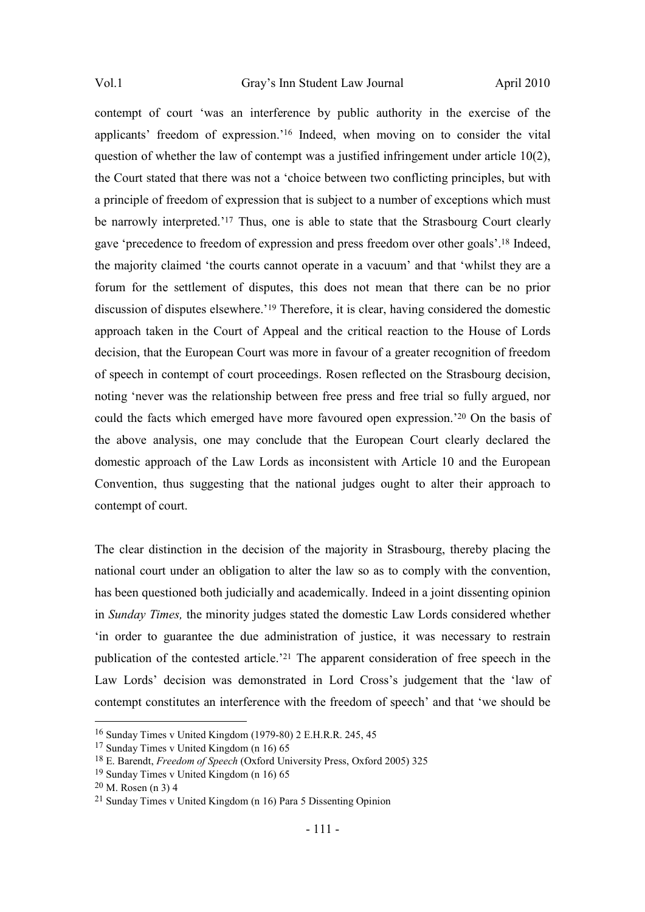contempt of court 'was an interference by public authority in the exercise of the applicants' freedom of expression.'[16] Indeed, when moving on to consider the vital question of whether the law of contempt was a justified infringement under article 10(2), the Court stated that there was not a 'choice between two conflicting principles, but with a principle of freedom of expression that is subject to a number of exceptions which must be narrowly interpreted.'[17] Thus, one is able to state that the Strasbourg Court clearly gave 'precedence to freedom of expression and press freedom over other goals'.[18] Indeed, the majority claimed 'the courts cannot operate in a vacuum' and that 'whilst they are a forum for the settlement of disputes, this does not mean that there can be no prior discussion of disputes elsewhere.'[19] Therefore, it is clear, having considered the domestic approach taken in the Court of Appeal and the critical reaction to the House of Lords decision, that the European Court was more in favour of a greater recognition of freedom of speech in contempt of court proceedings. Rosen reflected on the Strasbourg decision, noting 'never was the relationship between free press and free trial so fully argued, nor could the facts which emerged have more favoured open expression.'[20] On the basis of the above analysis, one may conclude that the European Court clearly declared the domestic approach of the Law Lords as inconsistent with Article 10 and the European Convention, thus suggesting that the national judges ought to alter their approach to contempt of court.

The clear distinction in the decision of the majority in Strasbourg, thereby placing the national court under an obligation to alter the law so as to comply with the convention, has been questioned both judicially and academically. Indeed in a joint dissenting opinion in *Sunday Times,* the minority judges stated the domestic Law Lords considered whether 'in order to guarantee the due administration of justice, it was necessary to restrain publication of the contested article.'[21] The apparent consideration of free speech in the Law Lords' decision was demonstrated in Lord Cross's judgement that the 'law of contempt constitutes an interference with the freedom of speech' and that 'we should be

---

[16] Sunday Times v United Kingdom (1979-80) 2 E.H.R.R. 245, 45

[17] Sunday Times v United Kingdom (n 16) 65

[18] E. Barendt, *Freedom of Speech* (Oxford University Press, Oxford 2005) 325

[19] Sunday Times v United Kingdom (n 16) 65

[20] M. Rosen (n 3) 4

[21] Sunday Times v United Kingdom (n 16) Para 5 Dissenting Opinion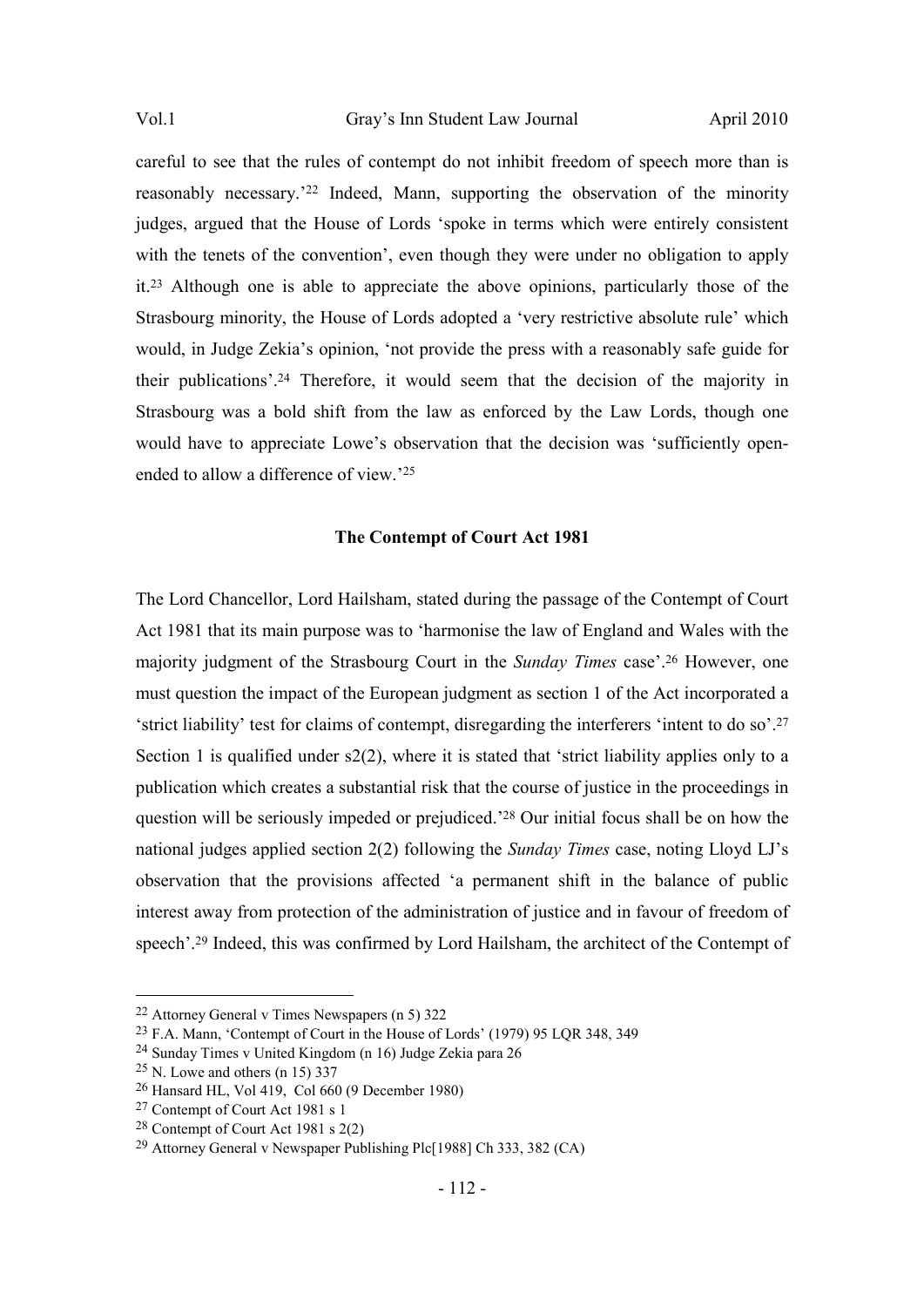careful to see that the rules of contempt do not inhibit freedom of speech more than is reasonably necessary.'[22] Indeed, Mann, supporting the observation of the minority judges, argued that the House of Lords 'spoke in terms which were entirely consistent with the tenets of the convention', even though they were under no obligation to apply it.[23] Although one is able to appreciate the above opinions, particularly those of the Strasbourg minority, the House of Lords adopted a 'very restrictive absolute rule' which would, in Judge Zekia's opinion, 'not provide the press with a reasonably safe guide for their publications'.[24] Therefore, it would seem that the decision of the majority in Strasbourg was a bold shift from the law as enforced by the Law Lords, though one would have to appreciate Lowe's observation that the decision was 'sufficiently open-ended to allow a difference of view.'[25]

**The Contempt of Court Act 1981**

The Lord Chancellor, Lord Hailsham, stated during the passage of the Contempt of Court Act 1981 that its main purpose was to 'harmonise the law of England and Wales with the majority judgment of the Strasbourg Court in the *Sunday Times* case'.[26] However, one must question the impact of the European judgment as section 1 of the Act incorporated a 'strict liability' test for claims of contempt, disregarding the interferers 'intent to do so'.[27] Section 1 is qualified under s2(2), where it is stated that 'strict liability applies only to a publication which creates a substantial risk that the course of justice in the proceedings in question will be seriously impeded or prejudiced.'[28] Our initial focus shall be on how the national judges applied section 2(2) following the *Sunday Times* case, noting Lloyd LJ's observation that the provisions affected 'a permanent shift in the balance of public interest away from protection of the administration of justice and in favour of freedom of speech'.[29] Indeed, this was confirmed by Lord Hailsham, the architect of the Contempt of

---

[22] Attorney General v Times Newspapers (n 5) 322

[23] F.A. Mann, 'Contempt of Court in the House of Lords' (1979) 95 LQR 348, 349

[24] Sunday Times v United Kingdom (n 16) Judge Zekia para 26

[25] N. Lowe and others (n 15) 337

[26] Hansard HL, Vol 419, Col 660 (9 December 1980)

[27] Contempt of Court Act 1981 s 1

[28] Contempt of Court Act 1981 s 2(2)

[29] Attorney General v Newspaper Publishing Plc[1988] Ch 333, 382 (CA)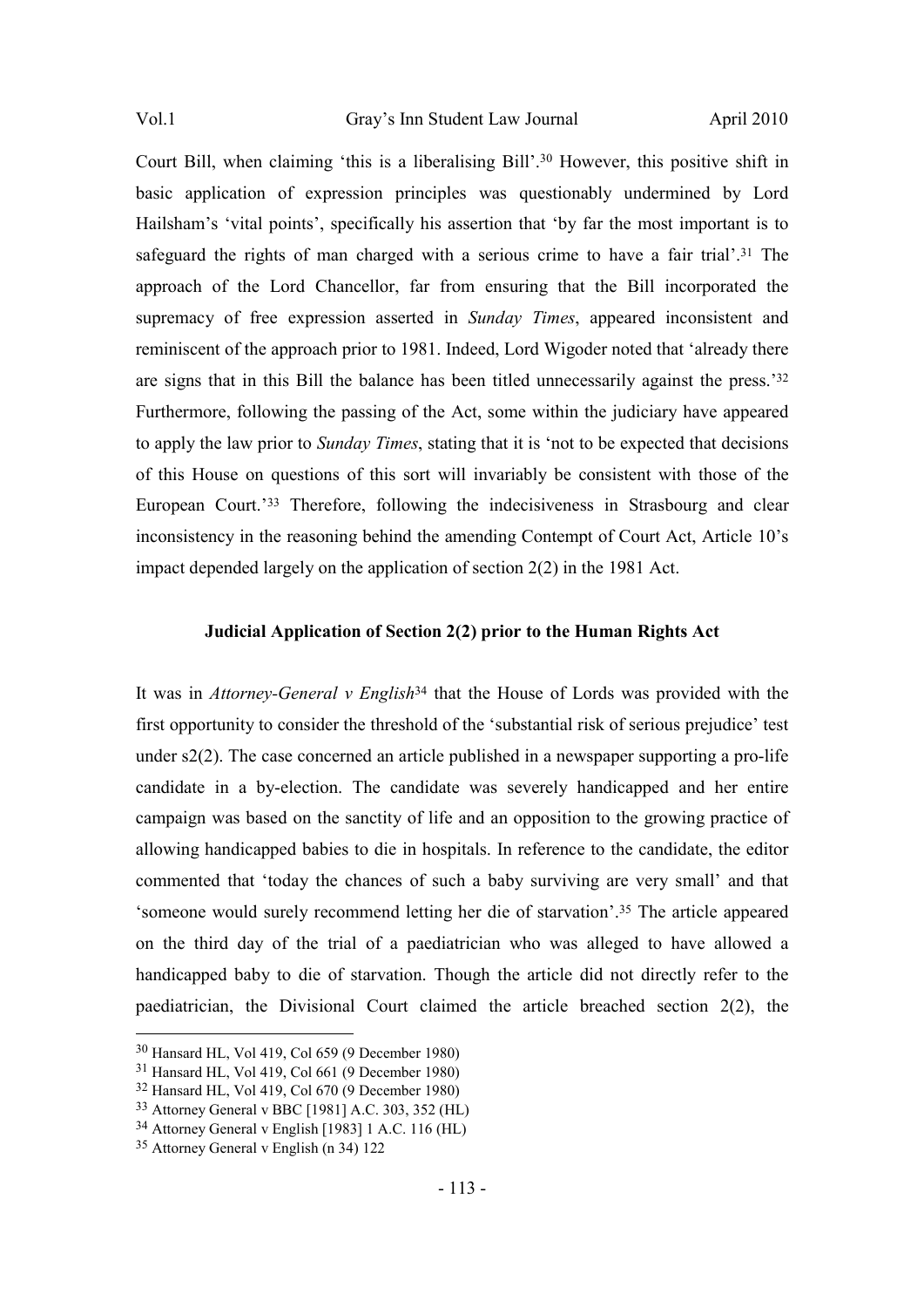Court Bill, when claiming 'this is a liberalising Bill'.[30] However, this positive shift in basic application of expression principles was questionably undermined by Lord Hailsham's 'vital points', specifically his assertion that 'by far the most important is to safeguard the rights of man charged with a serious crime to have a fair trial'.[31] The approach of the Lord Chancellor, far from ensuring that the Bill incorporated the supremacy of free expression asserted in *Sunday Times*, appeared inconsistent and reminiscent of the approach prior to 1981. Indeed, Lord Wigoder noted that 'already there are signs that in this Bill the balance has been titled unnecessarily against the press.'[32] Furthermore, following the passing of the Act, some within the judiciary have appeared to apply the law prior to *Sunday Times*, stating that it is 'not to be expected that decisions of this House on questions of this sort will invariably be consistent with those of the European Court.'[33] Therefore, following the indecisiveness in Strasbourg and clear inconsistency in the reasoning behind the amending Contempt of Court Act, Article 10's impact depended largely on the application of section 2(2) in the 1981 Act.

**Judicial Application of Section 2(2) prior to the Human Rights Act**

It was in *Attorney-General v English*[34] that the House of Lords was provided with the first opportunity to consider the threshold of the 'substantial risk of serious prejudice' test under s2(2). The case concerned an article published in a newspaper supporting a pro-life candidate in a by-election. The candidate was severely handicapped and her entire campaign was based on the sanctity of life and an opposition to the growing practice of allowing handicapped babies to die in hospitals. In reference to the candidate, the editor commented that 'today the chances of such a baby surviving are very small' and that 'someone would surely recommend letting her die of starvation'.[35] The article appeared on the third day of the trial of a paediatrician who was alleged to have allowed a handicapped baby to die of starvation. Though the article did not directly refer to the paediatrician, the Divisional Court claimed the article breached section 2(2), the

---

[30] Hansard HL, Vol 419, Col 659 (9 December 1980)

[31] Hansard HL, Vol 419, Col 661 (9 December 1980)

[32] Hansard HL, Vol 419, Col 670 (9 December 1980)

[33] Attorney General v BBC [1981] A.C. 303, 352 (HL)

[34] Attorney General v English [1983] 1 A.C. 116 (HL)

[35] Attorney General v English (n 34) 122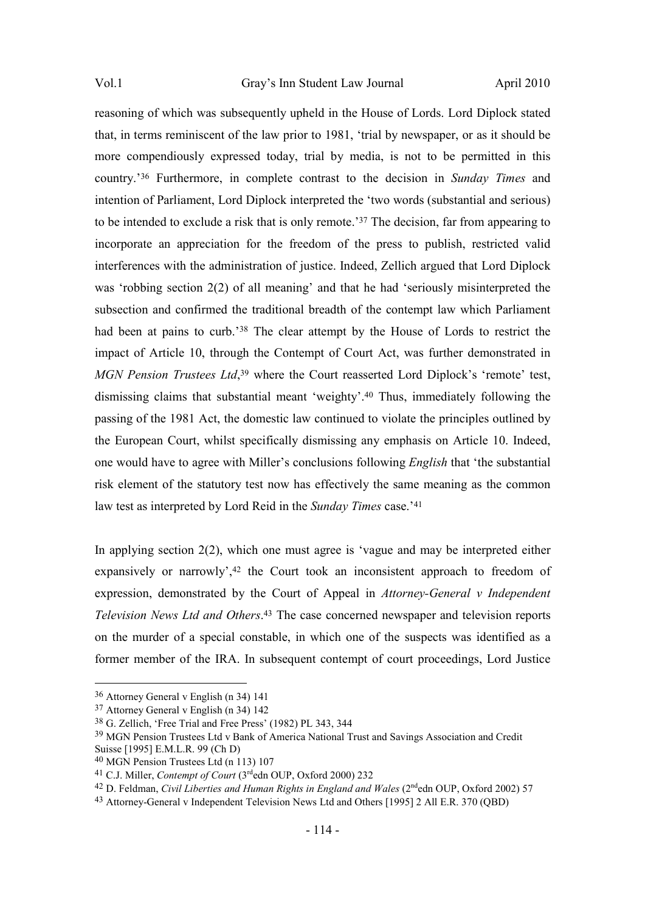reasoning of which was subsequently upheld in the House of Lords. Lord Diplock stated that, in terms reminiscent of the law prior to 1981, 'trial by newspaper, or as it should be more compendiously expressed today, trial by media, is not to be permitted in this country.'[36] Furthermore, in complete contrast to the decision in *Sunday Times* and intention of Parliament, Lord Diplock interpreted the 'two words (substantial and serious) to be intended to exclude a risk that is only remote.'[37] The decision, far from appearing to incorporate an appreciation for the freedom of the press to publish, restricted valid interferences with the administration of justice. Indeed, Zellich argued that Lord Diplock was 'robbing section 2(2) of all meaning' and that he had 'seriously misinterpreted the subsection and confirmed the traditional breadth of the contempt law which Parliament had been at pains to curb.'[38] The clear attempt by the House of Lords to restrict the impact of Article 10, through the Contempt of Court Act, was further demonstrated in *MGN Pension Trustees Ltd*,[39] where the Court reasserted Lord Diplock's 'remote' test, dismissing claims that substantial meant 'weighty'.[40] Thus, immediately following the passing of the 1981 Act, the domestic law continued to violate the principles outlined by the European Court, whilst specifically dismissing any emphasis on Article 10. Indeed, one would have to agree with Miller's conclusions following *English* that 'the substantial risk element of the statutory test now has effectively the same meaning as the common law test as interpreted by Lord Reid in the *Sunday Times* case.'[41]

In applying section 2(2), which one must agree is 'vague and may be interpreted either expansively or narrowly',[42] the Court took an inconsistent approach to freedom of expression, demonstrated by the Court of Appeal in *Attorney-General v Independent Television News Ltd and Others*.[43] The case concerned newspaper and television reports on the murder of a special constable, in which one of the suspects was identified as a former member of the IRA. In subsequent contempt of court proceedings, Lord Justice

---

[36] Attorney General v English (n 34) 141

[37] Attorney General v English (n 34) 142

[38] G. Zellich, 'Free Trial and Free Press' (1982) PL 343, 344

[39] MGN Pension Trustees Ltd v Bank of America National Trust and Savings Association and Credit Suisse [1995] E.M.L.R. 99 (Ch D)

[40] MGN Pension Trustees Ltd (n 113) 107

[41] C.J. Miller, *Contempt of Court* (3rdedn OUP, Oxford 2000) 232

[42] D. Feldman, *Civil Liberties and Human Rights in England and Wales* (2ndedn OUP, Oxford 2002) 57

[43] Attorney-General v Independent Television News Ltd and Others [1995] 2 All E.R. 370 (QBD)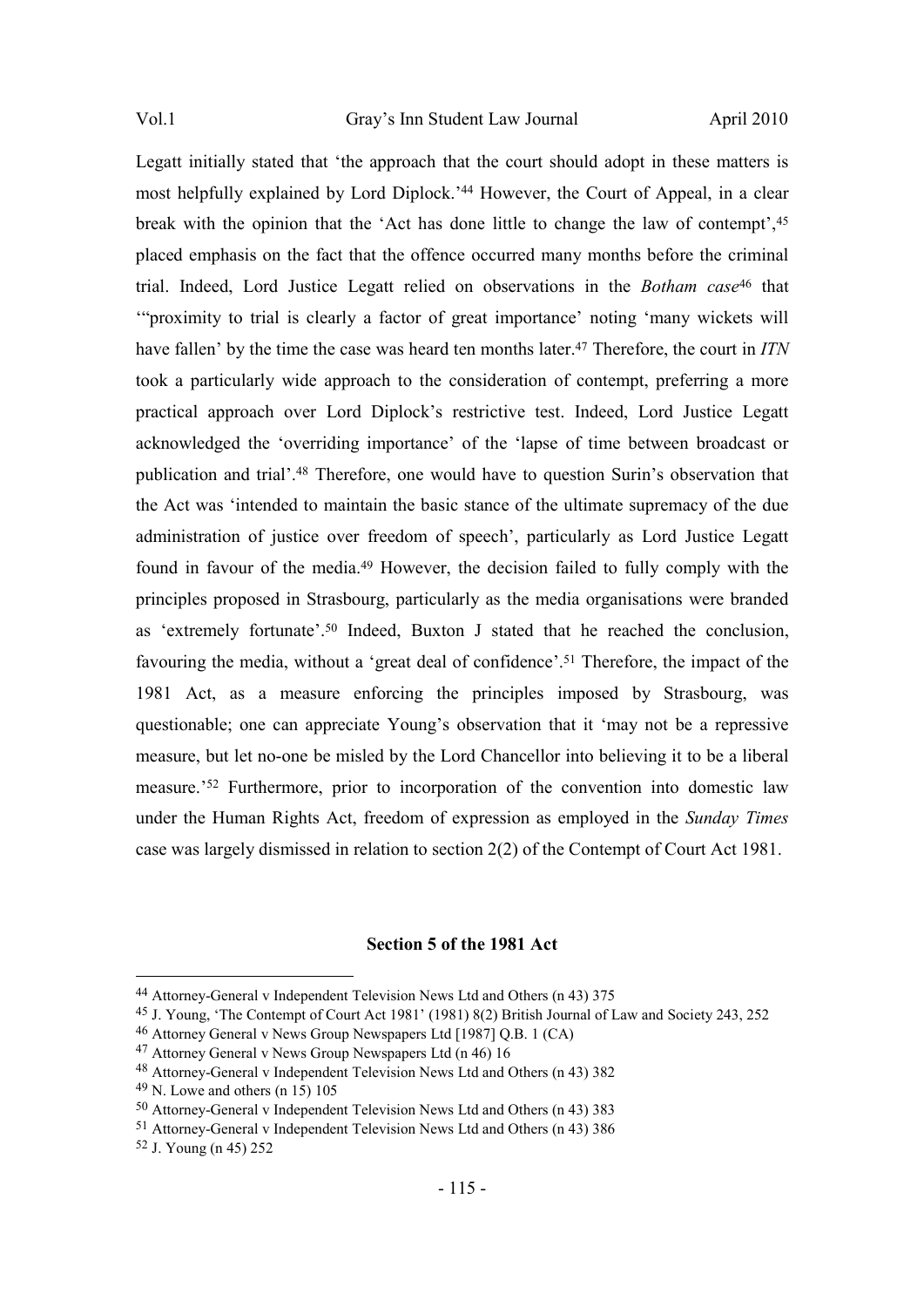Legatt initially stated that 'the approach that the court should adopt in these matters is most helpfully explained by Lord Diplock.'[44] However, the Court of Appeal, in a clear break with the opinion that the 'Act has done little to change the law of contempt',[45] placed emphasis on the fact that the offence occurred many months before the criminal trial. Indeed, Lord Justice Legatt relied on observations in the *Botham case*[46] that '"proximity to trial is clearly a factor of great importance' noting 'many wickets will have fallen' by the time the case was heard ten months later.[47] Therefore, the court in *ITN* took a particularly wide approach to the consideration of contempt, preferring a more practical approach over Lord Diplock's restrictive test. Indeed, Lord Justice Legatt acknowledged the 'overriding importance' of the 'lapse of time between broadcast or publication and trial'.[48] Therefore, one would have to question Surin's observation that the Act was 'intended to maintain the basic stance of the ultimate supremacy of the due administration of justice over freedom of speech', particularly as Lord Justice Legatt found in favour of the media.[49] However, the decision failed to fully comply with the principles proposed in Strasbourg, particularly as the media organisations were branded as 'extremely fortunate'.[50] Indeed, Buxton J stated that he reached the conclusion, favouring the media, without a 'great deal of confidence'.[51] Therefore, the impact of the 1981 Act, as a measure enforcing the principles imposed by Strasbourg, was questionable; one can appreciate Young's observation that it 'may not be a repressive measure, but let no-one be misled by the Lord Chancellor into believing it to be a liberal measure.'[52] Furthermore, prior to incorporation of the convention into domestic law under the Human Rights Act, freedom of expression as employed in the *Sunday Times* case was largely dismissed in relation to section 2(2) of the Contempt of Court Act 1981.

## Section 5 of the 1981 Act

---

[44] Attorney-General v Independent Television News Ltd and Others (n 43) 375

[45] J. Young, 'The Contempt of Court Act 1981' (1981) 8(2) British Journal of Law and Society 243, 252

[46] Attorney General v News Group Newspapers Ltd [1987] Q.B. 1 (CA)

[47] Attorney General v News Group Newspapers Ltd (n 46) 16

[48] Attorney-General v Independent Television News Ltd and Others (n 43) 382

[49] N. Lowe and others (n 15) 105

[50] Attorney-General v Independent Television News Ltd and Others (n 43) 383

[51] Attorney-General v Independent Television News Ltd and Others (n 43) 386

[52] J. Young (n 45) 252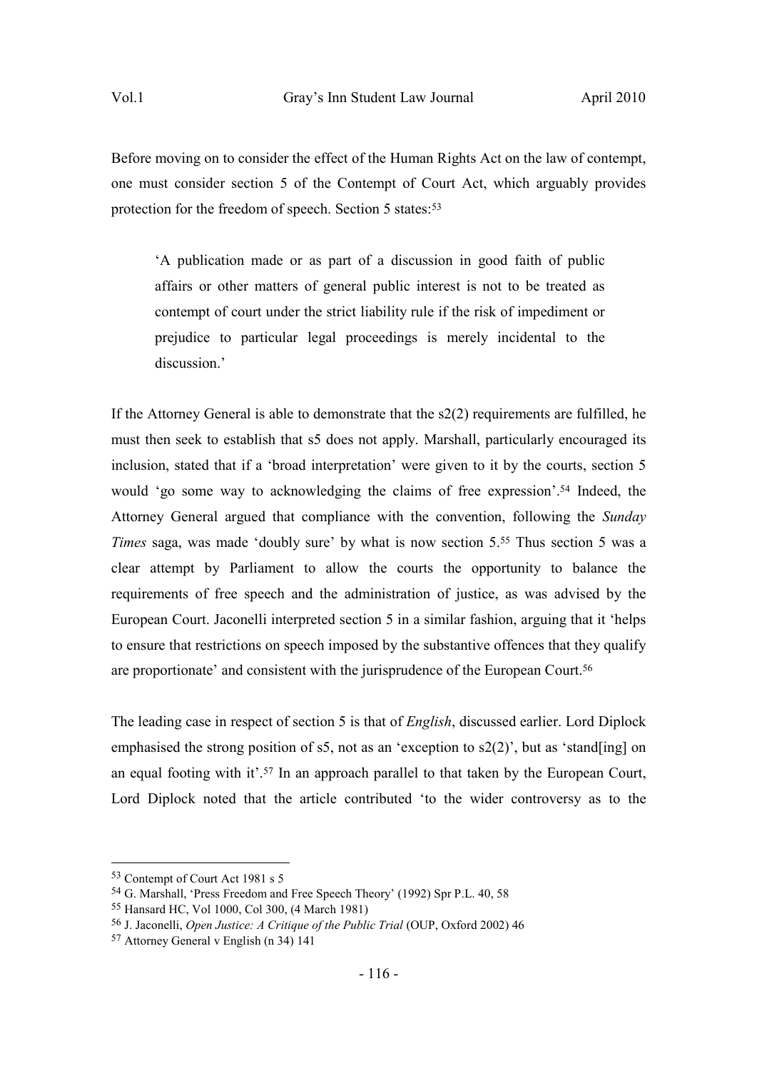Before moving on to consider the effect of the Human Rights Act on the law of contempt, one must consider section 5 of the Contempt of Court Act, which arguably provides protection for the freedom of speech. Section 5 states:[53]

> 'A publication made or as part of a discussion in good faith of public affairs or other matters of general public interest is not to be treated as contempt of court under the strict liability rule if the risk of impediment or prejudice to particular legal proceedings is merely incidental to the discussion.'

If the Attorney General is able to demonstrate that the s2(2) requirements are fulfilled, he must then seek to establish that s5 does not apply. Marshall, particularly encouraged its inclusion, stated that if a 'broad interpretation' were given to it by the courts, section 5 would 'go some way to acknowledging the claims of free expression'.[54] Indeed, the Attorney General argued that compliance with the convention, following the *Sunday Times* saga, was made 'doubly sure' by what is now section 5.[55] Thus section 5 was a clear attempt by Parliament to allow the courts the opportunity to balance the requirements of free speech and the administration of justice, as was advised by the European Court. Jaconelli interpreted section 5 in a similar fashion, arguing that it 'helps to ensure that restrictions on speech imposed by the substantive offences that they qualify are proportionate' and consistent with the jurisprudence of the European Court.[56]

The leading case in respect of section 5 is that of *English*, discussed earlier. Lord Diplock emphasised the strong position of s5, not as an 'exception to s2(2)', but as 'stand[ing] on an equal footing with it'.[57] In an approach parallel to that taken by the European Court, Lord Diplock noted that the article contributed 'to the wider controversy as to the

---

[53] Contempt of Court Act 1981 s 5

[54] G. Marshall, 'Press Freedom and Free Speech Theory' (1992) Spr P.L. 40, 58

[55] Hansard HC, Vol 1000, Col 300, (4 March 1981)

[56] J. Jaconelli, *Open Justice: A Critique of the Public Trial* (OUP, Oxford 2002) 46

[57] Attorney General v English (n 34) 141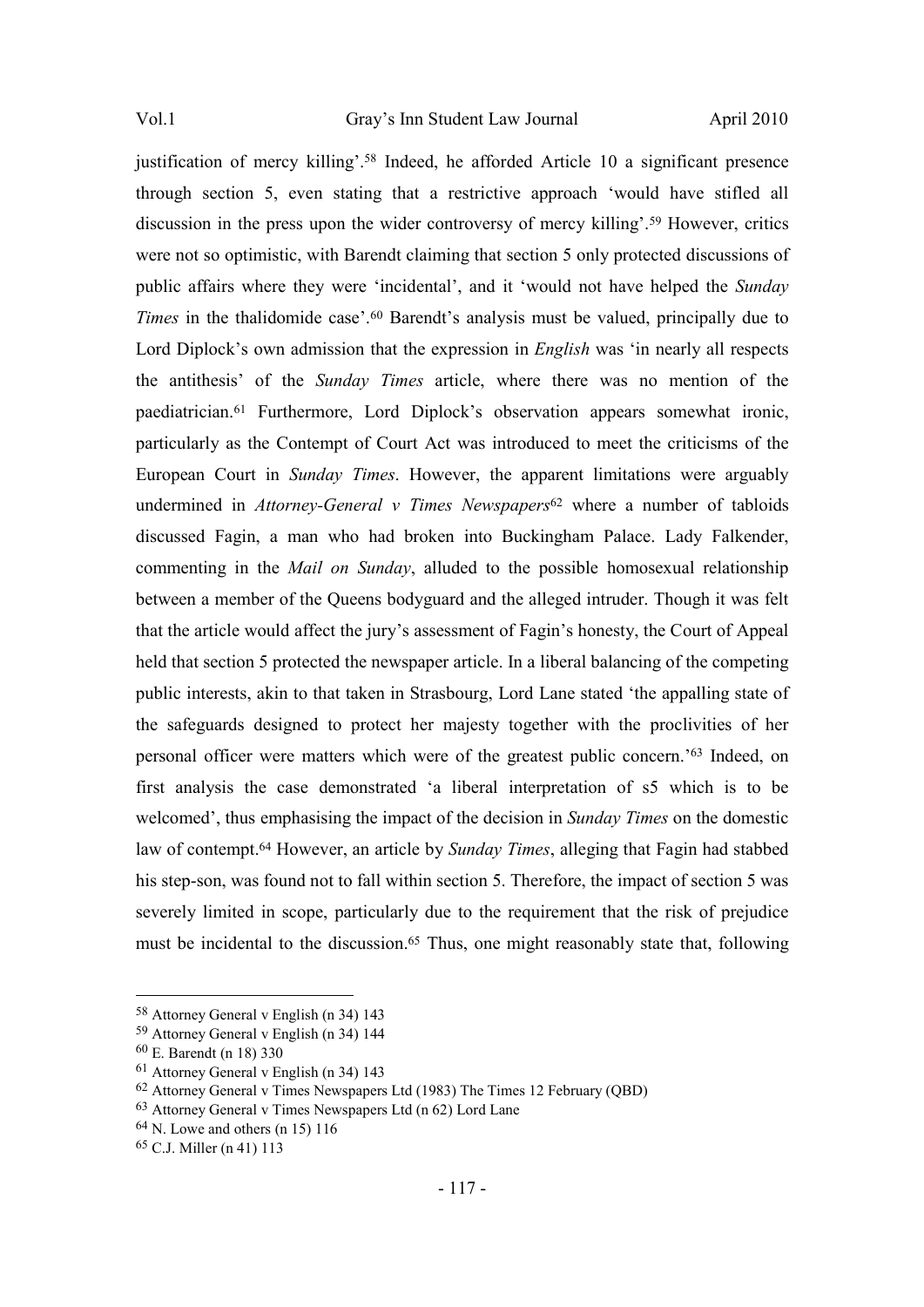justification of mercy killing'.[58] Indeed, he afforded Article 10 a significant presence through section 5, even stating that a restrictive approach 'would have stifled all discussion in the press upon the wider controversy of mercy killing'.[59] However, critics were not so optimistic, with Barendt claiming that section 5 only protected discussions of public affairs where they were 'incidental', and it 'would not have helped the *Sunday Times* in the thalidomide case'.[60] Barendt's analysis must be valued, principally due to Lord Diplock's own admission that the expression in *English* was 'in nearly all respects the antithesis' of the *Sunday Times* article, where there was no mention of the paediatrician.[61] Furthermore, Lord Diplock's observation appears somewhat ironic, particularly as the Contempt of Court Act was introduced to meet the criticisms of the European Court in *Sunday Times*. However, the apparent limitations were arguably undermined in *Attorney-General v Times Newspapers*[62] where a number of tabloids discussed Fagin, a man who had broken into Buckingham Palace. Lady Falkender, commenting in the *Mail on Sunday*, alluded to the possible homosexual relationship between a member of the Queens bodyguard and the alleged intruder. Though it was felt that the article would affect the jury's assessment of Fagin's honesty, the Court of Appeal held that section 5 protected the newspaper article. In a liberal balancing of the competing public interests, akin to that taken in Strasbourg, Lord Lane stated 'the appalling state of the safeguards designed to protect her majesty together with the proclivities of her personal officer were matters which were of the greatest public concern.'[63] Indeed, on first analysis the case demonstrated 'a liberal interpretation of s5 which is to be welcomed', thus emphasising the impact of the decision in *Sunday Times* on the domestic law of contempt.[64] However, an article by *Sunday Times*, alleging that Fagin had stabbed his step-son, was found not to fall within section 5. Therefore, the impact of section 5 was severely limited in scope, particularly due to the requirement that the risk of prejudice must be incidental to the discussion.[65] Thus, one might reasonably state that, following

---

[58] Attorney General v English (n 34) 143

[59] Attorney General v English (n 34) 144

[60] E. Barendt (n 18) 330

[61] Attorney General v English (n 34) 143

[62] Attorney General v Times Newspapers Ltd (1983) The Times 12 February (QBD)

[63] Attorney General v Times Newspapers Ltd (n 62) Lord Lane

[64] N. Lowe and others (n 15) 116

[65] C.J. Miller (n 41) 113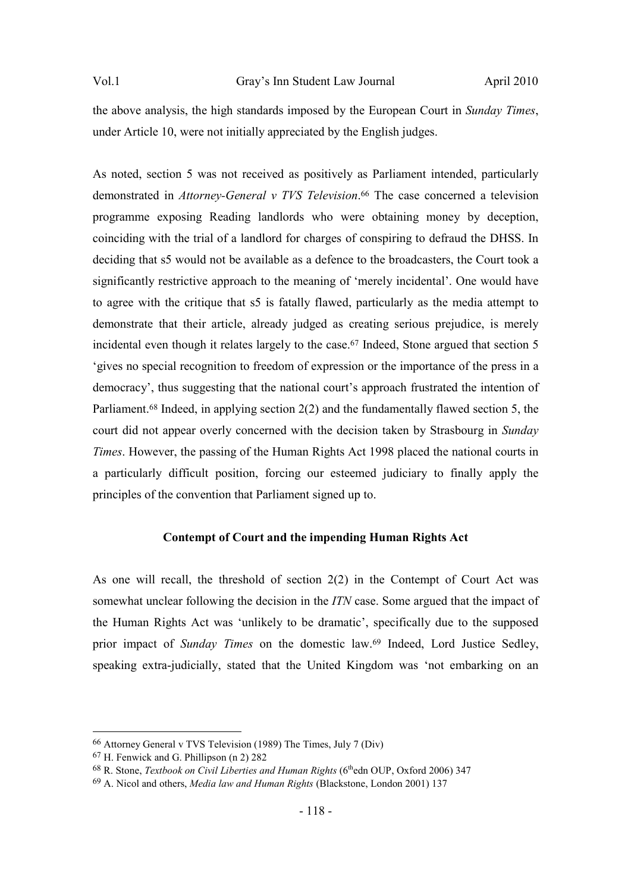the above analysis, the high standards imposed by the European Court in *Sunday Times*, under Article 10, were not initially appreciated by the English judges.

As noted, section 5 was not received as positively as Parliament intended, particularly demonstrated in *Attorney-General v TVS Television*.[66] The case concerned a television programme exposing Reading landlords who were obtaining money by deception, coinciding with the trial of a landlord for charges of conspiring to defraud the DHSS. In deciding that s5 would not be available as a defence to the broadcasters, the Court took a significantly restrictive approach to the meaning of 'merely incidental'. One would have to agree with the critique that s5 is fatally flawed, particularly as the media attempt to demonstrate that their article, already judged as creating serious prejudice, is merely incidental even though it relates largely to the case.[67] Indeed, Stone argued that section 5 'gives no special recognition to freedom of expression or the importance of the press in a democracy', thus suggesting that the national court's approach frustrated the intention of Parliament.[68] Indeed, in applying section 2(2) and the fundamentally flawed section 5, the court did not appear overly concerned with the decision taken by Strasbourg in *Sunday Times*. However, the passing of the Human Rights Act 1998 placed the national courts in a particularly difficult position, forcing our esteemed judiciary to finally apply the principles of the convention that Parliament signed up to.

**Contempt of Court and the impending Human Rights Act**

As one will recall, the threshold of section 2(2) in the Contempt of Court Act was somewhat unclear following the decision in the *ITN* case. Some argued that the impact of the Human Rights Act was 'unlikely to be dramatic', specifically due to the supposed prior impact of *Sunday Times* on the domestic law.[69] Indeed, Lord Justice Sedley, speaking extra-judicially, stated that the United Kingdom was 'not embarking on an

---

[66] Attorney General v TVS Television (1989) The Times, July 7 (Div)

[67] H. Fenwick and G. Phillipson (n 2) 282

[68] R. Stone, *Textbook on Civil Liberties and Human Rights* (6th edn OUP, Oxford 2006) 347

[69] A. Nicol and others, *Media law and Human Rights* (Blackstone, London 2001) 137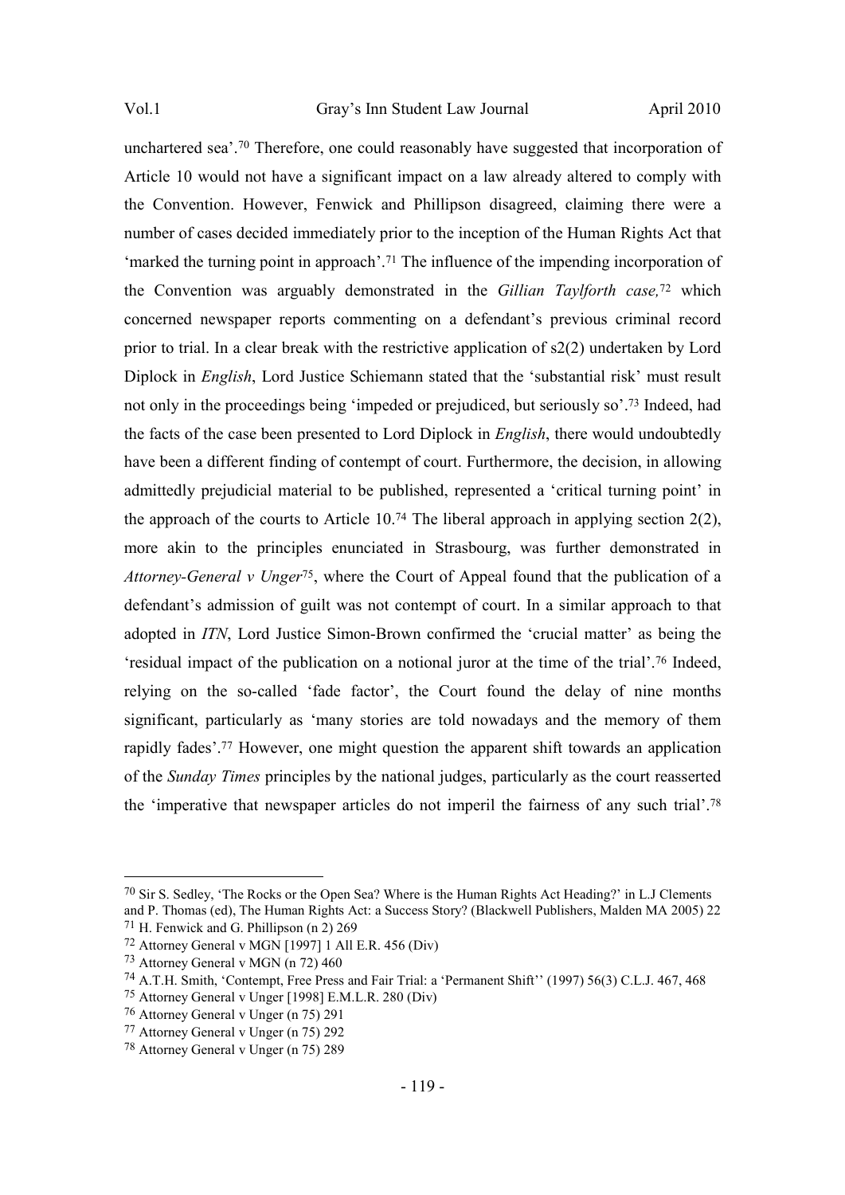unchartered sea'.[70] Therefore, one could reasonably have suggested that incorporation of Article 10 would not have a significant impact on a law already altered to comply with the Convention. However, Fenwick and Phillipson disagreed, claiming there were a number of cases decided immediately prior to the inception of the Human Rights Act that 'marked the turning point in approach'.[71] The influence of the impending incorporation of the Convention was arguably demonstrated in the *Gillian Taylforth case,*[72] which concerned newspaper reports commenting on a defendant's previous criminal record prior to trial. In a clear break with the restrictive application of s2(2) undertaken by Lord Diplock in *English*, Lord Justice Schiemann stated that the 'substantial risk' must result not only in the proceedings being 'impeded or prejudiced, but seriously so'.[73] Indeed, had the facts of the case been presented to Lord Diplock in *English*, there would undoubtedly have been a different finding of contempt of court. Furthermore, the decision, in allowing admittedly prejudicial material to be published, represented a 'critical turning point' in the approach of the courts to Article 10.[74] The liberal approach in applying section 2(2), more akin to the principles enunciated in Strasbourg, was further demonstrated in *Attorney-General v Unger*[75], where the Court of Appeal found that the publication of a defendant's admission of guilt was not contempt of court. In a similar approach to that adopted in *ITN*, Lord Justice Simon-Brown confirmed the 'crucial matter' as being the 'residual impact of the publication on a notional juror at the time of the trial'.[76] Indeed, relying on the so-called 'fade factor', the Court found the delay of nine months significant, particularly as 'many stories are told nowadays and the memory of them rapidly fades'.[77] However, one might question the apparent shift towards an application of the *Sunday Times* principles by the national judges, particularly as the court reasserted the 'imperative that newspaper articles do not imperil the fairness of any such trial'.[78]

---

[70] Sir S. Sedley, 'The Rocks or the Open Sea? Where is the Human Rights Act Heading?' in L.J Clements and P. Thomas (ed), The Human Rights Act: a Success Story? (Blackwell Publishers, Malden MA 2005) 22

[71] H. Fenwick and G. Phillipson (n 2) 269

[72] Attorney General v MGN [1997] 1 All E.R. 456 (Div)

[73] Attorney General v MGN (n 72) 460

[74] A.T.H. Smith, 'Contempt, Free Press and Fair Trial: a 'Permanent Shift'' (1997) 56(3) C.L.J. 467, 468

[75] Attorney General v Unger [1998] E.M.L.R. 280 (Div)

[76] Attorney General v Unger (n 75) 291

[77] Attorney General v Unger (n 75) 292

[78] Attorney General v Unger (n 75) 289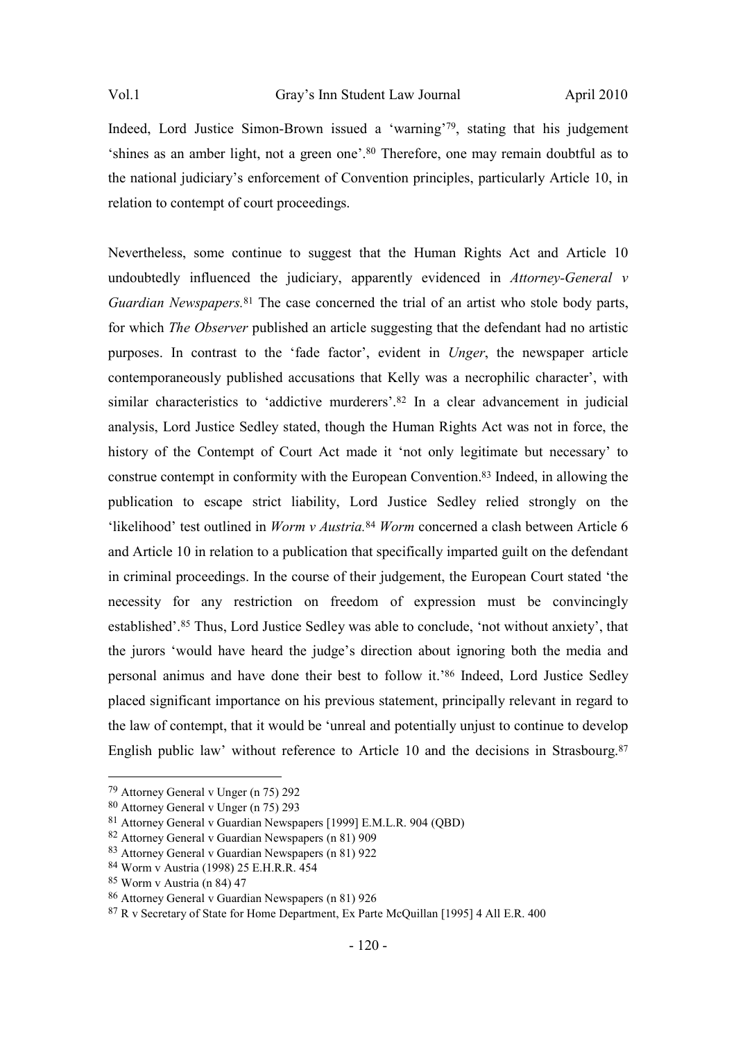Indeed, Lord Justice Simon-Brown issued a 'warning'[79], stating that his judgement 'shines as an amber light, not a green one'.[80] Therefore, one may remain doubtful as to the national judiciary's enforcement of Convention principles, particularly Article 10, in relation to contempt of court proceedings.

Nevertheless, some continue to suggest that the Human Rights Act and Article 10 undoubtedly influenced the judiciary, apparently evidenced in *Attorney-General v Guardian Newspapers.*[81] The case concerned the trial of an artist who stole body parts, for which *The Observer* published an article suggesting that the defendant had no artistic purposes. In contrast to the 'fade factor', evident in *Unger*, the newspaper article contemporaneously published accusations that Kelly was a necrophilic character', with similar characteristics to 'addictive murderers'.[82] In a clear advancement in judicial analysis, Lord Justice Sedley stated, though the Human Rights Act was not in force, the history of the Contempt of Court Act made it 'not only legitimate but necessary' to construe contempt in conformity with the European Convention.[83] Indeed, in allowing the publication to escape strict liability, Lord Justice Sedley relied strongly on the 'likelihood' test outlined in *Worm v Austria.*[84] *Worm* concerned a clash between Article 6 and Article 10 in relation to a publication that specifically imparted guilt on the defendant in criminal proceedings. In the course of their judgement, the European Court stated 'the necessity for any restriction on freedom of expression must be convincingly established'.[85] Thus, Lord Justice Sedley was able to conclude, 'not without anxiety', that the jurors 'would have heard the judge's direction about ignoring both the media and personal animus and have done their best to follow it.'[86] Indeed, Lord Justice Sedley placed significant importance on his previous statement, principally relevant in regard to the law of contempt, that it would be 'unreal and potentially unjust to continue to develop English public law' without reference to Article 10 and the decisions in Strasbourg.[87]

---

[79] Attorney General v Unger (n 75) 292

[80] Attorney General v Unger (n 75) 293

[81] Attorney General v Guardian Newspapers [1999] E.M.L.R. 904 (QBD)

[82] Attorney General v Guardian Newspapers (n 81) 909

[83] Attorney General v Guardian Newspapers (n 81) 922

[84] Worm v Austria (1998) 25 E.H.R.R. 454

[85] Worm v Austria (n 84) 47

[86] Attorney General v Guardian Newspapers (n 81) 926

[87] R v Secretary of State for Home Department, Ex Parte McQuillan [1995] 4 All E.R. 400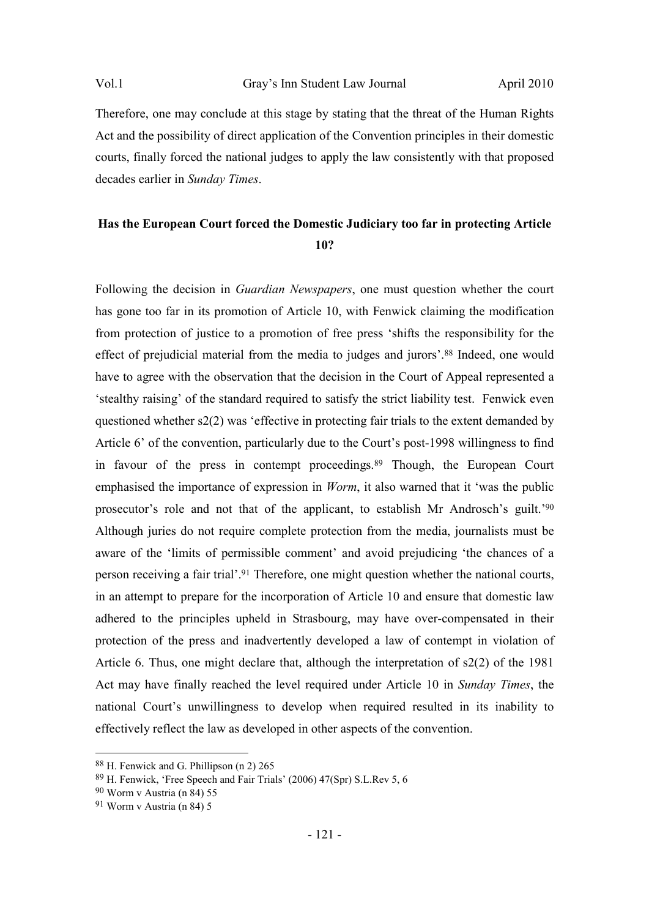Therefore, one may conclude at this stage by stating that the threat of the Human Rights Act and the possibility of direct application of the Convention principles in their domestic courts, finally forced the national judges to apply the law consistently with that proposed decades earlier in *Sunday Times*.

## Has the European Court forced the Domestic Judiciary too far in protecting Article 10?

Following the decision in *Guardian Newspapers*, one must question whether the court has gone too far in its promotion of Article 10, with Fenwick claiming the modification from protection of justice to a promotion of free press 'shifts the responsibility for the effect of prejudicial material from the media to judges and jurors'.[88] Indeed, one would have to agree with the observation that the decision in the Court of Appeal represented a 'stealthy raising' of the standard required to satisfy the strict liability test. Fenwick even questioned whether s2(2) was 'effective in protecting fair trials to the extent demanded by Article 6' of the convention, particularly due to the Court's post-1998 willingness to find in favour of the press in contempt proceedings.[89] Though, the European Court emphasised the importance of expression in *Worm*, it also warned that it 'was the public prosecutor's role and not that of the applicant, to establish Mr Androsch's guilt.'[90] Although juries do not require complete protection from the media, journalists must be aware of the 'limits of permissible comment' and avoid prejudicing 'the chances of a person receiving a fair trial'.[91] Therefore, one might question whether the national courts, in an attempt to prepare for the incorporation of Article 10 and ensure that domestic law adhered to the principles upheld in Strasbourg, may have over-compensated in their protection of the press and inadvertently developed a law of contempt in violation of Article 6. Thus, one might declare that, although the interpretation of s2(2) of the 1981 Act may have finally reached the level required under Article 10 in *Sunday Times*, the national Court's unwillingness to develop when required resulted in its inability to effectively reflect the law as developed in other aspects of the convention.

---

[88] H. Fenwick and G. Phillipson (n 2) 265

[89] H. Fenwick, 'Free Speech and Fair Trials' (2006) 47(Spr) S.L.Rev 5, 6

[90] Worm v Austria (n 84) 55

[91] Worm v Austria (n 84) 5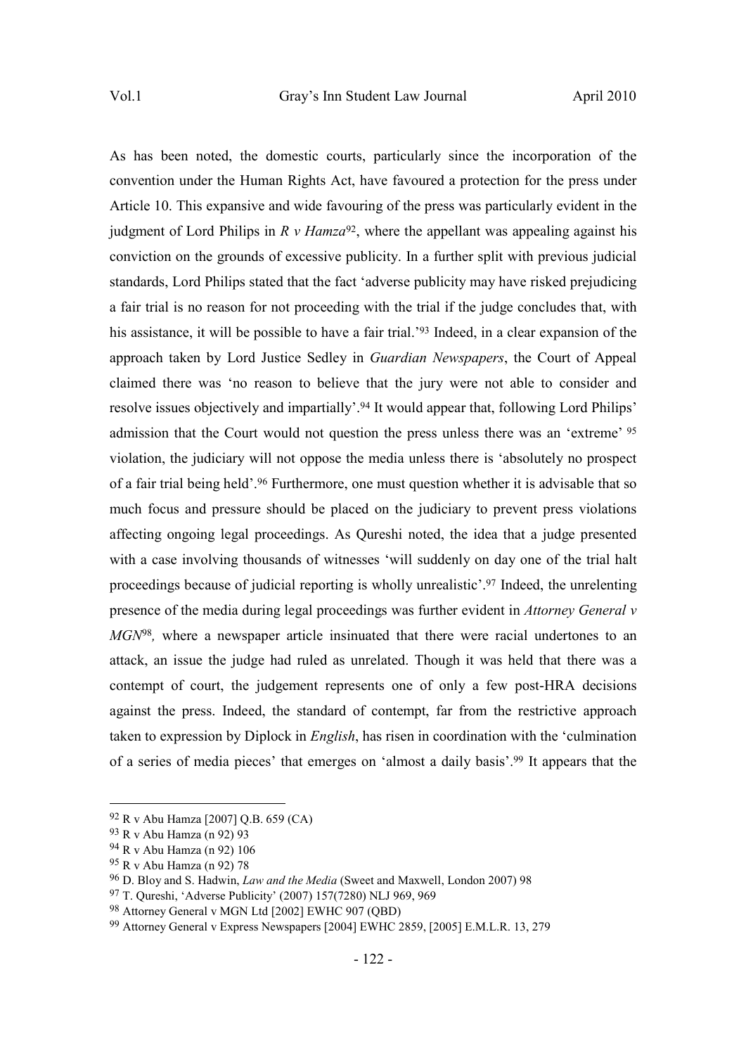As has been noted, the domestic courts, particularly since the incorporation of the convention under the Human Rights Act, have favoured a protection for the press under Article 10. This expansive and wide favouring of the press was particularly evident in the judgment of Lord Philips in *R v Hamza*[92], where the appellant was appealing against his conviction on the grounds of excessive publicity. In a further split with previous judicial standards, Lord Philips stated that the fact 'adverse publicity may have risked prejudicing a fair trial is no reason for not proceeding with the trial if the judge concludes that, with his assistance, it will be possible to have a fair trial.'[93] Indeed, in a clear expansion of the approach taken by Lord Justice Sedley in *Guardian Newspapers*, the Court of Appeal claimed there was 'no reason to believe that the jury were not able to consider and resolve issues objectively and impartially'.[94] It would appear that, following Lord Philips' admission that the Court would not question the press unless there was an 'extreme' [95] violation, the judiciary will not oppose the media unless there is 'absolutely no prospect of a fair trial being held'.[96] Furthermore, one must question whether it is advisable that so much focus and pressure should be placed on the judiciary to prevent press violations affecting ongoing legal proceedings. As Qureshi noted, the idea that a judge presented with a case involving thousands of witnesses 'will suddenly on day one of the trial halt proceedings because of judicial reporting is wholly unrealistic'.[97] Indeed, the unrelenting presence of the media during legal proceedings was further evident in *Attorney General v MGN*[98], where a newspaper article insinuated that there were racial undertones to an attack, an issue the judge had ruled as unrelated. Though it was held that there was a contempt of court, the judgement represents one of only a few post-HRA decisions against the press. Indeed, the standard of contempt, far from the restrictive approach taken to expression by Diplock in *English*, has risen in coordination with the 'culmination of a series of media pieces' that emerges on 'almost a daily basis'.[99] It appears that the

---

[92] R v Abu Hamza [2007] Q.B. 659 (CA)

[93] R v Abu Hamza (n 92) 93

[94] R v Abu Hamza (n 92) 106

[95] R v Abu Hamza (n 92) 78

[96] D. Bloy and S. Hadwin, *Law and the Media* (Sweet and Maxwell, London 2007) 98

[97] T. Qureshi, 'Adverse Publicity' (2007) 157(7280) NLJ 969, 969

[98] Attorney General v MGN Ltd [2002] EWHC 907 (QBD)

[99] Attorney General v Express Newspapers [2004] EWHC 2859, [2005] E.M.L.R. 13, 279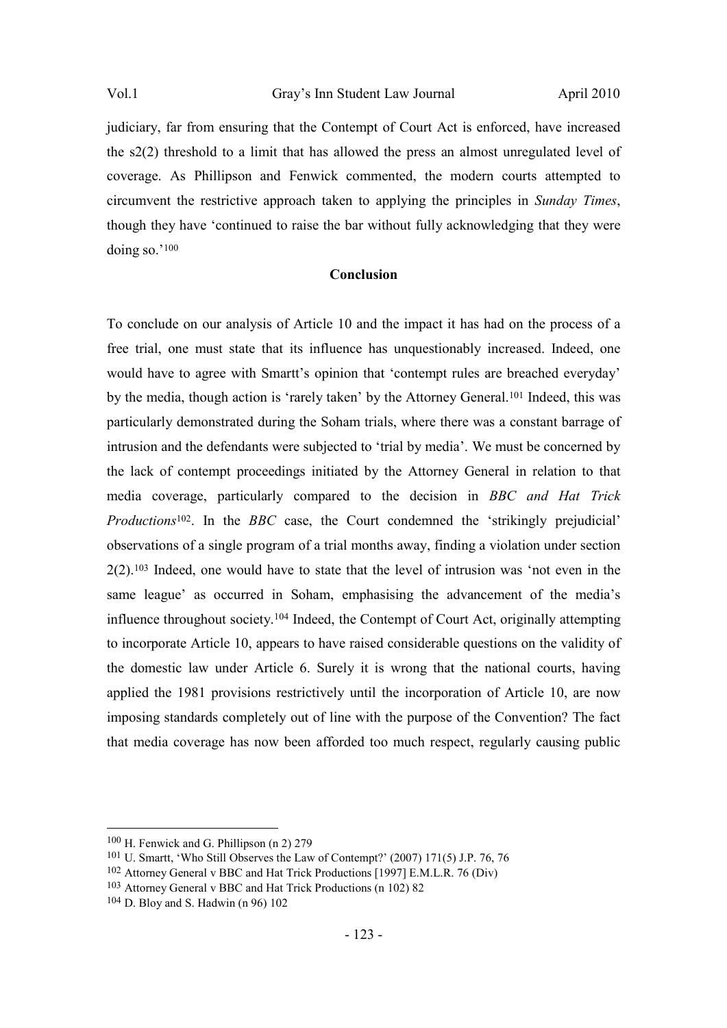judiciary, far from ensuring that the Contempt of Court Act is enforced, have increased the s2(2) threshold to a limit that has allowed the press an almost unregulated level of coverage. As Phillipson and Fenwick commented, the modern courts attempted to circumvent the restrictive approach taken to applying the principles in *Sunday Times*, though they have 'continued to raise the bar without fully acknowledging that they were doing so.'[100]

**Conclusion**

To conclude on our analysis of Article 10 and the impact it has had on the process of a free trial, one must state that its influence has unquestionably increased. Indeed, one would have to agree with Smartt's opinion that 'contempt rules are breached everyday' by the media, though action is 'rarely taken' by the Attorney General.[101] Indeed, this was particularly demonstrated during the Soham trials, where there was a constant barrage of intrusion and the defendants were subjected to 'trial by media'. We must be concerned by the lack of contempt proceedings initiated by the Attorney General in relation to that media coverage, particularly compared to the decision in *BBC and Hat Trick Productions*[102]. In the *BBC* case, the Court condemned the 'strikingly prejudicial' observations of a single program of a trial months away, finding a violation under section 2(2).[103] Indeed, one would have to state that the level of intrusion was 'not even in the same league' as occurred in Soham, emphasising the advancement of the media's influence throughout society.[104] Indeed, the Contempt of Court Act, originally attempting to incorporate Article 10, appears to have raised considerable questions on the validity of the domestic law under Article 6. Surely it is wrong that the national courts, having applied the 1981 provisions restrictively until the incorporation of Article 10, are now imposing standards completely out of line with the purpose of the Convention? The fact that media coverage has now been afforded too much respect, regularly causing public

---

[100] H. Fenwick and G. Phillipson (n 2) 279

[101] U. Smartt, 'Who Still Observes the Law of Contempt?' (2007) 171(5) J.P. 76, 76

[102] Attorney General v BBC and Hat Trick Productions [1997] E.M.L.R. 76 (Div)

[103] Attorney General v BBC and Hat Trick Productions (n 102) 82

[104] D. Bloy and S. Hadwin (n 96) 102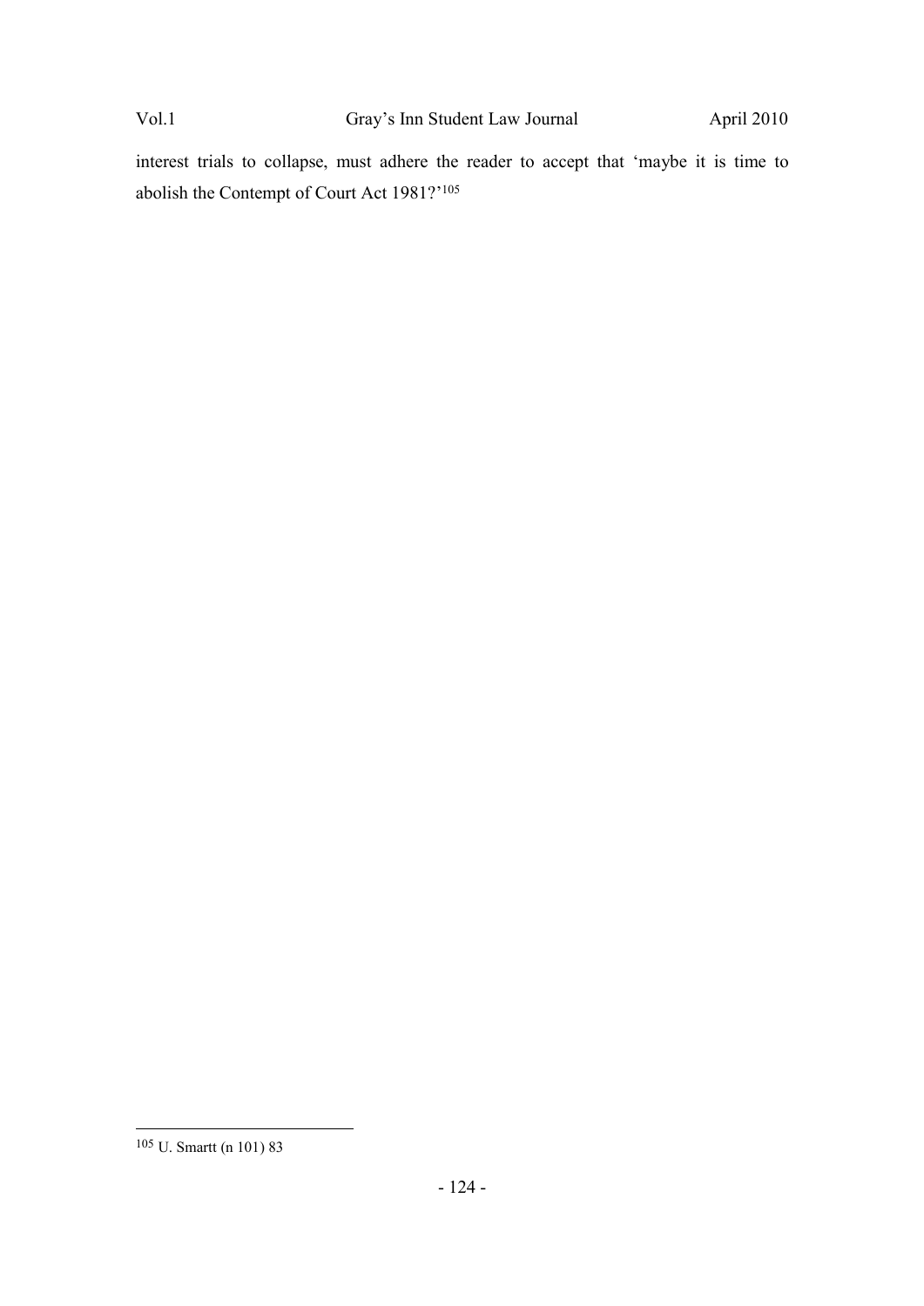interest trials to collapse, must adhere the reader to accept that 'maybe it is time to abolish the Contempt of Court Act 1981?'[105]

[105] U. Smartt (n 101) 83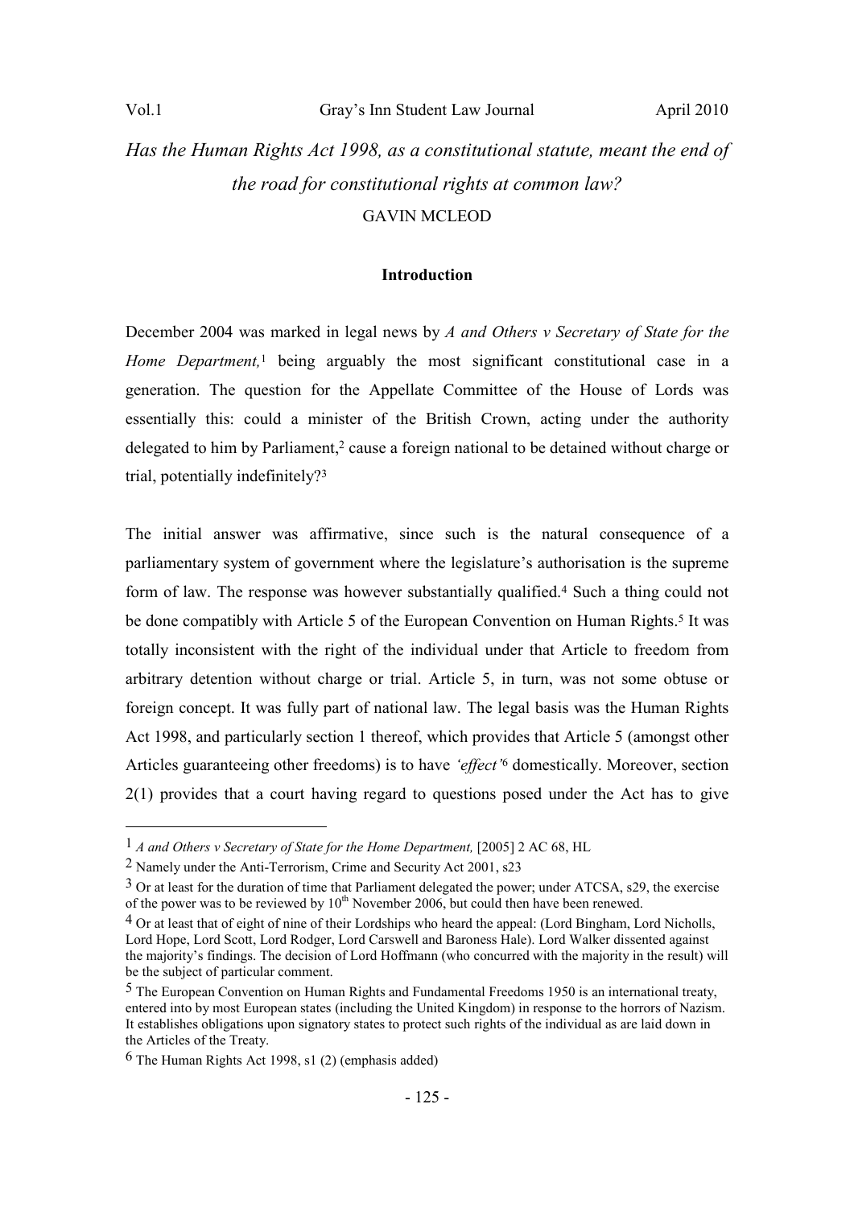*Has the Human Rights Act 1998, as a constitutional statute, meant the end of the road for constitutional rights at common law?*

GAVIN MCLEOD

## Introduction

December 2004 was marked in legal news by *A and Others v Secretary of State for the Home Department,*[1] being arguably the most significant constitutional case in a generation. The question for the Appellate Committee of the House of Lords was essentially this: could a minister of the British Crown, acting under the authority delegated to him by Parliament,[2] cause a foreign national to be detained without charge or trial, potentially indefinitely?[3]

The initial answer was affirmative, since such is the natural consequence of a parliamentary system of government where the legislature's authorisation is the supreme form of law. The response was however substantially qualified.[4] Such a thing could not be done compatibly with Article 5 of the European Convention on Human Rights.[5] It was totally inconsistent with the right of the individual under that Article to freedom from arbitrary detention without charge or trial. Article 5, in turn, was not some obtuse or foreign concept. It was fully part of national law. The legal basis was the Human Rights Act 1998, and particularly section 1 thereof, which provides that Article 5 (amongst other Articles guaranteeing other freedoms) is to have *'effect'*[6] domestically. Moreover, section 2(1) provides that a court having regard to questions posed under the Act has to give

---

[1] *A and Others v Secretary of State for the Home Department,* [2005] 2 AC 68, HL

[2] Namely under the Anti-Terrorism, Crime and Security Act 2001, s23

[3] Or at least for the duration of time that Parliament delegated the power; under ATCSA, s29, the exercise of the power was to be reviewed by 10th November 2006, but could then have been renewed.

[4] Or at least that of eight of nine of their Lordships who heard the appeal: (Lord Bingham, Lord Nicholls, Lord Hope, Lord Scott, Lord Rodger, Lord Carswell and Baroness Hale). Lord Walker dissented against the majority's findings. The decision of Lord Hoffmann (who concurred with the majority in the result) will be the subject of particular comment.

[5] The European Convention on Human Rights and Fundamental Freedoms 1950 is an international treaty, entered into by most European states (including the United Kingdom) in response to the horrors of Nazism. It establishes obligations upon signatory states to protect such rights of the individual as are laid down in the Articles of the Treaty.

[6] The Human Rights Act 1998, s1 (2) (emphasis added)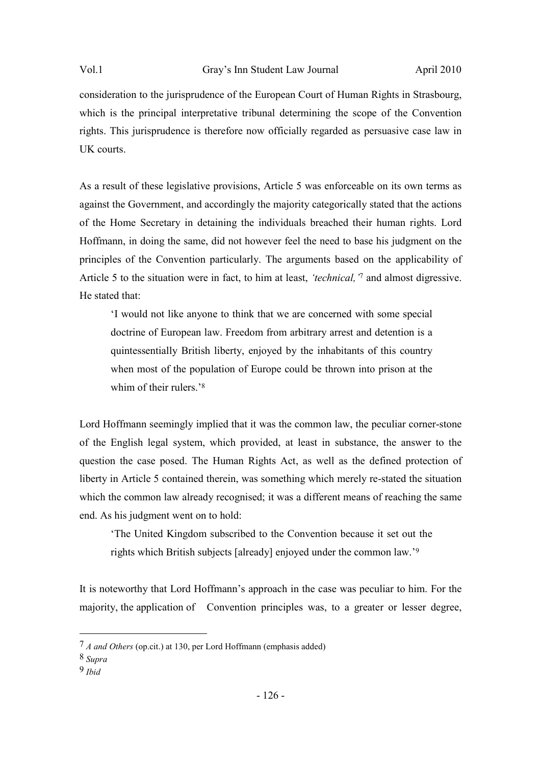consideration to the jurisprudence of the European Court of Human Rights in Strasbourg, which is the principal interpretative tribunal determining the scope of the Convention rights. This jurisprudence is therefore now officially regarded as persuasive case law in UK courts.

As a result of these legislative provisions, Article 5 was enforceable on its own terms as against the Government, and accordingly the majority categorically stated that the actions of the Home Secretary in detaining the individuals breached their human rights. Lord Hoffmann, in doing the same, did not however feel the need to base his judgment on the principles of the Convention particularly. The arguments based on the applicability of Article 5 to the situation were in fact, to him at least, *'technical,'*[7] and almost digressive. He stated that:

> 'I would not like anyone to think that we are concerned with some special doctrine of European law. Freedom from arbitrary arrest and detention is a quintessentially British liberty, enjoyed by the inhabitants of this country when most of the population of Europe could be thrown into prison at the whim of their rulers.'[8]

Lord Hoffmann seemingly implied that it was the common law, the peculiar corner-stone of the English legal system, which provided, at least in substance, the answer to the question the case posed. The Human Rights Act, as well as the defined protection of liberty in Article 5 contained therein, was something which merely re-stated the situation which the common law already recognised; it was a different means of reaching the same end. As his judgment went on to hold:

> 'The United Kingdom subscribed to the Convention because it set out the rights which British subjects [already] enjoyed under the common law.'[9]

It is noteworthy that Lord Hoffmann's approach in the case was peculiar to him. For the majority, the application of Convention principles was, to a greater or lesser degree,

---

[7] *A and Others* (op.cit.) at 130, per Lord Hoffmann (emphasis added)

[8] *Supra*

[9] *Ibid*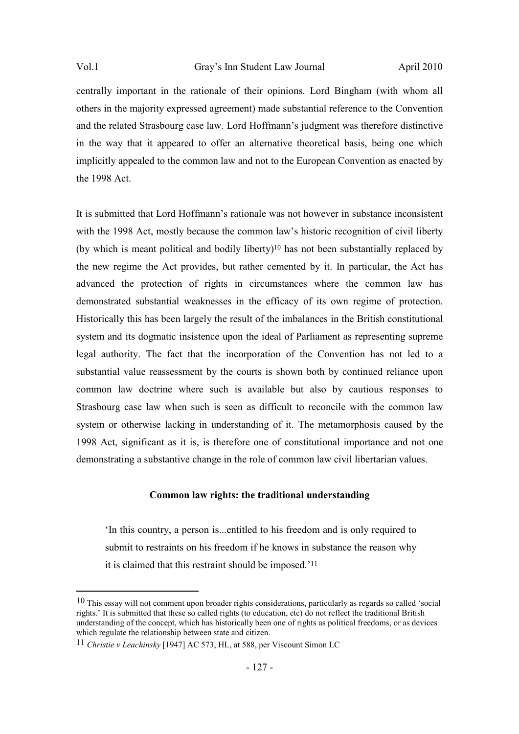centrally important in the rationale of their opinions. Lord Bingham (with whom all others in the majority expressed agreement) made substantial reference to the Convention and the related Strasbourg case law. Lord Hoffmann's judgment was therefore distinctive in the way that it appeared to offer an alternative theoretical basis, being one which implicitly appealed to the common law and not to the European Convention as enacted by the 1998 Act.

It is submitted that Lord Hoffmann's rationale was not however in substance inconsistent with the 1998 Act, mostly because the common law's historic recognition of civil liberty (by which is meant political and bodily liberty)[10] has not been substantially replaced by the new regime the Act provides, but rather cemented by it. In particular, the Act has advanced the protection of rights in circumstances where the common law has demonstrated substantial weaknesses in the efficacy of its own regime of protection. Historically this has been largely the result of the imbalances in the British constitutional system and its dogmatic insistence upon the ideal of Parliament as representing supreme legal authority. The fact that the incorporation of the Convention has not led to a substantial value reassessment by the courts is shown both by continued reliance upon common law doctrine where such is available but also by cautious responses to Strasbourg case law when such is seen as difficult to reconcile with the common law system or otherwise lacking in understanding of it. The metamorphosis caused by the 1998 Act, significant as it is, is therefore one of constitutional importance and not one demonstrating a substantive change in the role of common law civil libertarian values.

**Common law rights: the traditional understanding**

> 'In this country, a person is...entitled to his freedom and is only required to submit to restraints on his freedom if he knows in substance the reason why it is claimed that this restraint should be imposed.'[11]

---

[10] This essay will not comment upon broader rights considerations, particularly as regards so called 'social rights.' It is submitted that these so called rights (to education, etc) do not reflect the traditional British understanding of the concept, which has historically been one of rights as political freedoms, or as devices which regulate the relationship between state and citizen.

[11] *Christie v Leachinsky* [1947] AC 573, HL, at 588, per Viscount Simon LC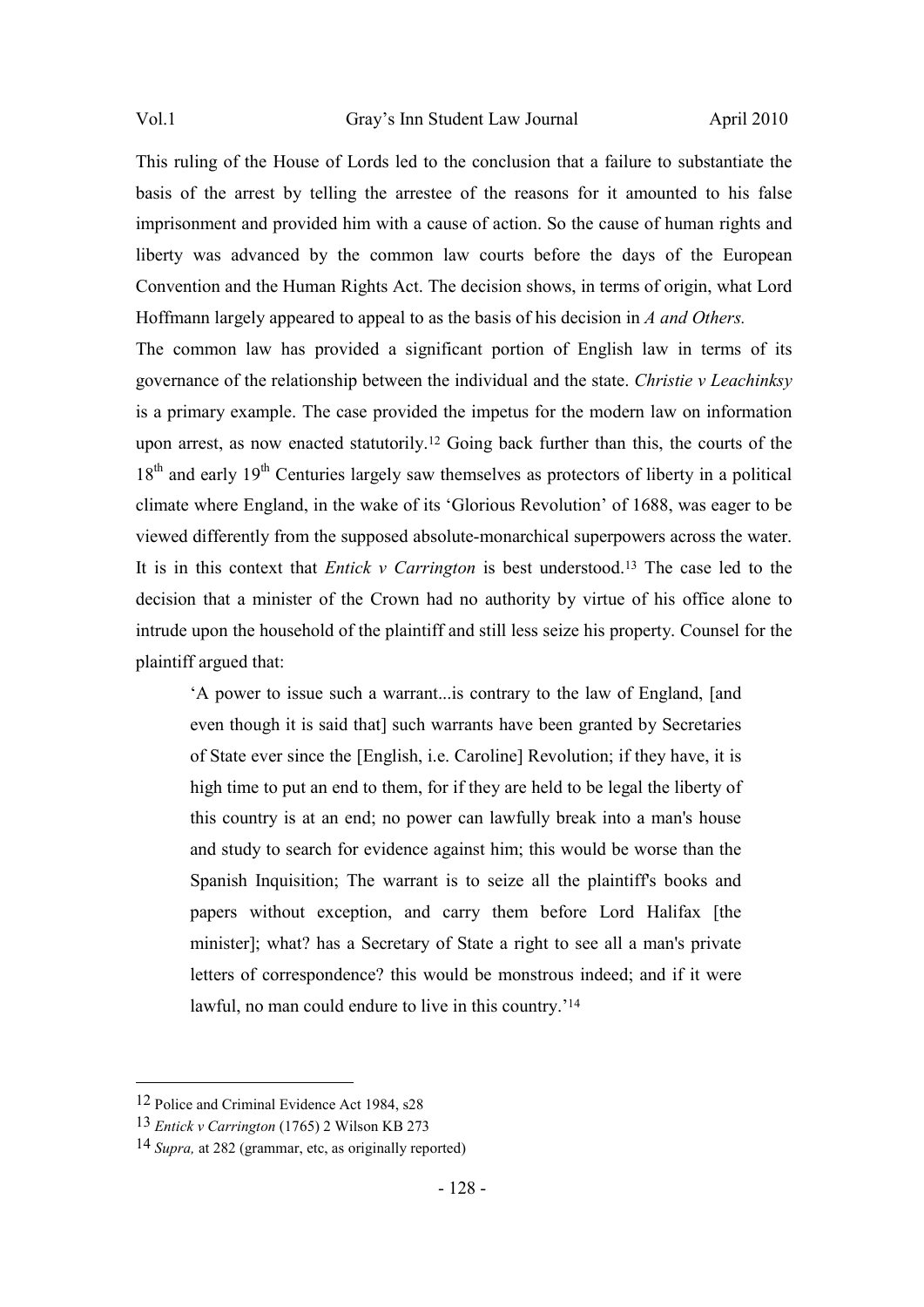This ruling of the House of Lords led to the conclusion that a failure to substantiate the basis of the arrest by telling the arrestee of the reasons for it amounted to his false imprisonment and provided him with a cause of action. So the cause of human rights and liberty was advanced by the common law courts before the days of the European Convention and the Human Rights Act. The decision shows, in terms of origin, what Lord Hoffmann largely appeared to appeal to as the basis of his decision in *A and Others.*

The common law has provided a significant portion of English law in terms of its governance of the relationship between the individual and the state. *Christie v Leachinksy* is a primary example. The case provided the impetus for the modern law on information upon arrest, as now enacted statutorily.[12] Going back further than this, the courts of the 18th and early 19th Centuries largely saw themselves as protectors of liberty in a political climate where England, in the wake of its 'Glorious Revolution' of 1688, was eager to be viewed differently from the supposed absolute-monarchical superpowers across the water. It is in this context that *Entick v Carrington* is best understood.[13] The case led to the decision that a minister of the Crown had no authority by virtue of his office alone to intrude upon the household of the plaintiff and still less seize his property. Counsel for the plaintiff argued that:

> 'A power to issue such a warrant...is contrary to the law of England, [and even though it is said that] such warrants have been granted by Secretaries of State ever since the [English, i.e. Caroline] Revolution; if they have, it is high time to put an end to them, for if they are held to be legal the liberty of this country is at an end; no power can lawfully break into a man's house and study to search for evidence against him; this would be worse than the Spanish Inquisition; The warrant is to seize all the plaintiff's books and papers without exception, and carry them before Lord Halifax [the minister]; what? has a Secretary of State a right to see all a man's private letters of correspondence? this would be monstrous indeed; and if it were lawful, no man could endure to live in this country.'[14]

---

12 Police and Criminal Evidence Act 1984, s28

13 *Entick v Carrington* (1765) 2 Wilson KB 273

14 *Supra,* at 282 (grammar, etc, as originally reported)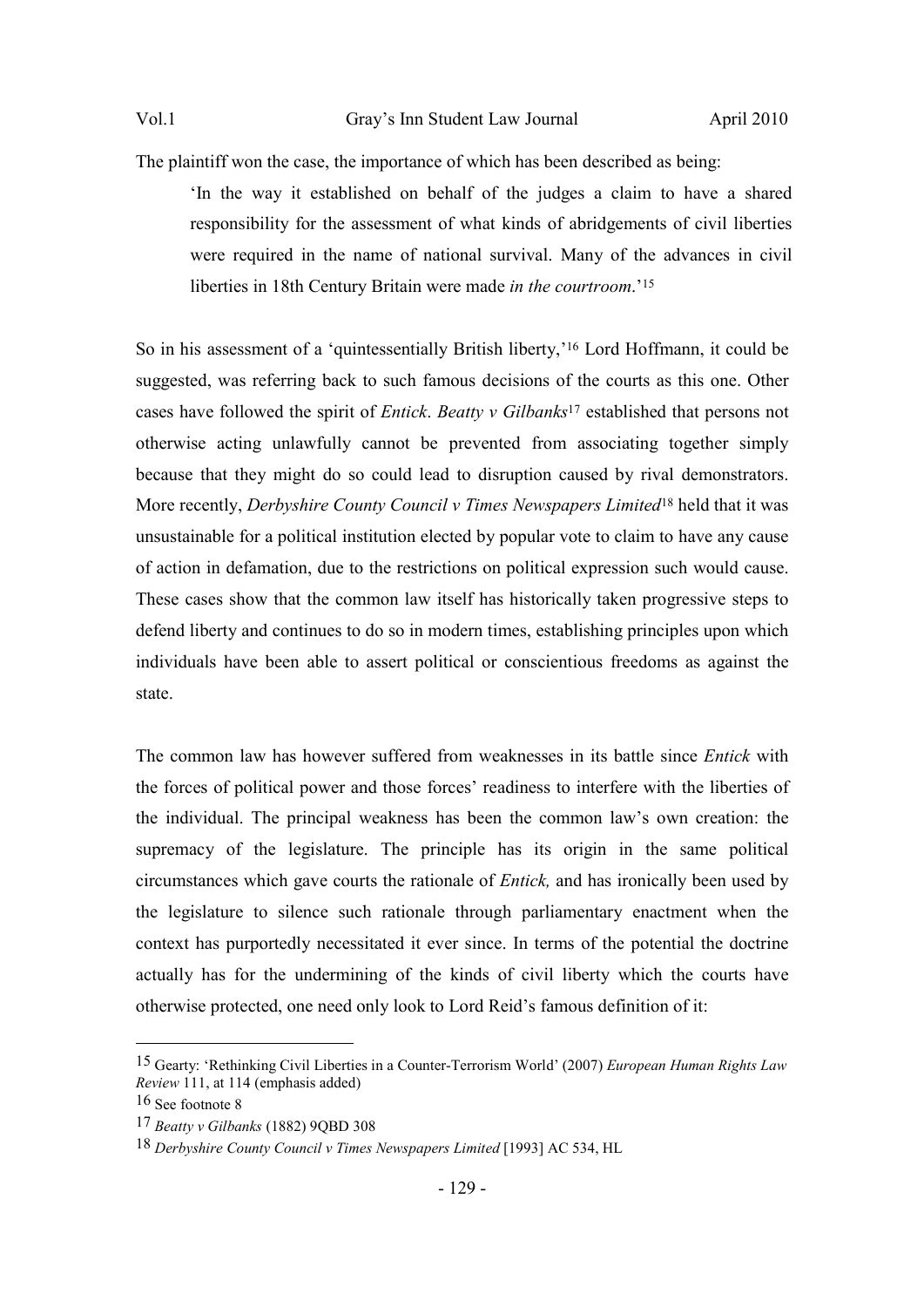The plaintiff won the case, the importance of which has been described as being:

> 'In the way it established on behalf of the judges a claim to have a shared responsibility for the assessment of what kinds of abridgements of civil liberties were required in the name of national survival. Many of the advances in civil liberties in 18th Century Britain were made *in the courtroom*.'[15]

So in his assessment of a 'quintessentially British liberty,'[16] Lord Hoffmann, it could be suggested, was referring back to such famous decisions of the courts as this one. Other cases have followed the spirit of *Entick*. *Beatty v Gilbanks*[17] established that persons not otherwise acting unlawfully cannot be prevented from associating together simply because that they might do so could lead to disruption caused by rival demonstrators. More recently, *Derbyshire County Council v Times Newspapers Limited*[18] held that it was unsustainable for a political institution elected by popular vote to claim to have any cause of action in defamation, due to the restrictions on political expression such would cause. These cases show that the common law itself has historically taken progressive steps to defend liberty and continues to do so in modern times, establishing principles upon which individuals have been able to assert political or conscientious freedoms as against the state.

The common law has however suffered from weaknesses in its battle since *Entick* with the forces of political power and those forces' readiness to interfere with the liberties of the individual. The principal weakness has been the common law's own creation: the supremacy of the legislature. The principle has its origin in the same political circumstances which gave courts the rationale of *Entick,* and has ironically been used by the legislature to silence such rationale through parliamentary enactment when the context has purportedly necessitated it ever since. In terms of the potential the doctrine actually has for the undermining of the kinds of civil liberty which the courts have otherwise protected, one need only look to Lord Reid's famous definition of it:

---

[15] Gearty: 'Rethinking Civil Liberties in a Counter-Terrorism World' (2007) *European Human Rights Law Review* 111, at 114 (emphasis added)

[16] See footnote 8

[17] *Beatty v Gilbanks* (1882) 9QBD 308

[18] *Derbyshire County Council v Times Newspapers Limited* [1993] AC 534, HL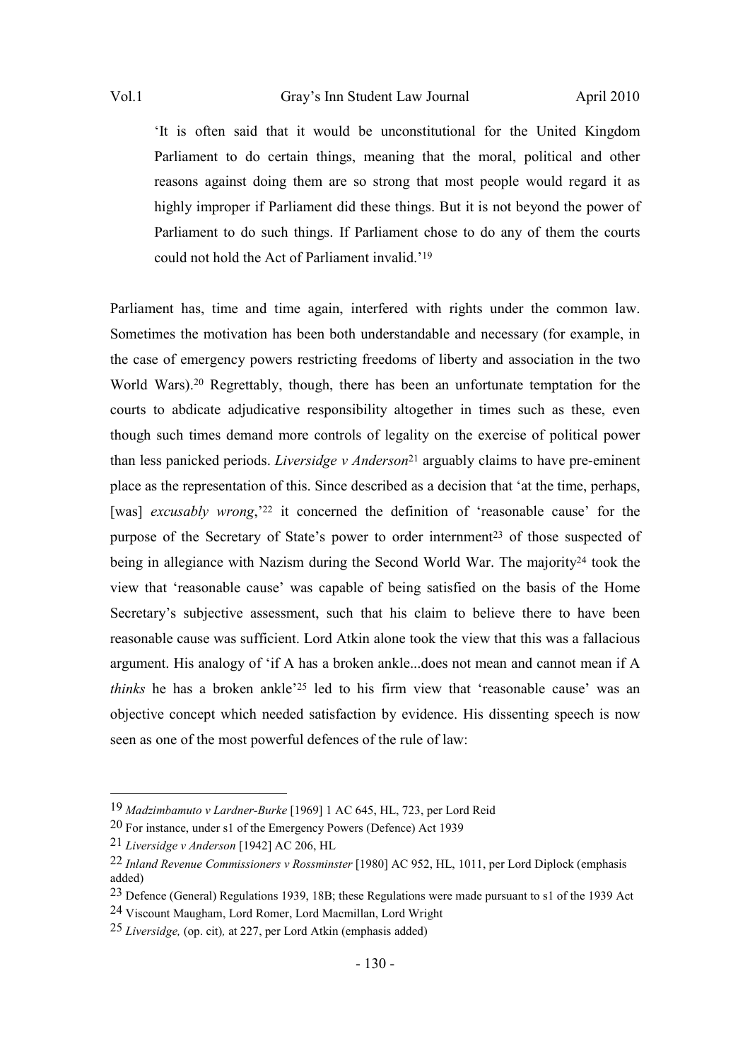> 'It is often said that it would be unconstitutional for the United Kingdom Parliament to do certain things, meaning that the moral, political and other reasons against doing them are so strong that most people would regard it as highly improper if Parliament did these things. But it is not beyond the power of Parliament to do such things. If Parliament chose to do any of them the courts could not hold the Act of Parliament invalid.'[19]

Parliament has, time and time again, interfered with rights under the common law. Sometimes the motivation has been both understandable and necessary (for example, in the case of emergency powers restricting freedoms of liberty and association in the two World Wars).[20] Regrettably, though, there has been an unfortunate temptation for the courts to abdicate adjudicative responsibility altogether in times such as these, even though such times demand more controls of legality on the exercise of political power than less panicked periods. *Liversidge v Anderson*[21] arguably claims to have pre-eminent place as the representation of this. Since described as a decision that 'at the time, perhaps, [was] *excusably wrong*,'[22] it concerned the definition of 'reasonable cause' for the purpose of the Secretary of State's power to order internment[23] of those suspected of being in allegiance with Nazism during the Second World War. The majority[24] took the view that 'reasonable cause' was capable of being satisfied on the basis of the Home Secretary's subjective assessment, such that his claim to believe there to have been reasonable cause was sufficient. Lord Atkin alone took the view that this was a fallacious argument. His analogy of 'if A has a broken ankle...does not mean and cannot mean if A *thinks* he has a broken ankle'[25] led to his firm view that 'reasonable cause' was an objective concept which needed satisfaction by evidence. His dissenting speech is now seen as one of the most powerful defences of the rule of law:

---

19 *Madzimbamuto v Lardner-Burke* [1969] 1 AC 645, HL, 723, per Lord Reid

20 For instance, under s1 of the Emergency Powers (Defence) Act 1939

21 *Liversidge v Anderson* [1942] AC 206, HL

22 *Inland Revenue Commissioners v Rossminster* [1980] AC 952, HL, 1011, per Lord Diplock (emphasis added)

23 Defence (General) Regulations 1939, 18B; these Regulations were made pursuant to s1 of the 1939 Act

24 Viscount Maugham, Lord Romer, Lord Macmillan, Lord Wright

25 *Liversidge,* (op. cit)*,* at 227, per Lord Atkin (emphasis added)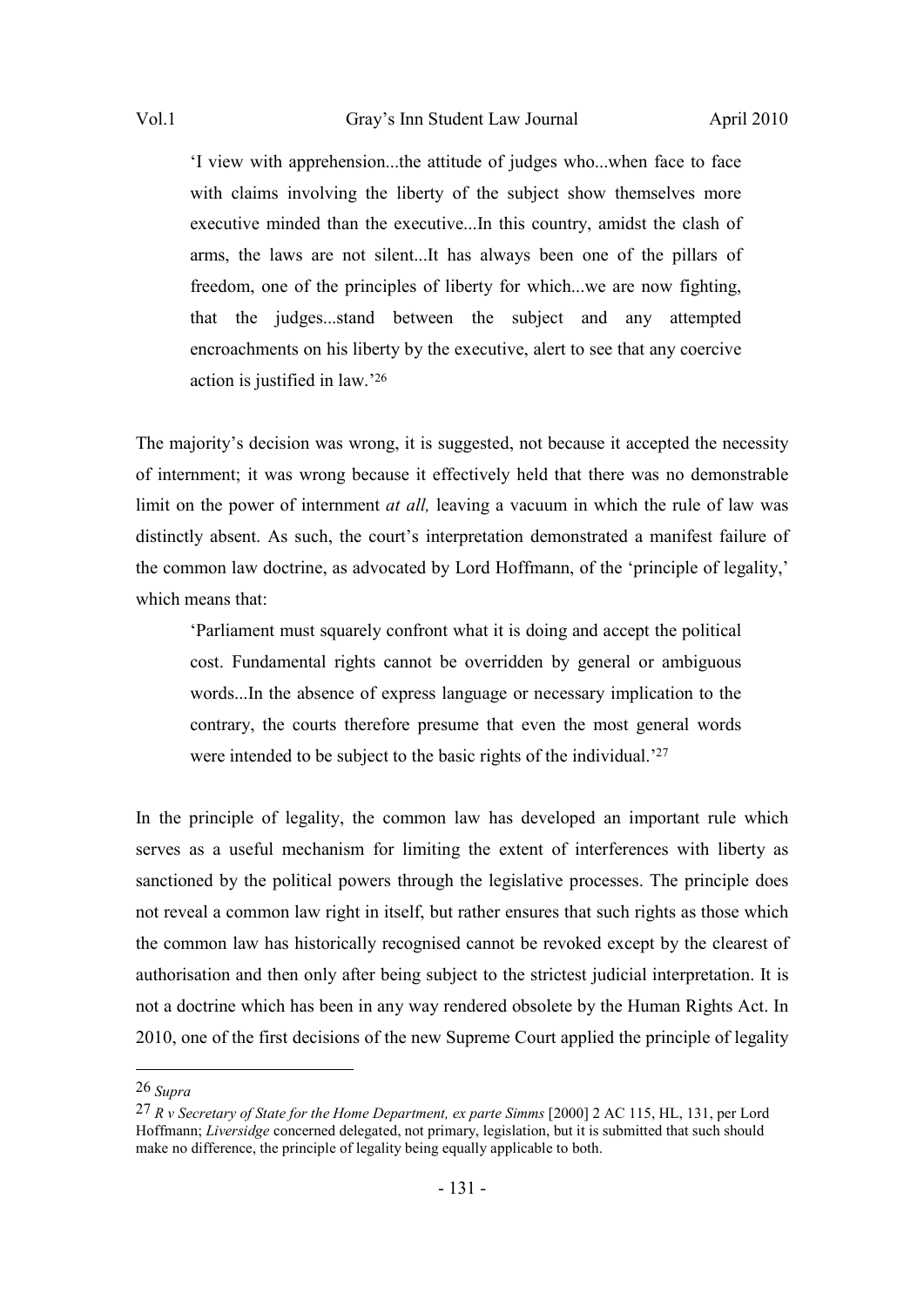> 'I view with apprehension...the attitude of judges who...when face to face with claims involving the liberty of the subject show themselves more executive minded than the executive...In this country, amidst the clash of arms, the laws are not silent...It has always been one of the pillars of freedom, one of the principles of liberty for which...we are now fighting, that the judges...stand between the subject and any attempted encroachments on his liberty by the executive, alert to see that any coercive action is justified in law.'[26]

The majority's decision was wrong, it is suggested, not because it accepted the necessity of internment; it was wrong because it effectively held that there was no demonstrable limit on the power of internment *at all,* leaving a vacuum in which the rule of law was distinctly absent. As such, the court's interpretation demonstrated a manifest failure of the common law doctrine, as advocated by Lord Hoffmann, of the 'principle of legality,' which means that:

> 'Parliament must squarely confront what it is doing and accept the political cost. Fundamental rights cannot be overridden by general or ambiguous words...In the absence of express language or necessary implication to the contrary, the courts therefore presume that even the most general words were intended to be subject to the basic rights of the individual.'[27]

In the principle of legality, the common law has developed an important rule which serves as a useful mechanism for limiting the extent of interferences with liberty as sanctioned by the political powers through the legislative processes. The principle does not reveal a common law right in itself, but rather ensures that such rights as those which the common law has historically recognised cannot be revoked except by the clearest of authorisation and then only after being subject to the strictest judicial interpretation. It is not a doctrine which has been in any way rendered obsolete by the Human Rights Act. In 2010, one of the first decisions of the new Supreme Court applied the principle of legality

---

[26] *Supra*

[27] *R v Secretary of State for the Home Department, ex parte Simms* [2000] 2 AC 115, HL, 131, per Lord Hoffmann; *Liversidge* concerned delegated, not primary, legislation, but it is submitted that such should make no difference, the principle of legality being equally applicable to both.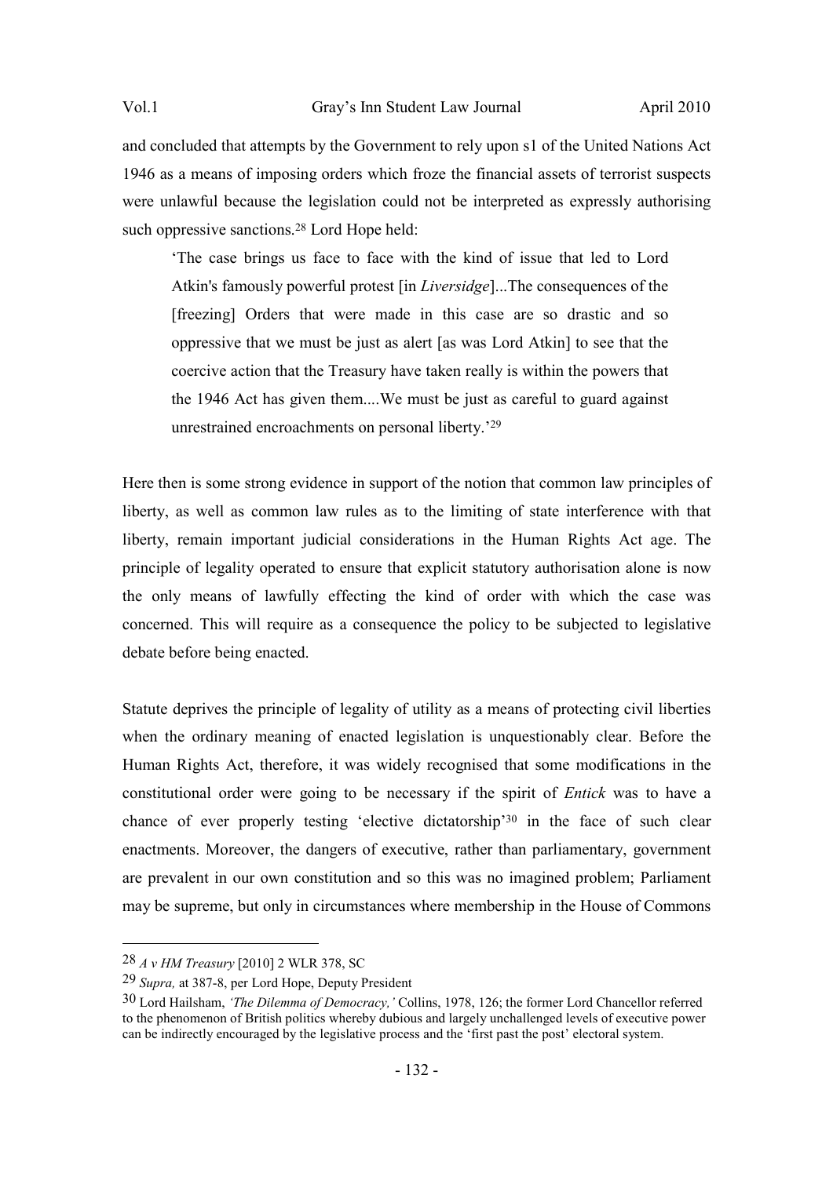and concluded that attempts by the Government to rely upon s1 of the United Nations Act 1946 as a means of imposing orders which froze the financial assets of terrorist suspects were unlawful because the legislation could not be interpreted as expressly authorising such oppressive sanctions.[28] Lord Hope held:

> 'The case brings us face to face with the kind of issue that led to Lord Atkin's famously powerful protest [in *Liversidge*]...The consequences of the [freezing] Orders that were made in this case are so drastic and so oppressive that we must be just as alert [as was Lord Atkin] to see that the coercive action that the Treasury have taken really is within the powers that the 1946 Act has given them....We must be just as careful to guard against unrestrained encroachments on personal liberty.'[29]

Here then is some strong evidence in support of the notion that common law principles of liberty, as well as common law rules as to the limiting of state interference with that liberty, remain important judicial considerations in the Human Rights Act age. The principle of legality operated to ensure that explicit statutory authorisation alone is now the only means of lawfully effecting the kind of order with which the case was concerned. This will require as a consequence the policy to be subjected to legislative debate before being enacted.

Statute deprives the principle of legality of utility as a means of protecting civil liberties when the ordinary meaning of enacted legislation is unquestionably clear. Before the Human Rights Act, therefore, it was widely recognised that some modifications in the constitutional order were going to be necessary if the spirit of *Entick* was to have a chance of ever properly testing 'elective dictatorship'[30] in the face of such clear enactments. Moreover, the dangers of executive, rather than parliamentary, government are prevalent in our own constitution and so this was no imagined problem; Parliament may be supreme, but only in circumstances where membership in the House of Commons

---

[28] *A v HM Treasury* [2010] 2 WLR 378, SC

[29] *Supra,* at 387-8, per Lord Hope, Deputy President

[30] Lord Hailsham, *'The Dilemma of Democracy,'* Collins, 1978, 126; the former Lord Chancellor referred to the phenomenon of British politics whereby dubious and largely unchallenged levels of executive power can be indirectly encouraged by the legislative process and the 'first past the post' electoral system.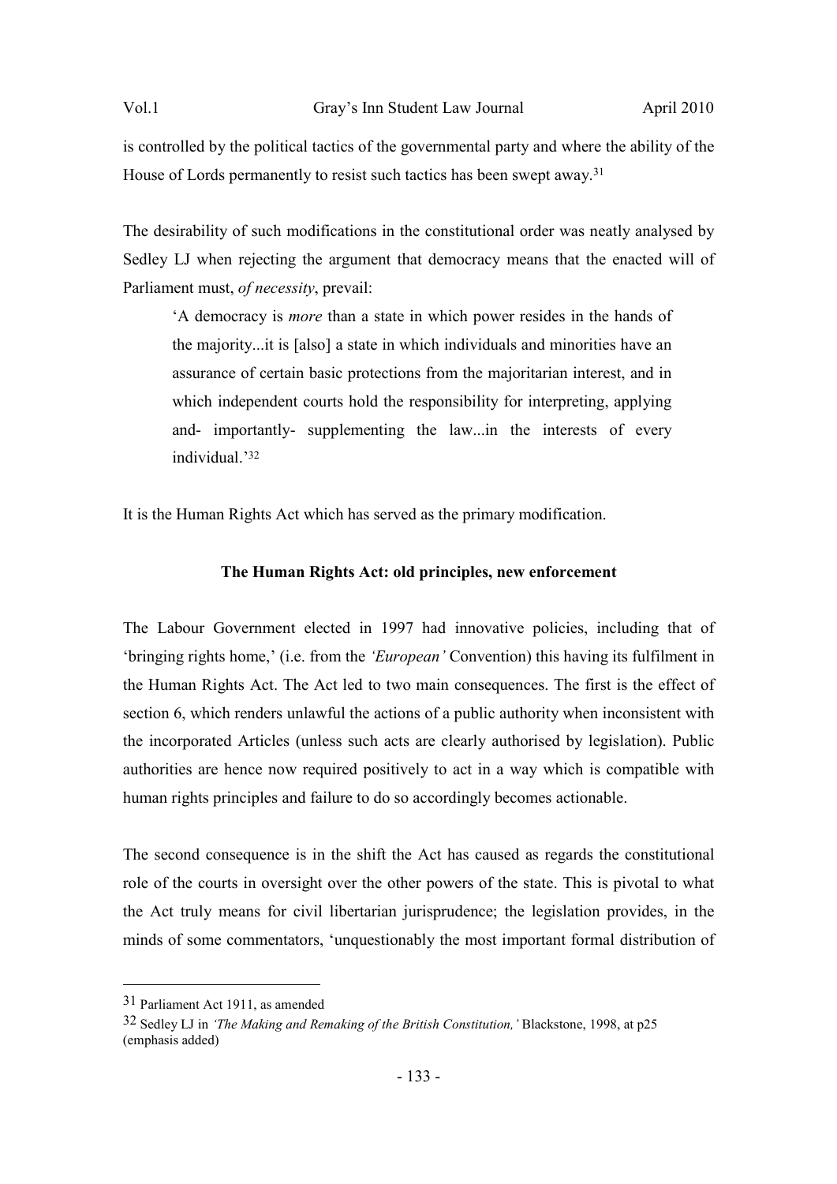is controlled by the political tactics of the governmental party and where the ability of the House of Lords permanently to resist such tactics has been swept away.[31]

The desirability of such modifications in the constitutional order was neatly analysed by Sedley LJ when rejecting the argument that democracy means that the enacted will of Parliament must, *of necessity*, prevail:

> 'A democracy is *more* than a state in which power resides in the hands of the majority...it is [also] a state in which individuals and minorities have an assurance of certain basic protections from the majoritarian interest, and in which independent courts hold the responsibility for interpreting, applying and- importantly- supplementing the law...in the interests of every individual.'[32]

It is the Human Rights Act which has served as the primary modification.

### The Human Rights Act: old principles, new enforcement

The Labour Government elected in 1997 had innovative policies, including that of 'bringing rights home,' (i.e. from the *'European'* Convention) this having its fulfilment in the Human Rights Act. The Act led to two main consequences. The first is the effect of section 6, which renders unlawful the actions of a public authority when inconsistent with the incorporated Articles (unless such acts are clearly authorised by legislation). Public authorities are hence now required positively to act in a way which is compatible with human rights principles and failure to do so accordingly becomes actionable.

The second consequence is in the shift the Act has caused as regards the constitutional role of the courts in oversight over the other powers of the state. This is pivotal to what the Act truly means for civil libertarian jurisprudence; the legislation provides, in the minds of some commentators, 'unquestionably the most important formal distribution of

---

[31] Parliament Act 1911, as amended

[32] Sedley LJ in *'The Making and Remaking of the British Constitution,'* Blackstone, 1998, at p25 (emphasis added)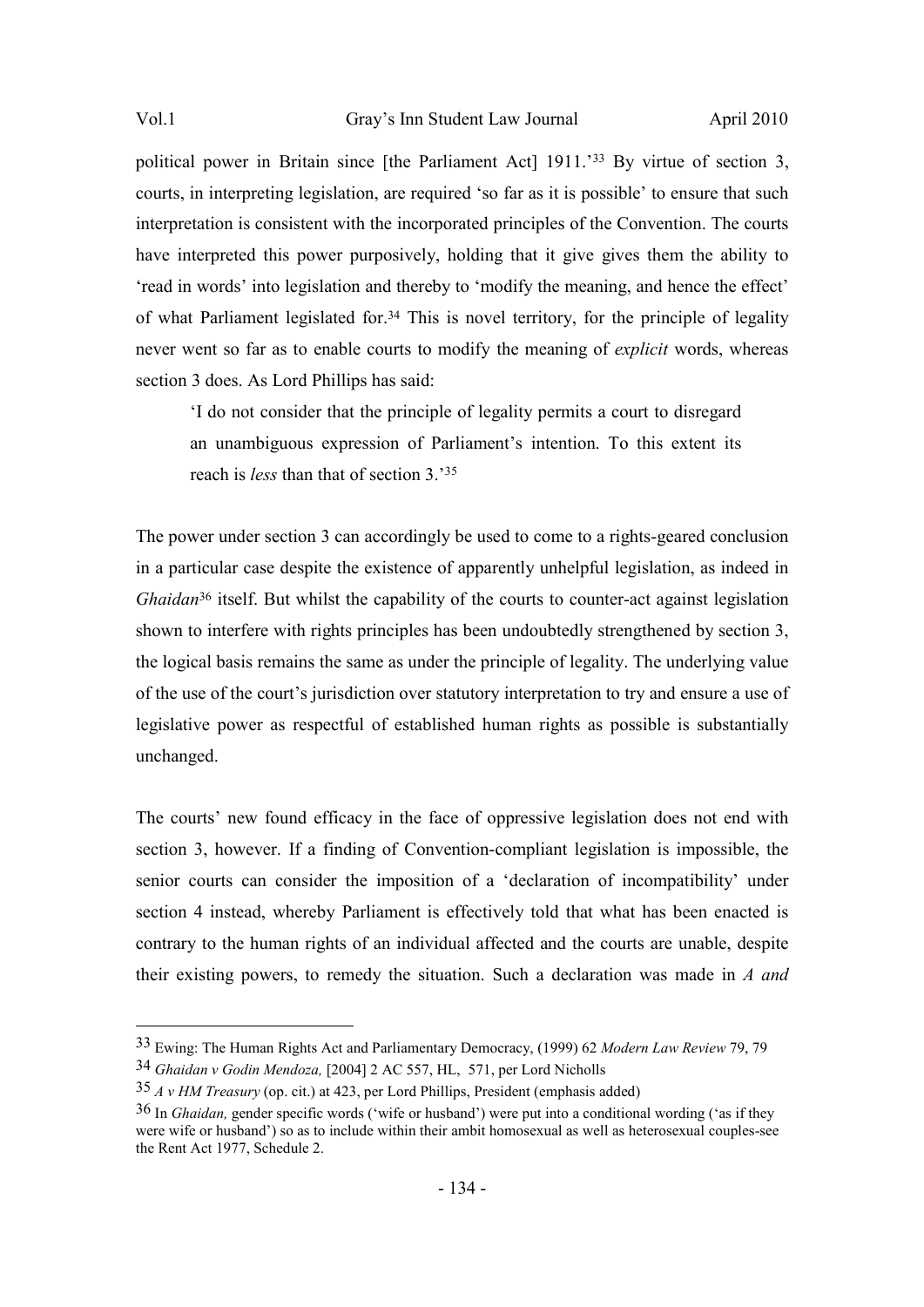political power in Britain since [the Parliament Act] 1911.'[33] By virtue of section 3, courts, in interpreting legislation, are required 'so far as it is possible' to ensure that such interpretation is consistent with the incorporated principles of the Convention. The courts have interpreted this power purposively, holding that it give gives them the ability to 'read in words' into legislation and thereby to 'modify the meaning, and hence the effect' of what Parliament legislated for.[34] This is novel territory, for the principle of legality never went so far as to enable courts to modify the meaning of *explicit* words, whereas section 3 does. As Lord Phillips has said:

> 'I do not consider that the principle of legality permits a court to disregard an unambiguous expression of Parliament's intention. To this extent its reach is *less* than that of section 3.'[35]

The power under section 3 can accordingly be used to come to a rights-geared conclusion in a particular case despite the existence of apparently unhelpful legislation, as indeed in *Ghaidan*[36] itself. But whilst the capability of the courts to counter-act against legislation shown to interfere with rights principles has been undoubtedly strengthened by section 3, the logical basis remains the same as under the principle of legality. The underlying value of the use of the court's jurisdiction over statutory interpretation to try and ensure a use of legislative power as respectful of established human rights as possible is substantially unchanged.

The courts' new found efficacy in the face of oppressive legislation does not end with section 3, however. If a finding of Convention-compliant legislation is impossible, the senior courts can consider the imposition of a 'declaration of incompatibility' under section 4 instead, whereby Parliament is effectively told that what has been enacted is contrary to the human rights of an individual affected and the courts are unable, despite their existing powers, to remedy the situation. Such a declaration was made in *A and*

---

[33] Ewing: The Human Rights Act and Parliamentary Democracy, (1999) 62 *Modern Law Review* 79, 79

[34] *Ghaidan v Godin Mendoza,* [2004] 2 AC 557, HL, 571, per Lord Nicholls

[35] *A v HM Treasury* (op. cit.) at 423, per Lord Phillips, President (emphasis added)

[36] In *Ghaidan,* gender specific words ('wife or husband') were put into a conditional wording ('as if they were wife or husband') so as to include within their ambit homosexual as well as heterosexual couples-see the Rent Act 1977, Schedule 2.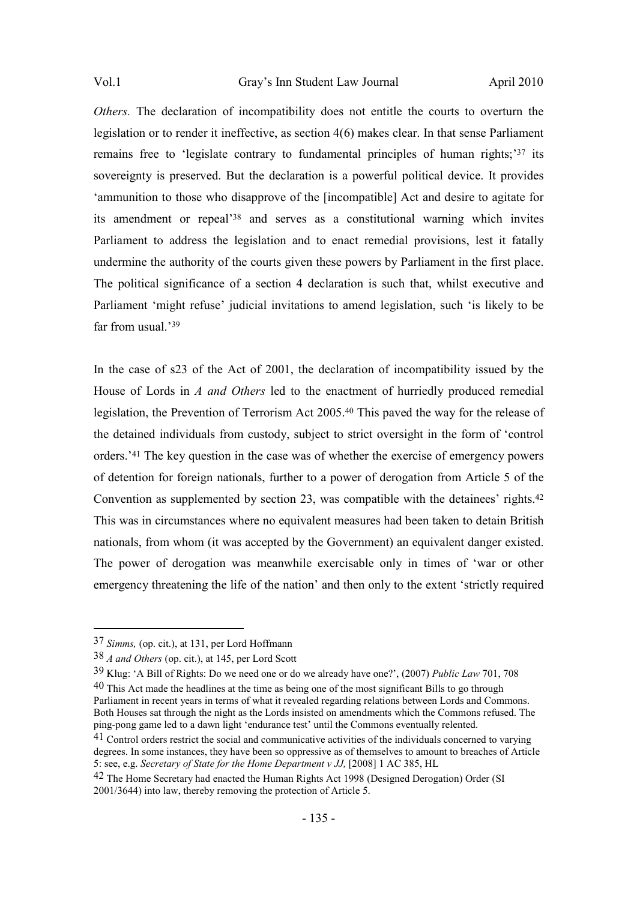*Others.* The declaration of incompatibility does not entitle the courts to overturn the legislation or to render it ineffective, as section 4(6) makes clear. In that sense Parliament remains free to 'legislate contrary to fundamental principles of human rights;'[37] its sovereignty is preserved. But the declaration is a powerful political device. It provides 'ammunition to those who disapprove of the [incompatible] Act and desire to agitate for its amendment or repeal'[38] and serves as a constitutional warning which invites Parliament to address the legislation and to enact remedial provisions, lest it fatally undermine the authority of the courts given these powers by Parliament in the first place. The political significance of a section 4 declaration is such that, whilst executive and Parliament 'might refuse' judicial invitations to amend legislation, such 'is likely to be far from usual.'[39]

In the case of s23 of the Act of 2001, the declaration of incompatibility issued by the House of Lords in *A and Others* led to the enactment of hurriedly produced remedial legislation, the Prevention of Terrorism Act 2005.[40] This paved the way for the release of the detained individuals from custody, subject to strict oversight in the form of 'control orders.'[41] The key question in the case was of whether the exercise of emergency powers of detention for foreign nationals, further to a power of derogation from Article 5 of the Convention as supplemented by section 23, was compatible with the detainees' rights.[42] This was in circumstances where no equivalent measures had been taken to detain British nationals, from whom (it was accepted by the Government) an equivalent danger existed. The power of derogation was meanwhile exercisable only in times of 'war or other emergency threatening the life of the nation' and then only to the extent 'strictly required

---

[37] *Simms,* (op. cit.), at 131, per Lord Hoffmann

[38] *A and Others* (op. cit.), at 145, per Lord Scott

[39] Klug: 'A Bill of Rights: Do we need one or do we already have one?', (2007) *Public Law* 701, 708

[40] This Act made the headlines at the time as being one of the most significant Bills to go through Parliament in recent years in terms of what it revealed regarding relations between Lords and Commons. Both Houses sat through the night as the Lords insisted on amendments which the Commons refused. The ping-pong game led to a dawn light 'endurance test' until the Commons eventually relented.

[41] Control orders restrict the social and communicative activities of the individuals concerned to varying degrees. In some instances, they have been so oppressive as of themselves to amount to breaches of Article 5: see, e.g. *Secretary of State for the Home Department v JJ,* [2008] 1 AC 385, HL

[42] The Home Secretary had enacted the Human Rights Act 1998 (Designed Derogation) Order (SI 2001/3644) into law, thereby removing the protection of Article 5.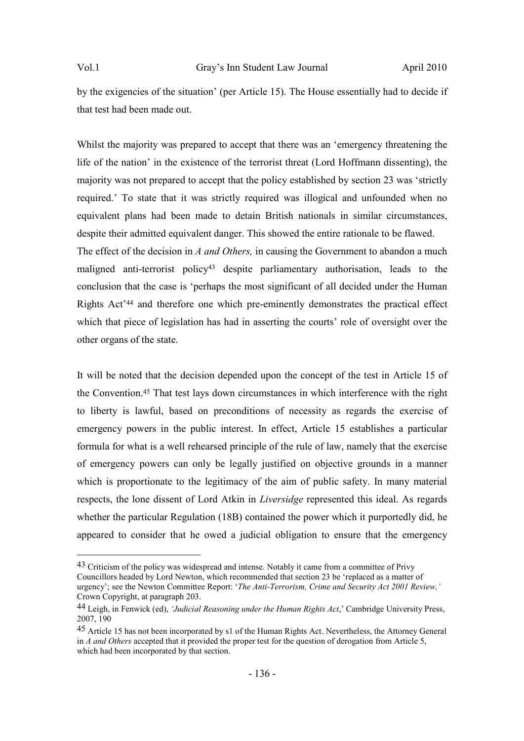by the exigencies of the situation' (per Article 15). The House essentially had to decide if that test had been made out.

Whilst the majority was prepared to accept that there was an 'emergency threatening the life of the nation' in the existence of the terrorist threat (Lord Hoffmann dissenting), the majority was not prepared to accept that the policy established by section 23 was 'strictly required.' To state that it was strictly required was illogical and unfounded when no equivalent plans had been made to detain British nationals in similar circumstances, despite their admitted equivalent danger. This showed the entire rationale to be flawed. The effect of the decision in *A and Others,* in causing the Government to abandon a much maligned anti-terrorist policy[43] despite parliamentary authorisation, leads to the conclusion that the case is 'perhaps the most significant of all decided under the Human Rights Act'[44] and therefore one which pre-eminently demonstrates the practical effect which that piece of legislation has had in asserting the courts' role of oversight over the other organs of the state.

It will be noted that the decision depended upon the concept of the test in Article 15 of the Convention.[45] That test lays down circumstances in which interference with the right to liberty is lawful, based on preconditions of necessity as regards the exercise of emergency powers in the public interest. In effect, Article 15 establishes a particular formula for what is a well rehearsed principle of the rule of law, namely that the exercise of emergency powers can only be legally justified on objective grounds in a manner which is proportionate to the legitimacy of the aim of public safety. In many material respects, the lone dissent of Lord Atkin in *Liversidge* represented this ideal. As regards whether the particular Regulation (18B) contained the power which it purportedly did, he appeared to consider that he owed a judicial obligation to ensure that the emergency

---

[43] Criticism of the policy was widespread and intense. Notably it came from a committee of Privy Councillors headed by Lord Newton, which recommended that section 23 be 'replaced as a matter of urgency'; see the Newton Committee Report: '*The Anti-Terrorism, Crime and Security Act 2001 Review,'* Crown Copyright, at paragraph 203.

[44] Leigh, in Fenwick (ed), *'Judicial Reasoning under the Human Rights Act*,' Cambridge University Press, 2007, 190

[45] Article 15 has not been incorporated by s1 of the Human Rights Act. Nevertheless, the Attorney General in *A and Others* accepted that it provided the proper test for the question of derogation from Article 5, which had been incorporated by that section.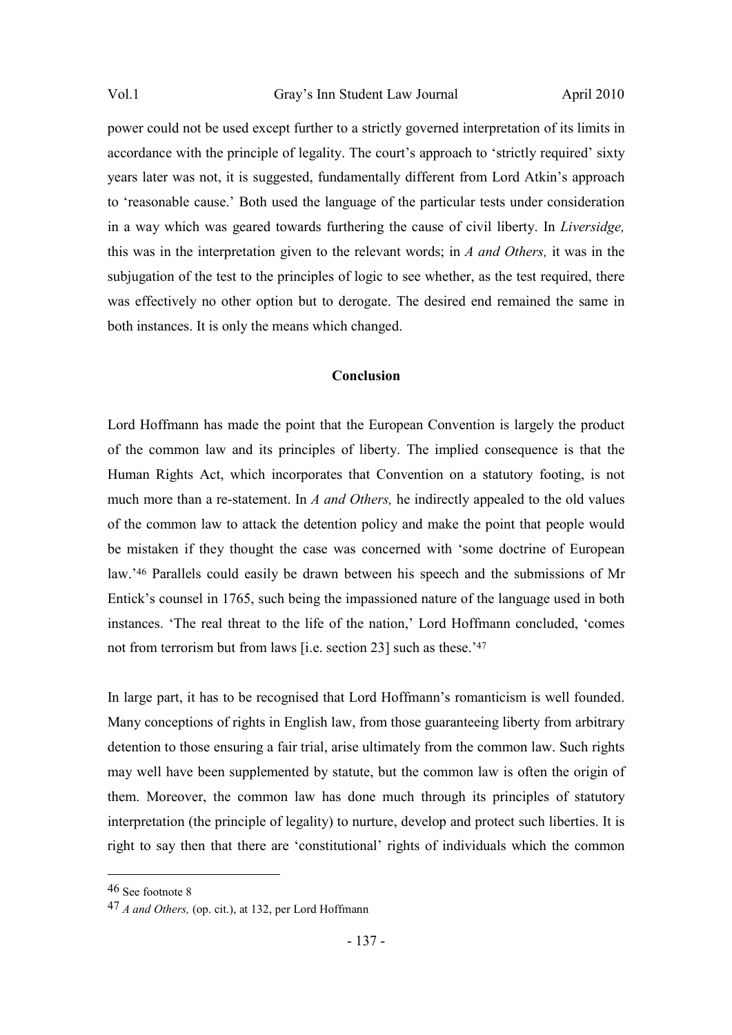power could not be used except further to a strictly governed interpretation of its limits in accordance with the principle of legality. The court's approach to 'strictly required' sixty years later was not, it is suggested, fundamentally different from Lord Atkin's approach to 'reasonable cause.' Both used the language of the particular tests under consideration in a way which was geared towards furthering the cause of civil liberty. In *Liversidge,* this was in the interpretation given to the relevant words; in *A and Others,* it was in the subjugation of the test to the principles of logic to see whether, as the test required, there was effectively no other option but to derogate. The desired end remained the same in both instances. It is only the means which changed.

## Conclusion

Lord Hoffmann has made the point that the European Convention is largely the product of the common law and its principles of liberty. The implied consequence is that the Human Rights Act, which incorporates that Convention on a statutory footing, is not much more than a re-statement. In *A and Others,* he indirectly appealed to the old values of the common law to attack the detention policy and make the point that people would be mistaken if they thought the case was concerned with 'some doctrine of European law.'[46] Parallels could easily be drawn between his speech and the submissions of Mr Entick's counsel in 1765, such being the impassioned nature of the language used in both instances. 'The real threat to the life of the nation,' Lord Hoffmann concluded, 'comes not from terrorism but from laws [i.e. section 23] such as these.'[47]

In large part, it has to be recognised that Lord Hoffmann's romanticism is well founded. Many conceptions of rights in English law, from those guaranteeing liberty from arbitrary detention to those ensuring a fair trial, arise ultimately from the common law. Such rights may well have been supplemented by statute, but the common law is often the origin of them. Moreover, the common law has done much through its principles of statutory interpretation (the principle of legality) to nurture, develop and protect such liberties. It is right to say then that there are 'constitutional' rights of individuals which the common

---

46 See footnote 8

47 *A and Others,* (op. cit.), at 132, per Lord Hoffmann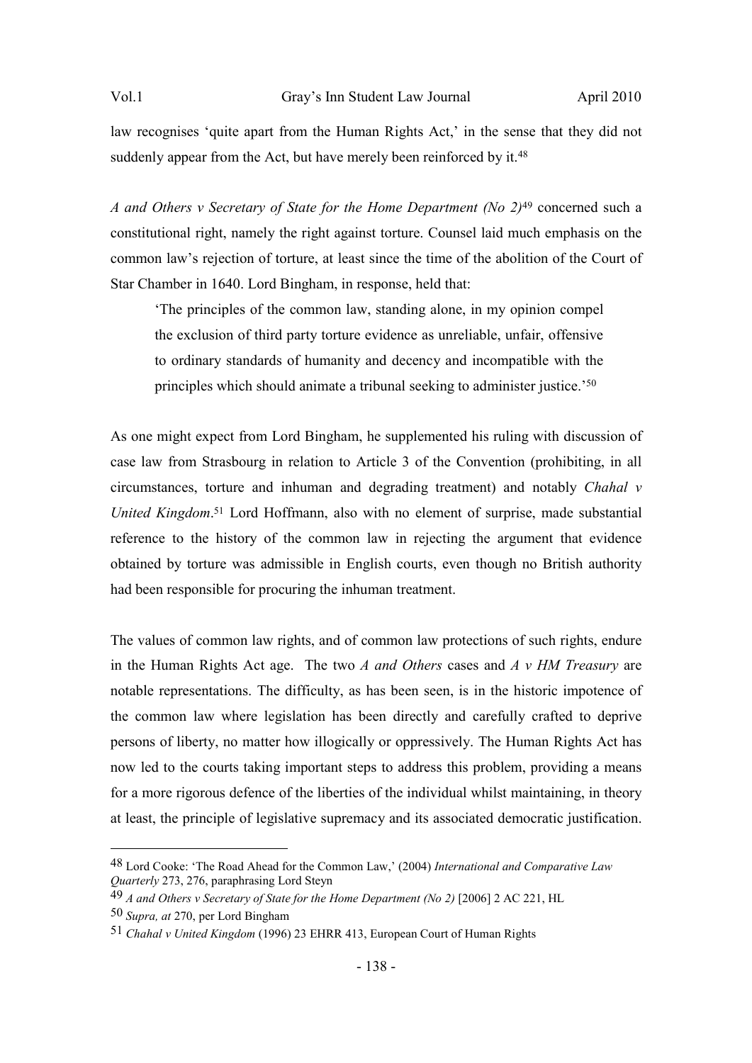law recognises 'quite apart from the Human Rights Act,' in the sense that they did not suddenly appear from the Act, but have merely been reinforced by it.[48]

*A and Others v Secretary of State for the Home Department (No 2)*[49] concerned such a constitutional right, namely the right against torture. Counsel laid much emphasis on the common law's rejection of torture, at least since the time of the abolition of the Court of Star Chamber in 1640. Lord Bingham, in response, held that:

> 'The principles of the common law, standing alone, in my opinion compel the exclusion of third party torture evidence as unreliable, unfair, offensive to ordinary standards of humanity and decency and incompatible with the principles which should animate a tribunal seeking to administer justice.'[50]

As one might expect from Lord Bingham, he supplemented his ruling with discussion of case law from Strasbourg in relation to Article 3 of the Convention (prohibiting, in all circumstances, torture and inhuman and degrading treatment) and notably *Chahal v United Kingdom*.[51] Lord Hoffmann, also with no element of surprise, made substantial reference to the history of the common law in rejecting the argument that evidence obtained by torture was admissible in English courts, even though no British authority had been responsible for procuring the inhuman treatment.

The values of common law rights, and of common law protections of such rights, endure in the Human Rights Act age. The two *A and Others* cases and *A v HM Treasury* are notable representations. The difficulty, as has been seen, is in the historic impotence of the common law where legislation has been directly and carefully crafted to deprive persons of liberty, no matter how illogically or oppressively. The Human Rights Act has now led to the courts taking important steps to address this problem, providing a means for a more rigorous defence of the liberties of the individual whilst maintaining, in theory at least, the principle of legislative supremacy and its associated democratic justification.

---

[48] Lord Cooke: 'The Road Ahead for the Common Law,' (2004) *International and Comparative Law Quarterly* 273, 276, paraphrasing Lord Steyn

[49] *A and Others v Secretary of State for the Home Department (No 2)* [2006] 2 AC 221, HL

[50] *Supra, at* 270, per Lord Bingham

[51] *Chahal v United Kingdom* (1996) 23 EHRR 413, European Court of Human Rights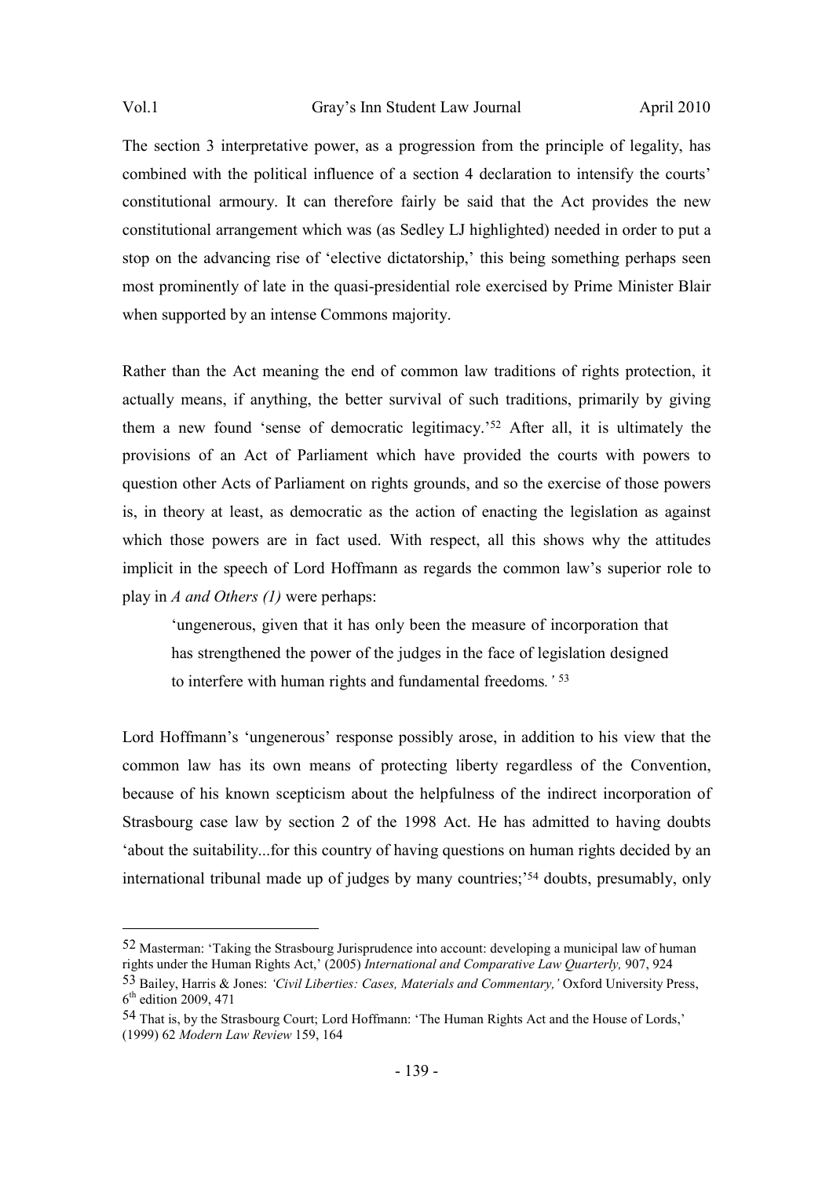The section 3 interpretative power, as a progression from the principle of legality, has combined with the political influence of a section 4 declaration to intensify the courts' constitutional armoury. It can therefore fairly be said that the Act provides the new constitutional arrangement which was (as Sedley LJ highlighted) needed in order to put a stop on the advancing rise of 'elective dictatorship,' this being something perhaps seen most prominently of late in the quasi-presidential role exercised by Prime Minister Blair when supported by an intense Commons majority.

Rather than the Act meaning the end of common law traditions of rights protection, it actually means, if anything, the better survival of such traditions, primarily by giving them a new found 'sense of democratic legitimacy.'[52] After all, it is ultimately the provisions of an Act of Parliament which have provided the courts with powers to question other Acts of Parliament on rights grounds, and so the exercise of those powers is, in theory at least, as democratic as the action of enacting the legislation as against which those powers are in fact used. With respect, all this shows why the attitudes implicit in the speech of Lord Hoffmann as regards the common law's superior role to play in *A and Others (1)* were perhaps:

> 'ungenerous, given that it has only been the measure of incorporation that has strengthened the power of the judges in the face of legislation designed to interfere with human rights and fundamental freedoms.' [53]

Lord Hoffmann's 'ungenerous' response possibly arose, in addition to his view that the common law has its own means of protecting liberty regardless of the Convention, because of his known scepticism about the helpfulness of the indirect incorporation of Strasbourg case law by section 2 of the 1998 Act. He has admitted to having doubts 'about the suitability...for this country of having questions on human rights decided by an international tribunal made up of judges by many countries;'[54] doubts, presumably, only

---

[52] Masterman: 'Taking the Strasbourg Jurisprudence into account: developing a municipal law of human rights under the Human Rights Act,' (2005) *International and Comparative Law Quarterly,* 907, 924

[53] Bailey, Harris & Jones: *'Civil Liberties: Cases, Materials and Commentary,'* Oxford University Press, 6th edition 2009, 471

[54] That is, by the Strasbourg Court; Lord Hoffmann: 'The Human Rights Act and the House of Lords,' (1999) 62 *Modern Law Review* 159, 164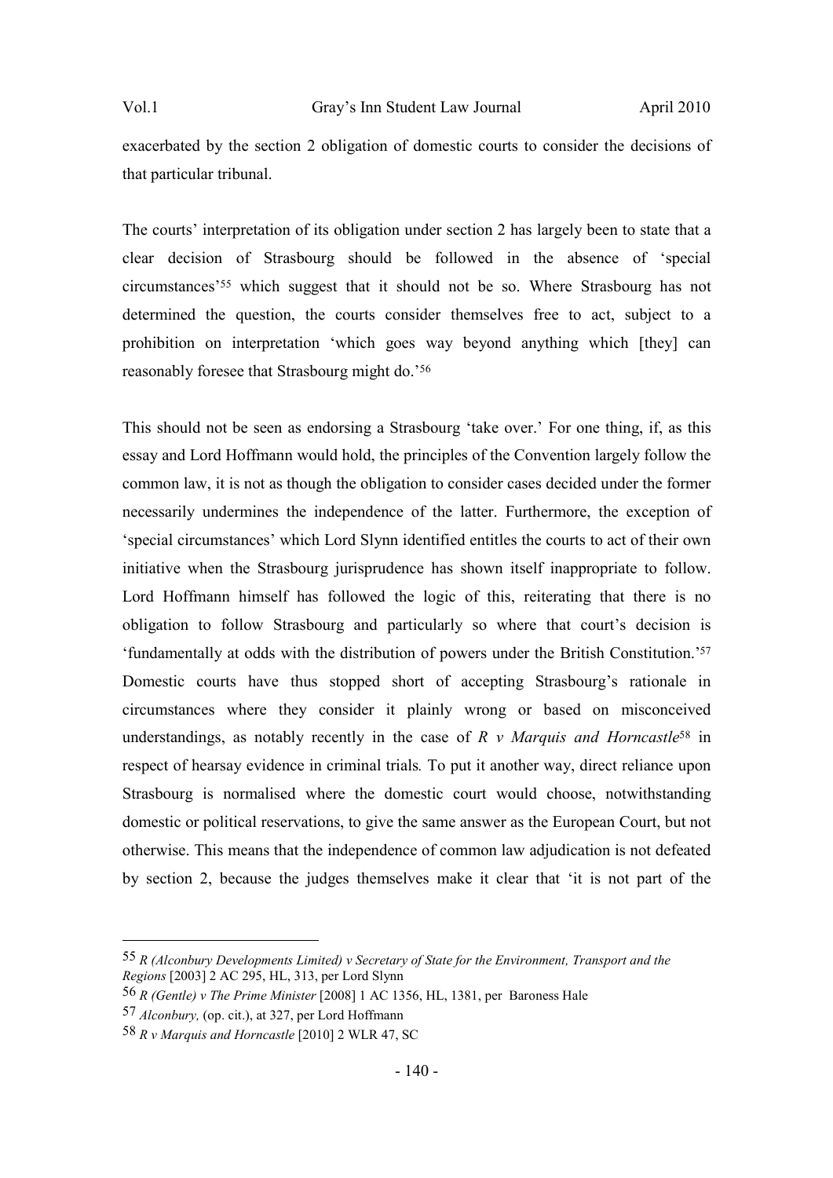exacerbated by the section 2 obligation of domestic courts to consider the decisions of that particular tribunal.

The courts' interpretation of its obligation under section 2 has largely been to state that a clear decision of Strasbourg should be followed in the absence of 'special circumstances'[55] which suggest that it should not be so. Where Strasbourg has not determined the question, the courts consider themselves free to act, subject to a prohibition on interpretation 'which goes way beyond anything which [they] can reasonably foresee that Strasbourg might do.'[56]

This should not be seen as endorsing a Strasbourg 'take over.' For one thing, if, as this essay and Lord Hoffmann would hold, the principles of the Convention largely follow the common law, it is not as though the obligation to consider cases decided under the former necessarily undermines the independence of the latter. Furthermore, the exception of 'special circumstances' which Lord Slynn identified entitles the courts to act of their own initiative when the Strasbourg jurisprudence has shown itself inappropriate to follow. Lord Hoffmann himself has followed the logic of this, reiterating that there is no obligation to follow Strasbourg and particularly so where that court's decision is 'fundamentally at odds with the distribution of powers under the British Constitution.'[57] Domestic courts have thus stopped short of accepting Strasbourg's rationale in circumstances where they consider it plainly wrong or based on misconceived understandings, as notably recently in the case of *R v Marquis and Horncastle*[58] in respect of hearsay evidence in criminal trials. To put it another way, direct reliance upon Strasbourg is normalised where the domestic court would choose, notwithstanding domestic or political reservations, to give the same answer as the European Court, but not otherwise. This means that the independence of common law adjudication is not defeated by section 2, because the judges themselves make it clear that 'it is not part of the

---

55 *R (Alconbury Developments Limited) v Secretary of State for the Environment, Transport and the Regions* [2003] 2 AC 295, HL, 313, per Lord Slynn

56 *R (Gentle) v The Prime Minister* [2008] 1 AC 1356, HL, 1381, per Baroness Hale

57 *Alconbury,* (op. cit.), at 327, per Lord Hoffmann

58 *R v Marquis and Horncastle* [2010] 2 WLR 47, SC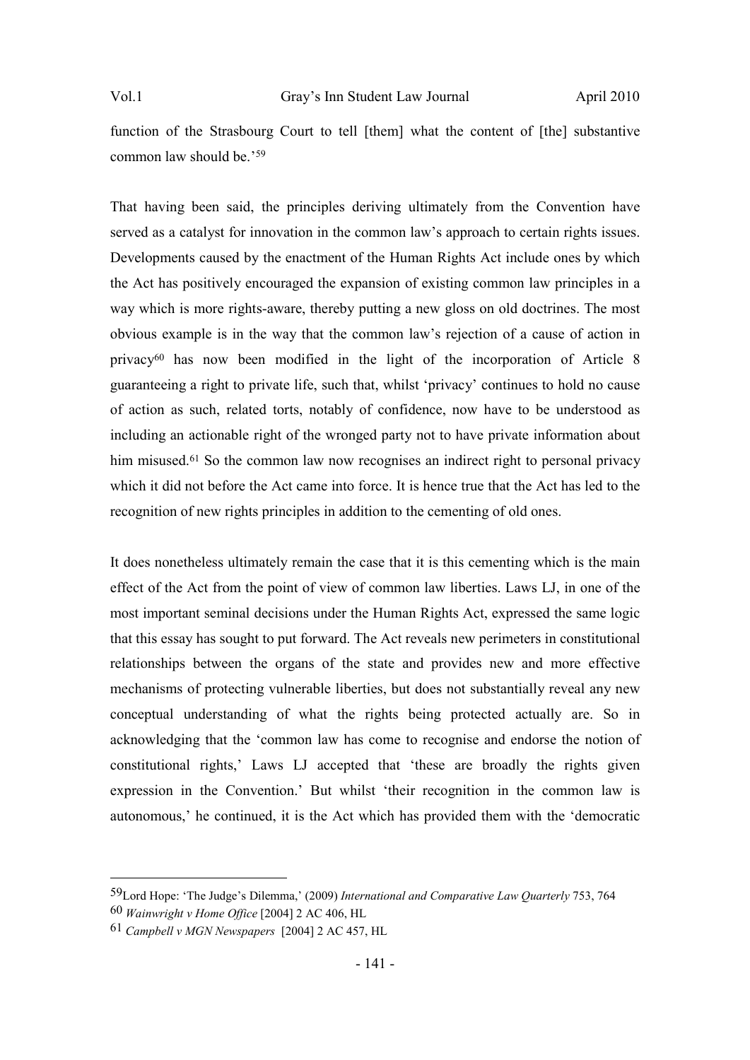function of the Strasbourg Court to tell [them] what the content of [the] substantive common law should be.'[59]

That having been said, the principles deriving ultimately from the Convention have served as a catalyst for innovation in the common law's approach to certain rights issues. Developments caused by the enactment of the Human Rights Act include ones by which the Act has positively encouraged the expansion of existing common law principles in a way which is more rights-aware, thereby putting a new gloss on old doctrines. The most obvious example is in the way that the common law's rejection of a cause of action in privacy[60] has now been modified in the light of the incorporation of Article 8 guaranteeing a right to private life, such that, whilst 'privacy' continues to hold no cause of action as such, related torts, notably of confidence, now have to be understood as including an actionable right of the wronged party not to have private information about him misused.[61] So the common law now recognises an indirect right to personal privacy which it did not before the Act came into force. It is hence true that the Act has led to the recognition of new rights principles in addition to the cementing of old ones.

It does nonetheless ultimately remain the case that it is this cementing which is the main effect of the Act from the point of view of common law liberties. Laws LJ, in one of the most important seminal decisions under the Human Rights Act, expressed the same logic that this essay has sought to put forward. The Act reveals new perimeters in constitutional relationships between the organs of the state and provides new and more effective mechanisms of protecting vulnerable liberties, but does not substantially reveal any new conceptual understanding of what the rights being protected actually are. So in acknowledging that the 'common law has come to recognise and endorse the notion of constitutional rights,' Laws LJ accepted that 'these are broadly the rights given expression in the Convention.' But whilst 'their recognition in the common law is autonomous,' he continued, it is the Act which has provided them with the 'democratic

---

[59] Lord Hope: 'The Judge's Dilemma,' (2009) *International and Comparative Law Quarterly* 753, 764

[60] *Wainwright v Home Office* [2004] 2 AC 406, HL

[61] *Campbell v MGN Newspapers* [2004] 2 AC 457, HL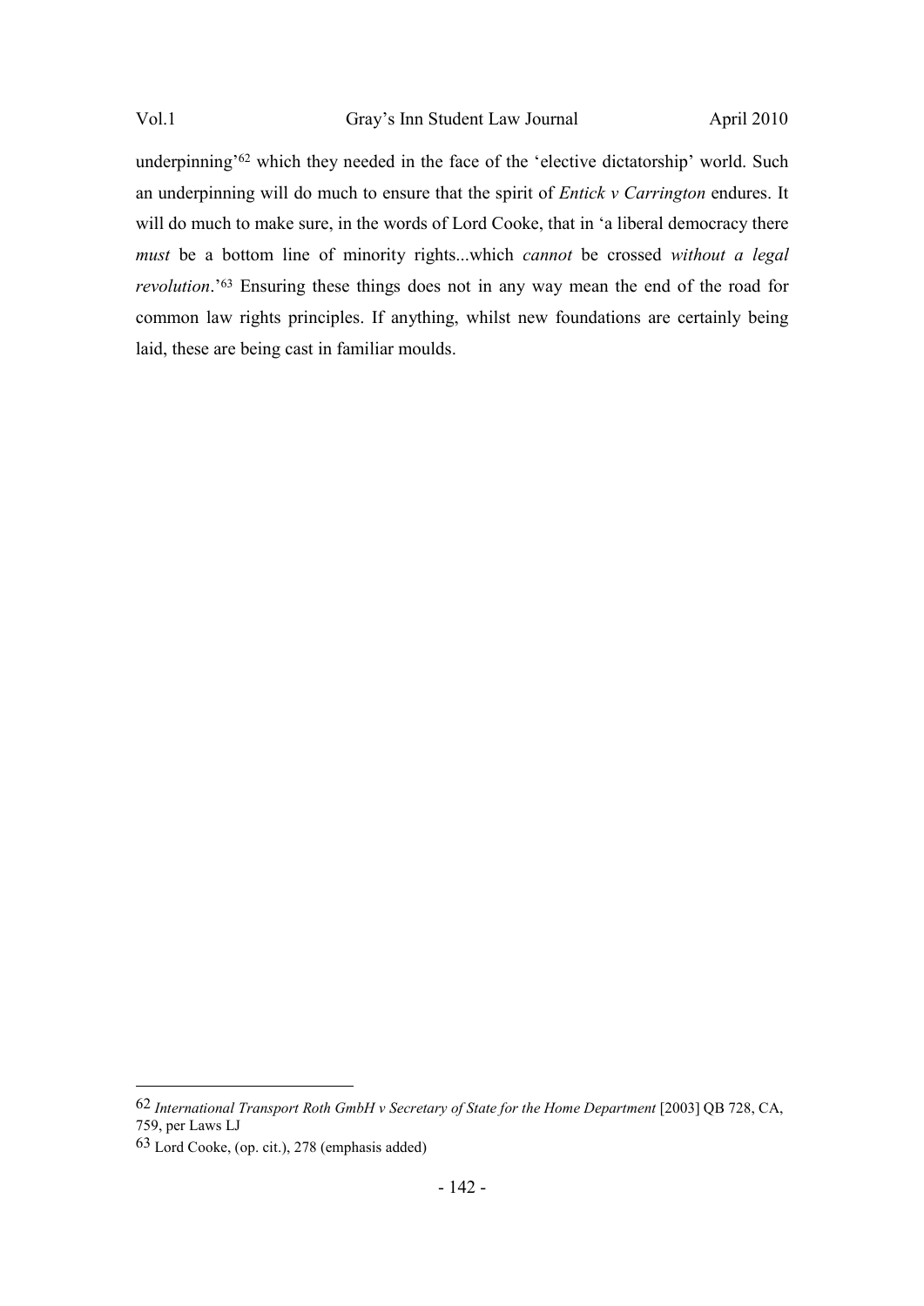underpinning'[62] which they needed in the face of the 'elective dictatorship' world. Such an underpinning will do much to ensure that the spirit of *Entick v Carrington* endures. It will do much to make sure, in the words of Lord Cooke, that in 'a liberal democracy there *must* be a bottom line of minority rights...which *cannot* be crossed *without a legal revolution*.'[63] Ensuring these things does not in any way mean the end of the road for common law rights principles. If anything, whilst new foundations are certainly being laid, these are being cast in familiar moulds.

---

62 *International Transport Roth GmbH v Secretary of State for the Home Department* [2003] QB 728, CA, 759, per Laws LJ

63 Lord Cooke, (op. cit.), 278 (emphasis added)